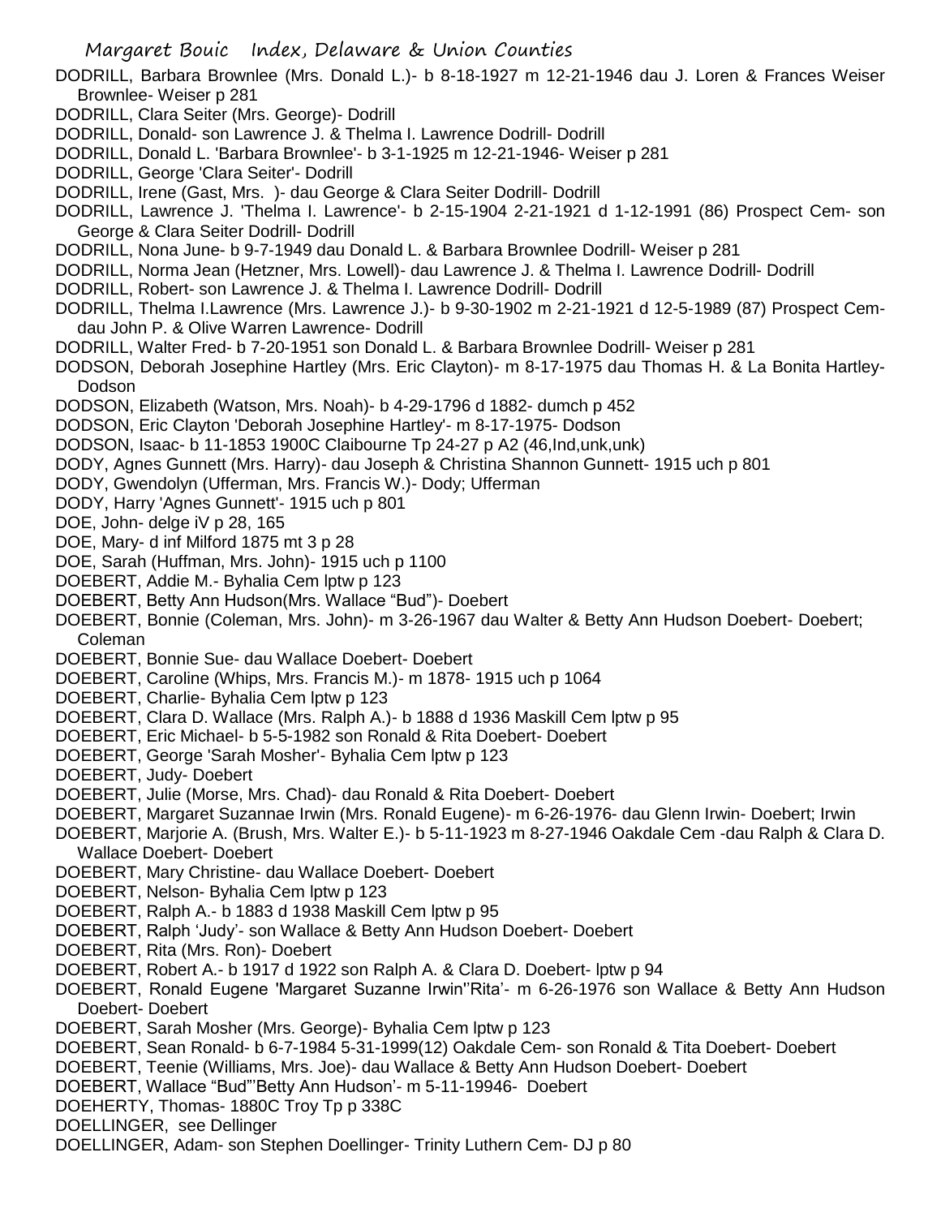# Margaret Bouic Index, Delaware & Union Counties

DODRILL, Barbara Brownlee (Mrs. Donald L.)- b 8-18-1927 m 12-21-1946 dau J. Loren & Frances Weiser Brownlee- Weiser p 281

DODRILL, Clara Seiter (Mrs. George)- Dodrill

DODRILL, Donald- son Lawrence J. & Thelma I. Lawrence Dodrill- Dodrill

DODRILL, Donald L. 'Barbara Brownlee'- b 3-1-1925 m 12-21-1946- Weiser p 281

DODRILL, George 'Clara Seiter'- Dodrill

DODRILL, Irene (Gast, Mrs. )- dau George & Clara Seiter Dodrill- Dodrill

DODRILL, Lawrence J. 'Thelma I. Lawrence'- b 2-15-1904 2-21-1921 d 1-12-1991 (86) Prospect Cem- son George & Clara Seiter Dodrill- Dodrill

DODRILL, Nona June- b 9-7-1949 dau Donald L. & Barbara Brownlee Dodrill- Weiser p 281

DODRILL, Norma Jean (Hetzner, Mrs. Lowell)- dau Lawrence J. & Thelma I. Lawrence Dodrill- Dodrill

DODRILL, Robert- son Lawrence J. & Thelma I. Lawrence Dodrill- Dodrill

DODRILL, Thelma I.Lawrence (Mrs. Lawrence J.)- b 9-30-1902 m 2-21-1921 d 12-5-1989 (87) Prospect Cem- dau John P. & Olive Warren Lawrence- Dodrill

DODRILL, Walter Fred- b 7-20-1951 son Donald L. & Barbara Brownlee Dodrill- Weiser p 281

DODSON, Deborah Josephine Hartley (Mrs. Eric Clayton)- m 8-17-1975 dau Thomas H. & La Bonita Hartley- Dodson

DODSON, Elizabeth (Watson, Mrs. Noah)- b 4-29-1796 d 1882- dumch p 452

DODSON, Eric Clayton 'Deborah Josephine Hartley'- m 8-17-1975- Dodson

DODSON, Isaac- b 11-1853 1900C Claibourne Tp 24-27 p A2 (46,Ind,unk,unk)

DODY, Agnes Gunnett (Mrs. Harry)- dau Joseph & Christina Shannon Gunnett- 1915 uch p 801

DODY, Gwendolyn (Ufferman, Mrs. Francis W.)- Dody; Ufferman

DODY, Harry 'Agnes Gunnett'- 1915 uch p 801

DOE, John- delge iV p 28, 165

DOE, Mary- d inf Milford 1875 mt 3 p 28

DOE, Sarah (Huffman, Mrs. John)- 1915 uch p 1100

DOEBERT, Addie M.- Byhalia Cem lptw p 123

DOEBERT, Betty Ann Hudson(Mrs. Wallace "Bud")- Doebert

DOEBERT, Bonnie (Coleman, Mrs. John)- m 3-26-1967 dau Walter & Betty Ann Hudson Doebert- Doebert; Coleman

DOEBERT, Bonnie Sue- dau Wallace Doebert- Doebert

DOEBERT, Caroline (Whips, Mrs. Francis M.)- m 1878- 1915 uch p 1064

DOEBERT, Charlie- Byhalia Cem lptw p 123

DOEBERT, Clara D. Wallace (Mrs. Ralph A.)- b 1888 d 1936 Maskill Cem lptw p 95

DOEBERT, Eric Michael- b 5-5-1982 son Ronald & Rita Doebert- Doebert

DOEBERT, George 'Sarah Mosher'- Byhalia Cem lptw p 123

DOEBERT, Judy- Doebert

DOEBERT, Julie (Morse, Mrs. Chad)- dau Ronald & Rita Doebert- Doebert

DOEBERT, Margaret Suzannae Irwin (Mrs. Ronald Eugene)- m 6-26-1976- dau Glenn Irwin- Doebert; Irwin

DOEBERT, Marjorie A. (Brush, Mrs. Walter E.)- b 5-11-1923 m 8-27-1946 Oakdale Cem -dau Ralph & Clara D. Wallace Doebert- Doebert

DOEBERT, Mary Christine- dau Wallace Doebert- Doebert

DOEBERT, Nelson- Byhalia Cem lptw p 123

DOEBERT, Ralph A.- b 1883 d 1938 Maskill Cem lptw p 95

DOEBERT, Ralph 'Judy'- son Wallace & Betty Ann Hudson Doebert- Doebert

DOEBERT, Rita (Mrs. Ron)- Doebert

DOEBERT, Robert A.- b 1917 d 1922 son Ralph A. & Clara D. Doebert- lptw p 94

DOEBERT, Ronald Eugene 'Margaret Suzanne Irwin''Rita'- m 6-26-1976 son Wallace & Betty Ann Hudson Doebert- Doebert

DOEBERT, Sarah Mosher (Mrs. George)- Byhalia Cem lptw p 123

DOEBERT, Sean Ronald- b 6-7-1984 5-31-1999(12) Oakdale Cem- son Ronald & Tita Doebert- Doebert

DOEBERT, Teenie (Williams, Mrs. Joe)- dau Wallace & Betty Ann Hudson Doebert- Doebert

DOEBERT, Wallace "Bud"'Betty Ann Hudson'- m 5-11-19946- Doebert

DOEHERTY, Thomas- 1880C Troy Tp p 338C

DOELLINGER, see Dellinger

DOELLINGER, Adam- son Stephen Doellinger- Trinity Luthern Cem- DJ p 80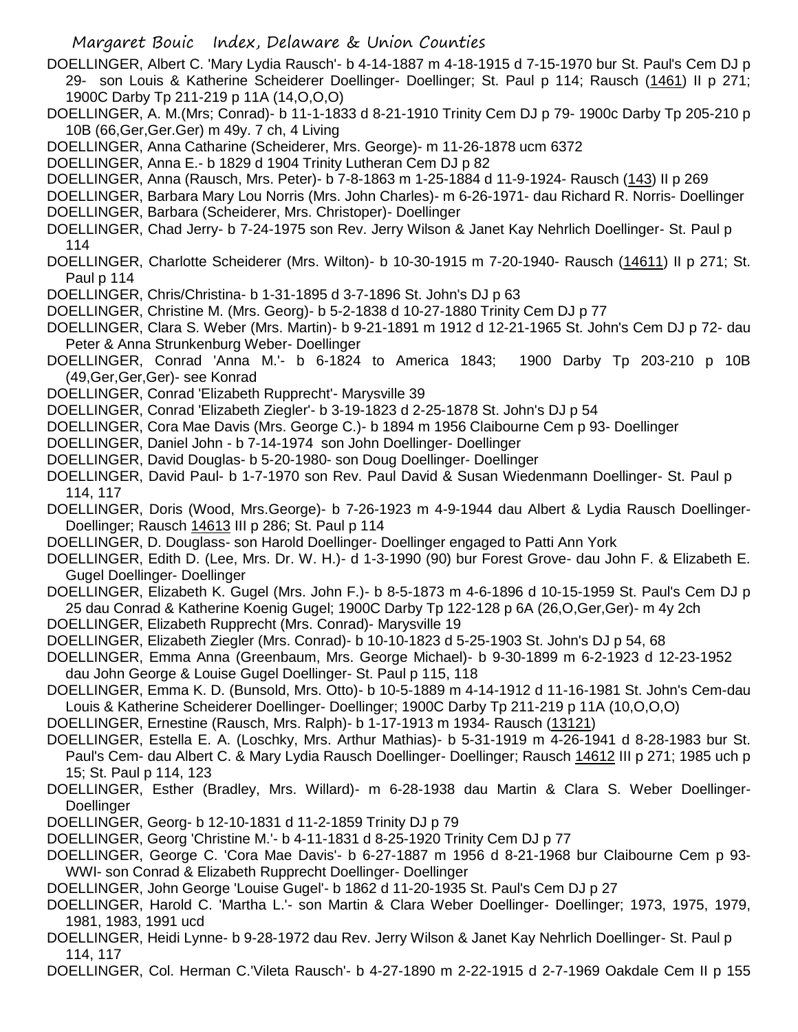DOELLINGER, Albert C. 'Mary Lydia Rausch'- b 4-14-1887 m 4-18-1915 d 7-15-1970 bur St. Paul's Cem DJ p 29- son Louis & Katherine Scheiderer Doellinger- Doellinger; St. Paul p 114; Rausch (1461) II p 271; 1900C Darby Tp 211-219 p 11A (14,O,O,O)

DOELLINGER, A. M.(Mrs; Conrad)- b 11-1-1833 d 8-21-1910 Trinity Cem DJ p 79- 1900c Darby Tp 205-210 p 10B (66,Ger,Ger.Ger) m 49y. 7 ch, 4 Living

DOELLINGER, Anna Catharine (Scheiderer, Mrs. George)- m 11-26-1878 ucm 6372

DOELLINGER, Anna E.- b 1829 d 1904 Trinity Lutheran Cem DJ p 82

DOELLINGER, Anna (Rausch, Mrs. Peter)- b 7-8-1863 m 1-25-1884 d 11-9-1924- Rausch (143) II p 269

DOELLINGER, Barbara Mary Lou Norris (Mrs. John Charles)- m 6-26-1971- dau Richard R. Norris- Doellinger

DOELLINGER, Barbara (Scheiderer, Mrs. Christoper)- Doellinger

DOELLINGER, Chad Jerry- b 7-24-1975 son Rev. Jerry Wilson & Janet Kay Nehrlich Doellinger- St. Paul p 114

DOELLINGER, Charlotte Scheiderer (Mrs. Wilton)- b 10-30-1915 m 7-20-1940- Rausch (14611) II p 271; St. Paul p 114

DOELLINGER, Chris/Christina- b 1-31-1895 d 3-7-1896 St. John's DJ p 63

DOELLINGER, Christine M. (Mrs. Georg)- b 5-2-1838 d 10-27-1880 Trinity Cem DJ p 77

DOELLINGER, Clara S. Weber (Mrs. Martin)- b 9-21-1891 m 1912 d 12-21-1965 St. John's Cem DJ p 72- dau Peter & Anna Strunkenburg Weber- Doellinger

DOELLINGER, Conrad 'Anna M.'- b 6-1824 to America 1843; 1900 Darby Tp 203-210 p 10B (49,Ger,Ger,Ger)- see Konrad

DOELLINGER, Conrad 'Elizabeth Rupprecht'- Marysville 39

DOELLINGER, Conrad 'Elizabeth Ziegler'- b 3-19-1823 d 2-25-1878 St. John's DJ p 54

DOELLINGER, Cora Mae Davis (Mrs. George C.)- b 1894 m 1956 Claibourne Cem p 93- Doellinger

DOELLINGER, Daniel John - b 7-14-1974 son John Doellinger- Doellinger

DOELLINGER, David Douglas- b 5-20-1980- son Doug Doellinger- Doellinger

DOELLINGER, David Paul- b 1-7-1970 son Rev. Paul David & Susan Wiedenmann Doellinger- St. Paul p 114, 117

DOELLINGER, Doris (Wood, Mrs.George)- b 7-26-1923 m 4-9-1944 dau Albert & Lydia Rausch Doellinger- Doellinger; Rausch 14613 III p 286; St. Paul p 114

DOELLINGER, D. Douglass- son Harold Doellinger- Doellinger engaged to Patti Ann York

DOELLINGER, Edith D. (Lee, Mrs. Dr. W. H.)- d 1-3-1990 (90) bur Forest Grove- dau John F. & Elizabeth E. Gugel Doellinger- Doellinger

DOELLINGER, Elizabeth K. Gugel (Mrs. John F.)- b 8-5-1873 m 4-6-1896 d 10-15-1959 St. Paul's Cem DJ p 25 dau Conrad & Katherine Koenig Gugel; 1900C Darby Tp 122-128 p 6A (26,O,Ger,Ger)- m 4y 2ch

DOELLINGER, Elizabeth Rupprecht (Mrs. Conrad)- Marysville 19

DOELLINGER, Elizabeth Ziegler (Mrs. Conrad)- b 10-10-1823 d 5-25-1903 St. John's DJ p 54, 68

DOELLINGER, Emma Anna (Greenbaum, Mrs. George Michael)- b 9-30-1899 m 6-2-1923 d 12-23-1952 dau John George & Louise Gugel Doellinger- St. Paul p 115, 118

DOELLINGER, Emma K. D. (Bunsold, Mrs. Otto)- b 10-5-1889 m 4-14-1912 d 11-16-1981 St. John's Cem-dau Louis & Katherine Scheiderer Doellinger- Doellinger; 1900C Darby Tp 211-219 p 11A (10,O,O,O)

DOELLINGER, Ernestine (Rausch, Mrs. Ralph)- b 1-17-1913 m 1934- Rausch (13121)

DOELLINGER, Estella E. A. (Loschky, Mrs. Arthur Mathias)- b 5-31-1919 m 4-26-1941 d 8-28-1983 bur St. Paul's Cem- dau Albert C. & Mary Lydia Rausch Doellinger- Doellinger; Rausch 14612 III p 271; 1985 uch p 15; St. Paul p 114, 123

DOELLINGER, Esther (Bradley, Mrs. Willard)- m 6-28-1938 dau Martin & Clara S. Weber Doellinger- Doellinger

DOELLINGER, Georg- b 12-10-1831 d 11-2-1859 Trinity DJ p 79

DOELLINGER, Georg 'Christine M.'- b 4-11-1831 d 8-25-1920 Trinity Cem DJ p 77

DOELLINGER, George C. 'Cora Mae Davis'- b 6-27-1887 m 1956 d 8-21-1968 bur Claibourne Cem p 93- WWI- son Conrad & Elizabeth Rupprecht Doellinger- Doellinger

DOELLINGER, John George 'Louise Gugel'- b 1862 d 11-20-1935 St. Paul's Cem DJ p 27

DOELLINGER, Harold C. 'Martha L.'- son Martin & Clara Weber Doellinger- Doellinger; 1973, 1975, 1979, 1981, 1983, 1991 ucd

DOELLINGER, Heidi Lynne- b 9-28-1972 dau Rev. Jerry Wilson & Janet Kay Nehrlich Doellinger- St. Paul p 114, 117

DOELLINGER, Col. Herman C.'Vileta Rausch'- b 4-27-1890 m 2-22-1915 d 2-7-1969 Oakdale Cem II p 155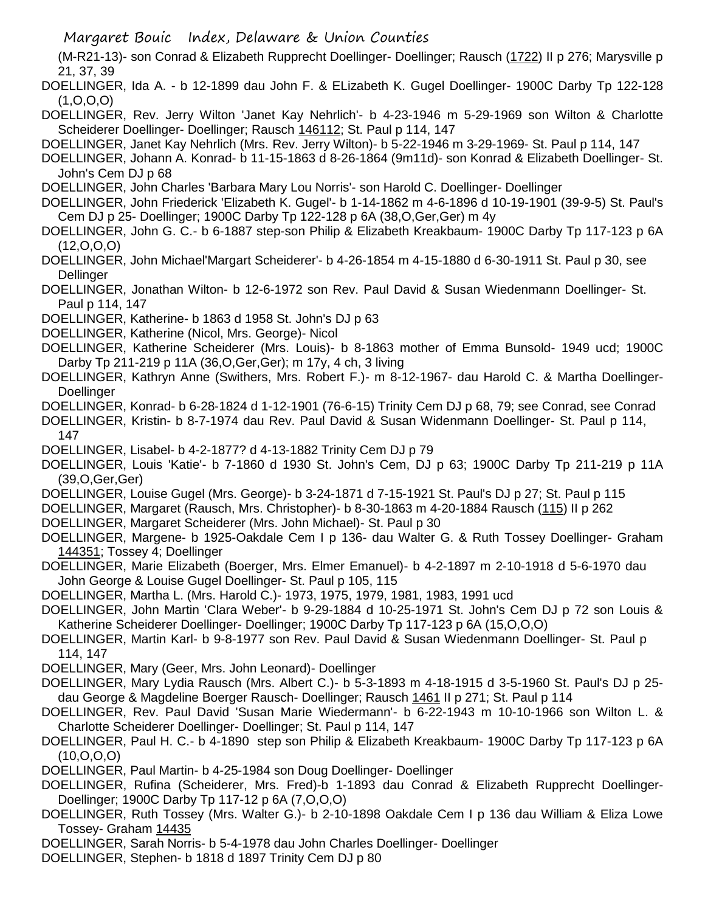(M-R21-13)- son Conrad & Elizabeth Rupprecht Doellinger- Doellinger; Rausch (1722) II p 276; Marysville p 21, 37, 39

DOELLINGER, Ida A. - b 12-1899 dau John F. & ELizabeth K. Gugel Doellinger- 1900C Darby Tp 122-128 (1,O,O,O)

DOELLINGER, Rev. Jerry Wilton 'Janet Kay Nehrlich'- b 4-23-1946 m 5-29-1969 son Wilton & Charlotte Scheiderer Doellinger- Doellinger; Rausch 146112; St. Paul p 114, 147

DOELLINGER, Janet Kay Nehrlich (Mrs. Rev. Jerry Wilton)- b 5-22-1946 m 3-29-1969- St. Paul p 114, 147

DOELLINGER, Johann A. Konrad- b 11-15-1863 d 8-26-1864 (9m11d)- son Konrad & Elizabeth Doellinger- St. John's Cem DJ p 68

DOELLINGER, John Charles 'Barbara Mary Lou Norris'- son Harold C. Doellinger- Doellinger

DOELLINGER, John Friederick 'Elizabeth K. Gugel'- b 1-14-1862 m 4-6-1896 d 10-19-1901 (39-9-5) St. Paul's Cem DJ p 25- Doellinger; 1900C Darby Tp 122-128 p 6A (38,O,Ger,Ger) m 4y

DOELLINGER, John G. C.- b 6-1887 step-son Philip & Elizabeth Kreakbaum- 1900C Darby Tp 117-123 p 6A (12,O,O,O)

DOELLINGER, John Michael'Margart Scheiderer'- b 4-26-1854 m 4-15-1880 d 6-30-1911 St. Paul p 30, see Dellinger

DOELLINGER, Jonathan Wilton- b 12-6-1972 son Rev. Paul David & Susan Wiedenmann Doellinger- St. Paul p 114, 147

DOELLINGER, Katherine- b 1863 d 1958 St. John's DJ p 63

DOELLINGER, Katherine (Nicol, Mrs. George)- Nicol

DOELLINGER, Katherine Scheiderer (Mrs. Louis)- b 8-1863 mother of Emma Bunsold- 1949 ucd; 1900C Darby Tp 211-219 p 11A (36,O,Ger,Ger); m 17y, 4 ch, 3 living

DOELLINGER, Kathryn Anne (Swithers, Mrs. Robert F.)- m 8-12-1967- dau Harold C. & Martha Doellinger- Doellinger

DOELLINGER, Konrad- b 6-28-1824 d 1-12-1901 (76-6-15) Trinity Cem DJ p 68, 79; see Conrad, see Conrad

DOELLINGER, Kristin- b 8-7-1974 dau Rev. Paul David & Susan Widenmann Doellinger- St. Paul p 114, 147

DOELLINGER, Lisabel- b 4-2-1877? d 4-13-1882 Trinity Cem DJ p 79

DOELLINGER, Louis 'Katie'- b 7-1860 d 1930 St. John's Cem, DJ p 63; 1900C Darby Tp 211-219 p 11A (39,O,Ger,Ger)

DOELLINGER, Louise Gugel (Mrs. George)- b 3-24-1871 d 7-15-1921 St. Paul's DJ p 27; St. Paul p 115

DOELLINGER, Margaret (Rausch, Mrs. Christopher)- b 8-30-1863 m 4-20-1884 Rausch (115) II p 262

DOELLINGER, Margaret Scheiderer (Mrs. John Michael)- St. Paul p 30

DOELLINGER, Margene- b 1925-Oakdale Cem I p 136- dau Walter G. & Ruth Tossey Doellinger- Graham 144351; Tossey 4; Doellinger

DOELLINGER, Marie Elizabeth (Boerger, Mrs. Elmer Emanuel)- b 4-2-1897 m 2-10-1918 d 5-6-1970 dau John George & Louise Gugel Doellinger- St. Paul p 105, 115

DOELLINGER, Martha L. (Mrs. Harold C.)- 1973, 1975, 1979, 1981, 1983, 1991 ucd

DOELLINGER, John Martin 'Clara Weber'- b 9-29-1884 d 10-25-1971 St. John's Cem DJ p 72 son Louis & Katherine Scheiderer Doellinger- Doellinger; 1900C Darby Tp 117-123 p 6A (15,O,O,O)

DOELLINGER, Martin Karl- b 9-8-1977 son Rev. Paul David & Susan Wiedenmann Doellinger- St. Paul p 114, 147

DOELLINGER, Mary (Geer, Mrs. John Leonard)- Doellinger

DOELLINGER, Mary Lydia Rausch (Mrs. Albert C.)- b 5-3-1893 m 4-18-1915 d 3-5-1960 St. Paul's DJ p 25- dau George & Magdeline Boerger Rausch- Doellinger; Rausch 1461 II p 271; St. Paul p 114

DOELLINGER, Rev. Paul David 'Susan Marie Wiedermann'- b 6-22-1943 m 10-10-1966 son Wilton L. & Charlotte Scheiderer Doellinger- Doellinger; St. Paul p 114, 147

DOELLINGER, Paul H. C.- b 4-1890 step son Philip & Elizabeth Kreakbaum- 1900C Darby Tp 117-123 p 6A (10,O,O,O)

DOELLINGER, Paul Martin- b 4-25-1984 son Doug Doellinger- Doellinger

DOELLINGER, Rufina (Scheiderer, Mrs. Fred)-b 1-1893 dau Conrad & Elizabeth Rupprecht Doellinger- Doellinger; 1900C Darby Tp 117-12 p 6A (7,O,O,O)

DOELLINGER, Ruth Tossey (Mrs. Walter G.)- b 2-10-1898 Oakdale Cem I p 136 dau William & Eliza Lowe Tossey- Graham 14435

DOELLINGER, Sarah Norris- b 5-4-1978 dau John Charles Doellinger- Doellinger

DOELLINGER, Stephen- b 1818 d 1897 Trinity Cem DJ p 80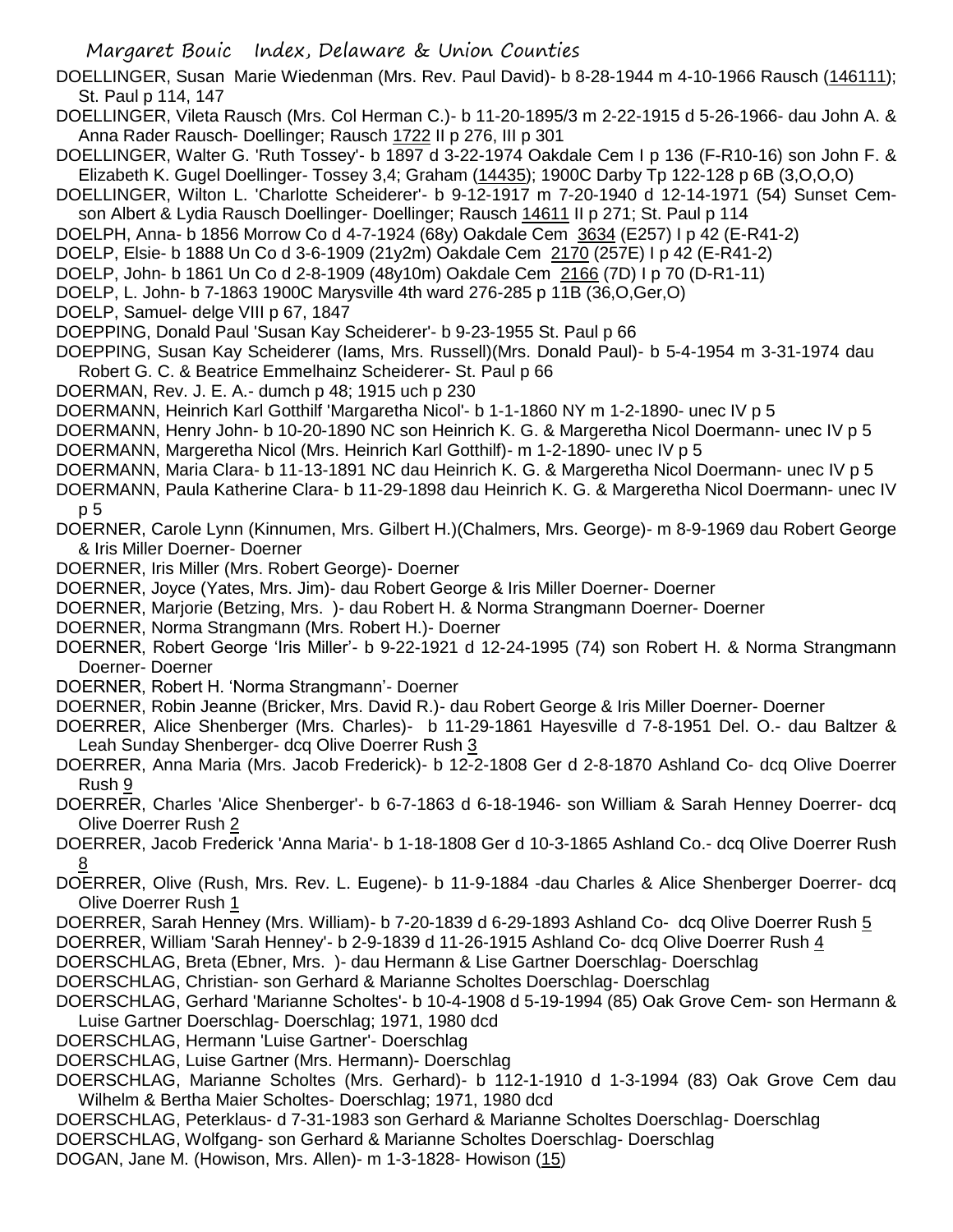DOELLINGER, Susan Marie Wiedenman (Mrs. Rev. Paul David)- b 8-28-1944 m 4-10-1966 Rausch (146111); St. Paul p 114, 147

DOELLINGER, Vileta Rausch (Mrs. Col Herman C.)- b 11-20-1895/3 m 2-22-1915 d 5-26-1966- dau John A. & Anna Rader Rausch- Doellinger; Rausch 1722 II p 276, III p 301

DOELLINGER, Walter G. 'Ruth Tossey'- b 1897 d 3-22-1974 Oakdale Cem I p 136 (F-R10-16) son John F. & Elizabeth K. Gugel Doellinger- Tossey 3,4; Graham (14435); 1900C Darby Tp 122-128 p 6B (3,O,O,O)

DOELLINGER, Wilton L. 'Charlotte Scheiderer'- b 9-12-1917 m 7-20-1940 d 12-14-1971 (54) Sunset Cem- son Albert & Lydia Rausch Doellinger- Doellinger; Rausch 14611 II p 271; St. Paul p 114

DOELPH, Anna- b 1856 Morrow Co d 4-7-1924 (68y) Oakdale Cem 3634 (E257) I p 42 (E-R41-2)

DOELP, Elsie- b 1888 Un Co d 3-6-1909 (21y2m) Oakdale Cem 2170 (257E) I p 42 (E-R41-2)

DOELP, John- b 1861 Un Co d 2-8-1909 (48y10m) Oakdale Cem 2166 (7D) I p 70 (D-R1-11)

DOELP, L. John- b 7-1863 1900C Marysville 4th ward 276-285 p 11B (36,O,Ger,O)

DOELP, Samuel- delge VIII p 67, 1847

DOEPPING, Donald Paul 'Susan Kay Scheiderer'- b 9-23-1955 St. Paul p 66

DOEPPING, Susan Kay Scheiderer (Iams, Mrs. Russell)(Mrs. Donald Paul)- b 5-4-1954 m 3-31-1974 dau Robert G. C. & Beatrice Emmelhainz Scheiderer- St. Paul p 66

DOERMAN, Rev. J. E. A.- dumch p 48; 1915 uch p 230

DOERMANN, Heinrich Karl Gotthilf 'Margaretha Nicol'- b 1-1-1860 NY m 1-2-1890- unec IV p 5

DOERMANN, Henry John- b 10-20-1890 NC son Heinrich K. G. & Margeretha Nicol Doermann- unec IV p 5

DOERMANN, Margeretha Nicol (Mrs. Heinrich Karl Gotthilf)- m 1-2-1890- unec IV p 5

DOERMANN, Maria Clara- b 11-13-1891 NC dau Heinrich K. G. & Margeretha Nicol Doermann- unec IV p 5

DOERMANN, Paula Katherine Clara- b 11-29-1898 dau Heinrich K. G. & Margeretha Nicol Doermann- unec IV p 5

DOERNER, Carole Lynn (Kinnumen, Mrs. Gilbert H.)(Chalmers, Mrs. George)- m 8-9-1969 dau Robert George & Iris Miller Doerner- Doerner

DOERNER, Iris Miller (Mrs. Robert George)- Doerner

DOERNER, Joyce (Yates, Mrs. Jim)- dau Robert George & Iris Miller Doerner- Doerner

DOERNER, Marjorie (Betzing, Mrs. )- dau Robert H. & Norma Strangmann Doerner- Doerner

DOERNER, Norma Strangmann (Mrs. Robert H.)- Doerner

DOERNER, Robert George 'Iris Miller'- b 9-22-1921 d 12-24-1995 (74) son Robert H. & Norma Strangmann Doerner- Doerner

DOERNER, Robert H. 'Norma Strangmann'- Doerner

DOERNER, Robin Jeanne (Bricker, Mrs. David R.)- dau Robert George & Iris Miller Doerner- Doerner

DOERRER, Alice Shenberger (Mrs. Charles)- b 11-29-1861 Hayesville d 7-8-1951 Del. O.- dau Baltzer & Leah Sunday Shenberger- dcq Olive Doerrer Rush 3

DOERRER, Anna Maria (Mrs. Jacob Frederick)- b 12-2-1808 Ger d 2-8-1870 Ashland Co- dcq Olive Doerrer Rush 9

DOERRER, Charles 'Alice Shenberger'- b 6-7-1863 d 6-18-1946- son William & Sarah Henney Doerrer- dcq Olive Doerrer Rush 2

DOERRER, Jacob Frederick 'Anna Maria'- b 1-18-1808 Ger d 10-3-1865 Ashland Co.- dcq Olive Doerrer Rush 8

DOERRER, Olive (Rush, Mrs. Rev. L. Eugene)- b 11-9-1884 -dau Charles & Alice Shenberger Doerrer- dcq Olive Doerrer Rush 1

DOERRER, Sarah Henney (Mrs. William)- b 7-20-1839 d 6-29-1893 Ashland Co- dcq Olive Doerrer Rush 5

DOERRER, William 'Sarah Henney'- b 2-9-1839 d 11-26-1915 Ashland Co- dcq Olive Doerrer Rush 4

DOERSCHLAG, Breta (Ebner, Mrs. )- dau Hermann & Lise Gartner Doerschlag- Doerschlag

DOERSCHLAG, Christian- son Gerhard & Marianne Scholtes Doerschlag- Doerschlag

DOERSCHLAG, Gerhard 'Marianne Scholtes'- b 10-4-1908 d 5-19-1994 (85) Oak Grove Cem- son Hermann & Luise Gartner Doerschlag- Doerschlag; 1971, 1980 dcd

DOERSCHLAG, Hermann 'Luise Gartner'- Doerschlag

DOERSCHLAG, Luise Gartner (Mrs. Hermann)- Doerschlag

DOERSCHLAG, Marianne Scholtes (Mrs. Gerhard)- b 112-1-1910 d 1-3-1994 (83) Oak Grove Cem dau Wilhelm & Bertha Maier Scholtes- Doerschlag; 1971, 1980 dcd

DOERSCHLAG, Peterklaus- d 7-31-1983 son Gerhard & Marianne Scholtes Doerschlag- Doerschlag

DOERSCHLAG, Wolfgang- son Gerhard & Marianne Scholtes Doerschlag- Doerschlag

DOGAN, Jane M. (Howison, Mrs. Allen)- m 1-3-1828- Howison (15)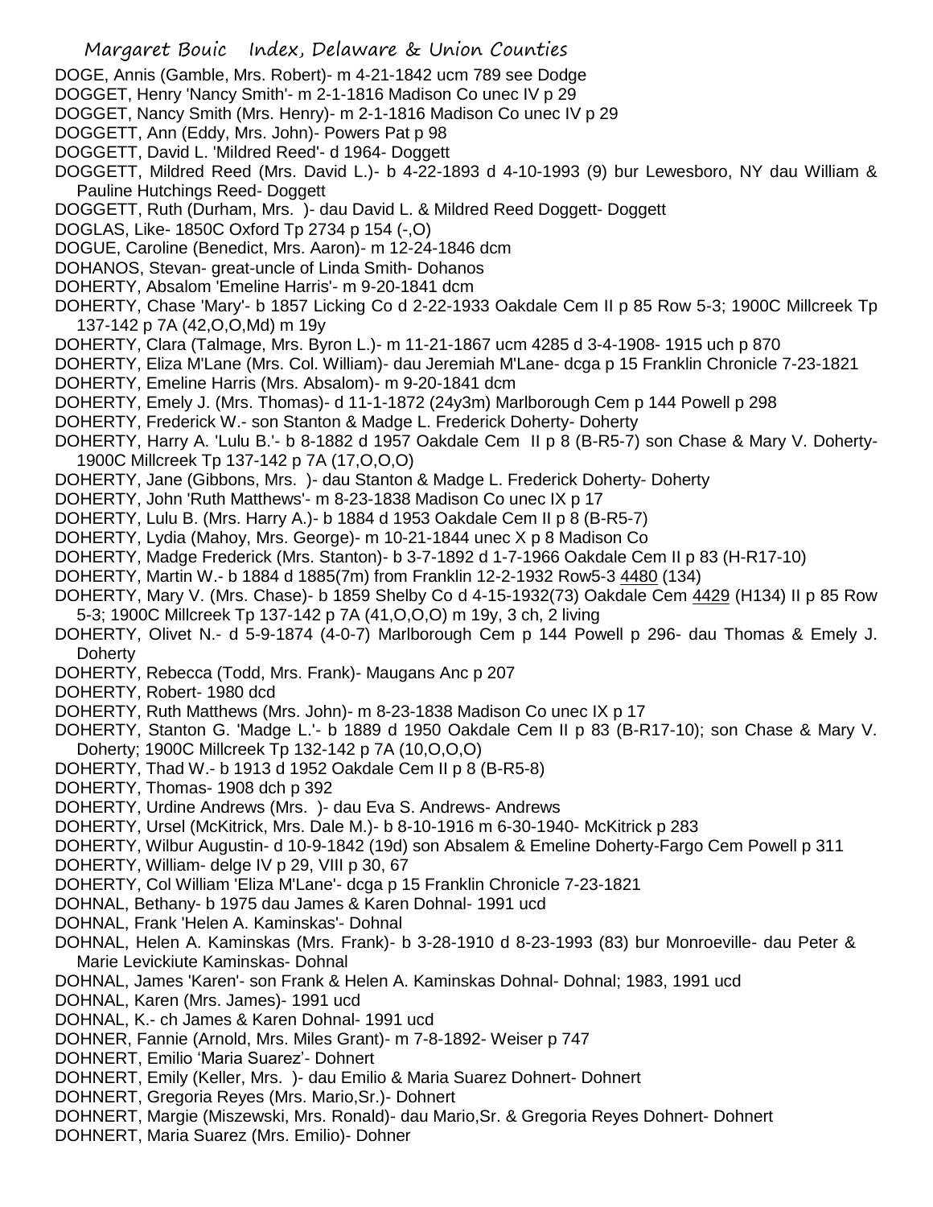DOGE, Annis (Gamble, Mrs. Robert)- m 4-21-1842 ucm 789 see Dodge
DOGGET, Henry 'Nancy Smith'- m 2-1-1816 Madison Co unec IV p 29
DOGGET, Nancy Smith (Mrs. Henry)- m 2-1-1816 Madison Co unec IV p 29
DOGGETT, Ann (Eddy, Mrs. John)- Powers Pat p 98
DOGGETT, David L. 'Mildred Reed'- d 1964- Doggett
DOGGETT, Mildred Reed (Mrs. David L.)- b 4-22-1893 d 4-10-1993 (9) bur Lewesboro, NY dau William & Pauline Hutchings Reed- Doggett
DOGGETT, Ruth (Durham, Mrs. )- dau David L. & Mildred Reed Doggett- Doggett
DOGLAS, Like- 1850C Oxford Tp 2734 p 154 (-,O)
DOGUE, Caroline (Benedict, Mrs. Aaron)- m 12-24-1846 dcm
DOHANOS, Stevan- great-uncle of Linda Smith- Dohanos
DOHERTY, Absalom 'Emeline Harris'- m 9-20-1841 dcm
DOHERTY, Chase 'Mary'- b 1857 Licking Co d 2-22-1933 Oakdale Cem II p 85 Row 5-3; 1900C Millcreek Tp 137-142 p 7A (42,O,O,Md) m 19y
DOHERTY, Clara (Talmage, Mrs. Byron L.)- m 11-21-1867 ucm 4285 d 3-4-1908- 1915 uch p 870
DOHERTY, Eliza M'Lane (Mrs. Col. William)- dau Jeremiah M'Lane- dcga p 15 Franklin Chronicle 7-23-1821
DOHERTY, Emeline Harris (Mrs. Absalom)- m 9-20-1841 dcm
DOHERTY, Emely J. (Mrs. Thomas)- d 11-1-1872 (24y3m) Marlborough Cem p 144 Powell p 298
DOHERTY, Frederick W.- son Stanton & Madge L. Frederick Doherty- Doherty
DOHERTY, Harry A. 'Lulu B.'- b 8-1882 d 1957 Oakdale Cem II p 8 (B-R5-7) son Chase & Mary V. Doherty- 1900C Millcreek Tp 137-142 p 7A (17,O,O,O)
DOHERTY, Jane (Gibbons, Mrs. )- dau Stanton & Madge L. Frederick Doherty- Doherty
DOHERTY, John 'Ruth Matthews'- m 8-23-1838 Madison Co unec IX p 17
DOHERTY, Lulu B. (Mrs. Harry A.)- b 1884 d 1953 Oakdale Cem II p 8 (B-R5-7)
DOHERTY, Lydia (Mahoy, Mrs. George)- m 10-21-1844 unec X p 8 Madison Co
DOHERTY, Madge Frederick (Mrs. Stanton)- b 3-7-1892 d 1-7-1966 Oakdale Cem II p 83 (H-R17-10)
DOHERTY, Martin W.- b 1884 d 1885(7m) from Franklin 12-2-1932 Row5-3 4480 (134)
DOHERTY, Mary V. (Mrs. Chase)- b 1859 Shelby Co d 4-15-1932(73) Oakdale Cem 4429 (H134) II p 85 Row 5-3; 1900C Millcreek Tp 137-142 p 7A (41,O,O,O) m 19y, 3 ch, 2 living
DOHERTY, Olivet N.- d 5-9-1874 (4-0-7) Marlborough Cem p 144 Powell p 296- dau Thomas & Emely J. Doherty
DOHERTY, Rebecca (Todd, Mrs. Frank)- Maugans Anc p 207
DOHERTY, Robert- 1980 dcd
DOHERTY, Ruth Matthews (Mrs. John)- m 8-23-1838 Madison Co unec IX p 17
DOHERTY, Stanton G. 'Madge L.'- b 1889 d 1950 Oakdale Cem II p 83 (B-R17-10); son Chase & Mary V. Doherty; 1900C Millcreek Tp 132-142 p 7A (10,O,O,O)
DOHERTY, Thad W.- b 1913 d 1952 Oakdale Cem II p 8 (B-R5-8)
DOHERTY, Thomas- 1908 dch p 392
DOHERTY, Urdine Andrews (Mrs. )- dau Eva S. Andrews- Andrews
DOHERTY, Ursel (McKitrick, Mrs. Dale M.)- b 8-10-1916 m 6-30-1940- McKitrick p 283
DOHERTY, Wilbur Augustin- d 10-9-1842 (19d) son Absalem & Emeline Doherty-Fargo Cem Powell p 311
DOHERTY, William- delge IV p 29, VIII p 30, 67
DOHERTY, Col William 'Eliza M'Lane'- dcga p 15 Franklin Chronicle 7-23-1821
DOHNAL, Bethany- b 1975 dau James & Karen Dohnal- 1991 ucd
DOHNAL, Frank 'Helen A. Kaminskas'- Dohnal
DOHNAL, Helen A. Kaminskas (Mrs. Frank)- b 3-28-1910 d 8-23-1993 (83) bur Monroeville- dau Peter & Marie Levickiute Kaminskas- Dohnal
DOHNAL, James 'Karen'- son Frank & Helen A. Kaminskas Dohnal- Dohnal; 1983, 1991 ucd
DOHNAL, Karen (Mrs. James)- 1991 ucd
DOHNAL, K.- ch James & Karen Dohnal- 1991 ucd
DOHNER, Fannie (Arnold, Mrs. Miles Grant)- m 7-8-1892- Weiser p 747
DOHNERT, Emilio 'Maria Suarez'- Dohnert
DOHNERT, Emily (Keller, Mrs. )- dau Emilio & Maria Suarez Dohnert- Dohnert
DOHNERT, Gregoria Reyes (Mrs. Mario,Sr.)- Dohnert
DOHNERT, Margie (Miszewski, Mrs. Ronald)- dau Mario,Sr. & Gregoria Reyes Dohnert- Dohnert
DOHNERT, Maria Suarez (Mrs. Emilio)- Dohner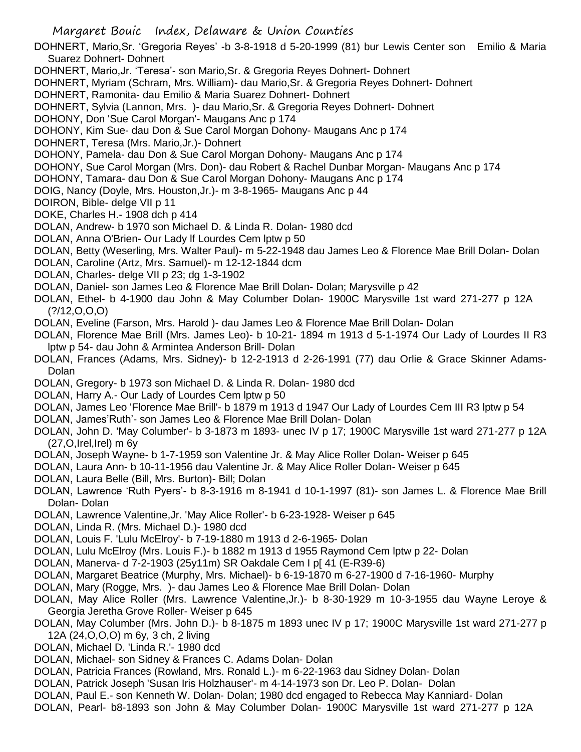DOHNERT, Mario,Sr. 'Gregoria Reyes' -b 3-8-1918 d 5-20-1999 (81) bur Lewis Center son Emilio & Maria Suarez Dohnert- Dohnert

DOHNERT, Mario,Jr. 'Teresa'- son Mario,Sr. & Gregoria Reyes Dohnert- Dohnert

DOHNERT, Myriam (Schram, Mrs. William)- dau Mario,Sr. & Gregoria Reyes Dohnert- Dohnert

DOHNERT, Ramonita- dau Emilio & Maria Suarez Dohnert- Dohnert

DOHNERT, Sylvia (Lannon, Mrs. )- dau Mario,Sr. & Gregoria Reyes Dohnert- Dohnert

DOHONY, Don 'Sue Carol Morgan'- Maugans Anc p 174

DOHONY, Kim Sue- dau Don & Sue Carol Morgan Dohony- Maugans Anc p 174

DOHNERT, Teresa (Mrs. Mario,Jr.)- Dohnert

DOHONY, Pamela- dau Don & Sue Carol Morgan Dohony- Maugans Anc p 174

DOHONY, Sue Carol Morgan (Mrs. Don)- dau Robert & Rachel Dunbar Morgan- Maugans Anc p 174

DOHONY, Tamara- dau Don & Sue Carol Morgan Dohony- Maugans Anc p 174

DOIG, Nancy (Doyle, Mrs. Houston,Jr.)- m 3-8-1965- Maugans Anc p 44

DOIRON, Bible- delge VII p 11

DOKE, Charles H.- 1908 dch p 414

DOLAN, Andrew- b 1970 son Michael D. & Linda R. Dolan- 1980 dcd

DOLAN, Anna O'Brien- Our Lady lf Lourdes Cem lptw p 50

DOLAN, Betty (Weserling, Mrs. Walter Paul)- m 5-22-1948 dau James Leo & Florence Mae Brill Dolan- Dolan

DOLAN, Caroline (Artz, Mrs. Samuel)- m 12-12-1844 dcm

DOLAN, Charles- delge VII p 23; dg 1-3-1902

DOLAN, Daniel- son James Leo & Florence Mae Brill Dolan- Dolan; Marysville p 42

DOLAN, Ethel- b 4-1900 dau John & May Columber Dolan- 1900C Marysville 1st ward 271-277 p 12A (?/12,O,O,O)

DOLAN, Eveline (Farson, Mrs. Harold )- dau James Leo & Florence Mae Brill Dolan- Dolan

DOLAN, Florence Mae Brill (Mrs. James Leo)- b 10-21- 1894 m 1913 d 5-1-1974 Our Lady of Lourdes II R3 lptw p 54- dau John & Armintea Anderson Brill- Dolan

DOLAN, Frances (Adams, Mrs. Sidney)- b 12-2-1913 d 2-26-1991 (77) dau Orlie & Grace Skinner Adams- Dolan

DOLAN, Gregory- b 1973 son Michael D. & Linda R. Dolan- 1980 dcd

DOLAN, Harry A.- Our Lady of Lourdes Cem lptw p 50

DOLAN, James Leo 'Florence Mae Brill'- b 1879 m 1913 d 1947 Our Lady of Lourdes Cem III R3 lptw p 54

DOLAN, James'Ruth'- son James Leo & Florence Mae Brill Dolan- Dolan

DOLAN, John D. 'May Columber'- b 3-1873 m 1893- unec IV p 17; 1900C Marysville 1st ward 271-277 p 12A (27,O,Irel,Irel) m 6y

DOLAN, Joseph Wayne- b 1-7-1959 son Valentine Jr. & May Alice Roller Dolan- Weiser p 645

DOLAN, Laura Ann- b 10-11-1956 dau Valentine Jr. & May Alice Roller Dolan- Weiser p 645

DOLAN, Laura Belle (Bill, Mrs. Burton)- Bill; Dolan

DOLAN, Lawrence 'Ruth Pyers'- b 8-3-1916 m 8-1941 d 10-1-1997 (81)- son James L. & Florence Mae Brill Dolan- Dolan

DOLAN, Lawrence Valentine,Jr. 'May Alice Roller'- b 6-23-1928- Weiser p 645

DOLAN, Linda R. (Mrs. Michael D.)- 1980 dcd

DOLAN, Louis F. 'Lulu McElroy'- b 7-19-1880 m 1913 d 2-6-1965- Dolan

DOLAN, Lulu McElroy (Mrs. Louis F.)- b 1882 m 1913 d 1955 Raymond Cem lptw p 22- Dolan

DOLAN, Manerva- d 7-2-1903 (25y11m) SR Oakdale Cem I p[ 41 (E-R39-6)

DOLAN, Margaret Beatrice (Murphy, Mrs. Michael)- b 6-19-1870 m 6-27-1900 d 7-16-1960- Murphy

DOLAN, Mary (Rogge, Mrs. )- dau James Leo & Florence Mae Brill Dolan- Dolan

DOLAN, May Alice Roller (Mrs. Lawrence Valentine,Jr.)- b 8-30-1929 m 10-3-1955 dau Wayne Leroye & Georgia Jeretha Grove Roller- Weiser p 645

DOLAN, May Columber (Mrs. John D.)- b 8-1875 m 1893 unec IV p 17; 1900C Marysville 1st ward 271-277 p 12A (24,O,O,O) m 6y, 3 ch, 2 living

DOLAN, Michael D. 'Linda R.'- 1980 dcd

DOLAN, Michael- son Sidney & Frances C. Adams Dolan- Dolan

DOLAN, Patricia Frances (Rowland, Mrs. Ronald L.)- m 6-22-1963 dau Sidney Dolan- Dolan

DOLAN, Patrick Joseph 'Susan Iris Holzhauser'- m 4-14-1973 son Dr. Leo P. Dolan- Dolan

DOLAN, Paul E.- son Kenneth W. Dolan- Dolan; 1980 dcd engaged to Rebecca May Kanniard- Dolan

DOLAN, Pearl- b8-1893 son John & May Columber Dolan- 1900C Marysville 1st ward 271-277 p 12A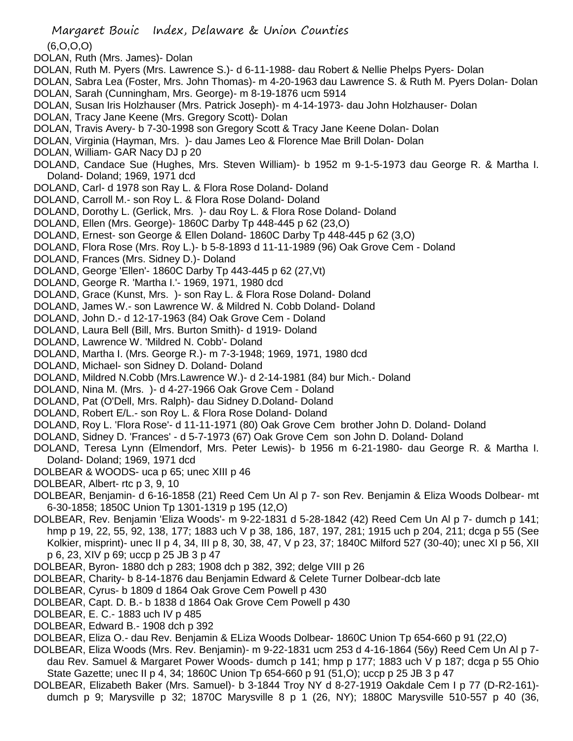(6,O,O,O)

DOLAN, Ruth (Mrs. James)- Dolan

DOLAN, Ruth M. Pyers (Mrs. Lawrence S.)- d 6-11-1988- dau Robert & Nellie Phelps Pyers- Dolan

DOLAN, Sabra Lea (Foster, Mrs. John Thomas)- m 4-20-1963 dau Lawrence S. & Ruth M. Pyers Dolan- Dolan

DOLAN, Sarah (Cunningham, Mrs. George)- m 8-19-1876 ucm 5914

DOLAN, Susan Iris Holzhauser (Mrs. Patrick Joseph)- m 4-14-1973- dau John Holzhauser- Dolan

DOLAN, Tracy Jane Keene (Mrs. Gregory Scott)- Dolan

DOLAN, Travis Avery- b 7-30-1998 son Gregory Scott & Tracy Jane Keene Dolan- Dolan

DOLAN, Virginia (Hayman, Mrs. )- dau James Leo & Florence Mae Brill Dolan- Dolan

DOLAN, William- GAR Nacy DJ p 20

DOLAND, Candace Sue (Hughes, Mrs. Steven William)- b 1952 m 9-1-5-1973 dau George R. & Martha I. Doland- Doland; 1969, 1971 dcd

DOLAND, Carl- d 1978 son Ray L. & Flora Rose Doland- Doland

DOLAND, Carroll M.- son Roy L. & Flora Rose Doland- Doland

DOLAND, Dorothy L. (Gerlick, Mrs. )- dau Roy L. & Flora Rose Doland- Doland

DOLAND, Ellen (Mrs. George)- 1860C Darby Tp 448-445 p 62 (23,O)

DOLAND, Ernest- son George & Ellen Doland- 1860C Darby Tp 448-445 p 62 (3,O)

DOLAND, Flora Rose (Mrs. Roy L.)- b 5-8-1893 d 11-11-1989 (96) Oak Grove Cem - Doland

DOLAND, Frances (Mrs. Sidney D.)- Doland

DOLAND, George 'Ellen'- 1860C Darby Tp 443-445 p 62 (27,Vt)

DOLAND, George R. 'Martha I.'- 1969, 1971, 1980 dcd

DOLAND, Grace (Kunst, Mrs. )- son Ray L. & Flora Rose Doland- Doland

DOLAND, James W.- son Lawrence W. & Mildred N. Cobb Doland- Doland

DOLAND, John D.- d 12-17-1963 (84) Oak Grove Cem - Doland

DOLAND, Laura Bell (Bill, Mrs. Burton Smith)- d 1919- Doland

DOLAND, Lawrence W. 'Mildred N. Cobb'- Doland

DOLAND, Martha I. (Mrs. George R.)- m 7-3-1948; 1969, 1971, 1980 dcd

DOLAND, Michael- son Sidney D. Doland- Doland

DOLAND, Mildred N.Cobb (Mrs.Lawrence W.)- d 2-14-1981 (84) bur Mich.- Doland

DOLAND, Nina M. (Mrs. )- d 4-27-1966 Oak Grove Cem - Doland

DOLAND, Pat (O'Dell, Mrs. Ralph)- dau Sidney D.Doland- Doland

DOLAND, Robert E/L.- son Roy L. & Flora Rose Doland- Doland

DOLAND, Roy L. 'Flora Rose'- d 11-11-1971 (80) Oak Grove Cem brother John D. Doland- Doland

DOLAND, Sidney D. 'Frances' - d 5-7-1973 (67) Oak Grove Cem son John D. Doland- Doland

DOLAND, Teresa Lynn (Elmendorf, Mrs. Peter Lewis)- b 1956 m 6-21-1980- dau George R. & Martha I. Doland- Doland; 1969, 1971 dcd

DOLBEAR & WOODS- uca p 65; unec XIII p 46

DOLBEAR, Albert- rtc p 3, 9, 10

DOLBEAR, Benjamin- d 6-16-1858 (21) Reed Cem Un Al p 7- son Rev. Benjamin & Eliza Woods Dolbear- mt 6-30-1858; 1850C Union Tp 1301-1319 p 195 (12,O)

DOLBEAR, Rev. Benjamin 'Eliza Woods'- m 9-22-1831 d 5-28-1842 (42) Reed Cem Un Al p 7- dumch p 141; hmp p 19, 22, 55, 92, 138, 177; 1883 uch V p 38, 186, 187, 197, 281; 1915 uch p 204, 211; dcga p 55 (See Kolkier, misprint)- unec II p 4, 34, III p 8, 30, 38, 47, V p 23, 37; 1840C Milford 527 (30-40); unec XI p 56, XII p 6, 23, XIV p 69; uccp p 25 JB 3 p 47

DOLBEAR, Byron- 1880 dch p 283; 1908 dch p 382, 392; delge VIII p 26

DOLBEAR, Charity- b 8-14-1876 dau Benjamin Edward & Celete Turner Dolbear-dcb late

DOLBEAR, Cyrus- b 1809 d 1864 Oak Grove Cem Powell p 430

DOLBEAR, Capt. D. B.- b 1838 d 1864 Oak Grove Cem Powell p 430

DOLBEAR, E. C.- 1883 uch IV p 485

DOLBEAR, Edward B.- 1908 dch p 392

DOLBEAR, Eliza O.- dau Rev. Benjamin & ELiza Woods Dolbear- 1860C Union Tp 654-660 p 91 (22,O)

DOLBEAR, Eliza Woods (Mrs. Rev. Benjamin)- m 9-22-1831 ucm 253 d 4-16-1864 (56y) Reed Cem Un Al p 7- dau Rev. Samuel & Margaret Power Woods- dumch p 141; hmp p 177; 1883 uch V p 187; dcga p 55 Ohio State Gazette; unec II p 4, 34; 1860C Union Tp 654-660 p 91 (51,O); uccp p 25 JB 3 p 47

DOLBEAR, Elizabeth Baker (Mrs. Samuel)- b 3-1844 Troy NY d 8-27-1919 Oakdale Cem I p 77 (D-R2-161)- dumch p 9; Marysville p 32; 1870C Marysville 8 p 1 (26, NY); 1880C Marysville 510-557 p 40 (36,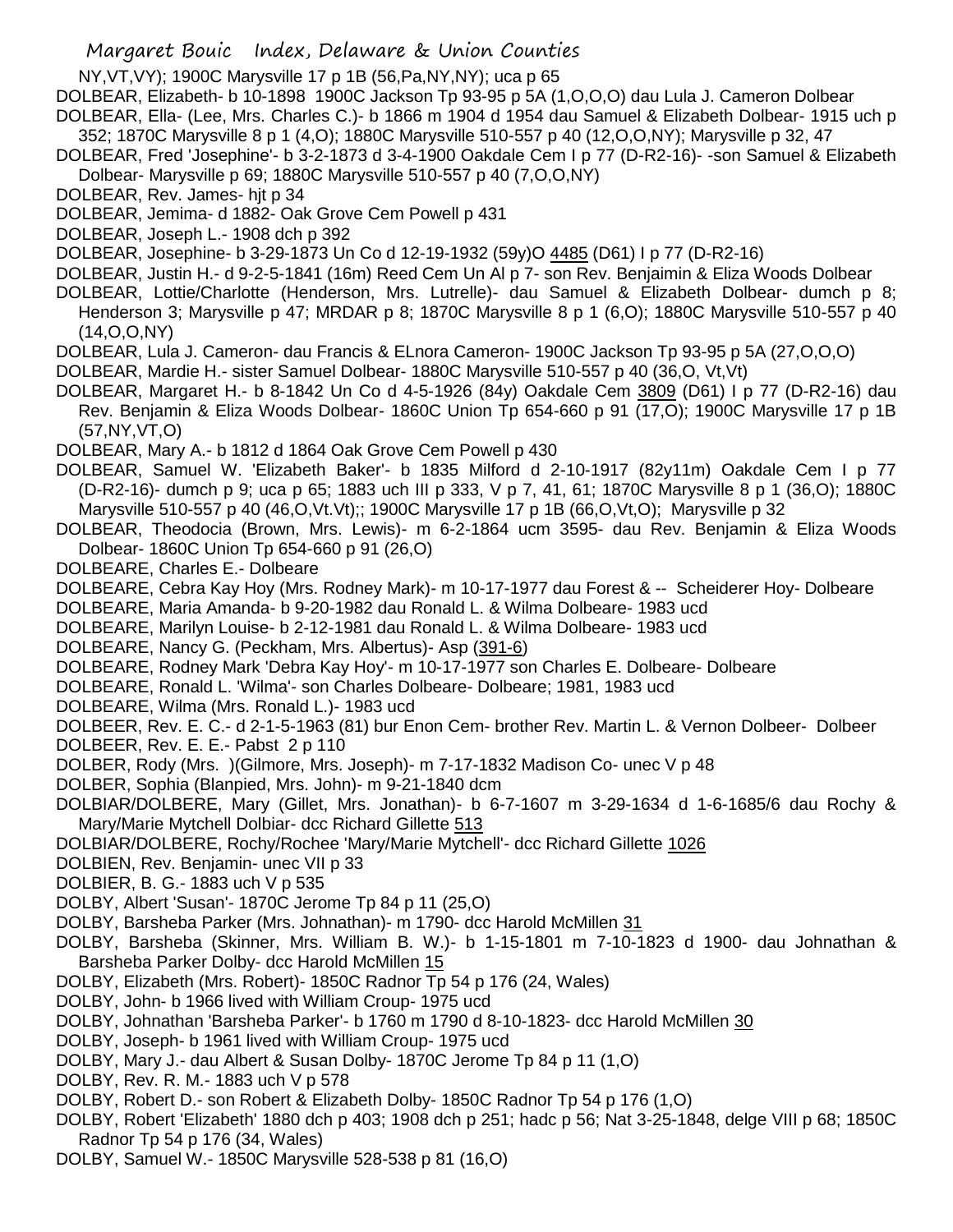NY,VT,VY); 1900C Marysville 17 p 1B (56,Pa,NY,NY); uca p 65

DOLBEAR, Elizabeth- b 10-1898 1900C Jackson Tp 93-95 p 5A (1,O,O,O) dau Lula J. Cameron Dolbear

DOLBEAR, Ella- (Lee, Mrs. Charles C.)- b 1866 m 1904 d 1954 dau Samuel & Elizabeth Dolbear- 1915 uch p 352; 1870C Marysville 8 p 1 (4,O); 1880C Marysville 510-557 p 40 (12,O,O,NY); Marysville p 32, 47

DOLBEAR, Fred 'Josephine'- b 3-2-1873 d 3-4-1900 Oakdale Cem I p 77 (D-R2-16)- -son Samuel & Elizabeth Dolbear- Marysville p 69; 1880C Marysville 510-557 p 40 (7,O,O,NY)

DOLBEAR, Rev. James- hjt p 34

DOLBEAR, Jemima- d 1882- Oak Grove Cem Powell p 431

DOLBEAR, Joseph L.- 1908 dch p 392

DOLBEAR, Josephine- b 3-29-1873 Un Co d 12-19-1932 (59y)O 4485 (D61) I p 77 (D-R2-16)

DOLBEAR, Justin H.- d 9-2-5-1841 (16m) Reed Cem Un Al p 7- son Rev. Benjaimin & Eliza Woods Dolbear

DOLBEAR, Lottie/Charlotte (Henderson, Mrs. Lutrelle)- dau Samuel & Elizabeth Dolbear- dumch p 8; Henderson 3; Marysville p 47; MRDAR p 8; 1870C Marysville 8 p 1 (6,O); 1880C Marysville 510-557 p 40 (14,O,O,NY)

DOLBEAR, Lula J. Cameron- dau Francis & ELnora Cameron- 1900C Jackson Tp 93-95 p 5A (27,O,O,O)

DOLBEAR, Mardie H.- sister Samuel Dolbear- 1880C Marysville 510-557 p 40 (36,O, Vt,Vt)

DOLBEAR, Margaret H.- b 8-1842 Un Co d 4-5-1926 (84y) Oakdale Cem 3809 (D61) I p 77 (D-R2-16) dau Rev. Benjamin & Eliza Woods Dolbear- 1860C Union Tp 654-660 p 91 (17,O); 1900C Marysville 17 p 1B (57,NY,VT,O)

DOLBEAR, Mary A.- b 1812 d 1864 Oak Grove Cem Powell p 430

DOLBEAR, Samuel W. 'Elizabeth Baker'- b 1835 Milford d 2-10-1917 (82y11m) Oakdale Cem I p 77 (D-R2-16)- dumch p 9; uca p 65; 1883 uch III p 333, V p 7, 41, 61; 1870C Marysville 8 p 1 (36,O); 1880C Marysville 510-557 p 40 (46,O,Vt.Vt);; 1900C Marysville 17 p 1B (66,O,Vt,O); Marysville p 32

DOLBEAR, Theodocia (Brown, Mrs. Lewis)- m 6-2-1864 ucm 3595- dau Rev. Benjamin & Eliza Woods Dolbear- 1860C Union Tp 654-660 p 91 (26,O)

DOLBEARE, Charles E.- Dolbeare

DOLBEARE, Cebra Kay Hoy (Mrs. Rodney Mark)- m 10-17-1977 dau Forest & -- Scheiderer Hoy- Dolbeare

DOLBEARE, Maria Amanda- b 9-20-1982 dau Ronald L. & Wilma Dolbeare- 1983 ucd

DOLBEARE, Marilyn Louise- b 2-12-1981 dau Ronald L. & Wilma Dolbeare- 1983 ucd

DOLBEARE, Nancy G. (Peckham, Mrs. Albertus)- Asp (391-6)

DOLBEARE, Rodney Mark 'Debra Kay Hoy'- m 10-17-1977 son Charles E. Dolbeare- Dolbeare

DOLBEARE, Ronald L. 'Wilma'- son Charles Dolbeare- Dolbeare; 1981, 1983 ucd

DOLBEARE, Wilma (Mrs. Ronald L.)- 1983 ucd

DOLBEER, Rev. E. C.- d 2-1-5-1963 (81) bur Enon Cem- brother Rev. Martin L. & Vernon Dolbeer- Dolbeer

DOLBEER, Rev. E. E.- Pabst 2 p 110

DOLBER, Rody (Mrs. )(Gilmore, Mrs. Joseph)- m 7-17-1832 Madison Co- unec V p 48

DOLBER, Sophia (Blanpied, Mrs. John)- m 9-21-1840 dcm

DOLBIAR/DOLBERE, Mary (Gillet, Mrs. Jonathan)- b 6-7-1607 m 3-29-1634 d 1-6-1685/6 dau Rochy & Mary/Marie Mytchell Dolbiar- dcc Richard Gillette 513

DOLBIAR/DOLBERE, Rochy/Rochee 'Mary/Marie Mytchell'- dcc Richard Gillette 1026

DOLBIEN, Rev. Benjamin- unec VII p 33

DOLBIER, B. G.- 1883 uch V p 535

DOLBY, Albert 'Susan'- 1870C Jerome Tp 84 p 11 (25,O)

DOLBY, Barsheba Parker (Mrs. Johnathan)- m 1790- dcc Harold McMillen 31

DOLBY, Barsheba (Skinner, Mrs. William B. W.)- b 1-15-1801 m 7-10-1823 d 1900- dau Johnathan & Barsheba Parker Dolby- dcc Harold McMillen 15

DOLBY, Elizabeth (Mrs. Robert)- 1850C Radnor Tp 54 p 176 (24, Wales)

DOLBY, John- b 1966 lived with William Croup- 1975 ucd

DOLBY, Johnathan 'Barsheba Parker'- b 1760 m 1790 d 8-10-1823- dcc Harold McMillen 30

DOLBY, Joseph- b 1961 lived with William Croup- 1975 ucd

DOLBY, Mary J.- dau Albert & Susan Dolby- 1870C Jerome Tp 84 p 11 (1,O)

DOLBY, Rev. R. M.- 1883 uch V p 578

DOLBY, Robert D.- son Robert & Elizabeth Dolby- 1850C Radnor Tp 54 p 176 (1,O)

DOLBY, Robert 'Elizabeth' 1880 dch p 403; 1908 dch p 251; hadc p 56; Nat 3-25-1848, delge VIII p 68; 1850C Radnor Tp 54 p 176 (34, Wales)

DOLBY, Samuel W.- 1850C Marysville 528-538 p 81 (16,O)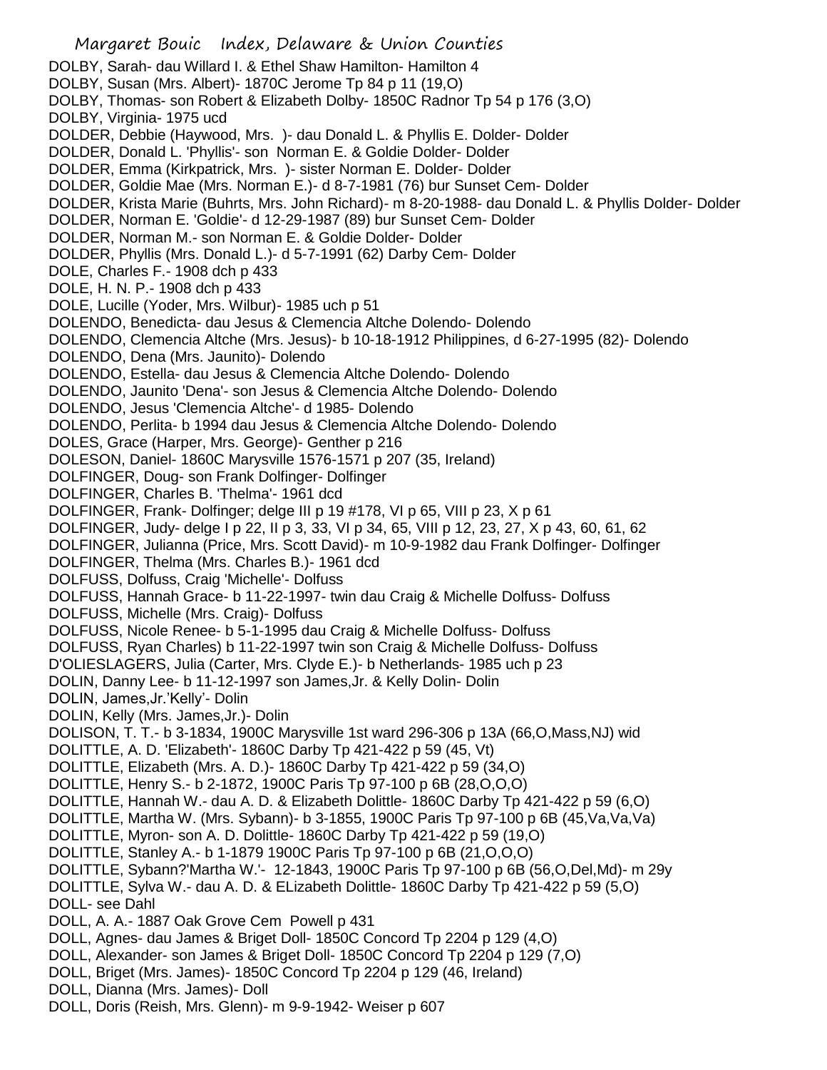DOLBY, Sarah- dau Willard I. & Ethel Shaw Hamilton- Hamilton 4
DOLBY, Susan (Mrs. Albert)- 1870C Jerome Tp 84 p 11 (19,O)
DOLBY, Thomas- son Robert & Elizabeth Dolby- 1850C Radnor Tp 54 p 176 (3,O)
DOLBY, Virginia- 1975 ucd
DOLDER, Debbie (Haywood, Mrs. )- dau Donald L. & Phyllis E. Dolder- Dolder
DOLDER, Donald L. 'Phyllis'- son Norman E. & Goldie Dolder- Dolder
DOLDER, Emma (Kirkpatrick, Mrs. )- sister Norman E. Dolder- Dolder
DOLDER, Goldie Mae (Mrs. Norman E.)- d 8-7-1981 (76) bur Sunset Cem- Dolder
DOLDER, Krista Marie (Buhrts, Mrs. John Richard)- m 8-20-1988- dau Donald L. & Phyllis Dolder- Dolder
DOLDER, Norman E. 'Goldie'- d 12-29-1987 (89) bur Sunset Cem- Dolder
DOLDER, Norman M.- son Norman E. & Goldie Dolder- Dolder
DOLDER, Phyllis (Mrs. Donald L.)- d 5-7-1991 (62) Darby Cem- Dolder
DOLE, Charles F.- 1908 dch p 433
DOLE, H. N. P.- 1908 dch p 433
DOLE, Lucille (Yoder, Mrs. Wilbur)- 1985 uch p 51
DOLENDO, Benedicta- dau Jesus & Clemencia Altche Dolendo- Dolendo
DOLENDO, Clemencia Altche (Mrs. Jesus)- b 10-18-1912 Philippines, d 6-27-1995 (82)- Dolendo
DOLENDO, Dena (Mrs. Jaunito)- Dolendo
DOLENDO, Estella- dau Jesus & Clemencia Altche Dolendo- Dolendo
DOLENDO, Jaunito 'Dena'- son Jesus & Clemencia Altche Dolendo- Dolendo
DOLENDO, Jesus 'Clemencia Altche'- d 1985- Dolendo
DOLENDO, Perlita- b 1994 dau Jesus & Clemencia Altche Dolendo- Dolendo
DOLES, Grace (Harper, Mrs. George)- Genther p 216
DOLESON, Daniel- 1860C Marysville 1576-1571 p 207 (35, Ireland)
DOLFINGER, Doug- son Frank Dolfinger- Dolfinger
DOLFINGER, Charles B. 'Thelma'- 1961 dcd
DOLFINGER, Frank- Dolfinger; delge III p 19 #178, VI p 65, VIII p 23, X p 61
DOLFINGER, Judy- delge I p 22, II p 3, 33, VI p 34, 65, VIII p 12, 23, 27, X p 43, 60, 61, 62
DOLFINGER, Julianna (Price, Mrs. Scott David)- m 10-9-1982 dau Frank Dolfinger- Dolfinger
DOLFINGER, Thelma (Mrs. Charles B.)- 1961 dcd
DOLFUSS, Dolfuss, Craig 'Michelle'- Dolfuss
DOLFUSS, Hannah Grace- b 11-22-1997- twin dau Craig & Michelle Dolfuss- Dolfuss
DOLFUSS, Michelle (Mrs. Craig)- Dolfuss
DOLFUSS, Nicole Renee- b 5-1-1995 dau Craig & Michelle Dolfuss- Dolfuss
DOLFUSS, Ryan Charles) b 11-22-1997 twin son Craig & Michelle Dolfuss- Dolfuss
D'OLIESLAGERS, Julia (Carter, Mrs. Clyde E.)- b Netherlands- 1985 uch p 23
DOLIN, Danny Lee- b 11-12-1997 son James,Jr. & Kelly Dolin- Dolin
DOLIN, James,Jr.'Kelly'- Dolin
DOLIN, Kelly (Mrs. James,Jr.)- Dolin
DOLISON, T. T.- b 3-1834, 1900C Marysville 1st ward 296-306 p 13A (66,O,Mass,NJ) wid
DOLITTLE, A. D. 'Elizabeth'- 1860C Darby Tp 421-422 p 59 (45, Vt)
DOLITTLE, Elizabeth (Mrs. A. D.)- 1860C Darby Tp 421-422 p 59 (34,O)
DOLITTLE, Henry S.- b 2-1872, 1900C Paris Tp 97-100 p 6B (28,O,O,O)
DOLITTLE, Hannah W.- dau A. D. & Elizabeth Dolittle- 1860C Darby Tp 421-422 p 59 (6,O)
DOLITTLE, Martha W. (Mrs. Sybann)- b 3-1855, 1900C Paris Tp 97-100 p 6B (45,Va,Va,Va)
DOLITTLE, Myron- son A. D. Dolittle- 1860C Darby Tp 421-422 p 59 (19,O)
DOLITTLE, Stanley A.- b 1-1879 1900C Paris Tp 97-100 p 6B (21,O,O,O)
DOLITTLE, Sybann?'Martha W.'- 12-1843, 1900C Paris Tp 97-100 p 6B (56,O,Del,Md)- m 29y
DOLITTLE, Sylva W.- dau A. D. & ELizabeth Dolittle- 1860C Darby Tp 421-422 p 59 (5,O)
DOLL- see Dahl
DOLL, A. A.- 1887 Oak Grove Cem Powell p 431
DOLL, Agnes- dau James & Briget Doll- 1850C Concord Tp 2204 p 129 (4,O)
DOLL, Alexander- son James & Briget Doll- 1850C Concord Tp 2204 p 129 (7,O)
DOLL, Briget (Mrs. James)- 1850C Concord Tp 2204 p 129 (46, Ireland)
DOLL, Dianna (Mrs. James)- Doll
DOLL, Doris (Reish, Mrs. Glenn)- m 9-9-1942- Weiser p 607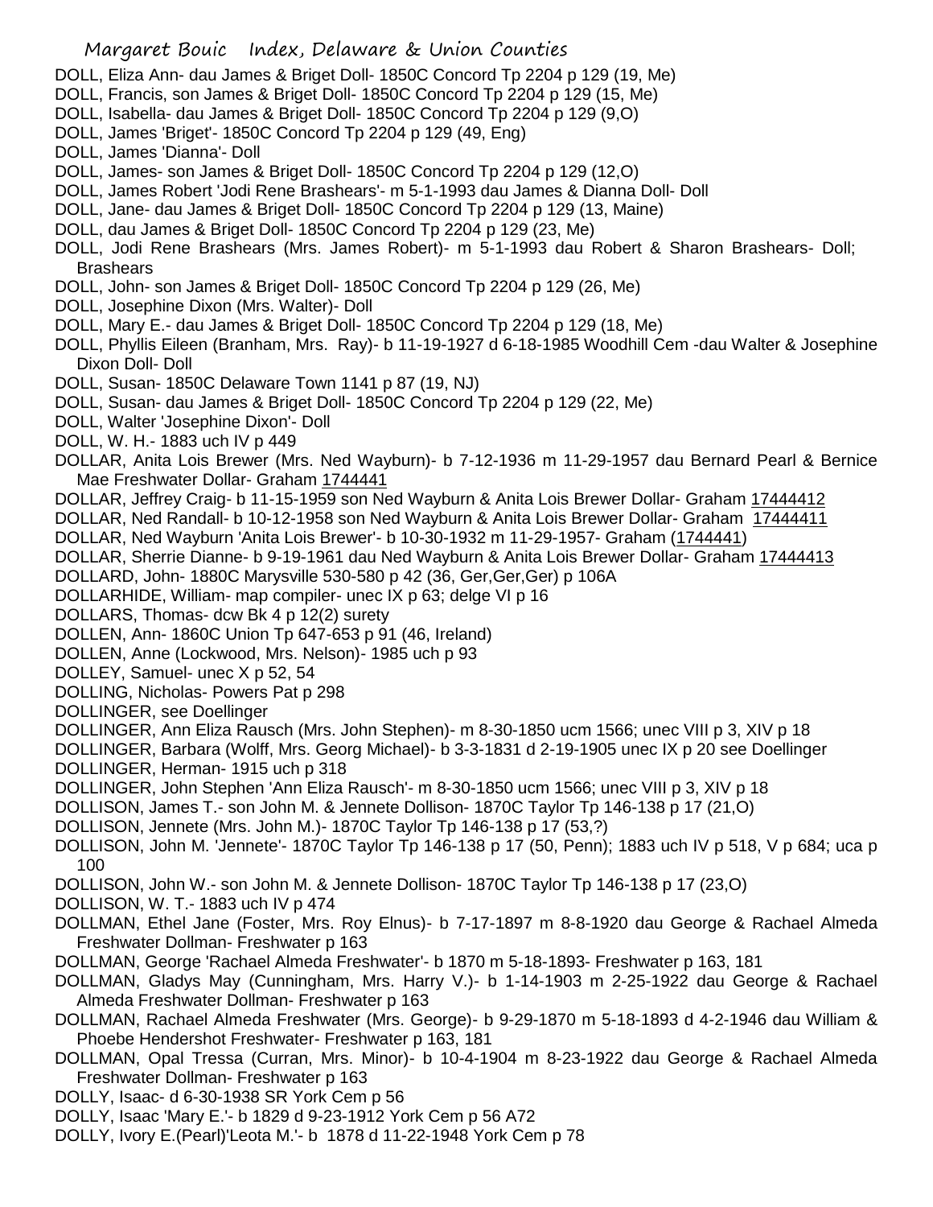DOLL, Eliza Ann- dau James & Briget Doll- 1850C Concord Tp 2204 p 129 (19, Me)
DOLL, Francis, son James & Briget Doll- 1850C Concord Tp 2204 p 129 (15, Me)
DOLL, Isabella- dau James & Briget Doll- 1850C Concord Tp 2204 p 129 (9,O)
DOLL, James 'Briget'- 1850C Concord Tp 2204 p 129 (49, Eng)
DOLL, James 'Dianna'- Doll
DOLL, James- son James & Briget Doll- 1850C Concord Tp 2204 p 129 (12,O)
DOLL, James Robert 'Jodi Rene Brashears'- m 5-1-1993 dau James & Dianna Doll- Doll
DOLL, Jane- dau James & Briget Doll- 1850C Concord Tp 2204 p 129 (13, Maine)
DOLL, dau James & Briget Doll- 1850C Concord Tp 2204 p 129 (23, Me)
DOLL, Jodi Rene Brashears (Mrs. James Robert)- m 5-1-1993 dau Robert & Sharon Brashears- Doll; Brashears
DOLL, John- son James & Briget Doll- 1850C Concord Tp 2204 p 129 (26, Me)
DOLL, Josephine Dixon (Mrs. Walter)- Doll
DOLL, Mary E.- dau James & Briget Doll- 1850C Concord Tp 2204 p 129 (18, Me)
DOLL, Phyllis Eileen (Branham, Mrs. Ray)- b 11-19-1927 d 6-18-1985 Woodhill Cem -dau Walter & Josephine Dixon Doll- Doll
DOLL, Susan- 1850C Delaware Town 1141 p 87 (19, NJ)
DOLL, Susan- dau James & Briget Doll- 1850C Concord Tp 2204 p 129 (22, Me)
DOLL, Walter 'Josephine Dixon'- Doll
DOLL, W. H.- 1883 uch IV p 449
DOLLAR, Anita Lois Brewer (Mrs. Ned Wayburn)- b 7-12-1936 m 11-29-1957 dau Bernard Pearl & Bernice Mae Freshwater Dollar- Graham 1744441
DOLLAR, Jeffrey Craig- b 11-15-1959 son Ned Wayburn & Anita Lois Brewer Dollar- Graham 17444412
DOLLAR, Ned Randall- b 10-12-1958 son Ned Wayburn & Anita Lois Brewer Dollar- Graham 17444411
DOLLAR, Ned Wayburn 'Anita Lois Brewer'- b 10-30-1932 m 11-29-1957- Graham (1744441)
DOLLAR, Sherrie Dianne- b 9-19-1961 dau Ned Wayburn & Anita Lois Brewer Dollar- Graham 17444413
DOLLARD, John- 1880C Marysville 530-580 p 42 (36, Ger,Ger,Ger) p 106A
DOLLARHIDE, William- map compiler- unec IX p 63; delge VI p 16
DOLLARS, Thomas- dcw Bk 4 p 12(2) surety
DOLLEN, Ann- 1860C Union Tp 647-653 p 91 (46, Ireland)
DOLLEN, Anne (Lockwood, Mrs. Nelson)- 1985 uch p 93
DOLLEY, Samuel- unec X p 52, 54
DOLLING, Nicholas- Powers Pat p 298
DOLLINGER, see Doellinger
DOLLINGER, Ann Eliza Rausch (Mrs. John Stephen)- m 8-30-1850 ucm 1566; unec VIII p 3, XIV p 18
DOLLINGER, Barbara (Wolff, Mrs. Georg Michael)- b 3-3-1831 d 2-19-1905 unec IX p 20 see Doellinger
DOLLINGER, Herman- 1915 uch p 318
DOLLINGER, John Stephen 'Ann Eliza Rausch'- m 8-30-1850 ucm 1566; unec VIII p 3, XIV p 18
DOLLISON, James T.- son John M. & Jennete Dollison- 1870C Taylor Tp 146-138 p 17 (21,O)
DOLLISON, Jennete (Mrs. John M.)- 1870C Taylor Tp 146-138 p 17 (53,?)
DOLLISON, John M. 'Jennete'- 1870C Taylor Tp 146-138 p 17 (50, Penn); 1883 uch IV p 518, V p 684; uca p 100
DOLLISON, John W.- son John M. & Jennete Dollison- 1870C Taylor Tp 146-138 p 17 (23,O)
DOLLISON, W. T.- 1883 uch IV p 474
DOLLMAN, Ethel Jane (Foster, Mrs. Roy Elnus)- b 7-17-1897 m 8-8-1920 dau George & Rachael Almeda Freshwater Dollman- Freshwater p 163
DOLLMAN, George 'Rachael Almeda Freshwater'- b 1870 m 5-18-1893- Freshwater p 163, 181
DOLLMAN, Gladys May (Cunningham, Mrs. Harry V.)- b 1-14-1903 m 2-25-1922 dau George & Rachael Almeda Freshwater Dollman- Freshwater p 163
DOLLMAN, Rachael Almeda Freshwater (Mrs. George)- b 9-29-1870 m 5-18-1893 d 4-2-1946 dau William & Phoebe Hendershot Freshwater- Freshwater p 163, 181
DOLLMAN, Opal Tressa (Curran, Mrs. Minor)- b 10-4-1904 m 8-23-1922 dau George & Rachael Almeda Freshwater Dollman- Freshwater p 163
DOLLY, Isaac- d 6-30-1938 SR York Cem p 56
DOLLY, Isaac 'Mary E.'- b 1829 d 9-23-1912 York Cem p 56 A72
DOLLY, Ivory E.(Pearl)'Leota M.'- b 1878 d 11-22-1948 York Cem p 78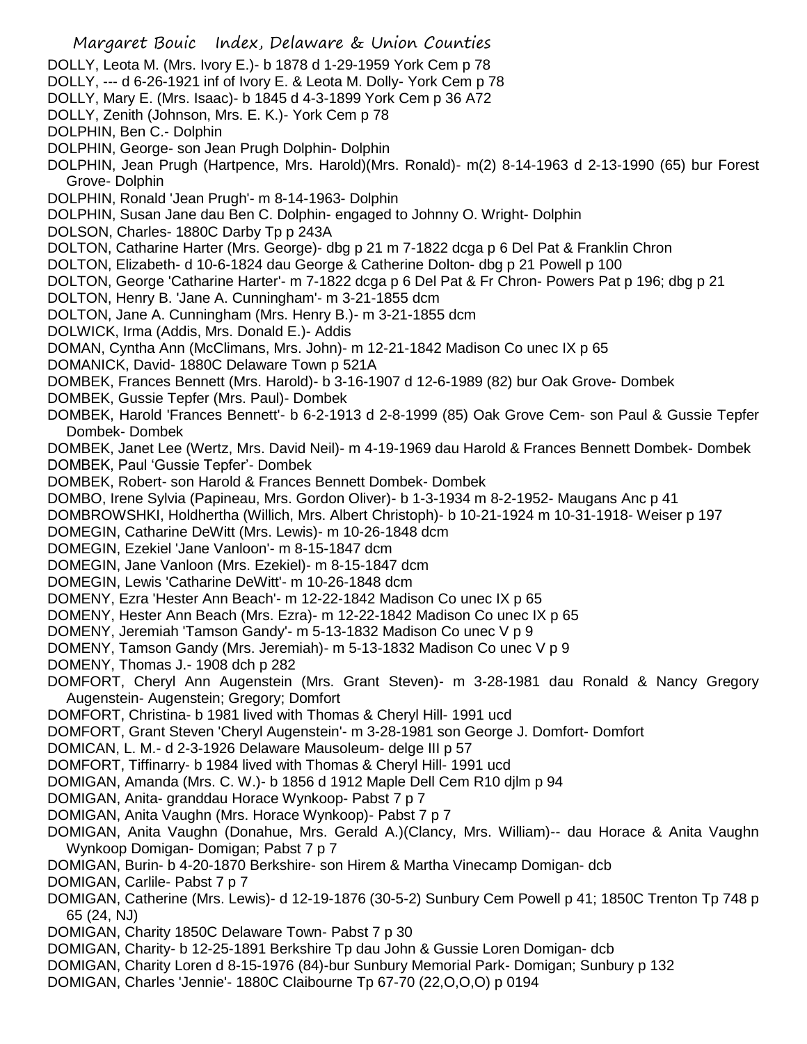DOLLY, Leota M. (Mrs. Ivory E.)- b 1878 d 1-29-1959 York Cem p 78
DOLLY, --- d 6-26-1921 inf of Ivory E. & Leota M. Dolly- York Cem p 78
DOLLY, Mary E. (Mrs. Isaac)- b 1845 d 4-3-1899 York Cem p 36 A72
DOLLY, Zenith (Johnson, Mrs. E. K.)- York Cem p 78
DOLPHIN, Ben C.- Dolphin
DOLPHIN, George- son Jean Prugh Dolphin- Dolphin
DOLPHIN, Jean Prugh (Hartpence, Mrs. Harold)(Mrs. Ronald)- m(2) 8-14-1963 d 2-13-1990 (65) bur Forest Grove- Dolphin
DOLPHIN, Ronald 'Jean Prugh'- m 8-14-1963- Dolphin
DOLPHIN, Susan Jane dau Ben C. Dolphin- engaged to Johnny O. Wright- Dolphin
DOLSON, Charles- 1880C Darby Tp p 243A
DOLTON, Catharine Harter (Mrs. George)- dbg p 21 m 7-1822 dcga p 6 Del Pat & Franklin Chron
DOLTON, Elizabeth- d 10-6-1824 dau George & Catherine Dolton- dbg p 21 Powell p 100
DOLTON, George 'Catharine Harter'- m 7-1822 dcga p 6 Del Pat & Fr Chron- Powers Pat p 196; dbg p 21
DOLTON, Henry B. 'Jane A. Cunningham'- m 3-21-1855 dcm
DOLTON, Jane A. Cunningham (Mrs. Henry B.)- m 3-21-1855 dcm
DOLWICK, Irma (Addis, Mrs. Donald E.)- Addis
DOMAN, Cyntha Ann (McClimans, Mrs. John)- m 12-21-1842 Madison Co unec IX p 65
DOMANICK, David- 1880C Delaware Town p 521A
DOMBEK, Frances Bennett (Mrs. Harold)- b 3-16-1907 d 12-6-1989 (82) bur Oak Grove- Dombek
DOMBEK, Gussie Tepfer (Mrs. Paul)- Dombek
DOMBEK, Harold 'Frances Bennett'- b 6-2-1913 d 2-8-1999 (85) Oak Grove Cem- son Paul & Gussie Tepfer Dombek- Dombek
DOMBEK, Janet Lee (Wertz, Mrs. David Neil)- m 4-19-1969 dau Harold & Frances Bennett Dombek- Dombek
DOMBEK, Paul 'Gussie Tepfer'- Dombek
DOMBEK, Robert- son Harold & Frances Bennett Dombek- Dombek
DOMBO, Irene Sylvia (Papineau, Mrs. Gordon Oliver)- b 1-3-1934 m 8-2-1952- Maugans Anc p 41
DOMBROWSHKI, Holdhertha (Willich, Mrs. Albert Christoph)- b 10-21-1924 m 10-31-1918- Weiser p 197
DOMEGIN, Catharine DeWitt (Mrs. Lewis)- m 10-26-1848 dcm
DOMEGIN, Ezekiel 'Jane Vanloon'- m 8-15-1847 dcm
DOMEGIN, Jane Vanloon (Mrs. Ezekiel)- m 8-15-1847 dcm
DOMEGIN, Lewis 'Catharine DeWitt'- m 10-26-1848 dcm
DOMENY, Ezra 'Hester Ann Beach'- m 12-22-1842 Madison Co unec IX p 65
DOMENY, Hester Ann Beach (Mrs. Ezra)- m 12-22-1842 Madison Co unec IX p 65
DOMENY, Jeremiah 'Tamson Gandy'- m 5-13-1832 Madison Co unec V p 9
DOMENY, Tamson Gandy (Mrs. Jeremiah)- m 5-13-1832 Madison Co unec V p 9
DOMENY, Thomas J.- 1908 dch p 282
DOMFORT, Cheryl Ann Augenstein (Mrs. Grant Steven)- m 3-28-1981 dau Ronald & Nancy Gregory Augenstein- Augenstein; Gregory; Domfort
DOMFORT, Christina- b 1981 lived with Thomas & Cheryl Hill- 1991 ucd
DOMFORT, Grant Steven 'Cheryl Augenstein'- m 3-28-1981 son George J. Domfort- Domfort
DOMICAN, L. M.- d 2-3-1926 Delaware Mausoleum- delge III p 57
DOMFORT, Tiffinarry- b 1984 lived with Thomas & Cheryl Hill- 1991 ucd
DOMIGAN, Amanda (Mrs. C. W.)- b 1856 d 1912 Maple Dell Cem R10 djlm p 94
DOMIGAN, Anita- granddau Horace Wynkoop- Pabst 7 p 7
DOMIGAN, Anita Vaughn (Mrs. Horace Wynkoop)- Pabst 7 p 7
DOMIGAN, Anita Vaughn (Donahue, Mrs. Gerald A.)(Clancy, Mrs. William)-- dau Horace & Anita Vaughn Wynkoop Domigan- Domigan; Pabst 7 p 7
DOMIGAN, Burin- b 4-20-1870 Berkshire- son Hirem & Martha Vinecamp Domigan- dcb
DOMIGAN, Carlile- Pabst 7 p 7
DOMIGAN, Catherine (Mrs. Lewis)- d 12-19-1876 (30-5-2) Sunbury Cem Powell p 41; 1850C Trenton Tp 748 p 65 (24, NJ)
DOMIGAN, Charity 1850C Delaware Town- Pabst 7 p 30
DOMIGAN, Charity- b 12-25-1891 Berkshire Tp dau John & Gussie Loren Domigan- dcb
DOMIGAN, Charity Loren d 8-15-1976 (84)-bur Sunbury Memorial Park- Domigan; Sunbury p 132
DOMIGAN, Charles 'Jennie'- 1880C Claibourne Tp 67-70 (22,O,O,O) p 0194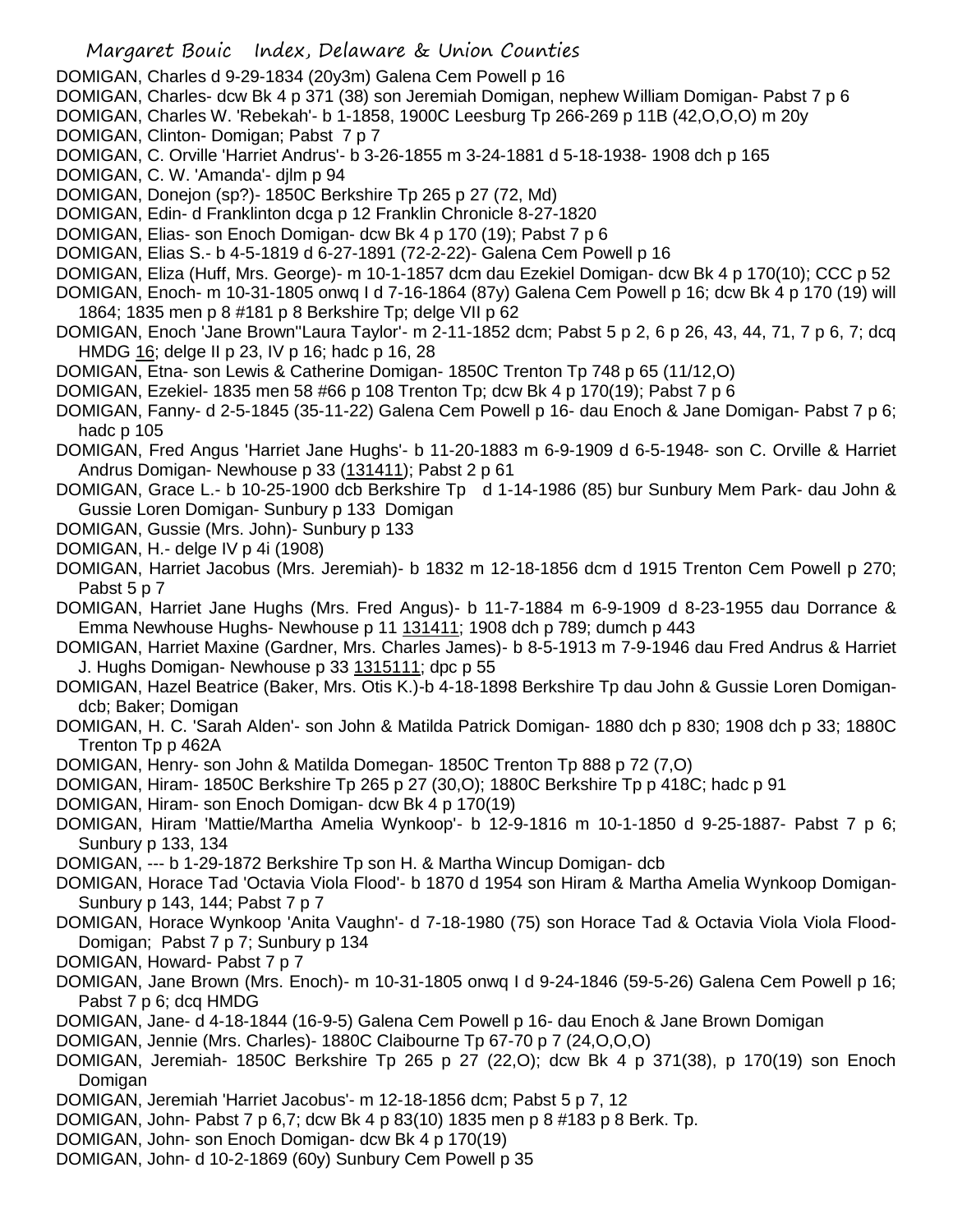DOMIGAN, Charles d 9-29-1834 (20y3m) Galena Cem Powell p 16

DOMIGAN, Charles- dcw Bk 4 p 371 (38) son Jeremiah Domigan, nephew William Domigan- Pabst 7 p 6

DOMIGAN, Charles W. 'Rebekah'- b 1-1858, 1900C Leesburg Tp 266-269 p 11B (42,O,O,O) m 20y

DOMIGAN, Clinton- Domigan; Pabst 7 p 7

DOMIGAN, C. Orville 'Harriet Andrus'- b 3-26-1855 m 3-24-1881 d 5-18-1938- 1908 dch p 165

DOMIGAN, C. W. 'Amanda'- djlm p 94

DOMIGAN, Donejon (sp?)- 1850C Berkshire Tp 265 p 27 (72, Md)

DOMIGAN, Edin- d Franklinton dcga p 12 Franklin Chronicle 8-27-1820

DOMIGAN, Elias- son Enoch Domigan- dcw Bk 4 p 170 (19); Pabst 7 p 6

DOMIGAN, Elias S.- b 4-5-1819 d 6-27-1891 (72-2-22)- Galena Cem Powell p 16

DOMIGAN, Eliza (Huff, Mrs. George)- m 10-1-1857 dcm dau Ezekiel Domigan- dcw Bk 4 p 170(10); CCC p 52

DOMIGAN, Enoch- m 10-31-1805 onwq I d 7-16-1864 (87y) Galena Cem Powell p 16; dcw Bk 4 p 170 (19) will 1864; 1835 men p 8 #181 p 8 Berkshire Tp; delge VII p 62

DOMIGAN, Enoch 'Jane Brown''Laura Taylor'- m 2-11-1852 dcm; Pabst 5 p 2, 6 p 26, 43, 44, 71, 7 p 6, 7; dcq HMDG 16; delge II p 23, IV p 16; hadc p 16, 28

DOMIGAN, Etna- son Lewis & Catherine Domigan- 1850C Trenton Tp 748 p 65 (11/12,O)

DOMIGAN, Ezekiel- 1835 men 58 #66 p 108 Trenton Tp; dcw Bk 4 p 170(19); Pabst 7 p 6

DOMIGAN, Fanny- d 2-5-1845 (35-11-22) Galena Cem Powell p 16- dau Enoch & Jane Domigan- Pabst 7 p 6; hadc p 105

DOMIGAN, Fred Angus 'Harriet Jane Hughs'- b 11-20-1883 m 6-9-1909 d 6-5-1948- son C. Orville & Harriet Andrus Domigan- Newhouse p 33 (131411); Pabst 2 p 61

DOMIGAN, Grace L.- b 10-25-1900 dcb Berkshire Tp d 1-14-1986 (85) bur Sunbury Mem Park- dau John & Gussie Loren Domigan- Sunbury p 133 Domigan

DOMIGAN, Gussie (Mrs. John)- Sunbury p 133

DOMIGAN, H.- delge IV p 4i (1908)

DOMIGAN, Harriet Jacobus (Mrs. Jeremiah)- b 1832 m 12-18-1856 dcm d 1915 Trenton Cem Powell p 270; Pabst 5 p 7

DOMIGAN, Harriet Jane Hughs (Mrs. Fred Angus)- b 11-7-1884 m 6-9-1909 d 8-23-1955 dau Dorrance & Emma Newhouse Hughs- Newhouse p 11 131411; 1908 dch p 789; dumch p 443

DOMIGAN, Harriet Maxine (Gardner, Mrs. Charles James)- b 8-5-1913 m 7-9-1946 dau Fred Andrus & Harriet J. Hughs Domigan- Newhouse p 33 1315111; dpc p 55

DOMIGAN, Hazel Beatrice (Baker, Mrs. Otis K.)-b 4-18-1898 Berkshire Tp dau John & Gussie Loren Domigan- dcb; Baker; Domigan

DOMIGAN, H. C. 'Sarah Alden'- son John & Matilda Patrick Domigan- 1880 dch p 830; 1908 dch p 33; 1880C Trenton Tp p 462A

DOMIGAN, Henry- son John & Matilda Domegan- 1850C Trenton Tp 888 p 72 (7,O)

DOMIGAN, Hiram- 1850C Berkshire Tp 265 p 27 (30,O); 1880C Berkshire Tp p 418C; hadc p 91

DOMIGAN, Hiram- son Enoch Domigan- dcw Bk 4 p 170(19)

DOMIGAN, Hiram 'Mattie/Martha Amelia Wynkoop'- b 12-9-1816 m 10-1-1850 d 9-25-1887- Pabst 7 p 6; Sunbury p 133, 134

DOMIGAN, --- b 1-29-1872 Berkshire Tp son H. & Martha Wincup Domigan- dcb

DOMIGAN, Horace Tad 'Octavia Viola Flood'- b 1870 d 1954 son Hiram & Martha Amelia Wynkoop Domigan- Sunbury p 143, 144; Pabst 7 p 7

DOMIGAN, Horace Wynkoop 'Anita Vaughn'- d 7-18-1980 (75) son Horace Tad & Octavia Viola Viola Flood- Domigan; Pabst 7 p 7; Sunbury p 134

DOMIGAN, Howard- Pabst 7 p 7

DOMIGAN, Jane Brown (Mrs. Enoch)- m 10-31-1805 onwq I d 9-24-1846 (59-5-26) Galena Cem Powell p 16; Pabst 7 p 6; dcq HMDG

DOMIGAN, Jane- d 4-18-1844 (16-9-5) Galena Cem Powell p 16- dau Enoch & Jane Brown Domigan

DOMIGAN, Jennie (Mrs. Charles)- 1880C Claibourne Tp 67-70 p 7 (24,O,O,O)

DOMIGAN, Jeremiah- 1850C Berkshire Tp 265 p 27 (22,O); dcw Bk 4 p 371(38), p 170(19) son Enoch Domigan

DOMIGAN, Jeremiah 'Harriet Jacobus'- m 12-18-1856 dcm; Pabst 5 p 7, 12

DOMIGAN, John- Pabst 7 p 6,7; dcw Bk 4 p 83(10) 1835 men p 8 #183 p 8 Berk. Tp.

DOMIGAN, John- son Enoch Domigan- dcw Bk 4 p 170(19)

DOMIGAN, John- d 10-2-1869 (60y) Sunbury Cem Powell p 35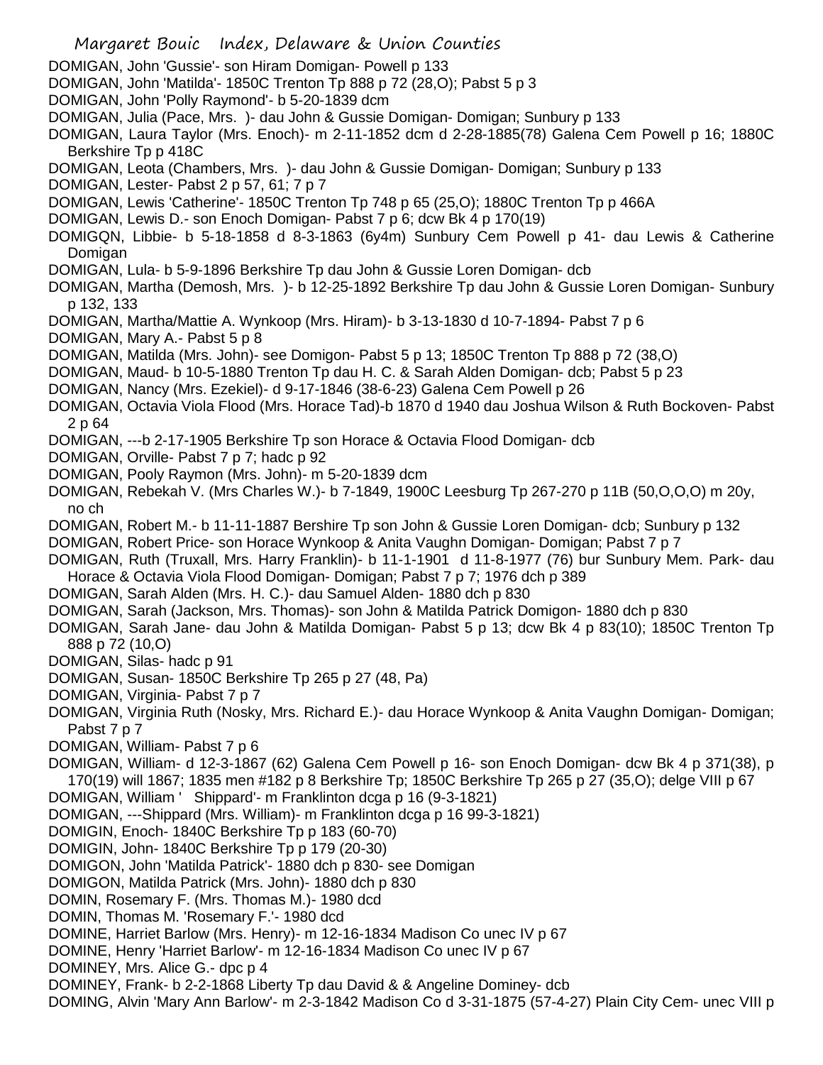DOMIGAN, John 'Gussie'- son Hiram Domigan- Powell p 133
DOMIGAN, John 'Matilda'- 1850C Trenton Tp 888 p 72 (28,O); Pabst 5 p 3
DOMIGAN, John 'Polly Raymond'- b 5-20-1839 dcm
DOMIGAN, Julia (Pace, Mrs. )- dau John & Gussie Domigan- Domigan; Sunbury p 133
DOMIGAN, Laura Taylor (Mrs. Enoch)- m 2-11-1852 dcm d 2-28-1885(78) Galena Cem Powell p 16; 1880C Berkshire Tp p 418C
DOMIGAN, Leota (Chambers, Mrs. )- dau John & Gussie Domigan- Domigan; Sunbury p 133
DOMIGAN, Lester- Pabst 2 p 57, 61; 7 p 7
DOMIGAN, Lewis 'Catherine'- 1850C Trenton Tp 748 p 65 (25,O); 1880C Trenton Tp p 466A
DOMIGAN, Lewis D.- son Enoch Domigan- Pabst 7 p 6; dcw Bk 4 p 170(19)
DOMIGQN, Libbie- b 5-18-1858 d 8-3-1863 (6y4m) Sunbury Cem Powell p 41- dau Lewis & Catherine Domigan
DOMIGAN, Lula- b 5-9-1896 Berkshire Tp dau John & Gussie Loren Domigan- dcb
DOMIGAN, Martha (Demosh, Mrs. )- b 12-25-1892 Berkshire Tp dau John & Gussie Loren Domigan- Sunbury p 132, 133
DOMIGAN, Martha/Mattie A. Wynkoop (Mrs. Hiram)- b 3-13-1830 d 10-7-1894- Pabst 7 p 6
DOMIGAN, Mary A.- Pabst 5 p 8
DOMIGAN, Matilda (Mrs. John)- see Domigon- Pabst 5 p 13; 1850C Trenton Tp 888 p 72 (38,O)
DOMIGAN, Maud- b 10-5-1880 Trenton Tp dau H. C. & Sarah Alden Domigan- dcb; Pabst 5 p 23
DOMIGAN, Nancy (Mrs. Ezekiel)- d 9-17-1846 (38-6-23) Galena Cem Powell p 26
DOMIGAN, Octavia Viola Flood (Mrs. Horace Tad)-b 1870 d 1940 dau Joshua Wilson & Ruth Bockoven- Pabst 2 p 64
DOMIGAN, ---b 2-17-1905 Berkshire Tp son Horace & Octavia Flood Domigan- dcb
DOMIGAN, Orville- Pabst 7 p 7; hadc p 92
DOMIGAN, Pooly Raymon (Mrs. John)- m 5-20-1839 dcm
DOMIGAN, Rebekah V. (Mrs Charles W.)- b 7-1849, 1900C Leesburg Tp 267-270 p 11B (50,O,O,O) m 20y, no ch
DOMIGAN, Robert M.- b 11-11-1887 Bershire Tp son John & Gussie Loren Domigan- dcb; Sunbury p 132
DOMIGAN, Robert Price- son Horace Wynkoop & Anita Vaughn Domigan- Domigan; Pabst 7 p 7
DOMIGAN, Ruth (Truxall, Mrs. Harry Franklin)- b 11-1-1901 d 11-8-1977 (76) bur Sunbury Mem. Park- dau Horace & Octavia Viola Flood Domigan- Domigan; Pabst 7 p 7; 1976 dch p 389
DOMIGAN, Sarah Alden (Mrs. H. C.)- dau Samuel Alden- 1880 dch p 830
DOMIGAN, Sarah (Jackson, Mrs. Thomas)- son John & Matilda Patrick Domigon- 1880 dch p 830
DOMIGAN, Sarah Jane- dau John & Matilda Domigan- Pabst 5 p 13; dcw Bk 4 p 83(10); 1850C Trenton Tp 888 p 72 (10,O)
DOMIGAN, Silas- hadc p 91
DOMIGAN, Susan- 1850C Berkshire Tp 265 p 27 (48, Pa)
DOMIGAN, Virginia- Pabst 7 p 7
DOMIGAN, Virginia Ruth (Nosky, Mrs. Richard E.)- dau Horace Wynkoop & Anita Vaughn Domigan- Domigan; Pabst 7 p 7
DOMIGAN, William- Pabst 7 p 6
DOMIGAN, William- d 12-3-1867 (62) Galena Cem Powell p 16- son Enoch Domigan- dcw Bk 4 p 371(38), p 170(19) will 1867; 1835 men #182 p 8 Berkshire Tp; 1850C Berkshire Tp 265 p 27 (35,O); delge VIII p 67
DOMIGAN, William ' Shippard'- m Franklinton dcga p 16 (9-3-1821)
DOMIGAN, ---Shippard (Mrs. William)- m Franklinton dcga p 16 99-3-1821)
DOMIGIN, Enoch- 1840C Berkshire Tp p 183 (60-70)
DOMIGIN, John- 1840C Berkshire Tp p 179 (20-30)
DOMIGON, John 'Matilda Patrick'- 1880 dch p 830- see Domigan
DOMIGON, Matilda Patrick (Mrs. John)- 1880 dch p 830
DOMIN, Rosemary F. (Mrs. Thomas M.)- 1980 dcd
DOMIN, Thomas M. 'Rosemary F.'- 1980 dcd
DOMINE, Harriet Barlow (Mrs. Henry)- m 12-16-1834 Madison Co unec IV p 67
DOMINE, Henry 'Harriet Barlow'- m 12-16-1834 Madison Co unec IV p 67
DOMINEY, Mrs. Alice G.- dpc p 4
DOMINEY, Frank- b 2-2-1868 Liberty Tp dau David & & Angeline Dominey- dcb
DOMING, Alvin 'Mary Ann Barlow'- m 2-3-1842 Madison Co d 3-31-1875 (57-4-27) Plain City Cem- unec VIII p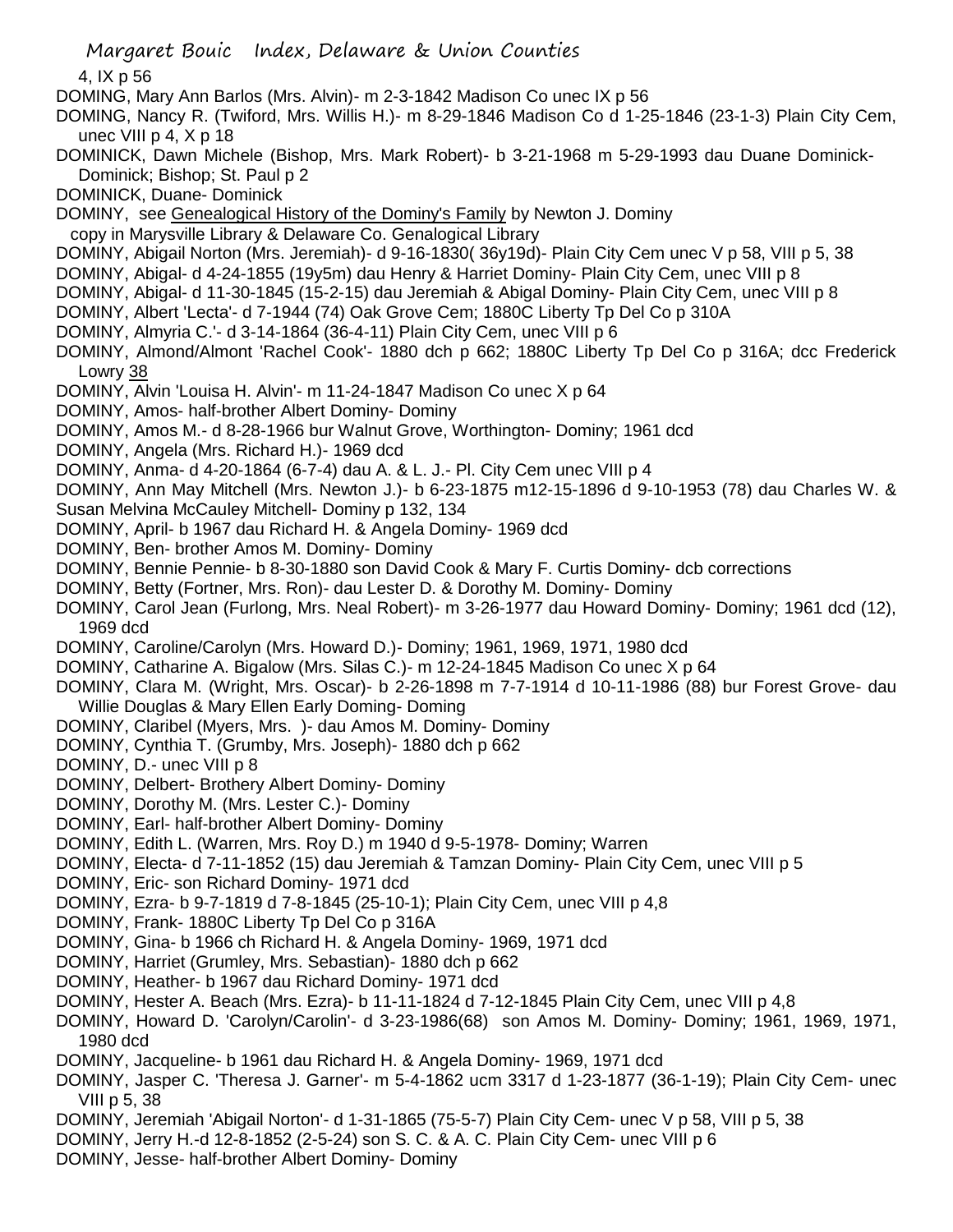4, IX p 56

DOMING, Mary Ann Barlos (Mrs. Alvin)- m 2-3-1842 Madison Co unec IX p 56

DOMING, Nancy R. (Twiford, Mrs. Willis H.)- m 8-29-1846 Madison Co d 1-25-1846 (23-1-3) Plain City Cem, unec VIII p 4, X p 18

DOMINICK, Dawn Michele (Bishop, Mrs. Mark Robert)- b 3-21-1968 m 5-29-1993 dau Duane Dominick- Dominick; Bishop; St. Paul p 2

DOMINICK, Duane- Dominick

DOMINY, see Genealogical History of the Dominy's Family by Newton J. Dominy copy in Marysville Library & Delaware Co. Genealogical Library

DOMINY, Abigail Norton (Mrs. Jeremiah)- d 9-16-1830( 36y19d)- Plain City Cem unec V p 58, VIII p 5, 38

DOMINY, Abigal- d 4-24-1855 (19y5m) dau Henry & Harriet Dominy- Plain City Cem, unec VIII p 8

DOMINY, Abigal- d 11-30-1845 (15-2-15) dau Jeremiah & Abigal Dominy- Plain City Cem, unec VIII p 8

DOMINY, Albert 'Lecta'- d 7-1944 (74) Oak Grove Cem; 1880C Liberty Tp Del Co p 310A

DOMINY, Almyria C.'- d 3-14-1864 (36-4-11) Plain City Cem, unec VIII p 6

DOMINY, Almond/Almont 'Rachel Cook'- 1880 dch p 662; 1880C Liberty Tp Del Co p 316A; dcc Frederick Lowry 38

DOMINY, Alvin 'Louisa H. Alvin'- m 11-24-1847 Madison Co unec X p 64

DOMINY, Amos- half-brother Albert Dominy- Dominy

DOMINY, Amos M.- d 8-28-1966 bur Walnut Grove, Worthington- Dominy; 1961 dcd

DOMINY, Angela (Mrs. Richard H.)- 1969 dcd

DOMINY, Anma- d 4-20-1864 (6-7-4) dau A. & L. J.- Pl. City Cem unec VIII p 4

DOMINY, Ann May Mitchell (Mrs. Newton J.)- b 6-23-1875 m12-15-1896 d 9-10-1953 (78) dau Charles W. & Susan Melvina McCauley Mitchell- Dominy p 132, 134

DOMINY, April- b 1967 dau Richard H. & Angela Dominy- 1969 dcd

DOMINY, Ben- brother Amos M. Dominy- Dominy

DOMINY, Bennie Pennie- b 8-30-1880 son David Cook & Mary F. Curtis Dominy- dcb corrections

DOMINY, Betty (Fortner, Mrs. Ron)- dau Lester D. & Dorothy M. Dominy- Dominy

DOMINY, Carol Jean (Furlong, Mrs. Neal Robert)- m 3-26-1977 dau Howard Dominy- Dominy; 1961 dcd (12), 1969 dcd

DOMINY, Caroline/Carolyn (Mrs. Howard D.)- Dominy; 1961, 1969, 1971, 1980 dcd

DOMINY, Catharine A. Bigalow (Mrs. Silas C.)- m 12-24-1845 Madison Co unec X p 64

DOMINY, Clara M. (Wright, Mrs. Oscar)- b 2-26-1898 m 7-7-1914 d 10-11-1986 (88) bur Forest Grove- dau Willie Douglas & Mary Ellen Early Doming- Doming

DOMINY, Claribel (Myers, Mrs. )- dau Amos M. Dominy- Dominy

DOMINY, Cynthia T. (Grumby, Mrs. Joseph)- 1880 dch p 662

DOMINY, D.- unec VIII p 8

DOMINY, Delbert- Brothery Albert Dominy- Dominy

DOMINY, Dorothy M. (Mrs. Lester C.)- Dominy

DOMINY, Earl- half-brother Albert Dominy- Dominy

DOMINY, Edith L. (Warren, Mrs. Roy D.) m 1940 d 9-5-1978- Dominy; Warren

DOMINY, Electa- d 7-11-1852 (15) dau Jeremiah & Tamzan Dominy- Plain City Cem, unec VIII p 5

DOMINY, Eric- son Richard Dominy- 1971 dcd

DOMINY, Ezra- b 9-7-1819 d 7-8-1845 (25-10-1); Plain City Cem, unec VIII p 4,8

DOMINY, Frank- 1880C Liberty Tp Del Co p 316A

DOMINY, Gina- b 1966 ch Richard H. & Angela Dominy- 1969, 1971 dcd

DOMINY, Harriet (Grumley, Mrs. Sebastian)- 1880 dch p 662

DOMINY, Heather- b 1967 dau Richard Dominy- 1971 dcd

DOMINY, Hester A. Beach (Mrs. Ezra)- b 11-11-1824 d 7-12-1845 Plain City Cem, unec VIII p 4,8

DOMINY, Howard D. 'Carolyn/Carolin'- d 3-23-1986(68) son Amos M. Dominy- Dominy; 1961, 1969, 1971, 1980 dcd

DOMINY, Jacqueline- b 1961 dau Richard H. & Angela Dominy- 1969, 1971 dcd

DOMINY, Jasper C. 'Theresa J. Garner'- m 5-4-1862 ucm 3317 d 1-23-1877 (36-1-19); Plain City Cem- unec VIII p 5, 38

DOMINY, Jeremiah 'Abigail Norton'- d 1-31-1865 (75-5-7) Plain City Cem- unec V p 58, VIII p 5, 38

DOMINY, Jerry H.-d 12-8-1852 (2-5-24) son S. C. & A. C. Plain City Cem- unec VIII p 6

DOMINY, Jesse- half-brother Albert Dominy- Dominy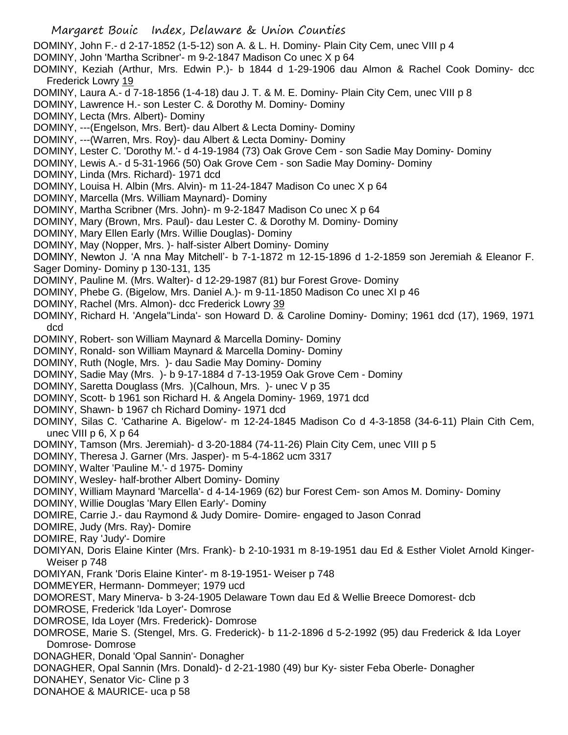DOMINY, John F.- d 2-17-1852 (1-5-12) son A. & L. H. Dominy- Plain City Cem, unec VIII p 4
DOMINY, John 'Martha Scribner'- m 9-2-1847 Madison Co unec X p 64
DOMINY, Keziah (Arthur, Mrs. Edwin P.)- b 1844 d 1-29-1906 dau Almon & Rachel Cook Dominy- dcc Frederick Lowry 19
DOMINY, Laura A.- d 7-18-1856 (1-4-18) dau J. T. & M. E. Dominy- Plain City Cem, unec VIII p 8
DOMINY, Lawrence H.- son Lester C. & Dorothy M. Dominy- Dominy
DOMINY, Lecta (Mrs. Albert)- Dominy
DOMINY, ---(Engelson, Mrs. Bert)- dau Albert & Lecta Dominy- Dominy
DOMINY, ---(Warren, Mrs. Roy)- dau Albert & Lecta Dominy- Dominy
DOMINY, Lester C. 'Dorothy M.'- d 4-19-1984 (73) Oak Grove Cem - son Sadie May Dominy- Dominy
DOMINY, Lewis A.- d 5-31-1966 (50) Oak Grove Cem - son Sadie May Dominy- Dominy
DOMINY, Linda (Mrs. Richard)- 1971 dcd
DOMINY, Louisa H. Albin (Mrs. Alvin)- m 11-24-1847 Madison Co unec X p 64
DOMINY, Marcella (Mrs. William Maynard)- Dominy
DOMINY, Martha Scribner (Mrs. John)- m 9-2-1847 Madison Co unec X p 64
DOMINY, Mary (Brown, Mrs. Paul)- dau Lester C. & Dorothy M. Dominy- Dominy
DOMINY, Mary Ellen Early (Mrs. Willie Douglas)- Dominy
DOMINY, May (Nopper, Mrs. )- half-sister Albert Dominy- Dominy
DOMINY, Newton J. 'A nna May Mitchell'- b 7-1-1872 m 12-15-1896 d 1-2-1859 son Jeremiah & Eleanor F. Sager Dominy- Dominy p 130-131, 135
DOMINY, Pauline M. (Mrs. Walter)- d 12-29-1987 (81) bur Forest Grove- Dominy
DOMINY, Phebe G. (Bigelow, Mrs. Daniel A.)- m 9-11-1850 Madison Co unec XI p 46
DOMINY, Rachel (Mrs. Almon)- dcc Frederick Lowry 39
DOMINY, Richard H. 'Angela''Linda'- son Howard D. & Caroline Dominy- Dominy; 1961 dcd (17), 1969, 1971 dcd
DOMINY, Robert- son William Maynard & Marcella Dominy- Dominy
DOMINY, Ronald- son William Maynard & Marcella Dominy- Dominy
DOMINY, Ruth (Nogle, Mrs. )- dau Sadie May Dominy- Dominy
DOMINY, Sadie May (Mrs. )- b 9-17-1884 d 7-13-1959 Oak Grove Cem - Dominy
DOMINY, Saretta Douglass (Mrs. )(Calhoun, Mrs. )- unec V p 35
DOMINY, Scott- b 1961 son Richard H. & Angela Dominy- 1969, 1971 dcd
DOMINY, Shawn- b 1967 ch Richard Dominy- 1971 dcd
DOMINY, Silas C. 'Catharine A. Bigelow'- m 12-24-1845 Madison Co d 4-3-1858 (34-6-11) Plain Cith Cem, unec VIII p 6, X p 64
DOMINY, Tamson (Mrs. Jeremiah)- d 3-20-1884 (74-11-26) Plain City Cem, unec VIII p 5
DOMINY, Theresa J. Garner (Mrs. Jasper)- m 5-4-1862 ucm 3317
DOMINY, Walter 'Pauline M.'- d 1975- Dominy
DOMINY, Wesley- half-brother Albert Dominy- Dominy
DOMINY, William Maynard 'Marcella'- d 4-14-1969 (62) bur Forest Cem- son Amos M. Dominy- Dominy
DOMINY, Willie Douglas 'Mary Ellen Early'- Dominy
DOMIRE, Carrie J.- dau Raymond & Judy Domire- Domire- engaged to Jason Conrad
DOMIRE, Judy (Mrs. Ray)- Domire
DOMIRE, Ray 'Judy'- Domire
DOMIYAN, Doris Elaine Kinter (Mrs. Frank)- b 2-10-1931 m 8-19-1951 dau Ed & Esther Violet Arnold Kinger- Weiser p 748
DOMIYAN, Frank 'Doris Elaine Kinter'- m 8-19-1951- Weiser p 748
DOMMEYER, Hermann- Dommeyer; 1979 ucd
DOMOREST, Mary Minerva- b 3-24-1905 Delaware Town dau Ed & Wellie Breece Domorest- dcb
DOMROSE, Frederick 'Ida Loyer'- Domrose
DOMROSE, Ida Loyer (Mrs. Frederick)- Domrose
DOMROSE, Marie S. (Stengel, Mrs. G. Frederick)- b 11-2-1896 d 5-2-1992 (95) dau Frederick & Ida Loyer Domrose- Domrose
DONAGHER, Donald 'Opal Sannin'- Donagher
DONAGHER, Opal Sannin (Mrs. Donald)- d 2-21-1980 (49) bur Ky- sister Feba Oberle- Donagher
DONAHEY, Senator Vic- Cline p 3
DONAHOE & MAURICE- uca p 58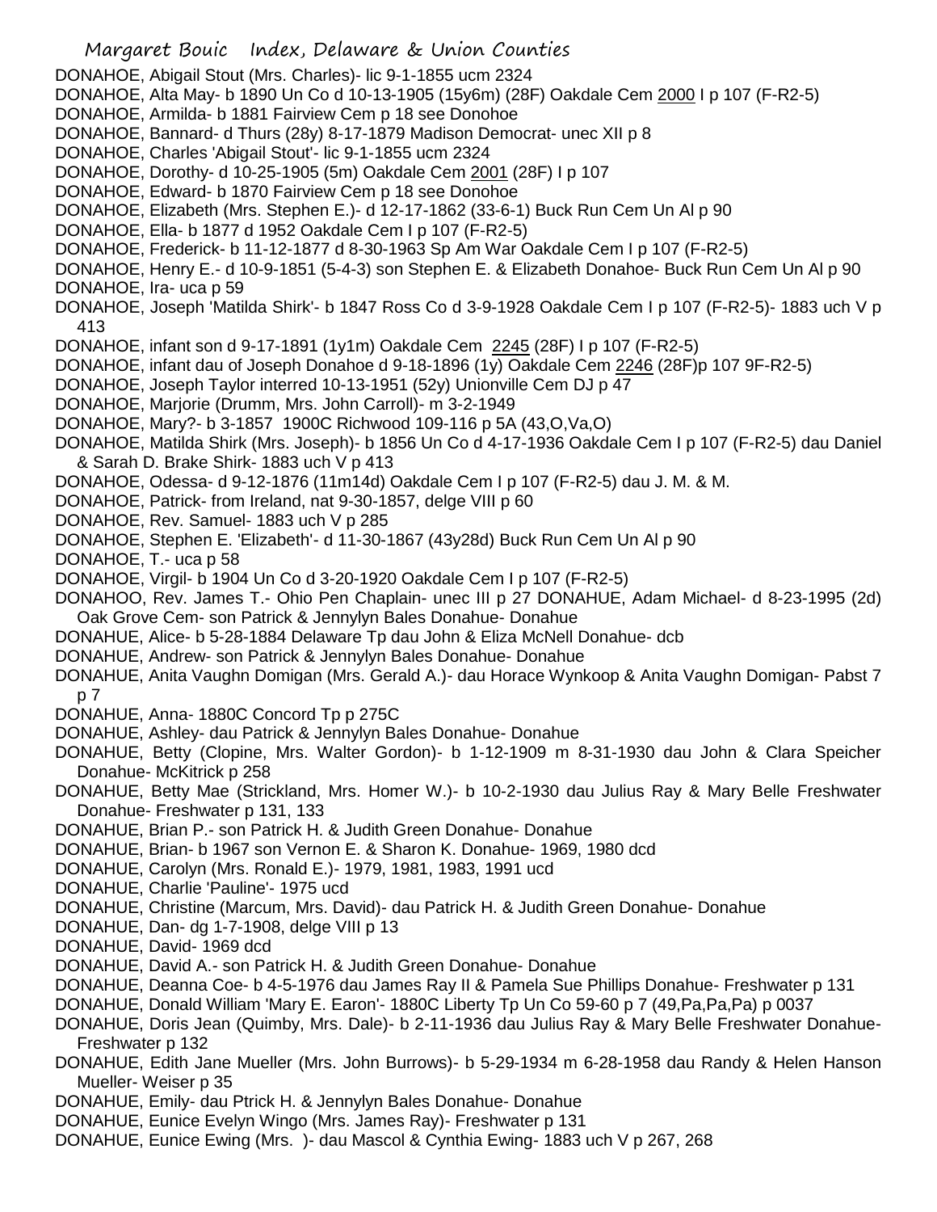DONAHOE, Abigail Stout (Mrs. Charles)- lic 9-1-1855 ucm 2324

DONAHOE, Alta May- b 1890 Un Co d 10-13-1905 (15y6m) (28F) Oakdale Cem 2000 I p 107 (F-R2-5)

DONAHOE, Armilda- b 1881 Fairview Cem p 18 see Donohoe

DONAHOE, Bannard- d Thurs (28y) 8-17-1879 Madison Democrat- unec XII p 8

DONAHOE, Charles 'Abigail Stout'- lic 9-1-1855 ucm 2324

DONAHOE, Dorothy- d 10-25-1905 (5m) Oakdale Cem 2001 (28F) I p 107

DONAHOE, Edward- b 1870 Fairview Cem p 18 see Donohoe

DONAHOE, Elizabeth (Mrs. Stephen E.)- d 12-17-1862 (33-6-1) Buck Run Cem Un Al p 90

DONAHOE, Ella- b 1877 d 1952 Oakdale Cem I p 107 (F-R2-5)

DONAHOE, Frederick- b 11-12-1877 d 8-30-1963 Sp Am War Oakdale Cem I p 107 (F-R2-5)

DONAHOE, Henry E.- d 10-9-1851 (5-4-3) son Stephen E. & Elizabeth Donahoe- Buck Run Cem Un Al p 90

DONAHOE, Ira- uca p 59

DONAHOE, Joseph 'Matilda Shirk'- b 1847 Ross Co d 3-9-1928 Oakdale Cem I p 107 (F-R2-5)- 1883 uch V p 413

DONAHOE, infant son d 9-17-1891 (1y1m) Oakdale Cem 2245 (28F) I p 107 (F-R2-5)

DONAHOE, infant dau of Joseph Donahoe d 9-18-1896 (1y) Oakdale Cem 2246 (28F)p 107 9F-R2-5)

DONAHOE, Joseph Taylor interred 10-13-1951 (52y) Unionville Cem DJ p 47

DONAHOE, Marjorie (Drumm, Mrs. John Carroll)- m 3-2-1949

DONAHOE, Mary?- b 3-1857 1900C Richwood 109-116 p 5A (43,O,Va,O)

DONAHOE, Matilda Shirk (Mrs. Joseph)- b 1856 Un Co d 4-17-1936 Oakdale Cem I p 107 (F-R2-5) dau Daniel & Sarah D. Brake Shirk- 1883 uch V p 413

DONAHOE, Odessa- d 9-12-1876 (11m14d) Oakdale Cem I p 107 (F-R2-5) dau J. M. & M.

DONAHOE, Patrick- from Ireland, nat 9-30-1857, delge VIII p 60

DONAHOE, Rev. Samuel- 1883 uch V p 285

DONAHOE, Stephen E. 'Elizabeth'- d 11-30-1867 (43y28d) Buck Run Cem Un Al p 90

DONAHOE, T.- uca p 58

DONAHOE, Virgil- b 1904 Un Co d 3-20-1920 Oakdale Cem I p 107 (F-R2-5)

DONAHOO, Rev. James T.- Ohio Pen Chaplain- unec III p 27

DONAHUE, Adam Michael- d 8-23-1995 (2d) Oak Grove Cem- son Patrick & Jennylyn Bales Donahue- Donahue

DONAHUE, Alice- b 5-28-1884 Delaware Tp dau John & Eliza McNell Donahue- dcb

DONAHUE, Andrew- son Patrick & Jennylyn Bales Donahue- Donahue

DONAHUE, Anita Vaughn Domigan (Mrs. Gerald A.)- dau Horace Wynkoop & Anita Vaughn Domigan- Pabst 7 p 7

DONAHUE, Anna- 1880C Concord Tp p 275C

DONAHUE, Ashley- dau Patrick & Jennylyn Bales Donahue- Donahue

DONAHUE, Betty (Clopine, Mrs. Walter Gordon)- b 1-12-1909 m 8-31-1930 dau John & Clara Speicher Donahue- McKitrick p 258

DONAHUE, Betty Mae (Strickland, Mrs. Homer W.)- b 10-2-1930 dau Julius Ray & Mary Belle Freshwater Donahue- Freshwater p 131, 133

DONAHUE, Brian P.- son Patrick H. & Judith Green Donahue- Donahue

DONAHUE, Brian- b 1967 son Vernon E. & Sharon K. Donahue- 1969, 1980 dcd

DONAHUE, Carolyn (Mrs. Ronald E.)- 1979, 1981, 1983, 1991 ucd

DONAHUE, Charlie 'Pauline'- 1975 ucd

DONAHUE, Christine (Marcum, Mrs. David)- dau Patrick H. & Judith Green Donahue- Donahue

DONAHUE, Dan- dg 1-7-1908, delge VIII p 13

DONAHUE, David- 1969 dcd

DONAHUE, David A.- son Patrick H. & Judith Green Donahue- Donahue

DONAHUE, Deanna Coe- b 4-5-1976 dau James Ray II & Pamela Sue Phillips Donahue- Freshwater p 131

DONAHUE, Donald William 'Mary E. Earon'- 1880C Liberty Tp Un Co 59-60 p 7 (49,Pa,Pa,Pa) p 0037

DONAHUE, Doris Jean (Quimby, Mrs. Dale)- b 2-11-1936 dau Julius Ray & Mary Belle Freshwater Donahue- Freshwater p 132

DONAHUE, Edith Jane Mueller (Mrs. John Burrows)- b 5-29-1934 m 6-28-1958 dau Randy & Helen Hanson Mueller- Weiser p 35

DONAHUE, Emily- dau Ptrick H. & Jennylyn Bales Donahue- Donahue

DONAHUE, Eunice Evelyn Wingo (Mrs. James Ray)- Freshwater p 131

DONAHUE, Eunice Ewing (Mrs. )- dau Mascol & Cynthia Ewing- 1883 uch V p 267, 268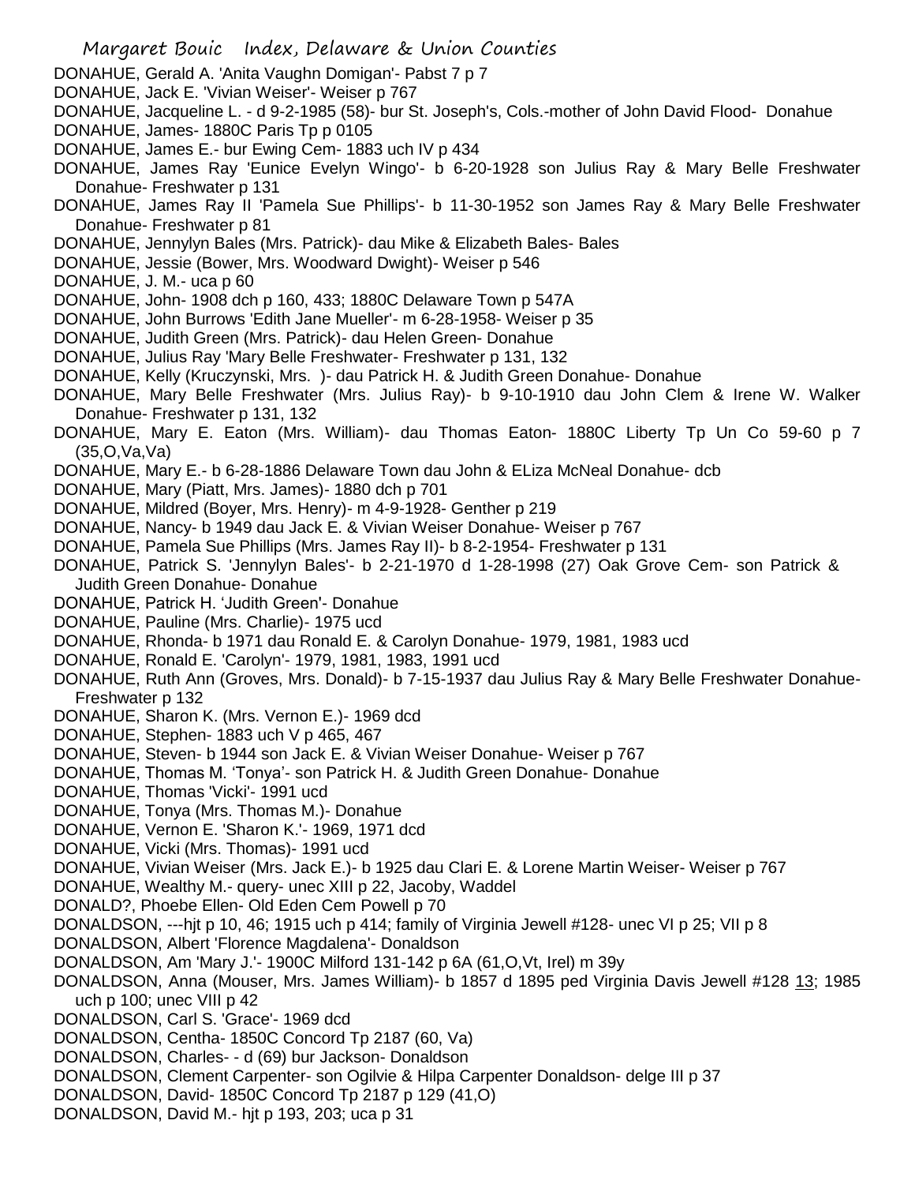DONAHUE, Gerald A. 'Anita Vaughn Domigan'- Pabst 7 p 7

DONAHUE, Jack E. 'Vivian Weiser'- Weiser p 767

DONAHUE, Jacqueline L. - d 9-2-1985 (58)- bur St. Joseph's, Cols.-mother of John David Flood- Donahue

DONAHUE, James- 1880C Paris Tp p 0105

DONAHUE, James E.- bur Ewing Cem- 1883 uch IV p 434

DONAHUE, James Ray 'Eunice Evelyn Wingo'- b 6-20-1928 son Julius Ray & Mary Belle Freshwater Donahue- Freshwater p 131

DONAHUE, James Ray II 'Pamela Sue Phillips'- b 11-30-1952 son James Ray & Mary Belle Freshwater Donahue- Freshwater p 81

DONAHUE, Jennylyn Bales (Mrs. Patrick)- dau Mike & Elizabeth Bales- Bales

DONAHUE, Jessie (Bower, Mrs. Woodward Dwight)- Weiser p 546

DONAHUE, J. M.- uca p 60

DONAHUE, John- 1908 dch p 160, 433; 1880C Delaware Town p 547A

DONAHUE, John Burrows 'Edith Jane Mueller'- m 6-28-1958- Weiser p 35

DONAHUE, Judith Green (Mrs. Patrick)- dau Helen Green- Donahue

DONAHUE, Julius Ray 'Mary Belle Freshwater- Freshwater p 131, 132

DONAHUE, Kelly (Kruczynski, Mrs. )- dau Patrick H. & Judith Green Donahue- Donahue

DONAHUE, Mary Belle Freshwater (Mrs. Julius Ray)- b 9-10-1910 dau John Clem & Irene W. Walker Donahue- Freshwater p 131, 132

DONAHUE, Mary E. Eaton (Mrs. William)- dau Thomas Eaton- 1880C Liberty Tp Un Co 59-60 p 7 (35,O,Va,Va)

DONAHUE, Mary E.- b 6-28-1886 Delaware Town dau John & ELiza McNeal Donahue- dcb

DONAHUE, Mary (Piatt, Mrs. James)- 1880 dch p 701

DONAHUE, Mildred (Boyer, Mrs. Henry)- m 4-9-1928- Genther p 219

DONAHUE, Nancy- b 1949 dau Jack E. & Vivian Weiser Donahue- Weiser p 767

DONAHUE, Pamela Sue Phillips (Mrs. James Ray II)- b 8-2-1954- Freshwater p 131

DONAHUE, Patrick S. 'Jennylyn Bales'- b 2-21-1970 d 1-28-1998 (27) Oak Grove Cem- son Patrick & Judith Green Donahue- Donahue

DONAHUE, Patrick H. 'Judith Green'- Donahue

DONAHUE, Pauline (Mrs. Charlie)- 1975 ucd

DONAHUE, Rhonda- b 1971 dau Ronald E. & Carolyn Donahue- 1979, 1981, 1983 ucd

DONAHUE, Ronald E. 'Carolyn'- 1979, 1981, 1983, 1991 ucd

DONAHUE, Ruth Ann (Groves, Mrs. Donald)- b 7-15-1937 dau Julius Ray & Mary Belle Freshwater Donahue- Freshwater p 132

DONAHUE, Sharon K. (Mrs. Vernon E.)- 1969 dcd

DONAHUE, Stephen- 1883 uch V p 465, 467

DONAHUE, Steven- b 1944 son Jack E. & Vivian Weiser Donahue- Weiser p 767

DONAHUE, Thomas M. 'Tonya'- son Patrick H. & Judith Green Donahue- Donahue

DONAHUE, Thomas 'Vicki'- 1991 ucd

DONAHUE, Tonya (Mrs. Thomas M.)- Donahue

DONAHUE, Vernon E. 'Sharon K.'- 1969, 1971 dcd

DONAHUE, Vicki (Mrs. Thomas)- 1991 ucd

DONAHUE, Vivian Weiser (Mrs. Jack E.)- b 1925 dau Clari E. & Lorene Martin Weiser- Weiser p 767

DONAHUE, Wealthy M.- query- unec XIII p 22, Jacoby, Waddel

DONALD?, Phoebe Ellen- Old Eden Cem Powell p 70

DONALDSON, ---hjt p 10, 46; 1915 uch p 414; family of Virginia Jewell #128- unec VI p 25; VII p 8

DONALDSON, Albert 'Florence Magdalena'- Donaldson

DONALDSON, Am 'Mary J.'- 1900C Milford 131-142 p 6A (61,O,Vt, Irel) m 39y

DONALDSON, Anna (Mouser, Mrs. James William)- b 1857 d 1895 ped Virginia Davis Jewell #128 13; 1985 uch p 100; unec VIII p 42

DONALDSON, Carl S. 'Grace'- 1969 dcd

DONALDSON, Centha- 1850C Concord Tp 2187 (60, Va)

DONALDSON, Charles- - d (69) bur Jackson- Donaldson

DONALDSON, Clement Carpenter- son Ogilvie & Hilpa Carpenter Donaldson- delge III p 37

DONALDSON, David- 1850C Concord Tp 2187 p 129 (41,O)

DONALDSON, David M.- hjt p 193, 203; uca p 31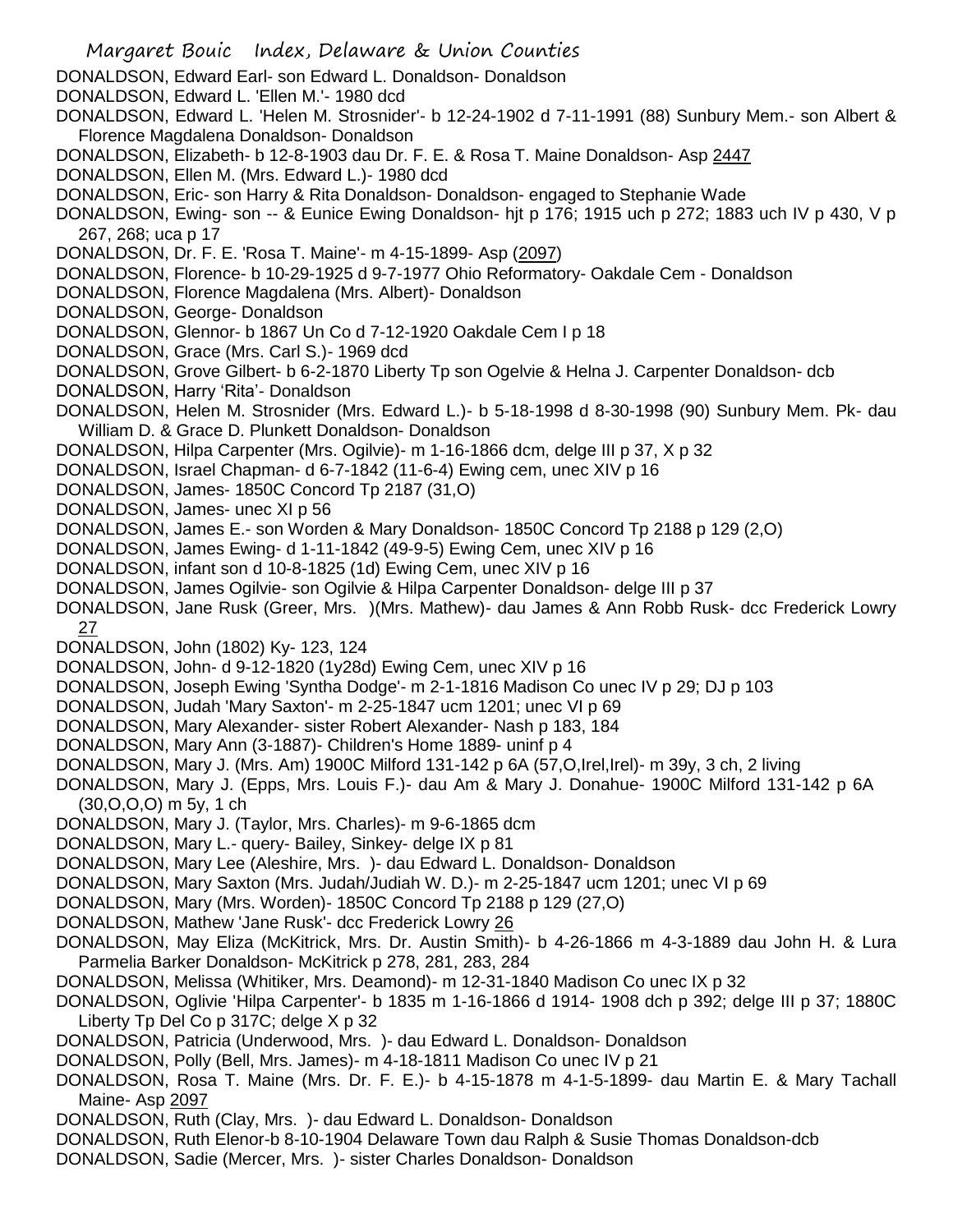DONALDSON, Edward Earl- son Edward L. Donaldson- Donaldson

DONALDSON, Edward L. 'Ellen M.'- 1980 dcd

DONALDSON, Edward L. 'Helen M. Strosnider'- b 12-24-1902 d 7-11-1991 (88) Sunbury Mem.- son Albert & Florence Magdalena Donaldson- Donaldson

DONALDSON, Elizabeth- b 12-8-1903 dau Dr. F. E. & Rosa T. Maine Donaldson- Asp 2447

DONALDSON, Ellen M. (Mrs. Edward L.)- 1980 dcd

DONALDSON, Eric- son Harry & Rita Donaldson- Donaldson- engaged to Stephanie Wade

DONALDSON, Ewing- son -- & Eunice Ewing Donaldson- hjt p 176; 1915 uch p 272; 1883 uch IV p 430, V p 267, 268; uca p 17

DONALDSON, Dr. F. E. 'Rosa T. Maine'- m 4-15-1899- Asp (2097)

DONALDSON, Florence- b 10-29-1925 d 9-7-1977 Ohio Reformatory- Oakdale Cem - Donaldson

DONALDSON, Florence Magdalena (Mrs. Albert)- Donaldson

DONALDSON, George- Donaldson

DONALDSON, Glennor- b 1867 Un Co d 7-12-1920 Oakdale Cem I p 18

DONALDSON, Grace (Mrs. Carl S.)- 1969 dcd

DONALDSON, Grove Gilbert- b 6-2-1870 Liberty Tp son Ogelvie & Helna J. Carpenter Donaldson- dcb

DONALDSON, Harry 'Rita'- Donaldson

DONALDSON, Helen M. Strosnider (Mrs. Edward L.)- b 5-18-1998 d 8-30-1998 (90) Sunbury Mem. Pk- dau William D. & Grace D. Plunkett Donaldson- Donaldson

DONALDSON, Hilpa Carpenter (Mrs. Ogilvie)- m 1-16-1866 dcm, delge III p 37, X p 32

DONALDSON, Israel Chapman- d 6-7-1842 (11-6-4) Ewing cem, unec XIV p 16

DONALDSON, James- 1850C Concord Tp 2187 (31,O)

DONALDSON, James- unec XI p 56

DONALDSON, James E.- son Worden & Mary Donaldson- 1850C Concord Tp 2188 p 129 (2,O)

DONALDSON, James Ewing- d 1-11-1842 (49-9-5) Ewing Cem, unec XIV p 16

DONALDSON, infant son d 10-8-1825 (1d) Ewing Cem, unec XIV p 16

DONALDSON, James Ogilvie- son Ogilvie & Hilpa Carpenter Donaldson- delge III p 37

DONALDSON, Jane Rusk (Greer, Mrs. )(Mrs. Mathew)- dau James & Ann Robb Rusk- dcc Frederick Lowry 27

DONALDSON, John (1802) Ky- 123, 124

DONALDSON, John- d 9-12-1820 (1y28d) Ewing Cem, unec XIV p 16

DONALDSON, Joseph Ewing 'Syntha Dodge'- m 2-1-1816 Madison Co unec IV p 29; DJ p 103

DONALDSON, Judah 'Mary Saxton'- m 2-25-1847 ucm 1201; unec VI p 69

DONALDSON, Mary Alexander- sister Robert Alexander- Nash p 183, 184

DONALDSON, Mary Ann (3-1887)- Children's Home 1889- uninf p 4

DONALDSON, Mary J. (Mrs. Am) 1900C Milford 131-142 p 6A (57,O,Irel,Irel)- m 39y, 3 ch, 2 living

DONALDSON, Mary J. (Epps, Mrs. Louis F.)- dau Am & Mary J. Donahue- 1900C Milford 131-142 p 6A (30,O,O,O) m 5y, 1 ch

DONALDSON, Mary J. (Taylor, Mrs. Charles)- m 9-6-1865 dcm

DONALDSON, Mary L.- query- Bailey, Sinkey- delge IX p 81

DONALDSON, Mary Lee (Aleshire, Mrs. )- dau Edward L. Donaldson- Donaldson

DONALDSON, Mary Saxton (Mrs. Judah/Judiah W. D.)- m 2-25-1847 ucm 1201; unec VI p 69

DONALDSON, Mary (Mrs. Worden)- 1850C Concord Tp 2188 p 129 (27,O)

DONALDSON, Mathew 'Jane Rusk'- dcc Frederick Lowry 26

DONALDSON, May Eliza (McKitrick, Mrs. Dr. Austin Smith)- b 4-26-1866 m 4-3-1889 dau John H. & Lura Parmelia Barker Donaldson- McKitrick p 278, 281, 283, 284

DONALDSON, Melissa (Whitiker, Mrs. Deamond)- m 12-31-1840 Madison Co unec IX p 32

DONALDSON, Oglivie 'Hilpa Carpenter'- b 1835 m 1-16-1866 d 1914- 1908 dch p 392; delge III p 37; 1880C Liberty Tp Del Co p 317C; delge X p 32

DONALDSON, Patricia (Underwood, Mrs. )- dau Edward L. Donaldson- Donaldson

DONALDSON, Polly (Bell, Mrs. James)- m 4-18-1811 Madison Co unec IV p 21

DONALDSON, Rosa T. Maine (Mrs. Dr. F. E.)- b 4-15-1878 m 4-1-5-1899- dau Martin E. & Mary Tachall Maine- Asp 2097

DONALDSON, Ruth (Clay, Mrs. )- dau Edward L. Donaldson- Donaldson

DONALDSON, Ruth Elenor-b 8-10-1904 Delaware Town dau Ralph & Susie Thomas Donaldson-dcb

DONALDSON, Sadie (Mercer, Mrs. )- sister Charles Donaldson- Donaldson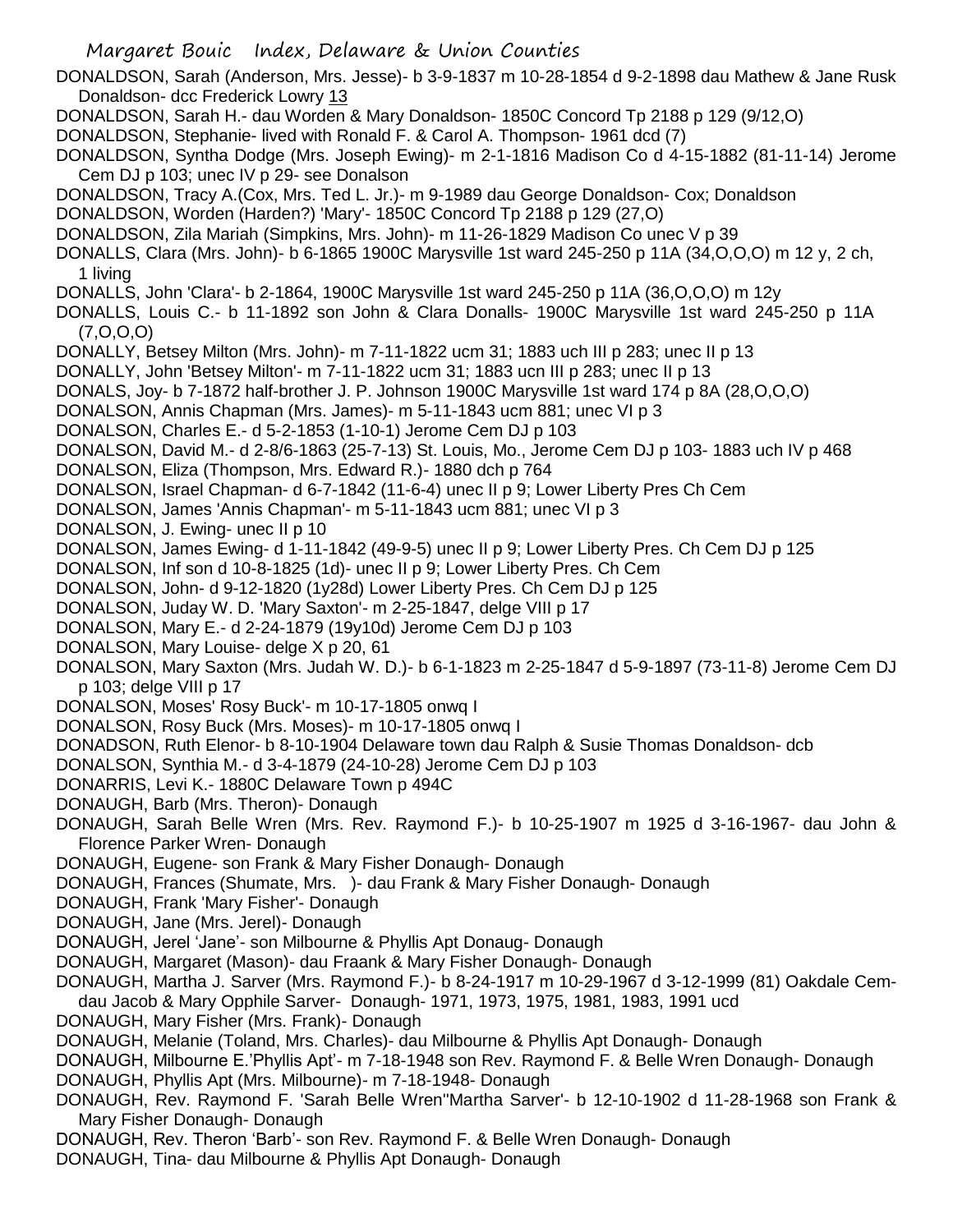DONALDSON, Sarah (Anderson, Mrs. Jesse)- b 3-9-1837 m 10-28-1854 d 9-2-1898 dau Mathew & Jane Rusk Donaldson- dcc Frederick Lowry 13

DONALDSON, Sarah H.- dau Worden & Mary Donaldson- 1850C Concord Tp 2188 p 129 (9/12,O)

DONALDSON, Stephanie- lived with Ronald F. & Carol A. Thompson- 1961 dcd (7)

DONALDSON, Syntha Dodge (Mrs. Joseph Ewing)- m 2-1-1816 Madison Co d 4-15-1882 (81-11-14) Jerome Cem DJ p 103; unec IV p 29- see Donalson

DONALDSON, Tracy A.(Cox, Mrs. Ted L. Jr.)- m 9-1989 dau George Donaldson- Cox; Donaldson

DONALDSON, Worden (Harden?) 'Mary'- 1850C Concord Tp 2188 p 129 (27,O)

DONALDSON, Zila Mariah (Simpkins, Mrs. John)- m 11-26-1829 Madison Co unec V p 39

DONALLS, Clara (Mrs. John)- b 6-1865 1900C Marysville 1st ward 245-250 p 11A (34,O,O,O) m 12 y, 2 ch, 1 living

DONALLS, John 'Clara'- b 2-1864, 1900C Marysville 1st ward 245-250 p 11A (36,O,O,O) m 12y

DONALLS, Louis C.- b 11-1892 son John & Clara Donalls- 1900C Marysville 1st ward 245-250 p 11A (7,O,O,O)

DONALLY, Betsey Milton (Mrs. John)- m 7-11-1822 ucm 31; 1883 uch III p 283; unec II p 13

DONALLY, John 'Betsey Milton'- m 7-11-1822 ucm 31; 1883 ucn III p 283; unec II p 13

DONALS, Joy- b 7-1872 half-brother J. P. Johnson 1900C Marysville 1st ward 174 p 8A (28,O,O,O)

DONALSON, Annis Chapman (Mrs. James)- m 5-11-1843 ucm 881; unec VI p 3

DONALSON, Charles E.- d 5-2-1853 (1-10-1) Jerome Cem DJ p 103

DONALSON, David M.- d 2-8/6-1863 (25-7-13) St. Louis, Mo., Jerome Cem DJ p 103- 1883 uch IV p 468

DONALSON, Eliza (Thompson, Mrs. Edward R.)- 1880 dch p 764

DONALSON, Israel Chapman- d 6-7-1842 (11-6-4) unec II p 9; Lower Liberty Pres Ch Cem

DONALSON, James 'Annis Chapman'- m 5-11-1843 ucm 881; unec VI p 3

DONALSON, J. Ewing- unec II p 10

DONALSON, James Ewing- d 1-11-1842 (49-9-5) unec II p 9; Lower Liberty Pres. Ch Cem DJ p 125

DONALSON, Inf son d 10-8-1825 (1d)- unec II p 9; Lower Liberty Pres. Ch Cem

DONALSON, John- d 9-12-1820 (1y28d) Lower Liberty Pres. Ch Cem DJ p 125

DONALSON, Juday W. D. 'Mary Saxton'- m 2-25-1847, delge VIII p 17

DONALSON, Mary E.- d 2-24-1879 (19y10d) Jerome Cem DJ p 103

DONALSON, Mary Louise- delge X p 20, 61

DONALSON, Mary Saxton (Mrs. Judah W. D.)- b 6-1-1823 m 2-25-1847 d 5-9-1897 (73-11-8) Jerome Cem DJ p 103; delge VIII p 17

DONALSON, Moses' Rosy Buck'- m 10-17-1805 onwq I

DONALSON, Rosy Buck (Mrs. Moses)- m 10-17-1805 onwq I

DONADSON, Ruth Elenor- b 8-10-1904 Delaware town dau Ralph & Susie Thomas Donaldson- dcb

DONALSON, Synthia M.- d 3-4-1879 (24-10-28) Jerome Cem DJ p 103

DONARRIS, Levi K.- 1880C Delaware Town p 494C

DONAUGH, Barb (Mrs. Theron)- Donaugh

DONAUGH, Sarah Belle Wren (Mrs. Rev. Raymond F.)- b 10-25-1907 m 1925 d 3-16-1967- dau John & Florence Parker Wren- Donaugh

DONAUGH, Eugene- son Frank & Mary Fisher Donaugh- Donaugh

DONAUGH, Frances (Shumate, Mrs. )- dau Frank & Mary Fisher Donaugh- Donaugh

DONAUGH, Frank 'Mary Fisher'- Donaugh

DONAUGH, Jane (Mrs. Jerel)- Donaugh

DONAUGH, Jerel 'Jane'- son Milbourne & Phyllis Apt Donaug- Donaugh

DONAUGH, Margaret (Mason)- dau Fraank & Mary Fisher Donaugh- Donaugh

DONAUGH, Martha J. Sarver (Mrs. Raymond F.)- b 8-24-1917 m 10-29-1967 d 3-12-1999 (81) Oakdale Cem- dau Jacob & Mary Opphile Sarver- Donaugh- 1971, 1973, 1975, 1981, 1983, 1991 ucd

DONAUGH, Mary Fisher (Mrs. Frank)- Donaugh

DONAUGH, Melanie (Toland, Mrs. Charles)- dau Milbourne & Phyllis Apt Donaugh- Donaugh

DONAUGH, Milbourne E.'Phyllis Apt'- m 7-18-1948 son Rev. Raymond F. & Belle Wren Donaugh- Donaugh

DONAUGH, Phyllis Apt (Mrs. Milbourne)- m 7-18-1948- Donaugh

DONAUGH, Rev. Raymond F. 'Sarah Belle Wren''Martha Sarver'- b 12-10-1902 d 11-28-1968 son Frank & Mary Fisher Donaugh- Donaugh

DONAUGH, Rev. Theron 'Barb'- son Rev. Raymond F. & Belle Wren Donaugh- Donaugh

DONAUGH, Tina- dau Milbourne & Phyllis Apt Donaugh- Donaugh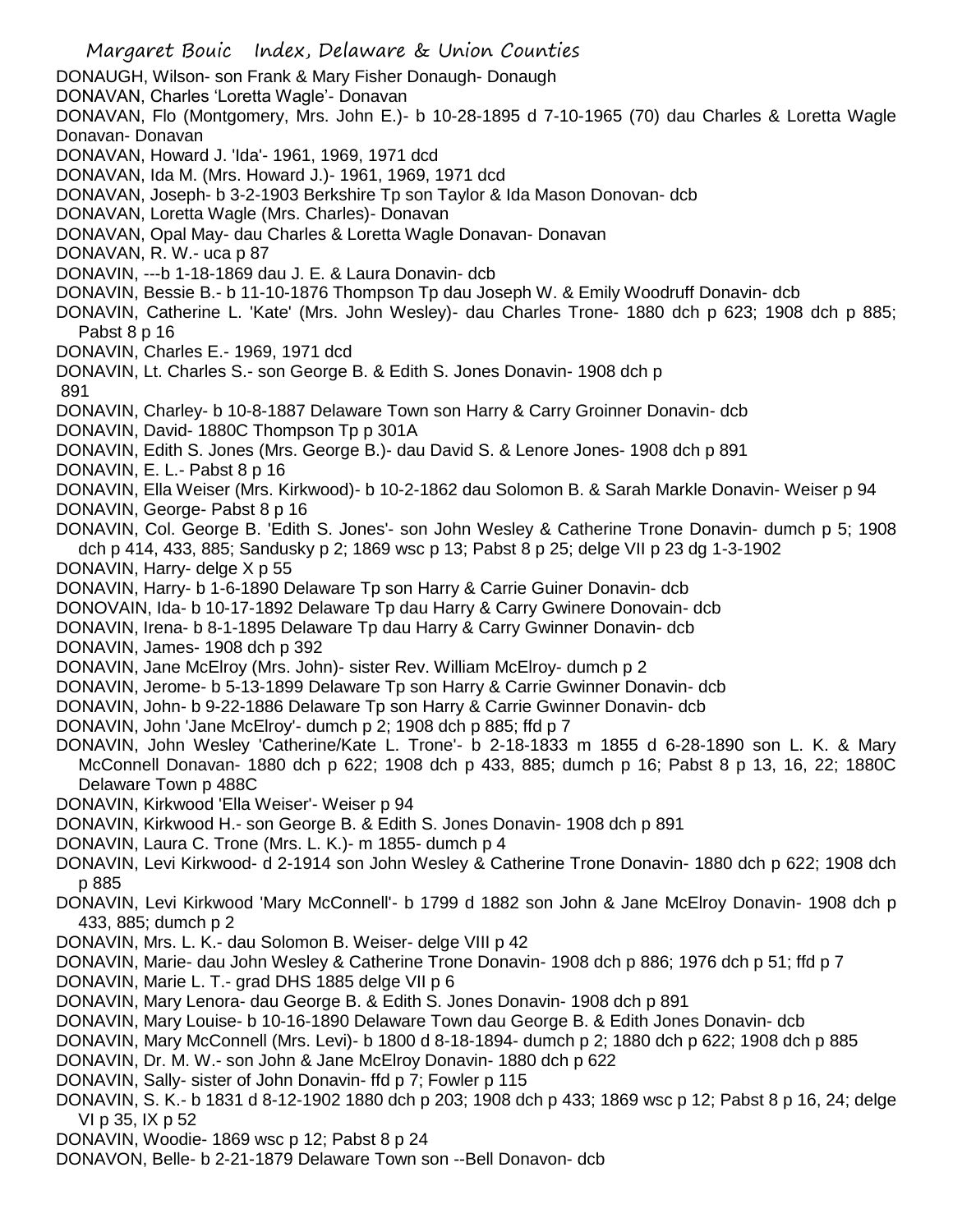DONAUGH, Wilson- son Frank & Mary Fisher Donaugh- Donaugh
DONAVAN, Charles 'Loretta Wagle'- Donavan
DONAVAN, Flo (Montgomery, Mrs. John E.)- b 10-28-1895 d 7-10-1965 (70) dau Charles & Loretta Wagle Donavan- Donavan
DONAVAN, Howard J. 'Ida'- 1961, 1969, 1971 dcd
DONAVAN, Ida M. (Mrs. Howard J.)- 1961, 1969, 1971 dcd
DONAVAN, Joseph- b 3-2-1903 Berkshire Tp son Taylor & Ida Mason Donovan- dcb
DONAVAN, Loretta Wagle (Mrs. Charles)- Donavan
DONAVAN, Opal May- dau Charles & Loretta Wagle Donavan- Donavan
DONAVAN, R. W.- uca p 87
DONAVIN, ---b 1-18-1869 dau J. E. & Laura Donavin- dcb
DONAVIN, Bessie B.- b 11-10-1876 Thompson Tp dau Joseph W. & Emily Woodruff Donavin- dcb
DONAVIN, Catherine L. 'Kate' (Mrs. John Wesley)- dau Charles Trone- 1880 dch p 623; 1908 dch p 885; Pabst 8 p 16
DONAVIN, Charles E.- 1969, 1971 dcd
DONAVIN, Lt. Charles S.- son George B. & Edith S. Jones Donavin- 1908 dch p 891
DONAVIN, Charley- b 10-8-1887 Delaware Town son Harry & Carry Groinner Donavin- dcb
DONAVIN, David- 1880C Thompson Tp p 301A
DONAVIN, Edith S. Jones (Mrs. George B.)- dau David S. & Lenore Jones- 1908 dch p 891
DONAVIN, E. L.- Pabst 8 p 16
DONAVIN, Ella Weiser (Mrs. Kirkwood)- b 10-2-1862 dau Solomon B. & Sarah Markle Donavin- Weiser p 94
DONAVIN, George- Pabst 8 p 16
DONAVIN, Col. George B. 'Edith S. Jones'- son John Wesley & Catherine Trone Donavin- dumch p 5; 1908 dch p 414, 433, 885; Sandusky p 2; 1869 wsc p 13; Pabst 8 p 25; delge VII p 23 dg 1-3-1902
DONAVIN, Harry- delge X p 55
DONAVIN, Harry- b 1-6-1890 Delaware Tp son Harry & Carrie Guiner Donavin- dcb
DONOVAIN, Ida- b 10-17-1892 Delaware Tp dau Harry & Carry Gwinere Donovain- dcb
DONAVIN, Irena- b 8-1-1895 Delaware Tp dau Harry & Carry Gwinner Donavin- dcb
DONAVIN, James- 1908 dch p 392
DONAVIN, Jane McElroy (Mrs. John)- sister Rev. William McElroy- dumch p 2
DONAVIN, Jerome- b 5-13-1899 Delaware Tp son Harry & Carrie Gwinner Donavin- dcb
DONAVIN, John- b 9-22-1886 Delaware Tp son Harry & Carrie Gwinner Donavin- dcb
DONAVIN, John 'Jane McElroy'- dumch p 2; 1908 dch p 885; ffd p 7
DONAVIN, John Wesley 'Catherine/Kate L. Trone'- b 2-18-1833 m 1855 d 6-28-1890 son L. K. & Mary McConnell Donavan- 1880 dch p 622; 1908 dch p 433, 885; dumch p 16; Pabst 8 p 13, 16, 22; 1880C Delaware Town p 488C
DONAVIN, Kirkwood 'Ella Weiser'- Weiser p 94
DONAVIN, Kirkwood H.- son George B. & Edith S. Jones Donavin- 1908 dch p 891
DONAVIN, Laura C. Trone (Mrs. L. K.)- m 1855- dumch p 4
DONAVIN, Levi Kirkwood- d 2-1914 son John Wesley & Catherine Trone Donavin- 1880 dch p 622; 1908 dch p 885
DONAVIN, Levi Kirkwood 'Mary McConnell'- b 1799 d 1882 son John & Jane McElroy Donavin- 1908 dch p 433, 885; dumch p 2
DONAVIN, Mrs. L. K.- dau Solomon B. Weiser- delge VIII p 42
DONAVIN, Marie- dau John Wesley & Catherine Trone Donavin- 1908 dch p 886; 1976 dch p 51; ffd p 7
DONAVIN, Marie L. T.- grad DHS 1885 delge VII p 6
DONAVIN, Mary Lenora- dau George B. & Edith S. Jones Donavin- 1908 dch p 891
DONAVIN, Mary Louise- b 10-16-1890 Delaware Town dau George B. & Edith Jones Donavin- dcb
DONAVIN, Mary McConnell (Mrs. Levi)- b 1800 d 8-18-1894- dumch p 2; 1880 dch p 622; 1908 dch p 885
DONAVIN, Dr. M. W.- son John & Jane McElroy Donavin- 1880 dch p 622
DONAVIN, Sally- sister of John Donavin- ffd p 7; Fowler p 115
DONAVIN, S. K.- b 1831 d 8-12-1902 1880 dch p 203; 1908 dch p 433; 1869 wsc p 12; Pabst 8 p 16, 24; delge VI p 35, IX p 52
DONAVIN, Woodie- 1869 wsc p 12; Pabst 8 p 24
DONAVON, Belle- b 2-21-1879 Delaware Town son --Bell Donavon- dcb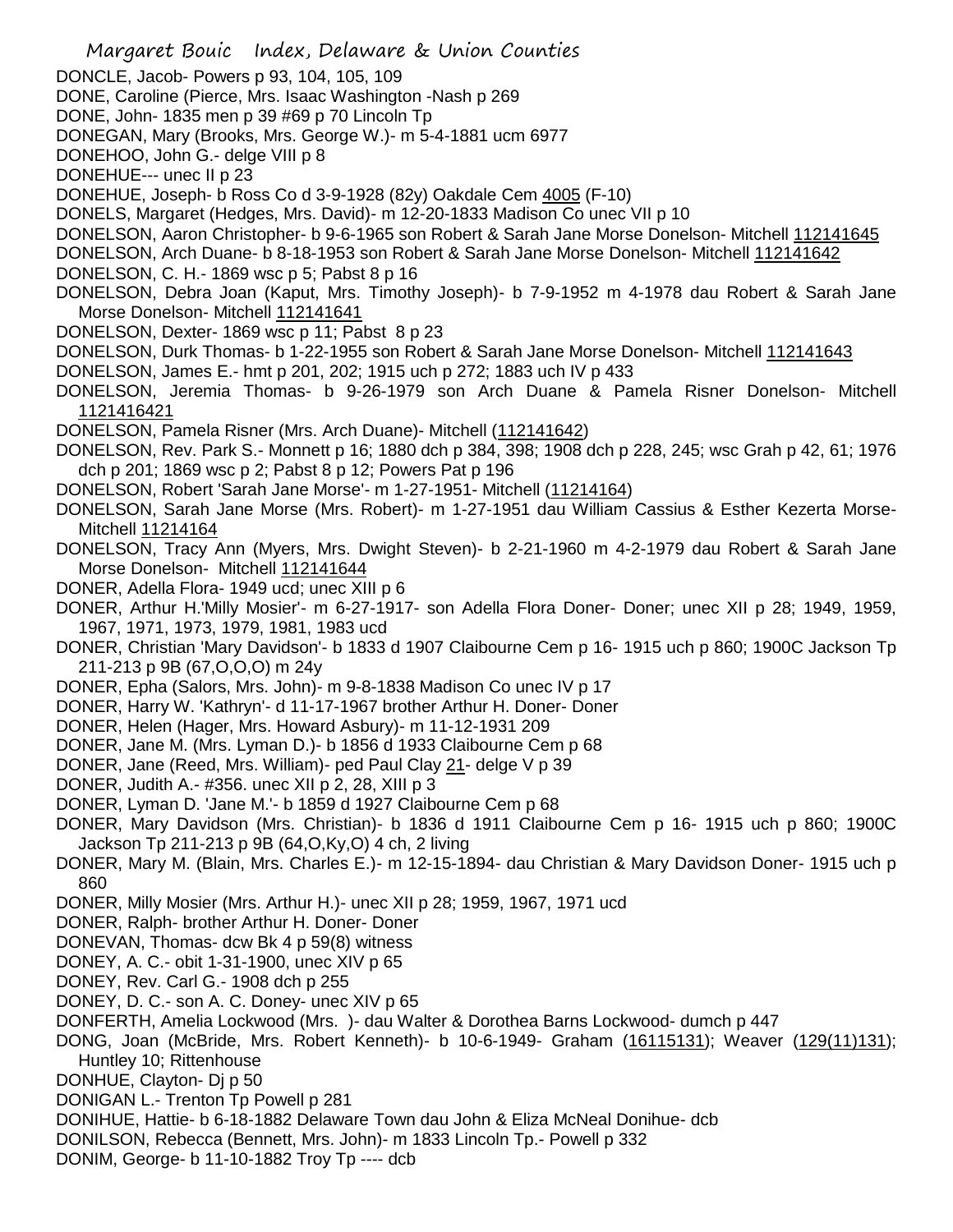DONCLE, Jacob- Powers p 93, 104, 105, 109
DONE, Caroline (Pierce, Mrs. Isaac Washington -Nash p 269
DONE, John- 1835 men p 39 #69 p 70 Lincoln Tp
DONEGAN, Mary (Brooks, Mrs. George W.)- m 5-4-1881 ucm 6977
DONEHOO, John G.- delge VIII p 8
DONEHUE--- unec II p 23
DONEHUE, Joseph- b Ross Co d 3-9-1928 (82y) Oakdale Cem 4005 (F-10)
DONELS, Margaret (Hedges, Mrs. David)- m 12-20-1833 Madison Co unec VII p 10
DONELSON, Aaron Christopher- b 9-6-1965 son Robert & Sarah Jane Morse Donelson- Mitchell 112141645
DONELSON, Arch Duane- b 8-18-1953 son Robert & Sarah Jane Morse Donelson- Mitchell 112141642
DONELSON, C. H.- 1869 wsc p 5; Pabst 8 p 16
DONELSON, Debra Joan (Kaput, Mrs. Timothy Joseph)- b 7-9-1952 m 4-1978 dau Robert & Sarah Jane Morse Donelson- Mitchell 112141641
DONELSON, Dexter- 1869 wsc p 11; Pabst 8 p 23
DONELSON, Durk Thomas- b 1-22-1955 son Robert & Sarah Jane Morse Donelson- Mitchell 112141643
DONELSON, James E.- hmt p 201, 202; 1915 uch p 272; 1883 uch IV p 433
DONELSON, Jeremia Thomas- b 9-26-1979 son Arch Duane & Pamela Risner Donelson- Mitchell 1121416421
DONELSON, Pamela Risner (Mrs. Arch Duane)- Mitchell (112141642)
DONELSON, Rev. Park S.- Monnett p 16; 1880 dch p 384, 398; 1908 dch p 228, 245; wsc Grah p 42, 61; 1976 dch p 201; 1869 wsc p 2; Pabst 8 p 12; Powers Pat p 196
DONELSON, Robert 'Sarah Jane Morse'- m 1-27-1951- Mitchell (11214164)
DONELSON, Sarah Jane Morse (Mrs. Robert)- m 1-27-1951 dau William Cassius & Esther Kezerta Morse- Mitchell 11214164
DONELSON, Tracy Ann (Myers, Mrs. Dwight Steven)- b 2-21-1960 m 4-2-1979 dau Robert & Sarah Jane Morse Donelson- Mitchell 112141644
DONER, Adella Flora- 1949 ucd; unec XIII p 6
DONER, Arthur H.'Milly Mosier'- m 6-27-1917- son Adella Flora Doner- Doner; unec XII p 28; 1949, 1959, 1967, 1971, 1973, 1979, 1981, 1983 ucd
DONER, Christian 'Mary Davidson'- b 1833 d 1907 Claibourne Cem p 16- 1915 uch p 860; 1900C Jackson Tp 211-213 p 9B (67,O,O,O) m 24y
DONER, Epha (Salors, Mrs. John)- m 9-8-1838 Madison Co unec IV p 17
DONER, Harry W. 'Kathryn'- d 11-17-1967 brother Arthur H. Doner- Doner
DONER, Helen (Hager, Mrs. Howard Asbury)- m 11-12-1931 209
DONER, Jane M. (Mrs. Lyman D.)- b 1856 d 1933 Claibourne Cem p 68
DONER, Jane (Reed, Mrs. William)- ped Paul Clay 21- delge V p 39
DONER, Judith A.- #356. unec XII p 2, 28, XIII p 3
DONER, Lyman D. 'Jane M.'- b 1859 d 1927 Claibourne Cem p 68
DONER, Mary Davidson (Mrs. Christian)- b 1836 d 1911 Claibourne Cem p 16- 1915 uch p 860; 1900C Jackson Tp 211-213 p 9B (64,O,Ky,O) 4 ch, 2 living
DONER, Mary M. (Blain, Mrs. Charles E.)- m 12-15-1894- dau Christian & Mary Davidson Doner- 1915 uch p 860
DONER, Milly Mosier (Mrs. Arthur H.)- unec XII p 28; 1959, 1967, 1971 ucd
DONER, Ralph- brother Arthur H. Doner- Doner
DONEVAN, Thomas- dcw Bk 4 p 59(8) witness
DONEY, A. C.- obit 1-31-1900, unec XIV p 65
DONEY, Rev. Carl G.- 1908 dch p 255
DONEY, D. C.- son A. C. Doney- unec XIV p 65
DONFERTH, Amelia Lockwood (Mrs. )- dau Walter & Dorothea Barns Lockwood- dumch p 447
DONG, Joan (McBride, Mrs. Robert Kenneth)- b 10-6-1949- Graham (16115131); Weaver (129(11)131); Huntley 10; Rittenhouse
DONHUE, Clayton- Dj p 50
DONIGAN L.- Trenton Tp Powell p 281
DONIHUE, Hattie- b 6-18-1882 Delaware Town dau John & Eliza McNeal Donihue- dcb
DONILSON, Rebecca (Bennett, Mrs. John)- m 1833 Lincoln Tp.- Powell p 332
DONIM, George- b 11-10-1882 Troy Tp ---- dcb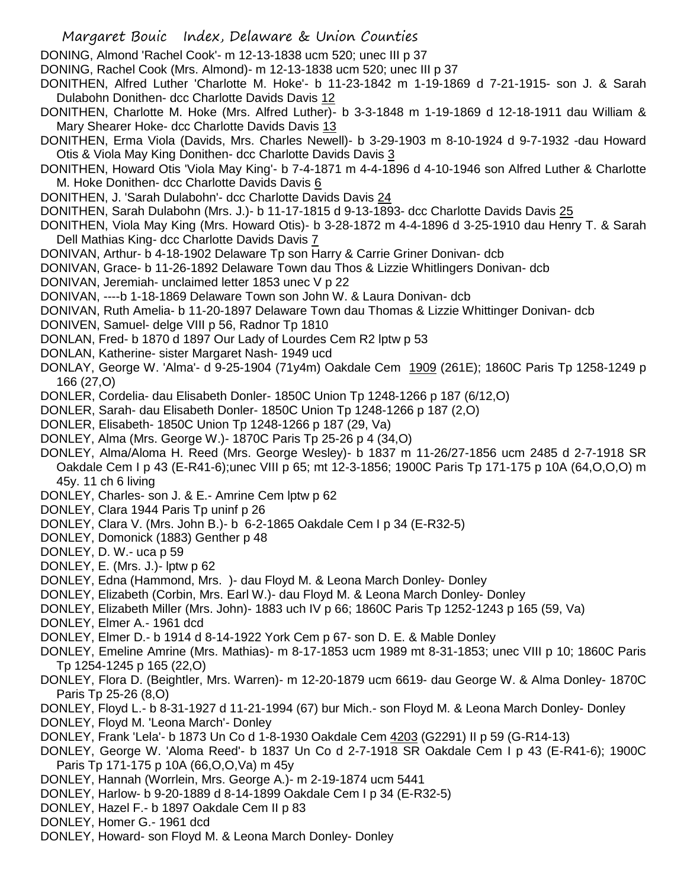DONING, Almond 'Rachel Cook'- m 12-13-1838 ucm 520; unec III p 37

DONING, Rachel Cook (Mrs. Almond)- m 12-13-1838 ucm 520; unec III p 37

DONITHEN, Alfred Luther 'Charlotte M. Hoke'- b 11-23-1842 m 1-19-1869 d 7-21-1915- son J. & Sarah Dulabohn Donithen- dcc Charlotte Davids Davis 12

DONITHEN, Charlotte M. Hoke (Mrs. Alfred Luther)- b 3-3-1848 m 1-19-1869 d 12-18-1911 dau William & Mary Shearer Hoke- dcc Charlotte Davids Davis 13

DONITHEN, Erma Viola (Davids, Mrs. Charles Newell)- b 3-29-1903 m 8-10-1924 d 9-7-1932 -dau Howard Otis & Viola May King Donithen- dcc Charlotte Davids Davis 3

DONITHEN, Howard Otis 'Viola May King'- b 7-4-1871 m 4-4-1896 d 4-10-1946 son Alfred Luther & Charlotte M. Hoke Donithen- dcc Charlotte Davids Davis 6

DONITHEN, J. 'Sarah Dulabohn'- dcc Charlotte Davids Davis 24

DONITHEN, Sarah Dulabohn (Mrs. J.)- b 11-17-1815 d 9-13-1893- dcc Charlotte Davids Davis 25

DONITHEN, Viola May King (Mrs. Howard Otis)- b 3-28-1872 m 4-4-1896 d 3-25-1910 dau Henry T. & Sarah Dell Mathias King- dcc Charlotte Davids Davis 7

DONIVAN, Arthur- b 4-18-1902 Delaware Tp son Harry & Carrie Griner Donivan- dcb

DONIVAN, Grace- b 11-26-1892 Delaware Town dau Thos & Lizzie Whitlingers Donivan- dcb

DONIVAN, Jeremiah- unclaimed letter 1853 unec V p 22

DONIVAN, ----b 1-18-1869 Delaware Town son John W. & Laura Donivan- dcb

DONIVAN, Ruth Amelia- b 11-20-1897 Delaware Town dau Thomas & Lizzie Whittinger Donivan- dcb

DONIVEN, Samuel- delge VIII p 56, Radnor Tp 1810

DONLAN, Fred- b 1870 d 1897 Our Lady of Lourdes Cem R2 lptw p 53

DONLAN, Katherine- sister Margaret Nash- 1949 ucd

DONLAY, George W. 'Alma'- d 9-25-1904 (71y4m) Oakdale Cem 1909 (261E); 1860C Paris Tp 1258-1249 p 166 (27,O)

DONLER, Cordelia- dau Elisabeth Donler- 1850C Union Tp 1248-1266 p 187 (6/12,O)

DONLER, Sarah- dau Elisabeth Donler- 1850C Union Tp 1248-1266 p 187 (2,O)

DONLER, Elisabeth- 1850C Union Tp 1248-1266 p 187 (29, Va)

DONLEY, Alma (Mrs. George W.)- 1870C Paris Tp 25-26 p 4 (34,O)

DONLEY, Alma/Aloma H. Reed (Mrs. George Wesley)- b 1837 m 11-26/27-1856 ucm 2485 d 2-7-1918 SR Oakdale Cem I p 43 (E-R41-6);unec VIII p 65; mt 12-3-1856; 1900C Paris Tp 171-175 p 10A (64,O,O,O) m 45y. 11 ch 6 living

DONLEY, Charles- son J. & E.- Amrine Cem lptw p 62

DONLEY, Clara 1944 Paris Tp uninf p 26

DONLEY, Clara V. (Mrs. John B.)- b 6-2-1865 Oakdale Cem I p 34 (E-R32-5)

DONLEY, Domonick (1883) Genther p 48

DONLEY, D. W.- uca p 59

DONLEY, E. (Mrs. J.)- lptw p 62

DONLEY, Edna (Hammond, Mrs. )- dau Floyd M. & Leona March Donley- Donley

DONLEY, Elizabeth (Corbin, Mrs. Earl W.)- dau Floyd M. & Leona March Donley- Donley

DONLEY, Elizabeth Miller (Mrs. John)- 1883 uch IV p 66; 1860C Paris Tp 1252-1243 p 165 (59, Va)

DONLEY, Elmer A.- 1961 dcd

DONLEY, Elmer D.- b 1914 d 8-14-1922 York Cem p 67- son D. E. & Mable Donley

DONLEY, Emeline Amrine (Mrs. Mathias)- m 8-17-1853 ucm 1989 mt 8-31-1853; unec VIII p 10; 1860C Paris Tp 1254-1245 p 165 (22,O)

DONLEY, Flora D. (Beightler, Mrs. Warren)- m 12-20-1879 ucm 6619- dau George W. & Alma Donley- 1870C Paris Tp 25-26 (8,O)

DONLEY, Floyd L.- b 8-31-1927 d 11-21-1994 (67) bur Mich.- son Floyd M. & Leona March Donley- Donley

DONLEY, Floyd M. 'Leona March'- Donley

DONLEY, Frank 'Lela'- b 1873 Un Co d 1-8-1930 Oakdale Cem 4203 (G2291) II p 59 (G-R14-13)

DONLEY, George W. 'Aloma Reed'- b 1837 Un Co d 2-7-1918 SR Oakdale Cem I p 43 (E-R41-6); 1900C Paris Tp 171-175 p 10A (66,O,O,Va) m 45y

DONLEY, Hannah (Worrlein, Mrs. George A.)- m 2-19-1874 ucm 5441

DONLEY, Harlow- b 9-20-1889 d 8-14-1899 Oakdale Cem I p 34 (E-R32-5)

DONLEY, Hazel F.- b 1897 Oakdale Cem II p 83

DONLEY, Homer G.- 1961 dcd

DONLEY, Howard- son Floyd M. & Leona March Donley- Donley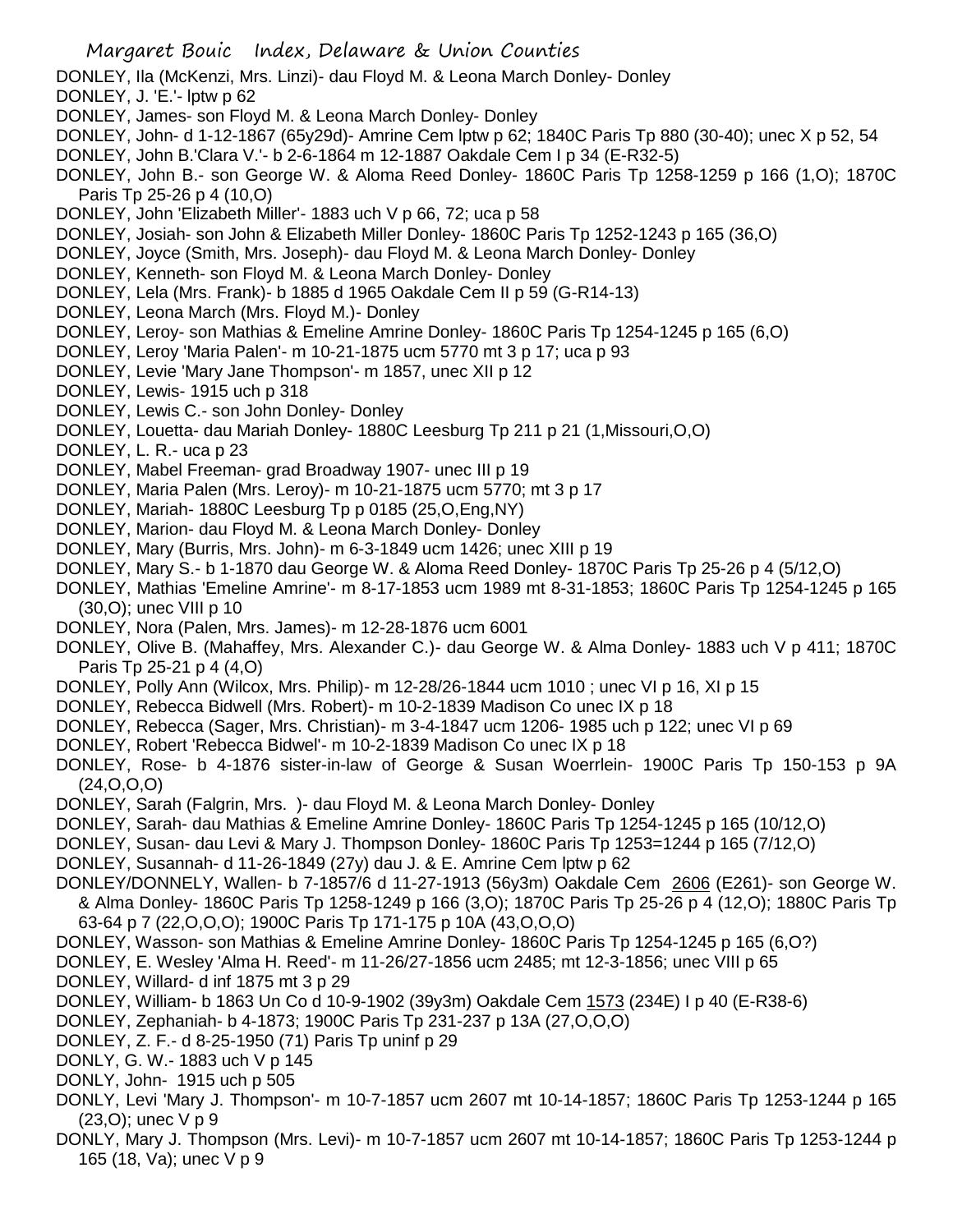DONLEY, Ila (McKenzi, Mrs. Linzi)- dau Floyd M. & Leona March Donley- Donley

DONLEY, J. 'E.'- lptw p 62

DONLEY, James- son Floyd M. & Leona March Donley- Donley

DONLEY, John- d 1-12-1867 (65y29d)- Amrine Cem lptw p 62; 1840C Paris Tp 880 (30-40); unec X p 52, 54

DONLEY, John B.'Clara V.'- b 2-6-1864 m 12-1887 Oakdale Cem I p 34 (E-R32-5)

DONLEY, John B.- son George W. & Aloma Reed Donley- 1860C Paris Tp 1258-1259 p 166 (1,O); 1870C Paris Tp 25-26 p 4 (10,O)

DONLEY, John 'Elizabeth Miller'- 1883 uch V p 66, 72; uca p 58

DONLEY, Josiah- son John & Elizabeth Miller Donley- 1860C Paris Tp 1252-1243 p 165 (36,O)

DONLEY, Joyce (Smith, Mrs. Joseph)- dau Floyd M. & Leona March Donley- Donley

DONLEY, Kenneth- son Floyd M. & Leona March Donley- Donley

DONLEY, Lela (Mrs. Frank)- b 1885 d 1965 Oakdale Cem II p 59 (G-R14-13)

DONLEY, Leona March (Mrs. Floyd M.)- Donley

DONLEY, Leroy- son Mathias & Emeline Amrine Donley- 1860C Paris Tp 1254-1245 p 165 (6,O)

DONLEY, Leroy 'Maria Palen'- m 10-21-1875 ucm 5770 mt 3 p 17; uca p 93

DONLEY, Levie 'Mary Jane Thompson'- m 1857, unec XII p 12

DONLEY, Lewis- 1915 uch p 318

DONLEY, Lewis C.- son John Donley- Donley

DONLEY, Louetta- dau Mariah Donley- 1880C Leesburg Tp 211 p 21 (1,Missouri,O,O)

DONLEY, L. R.- uca p 23

DONLEY, Mabel Freeman- grad Broadway 1907- unec III p 19

DONLEY, Maria Palen (Mrs. Leroy)- m 10-21-1875 ucm 5770; mt 3 p 17

DONLEY, Mariah- 1880C Leesburg Tp p 0185 (25,O,Eng,NY)

DONLEY, Marion- dau Floyd M. & Leona March Donley- Donley

DONLEY, Mary (Burris, Mrs. John)- m 6-3-1849 ucm 1426; unec XIII p 19

DONLEY, Mary S.- b 1-1870 dau George W. & Aloma Reed Donley- 1870C Paris Tp 25-26 p 4 (5/12,O)

DONLEY, Mathias 'Emeline Amrine'- m 8-17-1853 ucm 1989 mt 8-31-1853; 1860C Paris Tp 1254-1245 p 165 (30,O); unec VIII p 10

DONLEY, Nora (Palen, Mrs. James)- m 12-28-1876 ucm 6001

DONLEY, Olive B. (Mahaffey, Mrs. Alexander C.)- dau George W. & Alma Donley- 1883 uch V p 411; 1870C Paris Tp 25-21 p 4 (4,O)

DONLEY, Polly Ann (Wilcox, Mrs. Philip)- m 12-28/26-1844 ucm 1010 ; unec VI p 16, XI p 15

DONLEY, Rebecca Bidwell (Mrs. Robert)- m 10-2-1839 Madison Co unec IX p 18

DONLEY, Rebecca (Sager, Mrs. Christian)- m 3-4-1847 ucm 1206- 1985 uch p 122; unec VI p 69

DONLEY, Robert 'Rebecca Bidwel'- m 10-2-1839 Madison Co unec IX p 18

DONLEY, Rose- b 4-1876 sister-in-law of George & Susan Woerrlein- 1900C Paris Tp 150-153 p 9A (24,O,O,O)

DONLEY, Sarah (Falgrin, Mrs. )- dau Floyd M. & Leona March Donley- Donley

DONLEY, Sarah- dau Mathias & Emeline Amrine Donley- 1860C Paris Tp 1254-1245 p 165 (10/12,O)

DONLEY, Susan- dau Levi & Mary J. Thompson Donley- 1860C Paris Tp 1253=1244 p 165 (7/12,O)

DONLEY, Susannah- d 11-26-1849 (27y) dau J. & E. Amrine Cem lptw p 62

DONLEY/DONNELY, Wallen- b 7-1857/6 d 11-27-1913 (56y3m) Oakdale Cem 2606 (E261)- son George W. & Alma Donley- 1860C Paris Tp 1258-1249 p 166 (3,O); 1870C Paris Tp 25-26 p 4 (12,O); 1880C Paris Tp 63-64 p 7 (22,O,O,O); 1900C Paris Tp 171-175 p 10A (43,O,O,O)

DONLEY, Wasson- son Mathias & Emeline Amrine Donley- 1860C Paris Tp 1254-1245 p 165 (6,O?)

DONLEY, E. Wesley 'Alma H. Reed'- m 11-26/27-1856 ucm 2485; mt 12-3-1856; unec VIII p 65

DONLEY, Willard- d inf 1875 mt 3 p 29

DONLEY, William- b 1863 Un Co d 10-9-1902 (39y3m) Oakdale Cem 1573 (234E) I p 40 (E-R38-6)

DONLEY, Zephaniah- b 4-1873; 1900C Paris Tp 231-237 p 13A (27,O,O,O)

DONLEY, Z. F.- d 8-25-1950 (71) Paris Tp uninf p 29

DONLY, G. W.- 1883 uch V p 145

DONLY, John- 1915 uch p 505

DONLY, Levi 'Mary J. Thompson'- m 10-7-1857 ucm 2607 mt 10-14-1857; 1860C Paris Tp 1253-1244 p 165 (23,O); unec V p 9

DONLY, Mary J. Thompson (Mrs. Levi)- m 10-7-1857 ucm 2607 mt 10-14-1857; 1860C Paris Tp 1253-1244 p 165 (18, Va); unec V p 9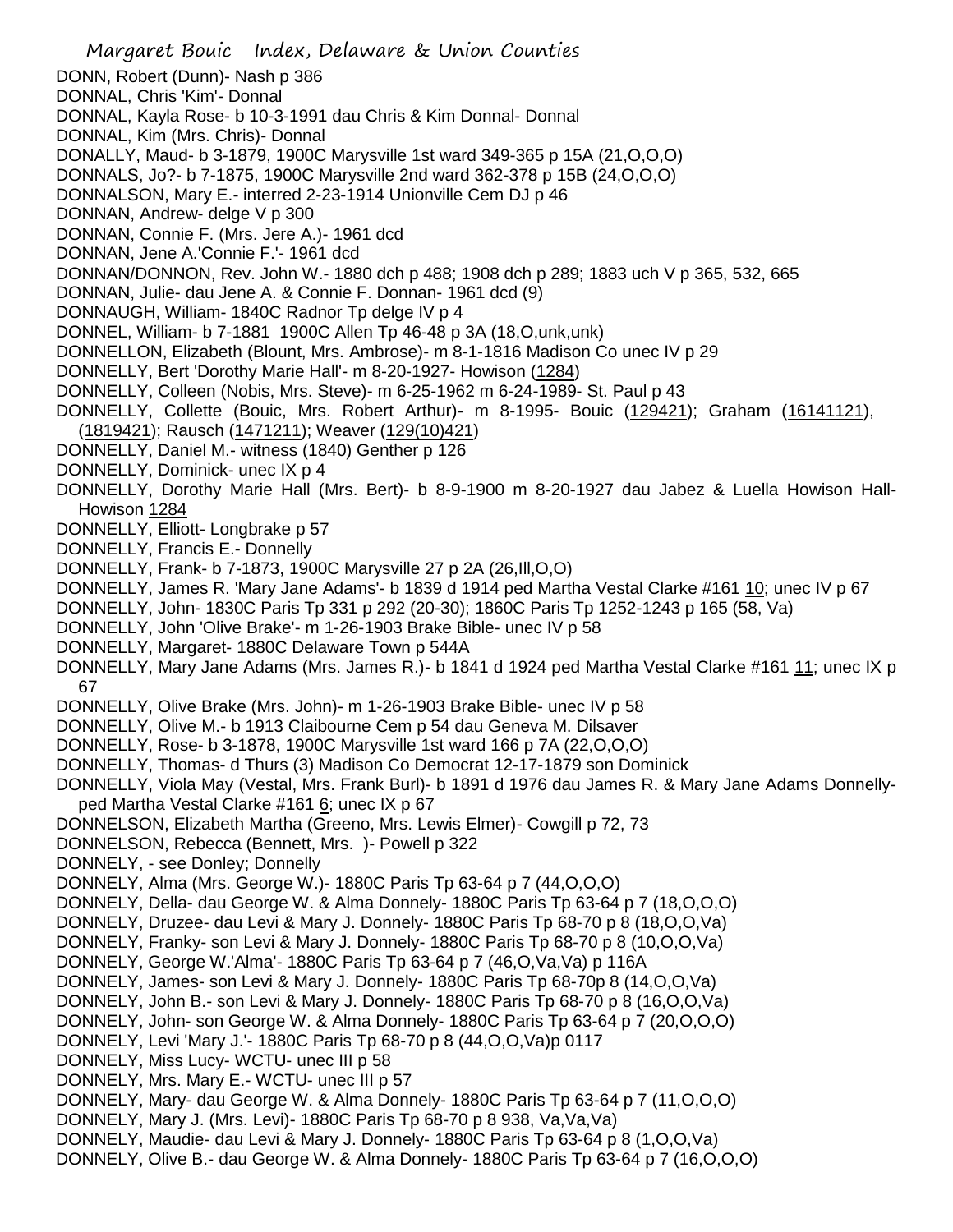DONN, Robert (Dunn)- Nash p 386
DONNAL, Chris 'Kim'- Donnal
DONNAL, Kayla Rose- b 10-3-1991 dau Chris & Kim Donnal- Donnal
DONNAL, Kim (Mrs. Chris)- Donnal
DONALLY, Maud- b 3-1879, 1900C Marysville 1st ward 349-365 p 15A (21,O,O,O)
DONNALS, Jo?- b 7-1875, 1900C Marysville 2nd ward 362-378 p 15B (24,O,O,O)
DONNALSON, Mary E.- interred 2-23-1914 Unionville Cem DJ p 46
DONNAN, Andrew- delge V p 300
DONNAN, Connie F. (Mrs. Jere A.)- 1961 dcd
DONNAN, Jene A.'Connie F.'- 1961 dcd
DONNAN/DONNON, Rev. John W.- 1880 dch p 488; 1908 dch p 289; 1883 uch V p 365, 532, 665
DONNAN, Julie- dau Jene A. & Connie F. Donnan- 1961 dcd (9)
DONNAUGH, William- 1840C Radnor Tp delge IV p 4
DONNEL, William- b 7-1881 1900C Allen Tp 46-48 p 3A (18,O,unk,unk)
DONNELLON, Elizabeth (Blount, Mrs. Ambrose)- m 8-1-1816 Madison Co unec IV p 29
DONNELLY, Bert 'Dorothy Marie Hall'- m 8-20-1927- Howison (1284)
DONNELLY, Colleen (Nobis, Mrs. Steve)- m 6-25-1962 m 6-24-1989- St. Paul p 43
DONNELLY, Collette (Bouic, Mrs. Robert Arthur)- m 8-1995- Bouic (129421); Graham (16141121), (1819421); Rausch (1471211); Weaver (129(10)421)
DONNELLY, Daniel M.- witness (1840) Genther p 126
DONNELLY, Dominick- unec IX p 4
DONNELLY, Dorothy Marie Hall (Mrs. Bert)- b 8-9-1900 m 8-20-1927 dau Jabez & Luella Howison Hall- Howison 1284
DONNELLY, Elliott- Longbrake p 57
DONNELLY, Francis E.- Donnelly
DONNELLY, Frank- b 7-1873, 1900C Marysville 27 p 2A (26,Ill,O,O)
DONNELLY, James R. 'Mary Jane Adams'- b 1839 d 1914 ped Martha Vestal Clarke #161 10; unec IV p 67
DONNELLY, John- 1830C Paris Tp 331 p 292 (20-30); 1860C Paris Tp 1252-1243 p 165 (58, Va)
DONNELLY, John 'Olive Brake'- m 1-26-1903 Brake Bible- unec IV p 58
DONNELLY, Margaret- 1880C Delaware Town p 544A
DONNELLY, Mary Jane Adams (Mrs. James R.)- b 1841 d 1924 ped Martha Vestal Clarke #161 11; unec IX p 67
DONNELLY, Olive Brake (Mrs. John)- m 1-26-1903 Brake Bible- unec IV p 58
DONNELLY, Olive M.- b 1913 Claibourne Cem p 54 dau Geneva M. Dilsaver
DONNELLY, Rose- b 3-1878, 1900C Marysville 1st ward 166 p 7A (22,O,O,O)
DONNELLY, Thomas- d Thurs (3) Madison Co Democrat 12-17-1879 son Dominick
DONNELLY, Viola May (Vestal, Mrs. Frank Burl)- b 1891 d 1976 dau James R. & Mary Jane Adams Donnelly- ped Martha Vestal Clarke #161 6; unec IX p 67
DONNELSON, Elizabeth Martha (Greeno, Mrs. Lewis Elmer)- Cowgill p 72, 73
DONNELSON, Rebecca (Bennett, Mrs. )- Powell p 322
DONNELY, - see Donley; Donnelly
DONNELY, Alma (Mrs. George W.)- 1880C Paris Tp 63-64 p 7 (44,O,O,O)
DONNELY, Della- dau George W. & Alma Donnely- 1880C Paris Tp 63-64 p 7 (18,O,O,O)
DONNELY, Druzee- dau Levi & Mary J. Donnely- 1880C Paris Tp 68-70 p 8 (18,O,O,Va)
DONNELY, Franky- son Levi & Mary J. Donnely- 1880C Paris Tp 68-70 p 8 (10,O,O,Va)
DONNELY, George W.'Alma'- 1880C Paris Tp 63-64 p 7 (46,O,Va,Va) p 116A
DONNELY, James- son Levi & Mary J. Donnely- 1880C Paris Tp 68-70p 8 (14,O,O,Va)
DONNELY, John B.- son Levi & Mary J. Donnely- 1880C Paris Tp 68-70 p 8 (16,O,O,Va)
DONNELY, John- son George W. & Alma Donnely- 1880C Paris Tp 63-64 p 7 (20,O,O,O)
DONNELY, Levi 'Mary J.'- 1880C Paris Tp 68-70 p 8 (44,O,O,Va)p 0117
DONNELY, Miss Lucy- WCTU- unec III p 58
DONNELY, Mrs. Mary E.- WCTU- unec III p 57
DONNELY, Mary- dau George W. & Alma Donnely- 1880C Paris Tp 63-64 p 7 (11,O,O,O)
DONNELY, Mary J. (Mrs. Levi)- 1880C Paris Tp 68-70 p 8 938, Va,Va,Va)
DONNELY, Maudie- dau Levi & Mary J. Donnely- 1880C Paris Tp 63-64 p 8 (1,O,O,Va)
DONNELY, Olive B.- dau George W. & Alma Donnely- 1880C Paris Tp 63-64 p 7 (16,O,O,O)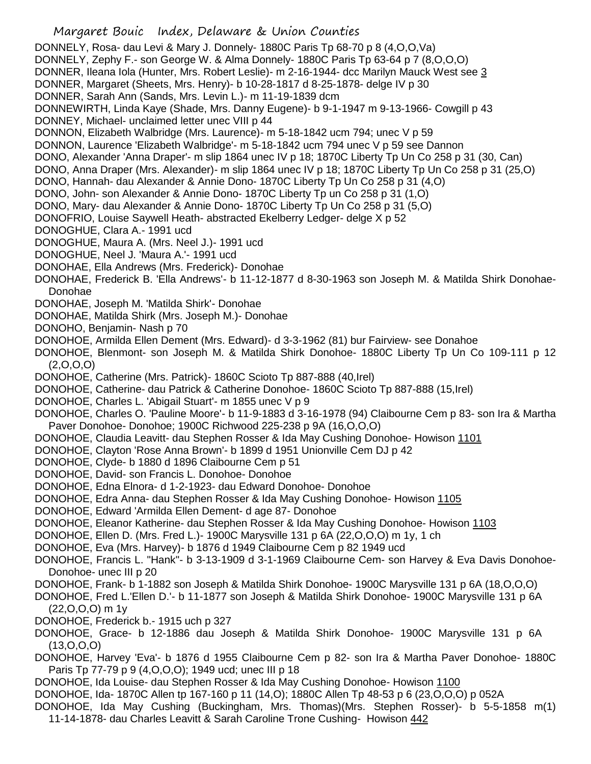DONNELY, Rosa- dau Levi & Mary J. Donnely- 1880C Paris Tp 68-70 p 8 (4,O,O,Va)

DONNELY, Zephy F.- son George W. & Alma Donnely- 1880C Paris Tp 63-64 p 7 (8,O,O,O)

DONNER, Ileana Iola (Hunter, Mrs. Robert Leslie)- m 2-16-1944- dcc Marilyn Mauck West see 3

DONNER, Margaret (Sheets, Mrs. Henry)- b 10-28-1817 d 8-25-1878- delge IV p 30

DONNER, Sarah Ann (Sands, Mrs. Levin L.)- m 11-19-1839 dcm

DONNEWIRTH, Linda Kaye (Shade, Mrs. Danny Eugene)- b 9-1-1947 m 9-13-1966- Cowgill p 43

DONNEY, Michael- unclaimed letter unec VIII p 44

DONNON, Elizabeth Walbridge (Mrs. Laurence)- m 5-18-1842 ucm 794; unec V p 59

DONNON, Laurence 'Elizabeth Walbridge'- m 5-18-1842 ucm 794 unec V p 59 see Dannon

DONO, Alexander 'Anna Draper'- m slip 1864 unec IV p 18; 1870C Liberty Tp Un Co 258 p 31 (30, Can)

DONO, Anna Draper (Mrs. Alexander)- m slip 1864 unec IV p 18; 1870C Liberty Tp Un Co 258 p 31 (25,O)

DONO, Hannah- dau Alexander & Annie Dono- 1870C Liberty Tp Un Co 258 p 31 (4,O)

DONO, John- son Alexander & Annie Dono- 1870C Liberty Tp un Co 258 p 31 (1,O)

DONO, Mary- dau Alexander & Annie Dono- 1870C Liberty Tp Un Co 258 p 31 (5,O)

DONOFRIO, Louise Saywell Heath- abstracted Ekelberry Ledger- delge X p 52

DONOGHUE, Clara A.- 1991 ucd

DONOGHUE, Maura A. (Mrs. Neel J.)- 1991 ucd

DONOGHUE, Neel J. 'Maura A.'- 1991 ucd

DONOHAE, Ella Andrews (Mrs. Frederick)- Donohae

DONOHAE, Frederick B. 'Ella Andrews'- b 11-12-1877 d 8-30-1963 son Joseph M. & Matilda Shirk Donohae- Donohae

DONOHAE, Joseph M. 'Matilda Shirk'- Donohae

DONOHAE, Matilda Shirk (Mrs. Joseph M.)- Donohae

DONOHO, Benjamin- Nash p 70

DONOHOE, Armilda Ellen Dement (Mrs. Edward)- d 3-3-1962 (81) bur Fairview- see Donahoe

DONOHOE, Blenmont- son Joseph M. & Matilda Shirk Donohoe- 1880C Liberty Tp Un Co 109-111 p 12 (2,O,O,O)

DONOHOE, Catherine (Mrs. Patrick)- 1860C Scioto Tp 887-888 (40,Irel)

DONOHOE, Catherine- dau Patrick & Catherine Donohoe- 1860C Scioto Tp 887-888 (15,Irel)

DONOHOE, Charles L. 'Abigail Stuart'- m 1855 unec V p 9

DONOHOE, Charles O. 'Pauline Moore'- b 11-9-1883 d 3-16-1978 (94) Claibourne Cem p 83- son Ira & Martha Paver Donohoe- Donohoe; 1900C Richwood 225-238 p 9A (16,O,O,O)

DONOHOE, Claudia Leavitt- dau Stephen Rosser & Ida May Cushing Donohoe- Howison 1101

DONOHOE, Clayton 'Rose Anna Brown'- b 1899 d 1951 Unionville Cem DJ p 42

DONOHOE, Clyde- b 1880 d 1896 Claibourne Cem p 51

DONOHOE, David- son Francis L. Donohoe- Donohoe

DONOHOE, Edna Elnora- d 1-2-1923- dau Edward Donohoe- Donohoe

DONOHOE, Edra Anna- dau Stephen Rosser & Ida May Cushing Donohoe- Howison 1105

DONOHOE, Edward 'Armilda Ellen Dement- d age 87- Donohoe

DONOHOE, Eleanor Katherine- dau Stephen Rosser & Ida May Cushing Donohoe- Howison 1103

DONOHOE, Ellen D. (Mrs. Fred L.)- 1900C Marysville 131 p 6A (22,O,O,O) m 1y, 1 ch

DONOHOE, Eva (Mrs. Harvey)- b 1876 d 1949 Claibourne Cem p 82 1949 ucd

DONOHOE, Francis L. "Hank"- b 3-13-1909 d 3-1-1969 Claibourne Cem- son Harvey & Eva Davis Donohoe- Donohoe- unec III p 20

DONOHOE, Frank- b 1-1882 son Joseph & Matilda Shirk Donohoe- 1900C Marysville 131 p 6A (18,O,O,O)

DONOHOE, Fred L.'Ellen D.'- b 11-1877 son Joseph & Matilda Shirk Donohoe- 1900C Marysville 131 p 6A (22,O,O,O) m 1y

DONOHOE, Frederick b.- 1915 uch p 327

DONOHOE, Grace- b 12-1886 dau Joseph & Matilda Shirk Donohoe- 1900C Marysville 131 p 6A (13,O,O,O)

DONOHOE, Harvey 'Eva'- b 1876 d 1955 Claibourne Cem p 82- son Ira & Martha Paver Donohoe- 1880C Paris Tp 77-79 p 9 (4,O,O,O); 1949 ucd; unec III p 18

DONOHOE, Ida Louise- dau Stephen Rosser & Ida May Cushing Donohoe- Howison 1100

DONOHOE, Ida- 1870C Allen tp 167-160 p 11 (14,O); 1880C Allen Tp 48-53 p 6 (23,O,O,O) p 052A

DONOHOE, Ida May Cushing (Buckingham, Mrs. Thomas)(Mrs. Stephen Rosser)- b 5-5-1858 m(1) 11-14-1878- dau Charles Leavitt & Sarah Caroline Trone Cushing- Howison 442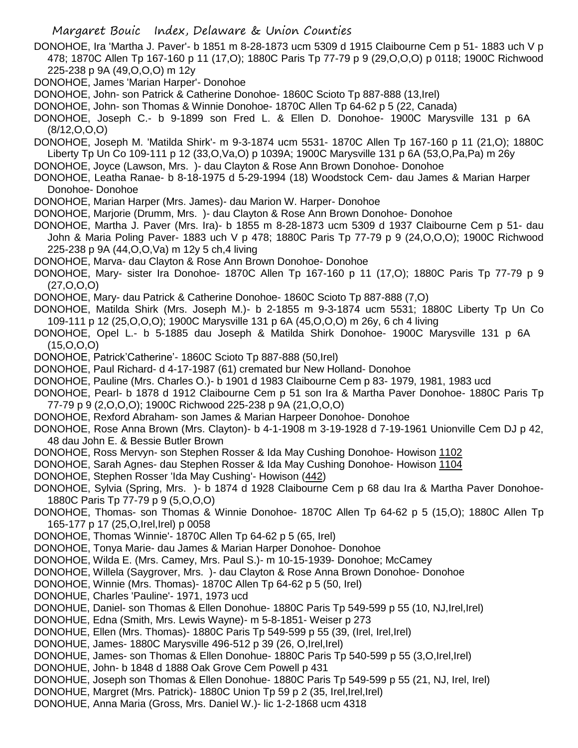DONOHOE, Ira 'Martha J. Paver'- b 1851 m 8-28-1873 ucm 5309 d 1915 Claibourne Cem p 51- 1883 uch V p 478; 1870C Allen Tp 167-160 p 11 (17,O); 1880C Paris Tp 77-79 p 9 (29,O,O,O) p 0118; 1900C Richwood 225-238 p 9A (49,O,O,O) m 12y

DONOHOE, James 'Marian Harper'- Donohoe

DONOHOE, John- son Patrick & Catherine Donohoe- 1860C Scioto Tp 887-888 (13,Irel)

DONOHOE, John- son Thomas & Winnie Donohoe- 1870C Allen Tp 64-62 p 5 (22, Canada)

DONOHOE, Joseph C.- b 9-1899 son Fred L. & Ellen D. Donohoe- 1900C Marysville 131 p 6A (8/12,O,O,O)

DONOHOE, Joseph M. 'Matilda Shirk'- m 9-3-1874 ucm 5531- 1870C Allen Tp 167-160 p 11 (21,O); 1880C Liberty Tp Un Co 109-111 p 12 (33,O,Va,O) p 1039A; 1900C Marysville 131 p 6A (53,O,Pa,Pa) m 26y

DONOHOE, Joyce (Lawson, Mrs. )- dau Clayton & Rose Ann Brown Donohoe- Donohoe

DONOHOE, Leatha Ranae- b 8-18-1975 d 5-29-1994 (18) Woodstock Cem- dau James & Marian Harper Donohoe- Donohoe

DONOHOE, Marian Harper (Mrs. James)- dau Marion W. Harper- Donohoe

DONOHOE, Marjorie (Drumm, Mrs. )- dau Clayton & Rose Ann Brown Donohoe- Donohoe

DONOHOE, Martha J. Paver (Mrs. Ira)- b 1855 m 8-28-1873 ucm 5309 d 1937 Claibourne Cem p 51- dau John & Maria Poling Paver- 1883 uch V p 478; 1880C Paris Tp 77-79 p 9 (24,O,O,O); 1900C Richwood 225-238 p 9A (44,O,O,Va) m 12y 5 ch,4 living

DONOHOE, Marva- dau Clayton & Rose Ann Brown Donohoe- Donohoe

DONOHOE, Mary- sister Ira Donohoe- 1870C Allen Tp 167-160 p 11 (17,O); 1880C Paris Tp 77-79 p 9 (27,O,O,O)

DONOHOE, Mary- dau Patrick & Catherine Donohoe- 1860C Scioto Tp 887-888 (7,O)

DONOHOE, Matilda Shirk (Mrs. Joseph M.)- b 2-1855 m 9-3-1874 ucm 5531; 1880C Liberty Tp Un Co 109-111 p 12 (25,O,O,O); 1900C Marysville 131 p 6A (45,O,O,O) m 26y, 6 ch 4 living

DONOHOE, Opel L.- b 5-1885 dau Joseph & Matilda Shirk Donohoe- 1900C Marysville 131 p 6A (15,O,O,O)

DONOHOE, Patrick'Catherine'- 1860C Scioto Tp 887-888 (50,Irel)

DONOHOE, Paul Richard- d 4-17-1987 (61) cremated bur New Holland- Donohoe

DONOHOE, Pauline (Mrs. Charles O.)- b 1901 d 1983 Claibourne Cem p 83- 1979, 1981, 1983 ucd

DONOHOE, Pearl- b 1878 d 1912 Claibourne Cem p 51 son Ira & Martha Paver Donohoe- 1880C Paris Tp 77-79 p 9 (2,O,O,O); 1900C Richwood 225-238 p 9A (21,O,O,O)

DONOHOE, Rexford Abraham- son James & Marian Harpeer Donohoe- Donohoe

DONOHOE, Rose Anna Brown (Mrs. Clayton)- b 4-1-1908 m 3-19-1928 d 7-19-1961 Unionville Cem DJ p 42, 48 dau John E. & Bessie Butler Brown

DONOHOE, Ross Mervyn- son Stephen Rosser & Ida May Cushing Donohoe- Howison 1102

DONOHOE, Sarah Agnes- dau Stephen Rosser & Ida May Cushing Donohoe- Howison 1104

DONOHOE, Stephen Rosser 'Ida May Cushing'- Howison (442)

DONOHOE, Sylvia (Spring, Mrs. )- b 1874 d 1928 Claibourne Cem p 68 dau Ira & Martha Paver Donohoe- 1880C Paris Tp 77-79 p 9 (5,O,O,O)

DONOHOE, Thomas- son Thomas & Winnie Donohoe- 1870C Allen Tp 64-62 p 5 (15,O); 1880C Allen Tp 165-177 p 17 (25,O,Irel,Irel) p 0058

DONOHOE, Thomas 'Winnie'- 1870C Allen Tp 64-62 p 5 (65, Irel)

DONOHOE, Tonya Marie- dau James & Marian Harper Donohoe- Donohoe

DONOHOE, Wilda E. (Mrs. Camey, Mrs. Paul S.)- m 10-15-1939- Donohoe; McCamey

DONOHOE, Willela (Saygrover, Mrs. )- dau Clayton & Rose Anna Brown Donohoe- Donohoe

DONOHOE, Winnie (Mrs. Thomas)- 1870C Allen Tp 64-62 p 5 (50, Irel)

DONOHUE, Charles 'Pauline'- 1971, 1973 ucd

DONOHUE, Daniel- son Thomas & Ellen Donohue- 1880C Paris Tp 549-599 p 55 (10, NJ,Irel,Irel)

DONOHUE, Edna (Smith, Mrs. Lewis Wayne)- m 5-8-1851- Weiser p 273

DONOHUE, Ellen (Mrs. Thomas)- 1880C Paris Tp 549-599 p 55 (39, (Irel, Irel,Irel)

DONOHUE, James- 1880C Marysville 496-512 p 39 (26, O,Irel,Irel)

DONOHUE, James- son Thomas & Ellen Donohue- 1880C Paris Tp 540-599 p 55 (3,O,Irel,Irel)

DONOHUE, John- b 1848 d 1888 Oak Grove Cem Powell p 431

DONOHUE, Joseph son Thomas & Ellen Donohue- 1880C Paris Tp 549-599 p 55 (21, NJ, Irel, Irel)

DONOHUE, Margret (Mrs. Patrick)- 1880C Union Tp 59 p 2 (35, Irel,Irel,Irel)

DONOHUE, Anna Maria (Gross, Mrs. Daniel W.)- lic 1-2-1868 ucm 4318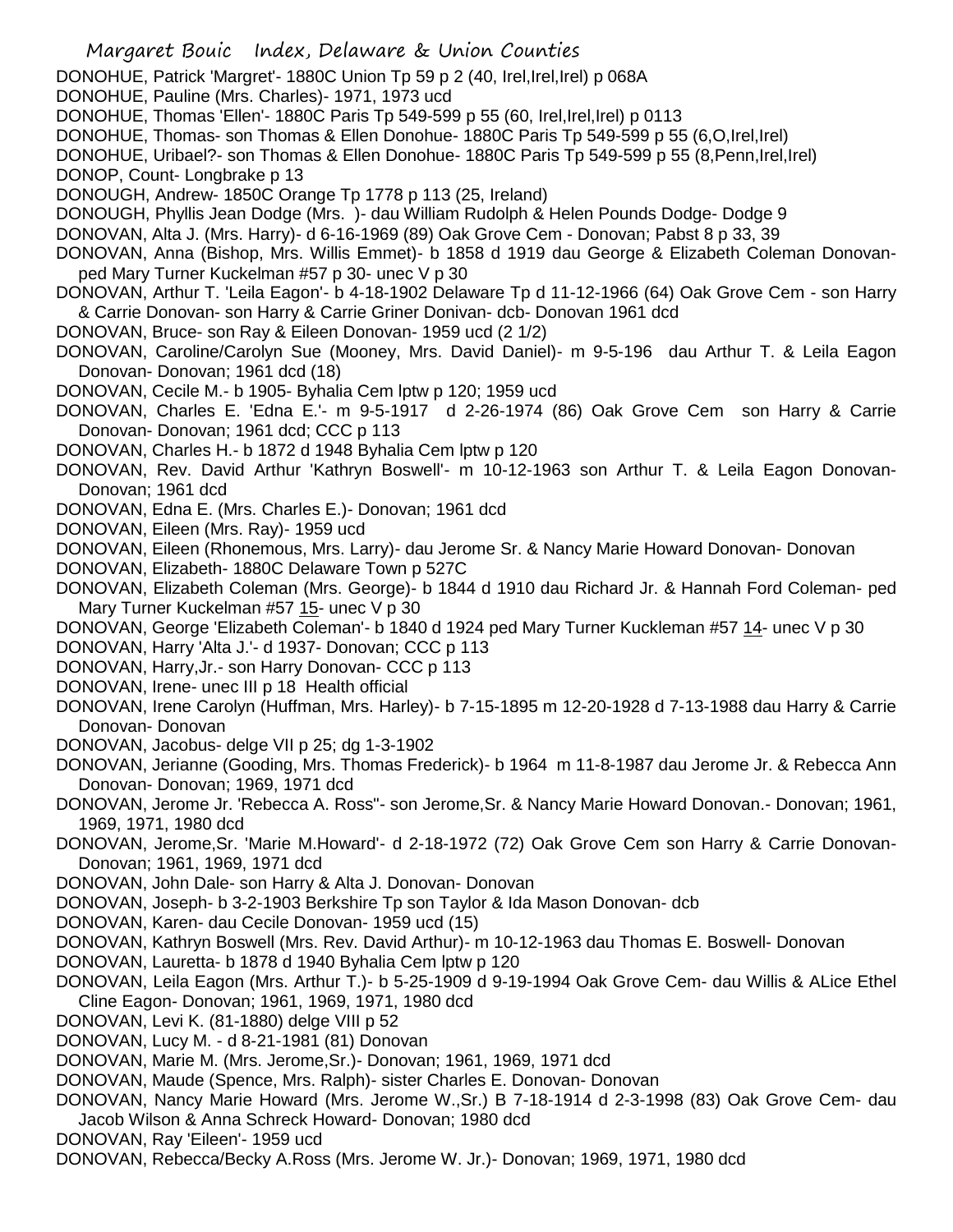DONOHUE, Patrick 'Margret'- 1880C Union Tp 59 p 2 (40, Irel,Irel,Irel) p 068A

DONOHUE, Pauline (Mrs. Charles)- 1971, 1973 ucd

DONOHUE, Thomas 'Ellen'- 1880C Paris Tp 549-599 p 55 (60, Irel,Irel,Irel) p 0113

DONOHUE, Thomas- son Thomas & Ellen Donohue- 1880C Paris Tp 549-599 p 55 (6,O,Irel,Irel)

DONOHUE, Uribael?- son Thomas & Ellen Donohue- 1880C Paris Tp 549-599 p 55 (8,Penn,Irel,Irel)

DONOP, Count- Longbrake p 13

DONOUGH, Andrew- 1850C Orange Tp 1778 p 113 (25, Ireland)

DONOUGH, Phyllis Jean Dodge (Mrs. )- dau William Rudolph & Helen Pounds Dodge- Dodge 9

DONOVAN, Alta J. (Mrs. Harry)- d 6-16-1969 (89) Oak Grove Cem - Donovan; Pabst 8 p 33, 39

DONOVAN, Anna (Bishop, Mrs. Willis Emmet)- b 1858 d 1919 dau George & Elizabeth Coleman Donovan- ped Mary Turner Kuckelman #57 p 30- unec V p 30

DONOVAN, Arthur T. 'Leila Eagon'- b 4-18-1902 Delaware Tp d 11-12-1966 (64) Oak Grove Cem - son Harry & Carrie Donovan- son Harry & Carrie Griner Donivan- dcb- Donovan 1961 dcd

DONOVAN, Bruce- son Ray & Eileen Donovan- 1959 ucd (2 1/2)

DONOVAN, Caroline/Carolyn Sue (Mooney, Mrs. David Daniel)- m 9-5-196 dau Arthur T. & Leila Eagon Donovan- Donovan; 1961 dcd (18)

DONOVAN, Cecile M.- b 1905- Byhalia Cem lptw p 120; 1959 ucd

DONOVAN, Charles E. 'Edna E.'- m 9-5-1917 d 2-26-1974 (86) Oak Grove Cem son Harry & Carrie Donovan- Donovan; 1961 dcd; CCC p 113

DONOVAN, Charles H.- b 1872 d 1948 Byhalia Cem lptw p 120

DONOVAN, Rev. David Arthur 'Kathryn Boswell'- m 10-12-1963 son Arthur T. & Leila Eagon Donovan- Donovan; 1961 dcd

DONOVAN, Edna E. (Mrs. Charles E.)- Donovan; 1961 dcd

DONOVAN, Eileen (Mrs. Ray)- 1959 ucd

DONOVAN, Eileen (Rhonemous, Mrs. Larry)- dau Jerome Sr. & Nancy Marie Howard Donovan- Donovan

DONOVAN, Elizabeth- 1880C Delaware Town p 527C

DONOVAN, Elizabeth Coleman (Mrs. George)- b 1844 d 1910 dau Richard Jr. & Hannah Ford Coleman- ped Mary Turner Kuckelman #57 15- unec V p 30

DONOVAN, George 'Elizabeth Coleman'- b 1840 d 1924 ped Mary Turner Kuckleman #57 14- unec V p 30

DONOVAN, Harry 'Alta J.'- d 1937- Donovan; CCC p 113

DONOVAN, Harry,Jr.- son Harry Donovan- CCC p 113

DONOVAN, Irene- unec III p 18 Health official

DONOVAN, Irene Carolyn (Huffman, Mrs. Harley)- b 7-15-1895 m 12-20-1928 d 7-13-1988 dau Harry & Carrie Donovan- Donovan

DONOVAN, Jacobus- delge VII p 25; dg 1-3-1902

DONOVAN, Jerianne (Gooding, Mrs. Thomas Frederick)- b 1964 m 11-8-1987 dau Jerome Jr. & Rebecca Ann Donovan- Donovan; 1969, 1971 dcd

DONOVAN, Jerome Jr. 'Rebecca A. Ross''- son Jerome,Sr. & Nancy Marie Howard Donovan.- Donovan; 1961, 1969, 1971, 1980 dcd

DONOVAN, Jerome,Sr. 'Marie M.Howard'- d 2-18-1972 (72) Oak Grove Cem son Harry & Carrie Donovan- Donovan; 1961, 1969, 1971 dcd

DONOVAN, John Dale- son Harry & Alta J. Donovan- Donovan

DONOVAN, Joseph- b 3-2-1903 Berkshire Tp son Taylor & Ida Mason Donovan- dcb

DONOVAN, Karen- dau Cecile Donovan- 1959 ucd (15)

DONOVAN, Kathryn Boswell (Mrs. Rev. David Arthur)- m 10-12-1963 dau Thomas E. Boswell- Donovan

DONOVAN, Lauretta- b 1878 d 1940 Byhalia Cem lptw p 120

DONOVAN, Leila Eagon (Mrs. Arthur T.)- b 5-25-1909 d 9-19-1994 Oak Grove Cem- dau Willis & ALice Ethel Cline Eagon- Donovan; 1961, 1969, 1971, 1980 dcd

DONOVAN, Levi K. (81-1880) delge VIII p 52

DONOVAN, Lucy M. - d 8-21-1981 (81) Donovan

DONOVAN, Marie M. (Mrs. Jerome,Sr.)- Donovan; 1961, 1969, 1971 dcd

DONOVAN, Maude (Spence, Mrs. Ralph)- sister Charles E. Donovan- Donovan

DONOVAN, Nancy Marie Howard (Mrs. Jerome W.,Sr.) B 7-18-1914 d 2-3-1998 (83) Oak Grove Cem- dau Jacob Wilson & Anna Schreck Howard- Donovan; 1980 dcd

DONOVAN, Ray 'Eileen'- 1959 ucd

DONOVAN, Rebecca/Becky A.Ross (Mrs. Jerome W. Jr.)- Donovan; 1969, 1971, 1980 dcd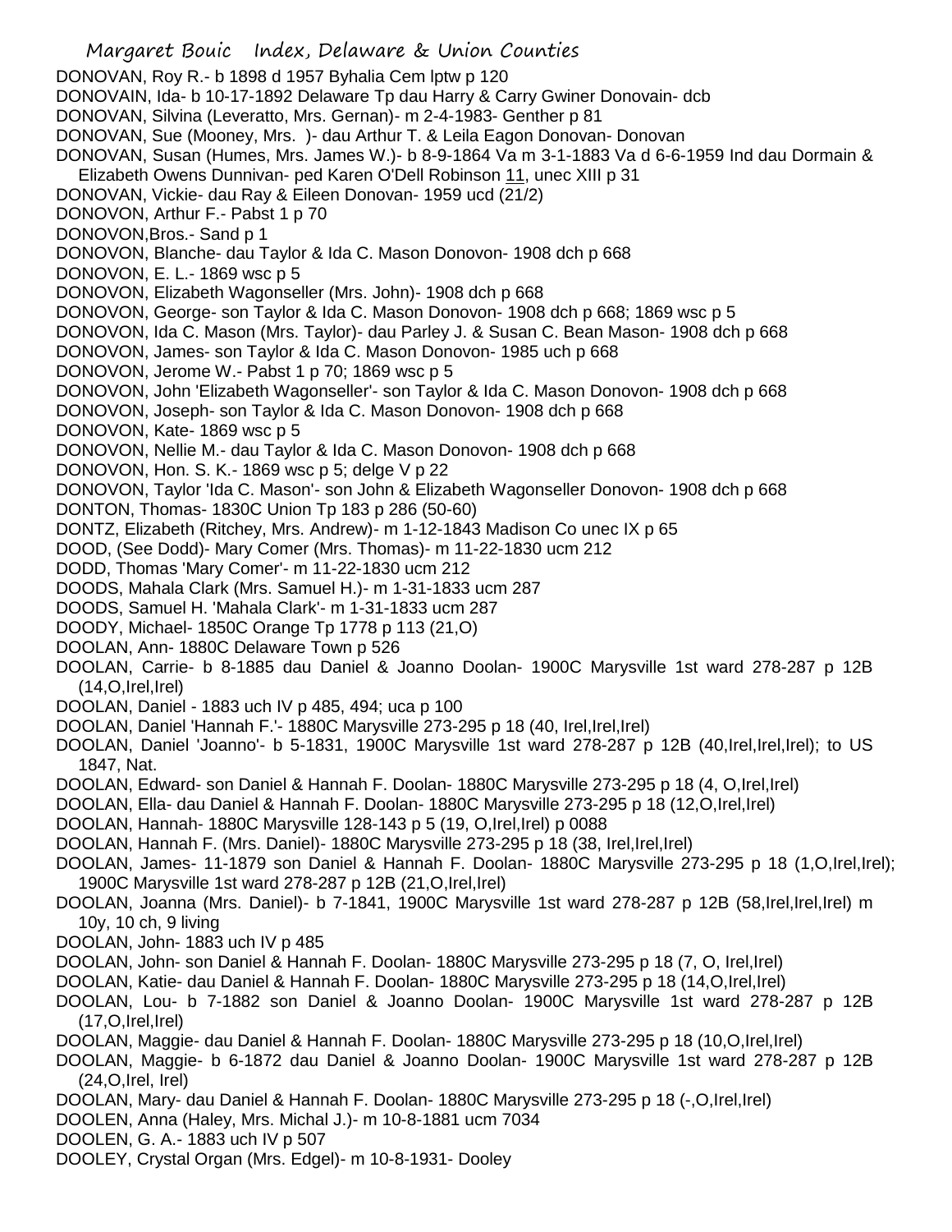DONOVAN, Roy R.- b 1898 d 1957 Byhalia Cem lptw p 120
DONOVAIN, Ida- b 10-17-1892 Delaware Tp dau Harry & Carry Gwiner Donovain- dcb
DONOVAN, Silvina (Leveratto, Mrs. Gernan)- m 2-4-1983- Genther p 81
DONOVAN, Sue (Mooney, Mrs. )- dau Arthur T. & Leila Eagon Donovan- Donovan
DONOVAN, Susan (Humes, Mrs. James W.)- b 8-9-1864 Va m 3-1-1883 Va d 6-6-1959 Ind dau Dormain & Elizabeth Owens Dunnivan- ped Karen O'Dell Robinson 11, unec XIII p 31
DONOVAN, Vickie- dau Ray & Eileen Donovan- 1959 ucd (21/2)
DONOVON, Arthur F.- Pabst 1 p 70
DONOVON,Bros.- Sand p 1
DONOVON, Blanche- dau Taylor & Ida C. Mason Donovon- 1908 dch p 668
DONOVON, E. L.- 1869 wsc p 5
DONOVON, Elizabeth Wagonseller (Mrs. John)- 1908 dch p 668
DONOVON, George- son Taylor & Ida C. Mason Donovon- 1908 dch p 668; 1869 wsc p 5
DONOVON, Ida C. Mason (Mrs. Taylor)- dau Parley J. & Susan C. Bean Mason- 1908 dch p 668
DONOVON, James- son Taylor & Ida C. Mason Donovon- 1985 uch p 668
DONOVON, Jerome W.- Pabst 1 p 70; 1869 wsc p 5
DONOVON, John 'Elizabeth Wagonseller'- son Taylor & Ida C. Mason Donovon- 1908 dch p 668
DONOVON, Joseph- son Taylor & Ida C. Mason Donovon- 1908 dch p 668
DONOVON, Kate- 1869 wsc p 5
DONOVON, Nellie M.- dau Taylor & Ida C. Mason Donovon- 1908 dch p 668
DONOVON, Hon. S. K.- 1869 wsc p 5; delge V p 22
DONOVON, Taylor 'Ida C. Mason'- son John & Elizabeth Wagonseller Donovon- 1908 dch p 668
DONTON, Thomas- 1830C Union Tp 183 p 286 (50-60)
DONTZ, Elizabeth (Ritchey, Mrs. Andrew)- m 1-12-1843 Madison Co unec IX p 65
DOOD, (See Dodd)- Mary Comer (Mrs. Thomas)- m 11-22-1830 ucm 212
DODD, Thomas 'Mary Comer'- m 11-22-1830 ucm 212
DOODS, Mahala Clark (Mrs. Samuel H.)- m 1-31-1833 ucm 287
DOODS, Samuel H. 'Mahala Clark'- m 1-31-1833 ucm 287
DOODY, Michael- 1850C Orange Tp 1778 p 113 (21,O)
DOOLAN, Ann- 1880C Delaware Town p 526
DOOLAN, Carrie- b 8-1885 dau Daniel & Joanno Doolan- 1900C Marysville 1st ward 278-287 p 12B (14,O,Irel,Irel)
DOOLAN, Daniel - 1883 uch IV p 485, 494; uca p 100
DOOLAN, Daniel 'Hannah F.'- 1880C Marysville 273-295 p 18 (40, Irel,Irel,Irel)
DOOLAN, Daniel 'Joanno'- b 5-1831, 1900C Marysville 1st ward 278-287 p 12B (40,Irel,Irel,Irel); to US 1847, Nat.
DOOLAN, Edward- son Daniel & Hannah F. Doolan- 1880C Marysville 273-295 p 18 (4, O,Irel,Irel)
DOOLAN, Ella- dau Daniel & Hannah F. Doolan- 1880C Marysville 273-295 p 18 (12,O,Irel,Irel)
DOOLAN, Hannah- 1880C Marysville 128-143 p 5 (19, O,Irel,Irel) p 0088
DOOLAN, Hannah F. (Mrs. Daniel)- 1880C Marysville 273-295 p 18 (38, Irel,Irel,Irel)
DOOLAN, James- 11-1879 son Daniel & Hannah F. Doolan- 1880C Marysville 273-295 p 18 (1,O,Irel,Irel); 1900C Marysville 1st ward 278-287 p 12B (21,O,Irel,Irel)
DOOLAN, Joanna (Mrs. Daniel)- b 7-1841, 1900C Marysville 1st ward 278-287 p 12B (58,Irel,Irel,Irel) m 10y, 10 ch, 9 living
DOOLAN, John- 1883 uch IV p 485
DOOLAN, John- son Daniel & Hannah F. Doolan- 1880C Marysville 273-295 p 18 (7, O, Irel,Irel)
DOOLAN, Katie- dau Daniel & Hannah F. Doolan- 1880C Marysville 273-295 p 18 (14,O,Irel,Irel)
DOOLAN, Lou- b 7-1882 son Daniel & Joanno Doolan- 1900C Marysville 1st ward 278-287 p 12B (17,O,Irel,Irel)
DOOLAN, Maggie- dau Daniel & Hannah F. Doolan- 1880C Marysville 273-295 p 18 (10,O,Irel,Irel)
DOOLAN, Maggie- b 6-1872 dau Daniel & Joanno Doolan- 1900C Marysville 1st ward 278-287 p 12B (24,O,Irel, Irel)
DOOLAN, Mary- dau Daniel & Hannah F. Doolan- 1880C Marysville 273-295 p 18 (-,O,Irel,Irel)
DOOLEN, Anna (Haley, Mrs. Michal J.)- m 10-8-1881 ucm 7034
DOOLEN, G. A.- 1883 uch IV p 507
DOOLEY, Crystal Organ (Mrs. Edgel)- m 10-8-1931- Dooley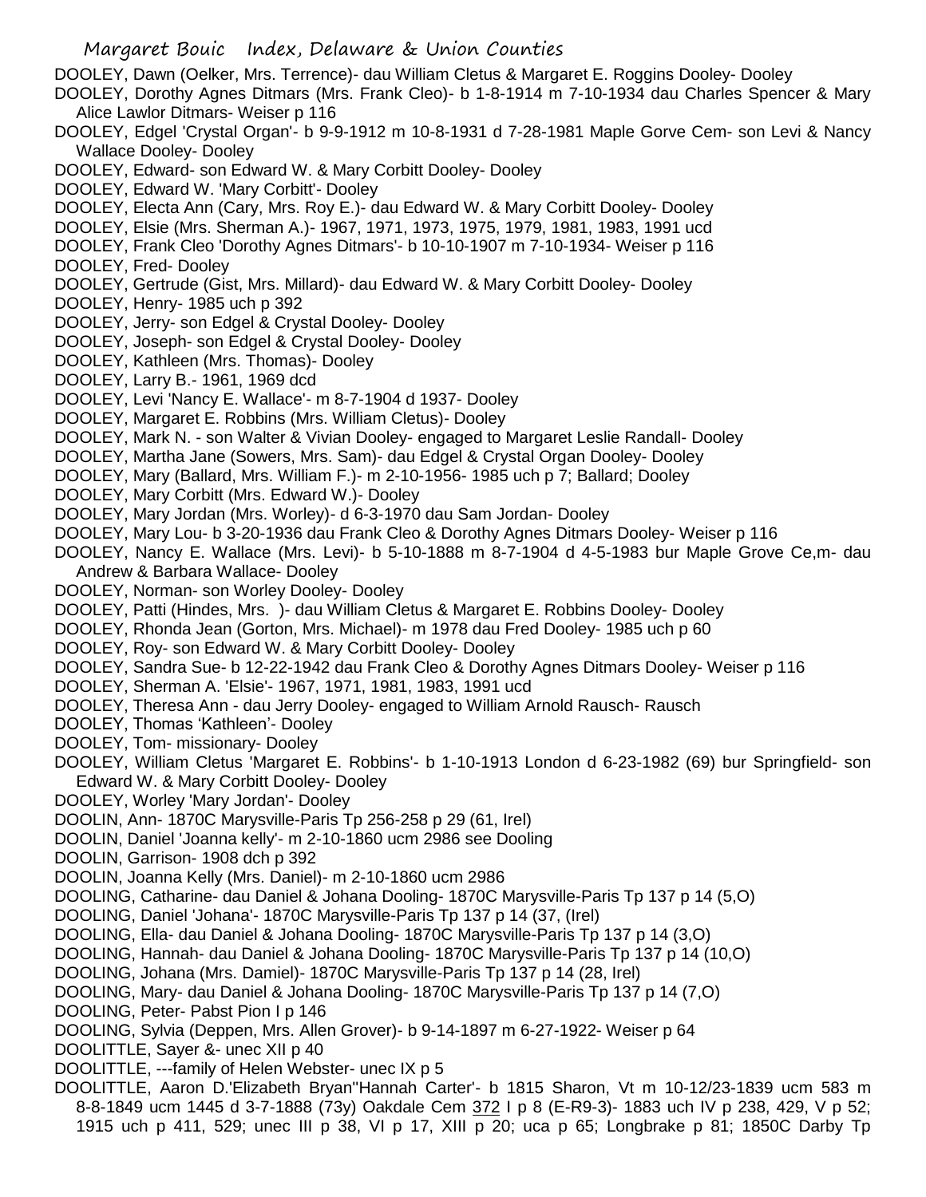DOOLEY, Dawn (Oelker, Mrs. Terrence)- dau William Cletus & Margaret E. Roggins Dooley- Dooley

DOOLEY, Dorothy Agnes Ditmars (Mrs. Frank Cleo)- b 1-8-1914 m 7-10-1934 dau Charles Spencer & Mary Alice Lawlor Ditmars- Weiser p 116

DOOLEY, Edgel 'Crystal Organ'- b 9-9-1912 m 10-8-1931 d 7-28-1981 Maple Gorve Cem- son Levi & Nancy Wallace Dooley- Dooley

DOOLEY, Edward- son Edward W. & Mary Corbitt Dooley- Dooley

DOOLEY, Edward W. 'Mary Corbitt'- Dooley

DOOLEY, Electa Ann (Cary, Mrs. Roy E.)- dau Edward W. & Mary Corbitt Dooley- Dooley

DOOLEY, Elsie (Mrs. Sherman A.)- 1967, 1971, 1973, 1975, 1979, 1981, 1983, 1991 ucd

DOOLEY, Frank Cleo 'Dorothy Agnes Ditmars'- b 10-10-1907 m 7-10-1934- Weiser p 116

DOOLEY, Fred- Dooley

DOOLEY, Gertrude (Gist, Mrs. Millard)- dau Edward W. & Mary Corbitt Dooley- Dooley

DOOLEY, Henry- 1985 uch p 392

DOOLEY, Jerry- son Edgel & Crystal Dooley- Dooley

DOOLEY, Joseph- son Edgel & Crystal Dooley- Dooley

DOOLEY, Kathleen (Mrs. Thomas)- Dooley

DOOLEY, Larry B.- 1961, 1969 dcd

DOOLEY, Levi 'Nancy E. Wallace'- m 8-7-1904 d 1937- Dooley

DOOLEY, Margaret E. Robbins (Mrs. William Cletus)- Dooley

DOOLEY, Mark N. - son Walter & Vivian Dooley- engaged to Margaret Leslie Randall- Dooley

DOOLEY, Martha Jane (Sowers, Mrs. Sam)- dau Edgel & Crystal Organ Dooley- Dooley

DOOLEY, Mary (Ballard, Mrs. William F.)- m 2-10-1956- 1985 uch p 7; Ballard; Dooley

DOOLEY, Mary Corbitt (Mrs. Edward W.)- Dooley

DOOLEY, Mary Jordan (Mrs. Worley)- d 6-3-1970 dau Sam Jordan- Dooley

DOOLEY, Mary Lou- b 3-20-1936 dau Frank Cleo & Dorothy Agnes Ditmars Dooley- Weiser p 116

DOOLEY, Nancy E. Wallace (Mrs. Levi)- b 5-10-1888 m 8-7-1904 d 4-5-1983 bur Maple Grove Ce,m- dau Andrew & Barbara Wallace- Dooley

DOOLEY, Norman- son Worley Dooley- Dooley

DOOLEY, Patti (Hindes, Mrs. )- dau William Cletus & Margaret E. Robbins Dooley- Dooley

DOOLEY, Rhonda Jean (Gorton, Mrs. Michael)- m 1978 dau Fred Dooley- 1985 uch p 60

DOOLEY, Roy- son Edward W. & Mary Corbitt Dooley- Dooley

DOOLEY, Sandra Sue- b 12-22-1942 dau Frank Cleo & Dorothy Agnes Ditmars Dooley- Weiser p 116

DOOLEY, Sherman A. 'Elsie'- 1967, 1971, 1981, 1983, 1991 ucd

DOOLEY, Theresa Ann - dau Jerry Dooley- engaged to William Arnold Rausch- Rausch

DOOLEY, Thomas 'Kathleen'- Dooley

DOOLEY, Tom- missionary- Dooley

DOOLEY, William Cletus 'Margaret E. Robbins'- b 1-10-1913 London d 6-23-1982 (69) bur Springfield- son Edward W. & Mary Corbitt Dooley- Dooley

DOOLEY, Worley 'Mary Jordan'- Dooley

DOOLIN, Ann- 1870C Marysville-Paris Tp 256-258 p 29 (61, Irel)

DOOLIN, Daniel 'Joanna kelly'- m 2-10-1860 ucm 2986 see Dooling

DOOLIN, Garrison- 1908 dch p 392

DOOLIN, Joanna Kelly (Mrs. Daniel)- m 2-10-1860 ucm 2986

DOOLING, Catharine- dau Daniel & Johana Dooling- 1870C Marysville-Paris Tp 137 p 14 (5,O)

DOOLING, Daniel 'Johana'- 1870C Marysville-Paris Tp 137 p 14 (37, (Irel)

DOOLING, Ella- dau Daniel & Johana Dooling- 1870C Marysville-Paris Tp 137 p 14 (3,O)

DOOLING, Hannah- dau Daniel & Johana Dooling- 1870C Marysville-Paris Tp 137 p 14 (10,O)

DOOLING, Johana (Mrs. Damiel)- 1870C Marysville-Paris Tp 137 p 14 (28, Irel)

DOOLING, Mary- dau Daniel & Johana Dooling- 1870C Marysville-Paris Tp 137 p 14 (7,O)

DOOLING, Peter- Pabst Pion I p 146

DOOLING, Sylvia (Deppen, Mrs. Allen Grover)- b 9-14-1897 m 6-27-1922- Weiser p 64

DOOLITTLE, Sayer &- unec XII p 40

DOOLITTLE, ---family of Helen Webster- unec IX p 5

DOOLITTLE, Aaron D.'Elizabeth Bryan''Hannah Carter'- b 1815 Sharon, Vt m 10-12/23-1839 ucm 583 m 8-8-1849 ucm 1445 d 3-7-1888 (73y) Oakdale Cem 372 I p 8 (E-R9-3)- 1883 uch IV p 238, 429, V p 52; 1915 uch p 411, 529; unec III p 38, VI p 17, XIII p 20; uca p 65; Longbrake p 81; 1850C Darby Tp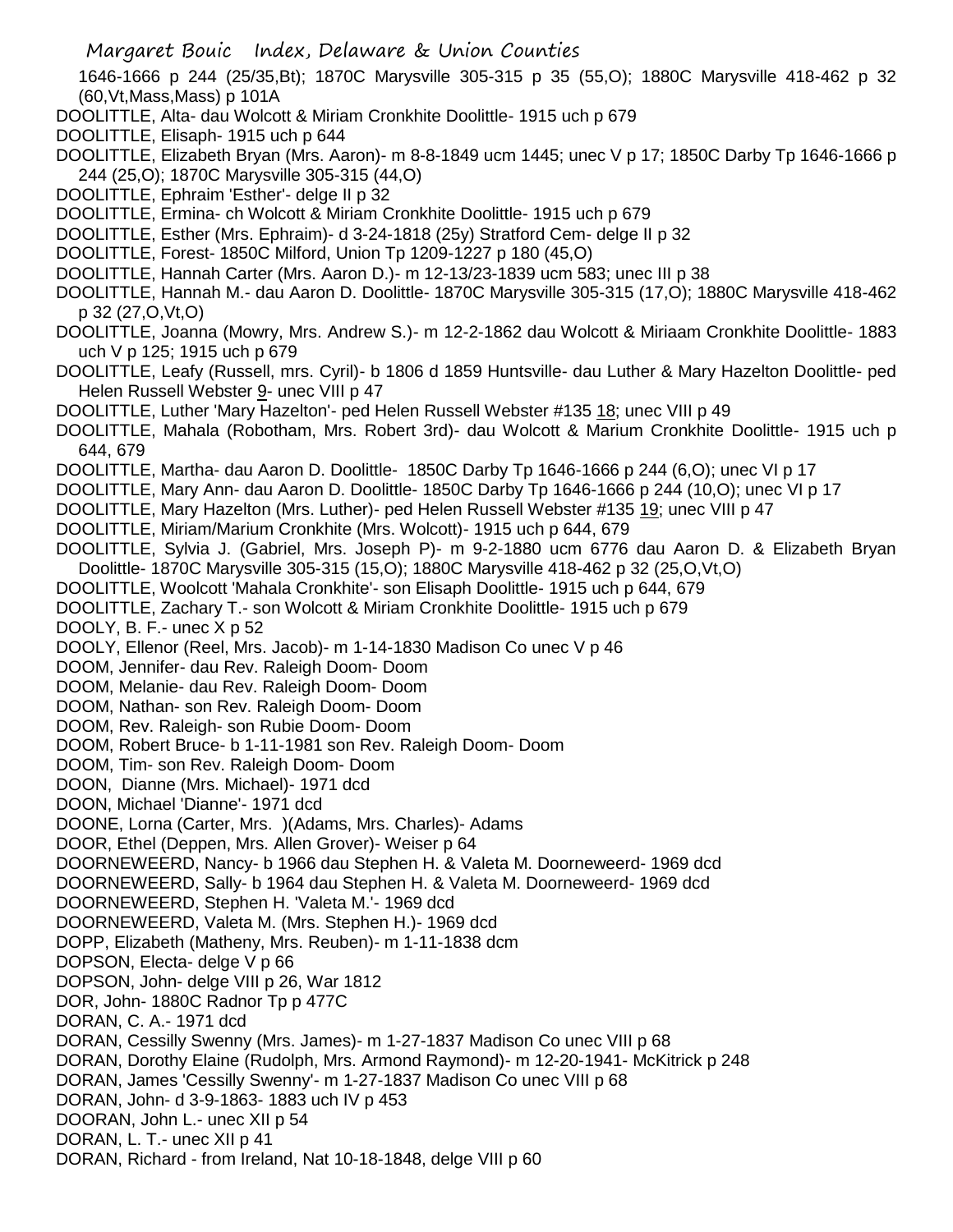1646-1666 p 244 (25/35,Bt); 1870C Marysville 305-315 p 35 (55,O); 1880C Marysville 418-462 p 32 (60,Vt,Mass,Mass) p 101A

DOOLITTLE, Alta- dau Wolcott & Miriam Cronkhite Doolittle- 1915 uch p 679

DOOLITTLE, Elisaph- 1915 uch p 644

DOOLITTLE, Elizabeth Bryan (Mrs. Aaron)- m 8-8-1849 ucm 1445; unec V p 17; 1850C Darby Tp 1646-1666 p 244 (25,O); 1870C Marysville 305-315 (44,O)

DOOLITTLE, Ephraim 'Esther'- delge II p 32

DOOLITTLE, Ermina- ch Wolcott & Miriam Cronkhite Doolittle- 1915 uch p 679

DOOLITTLE, Esther (Mrs. Ephraim)- d 3-24-1818 (25y) Stratford Cem- delge II p 32

DOOLITTLE, Forest- 1850C Milford, Union Tp 1209-1227 p 180 (45,O)

DOOLITTLE, Hannah Carter (Mrs. Aaron D.)- m 12-13/23-1839 ucm 583; unec III p 38

DOOLITTLE, Hannah M.- dau Aaron D. Doolittle- 1870C Marysville 305-315 (17,O); 1880C Marysville 418-462 p 32 (27,O,Vt,O)

DOOLITTLE, Joanna (Mowry, Mrs. Andrew S.)- m 12-2-1862 dau Wolcott & Miriaam Cronkhite Doolittle- 1883 uch V p 125; 1915 uch p 679

DOOLITTLE, Leafy (Russell, mrs. Cyril)- b 1806 d 1859 Huntsville- dau Luther & Mary Hazelton Doolittle- ped Helen Russell Webster 9- unec VIII p 47

DOOLITTLE, Luther 'Mary Hazelton'- ped Helen Russell Webster #135 18; unec VIII p 49

DOOLITTLE, Mahala (Robotham, Mrs. Robert 3rd)- dau Wolcott & Marium Cronkhite Doolittle- 1915 uch p 644, 679

DOOLITTLE, Martha- dau Aaron D. Doolittle- 1850C Darby Tp 1646-1666 p 244 (6,O); unec VI p 17

DOOLITTLE, Mary Ann- dau Aaron D. Doolittle- 1850C Darby Tp 1646-1666 p 244 (10,O); unec VI p 17

DOOLITTLE, Mary Hazelton (Mrs. Luther)- ped Helen Russell Webster #135 19; unec VIII p 47

DOOLITTLE, Miriam/Marium Cronkhite (Mrs. Wolcott)- 1915 uch p 644, 679

DOOLITTLE, Sylvia J. (Gabriel, Mrs. Joseph P)- m 9-2-1880 ucm 6776 dau Aaron D. & Elizabeth Bryan Doolittle- 1870C Marysville 305-315 (15,O); 1880C Marysville 418-462 p 32 (25,O,Vt,O)

DOOLITTLE, Woolcott 'Mahala Cronkhite'- son Elisaph Doolittle- 1915 uch p 644, 679

DOOLITTLE, Zachary T.- son Wolcott & Miriam Cronkhite Doolittle- 1915 uch p 679

DOOLY, B. F.- unec X p 52

DOOLY, Ellenor (Reel, Mrs. Jacob)- m 1-14-1830 Madison Co unec V p 46

DOOM, Jennifer- dau Rev. Raleigh Doom- Doom

DOOM, Melanie- dau Rev. Raleigh Doom- Doom

DOOM, Nathan- son Rev. Raleigh Doom- Doom

DOOM, Rev. Raleigh- son Rubie Doom- Doom

DOOM, Robert Bruce- b 1-11-1981 son Rev. Raleigh Doom- Doom

DOOM, Tim- son Rev. Raleigh Doom- Doom

DOON, Dianne (Mrs. Michael)- 1971 dcd

DOON, Michael 'Dianne'- 1971 dcd

DOONE, Lorna (Carter, Mrs. )(Adams, Mrs. Charles)- Adams

DOOR, Ethel (Deppen, Mrs. Allen Grover)- Weiser p 64

DOORNEWEERD, Nancy- b 1966 dau Stephen H. & Valeta M. Doorneweerd- 1969 dcd

DOORNEWEERD, Sally- b 1964 dau Stephen H. & Valeta M. Doorneweerd- 1969 dcd

DOORNEWEERD, Stephen H. 'Valeta M.'- 1969 dcd

DOORNEWEERD, Valeta M. (Mrs. Stephen H.)- 1969 dcd

DOPP, Elizabeth (Matheny, Mrs. Reuben)- m 1-11-1838 dcm

DOPSON, Electa- delge V p 66

DOPSON, John- delge VIII p 26, War 1812

DOR, John- 1880C Radnor Tp p 477C

DORAN, C. A.- 1971 dcd

DORAN, Cessilly Swenny (Mrs. James)- m 1-27-1837 Madison Co unec VIII p 68

DORAN, Dorothy Elaine (Rudolph, Mrs. Armond Raymond)- m 12-20-1941- McKitrick p 248

DORAN, James 'Cessilly Swenny'- m 1-27-1837 Madison Co unec VIII p 68

DORAN, John- d 3-9-1863- 1883 uch IV p 453

DOORAN, John L.- unec XII p 54

DORAN, L. T.- unec XII p 41

DORAN, Richard - from Ireland, Nat 10-18-1848, delge VIII p 60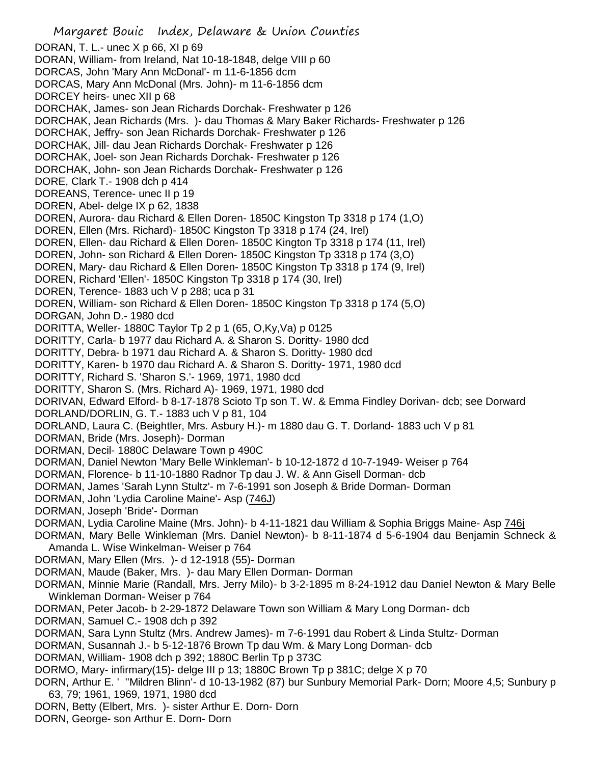DORAN, T. L.- unec X p 66, XI p 69
DORAN, William- from Ireland, Nat 10-18-1848, delge VIII p 60
DORCAS, John 'Mary Ann McDonal'- m 11-6-1856 dcm
DORCAS, Mary Ann McDonal (Mrs. John)- m 11-6-1856 dcm
DORCEY heirs- unec XII p 68
DORCHAK, James- son Jean Richards Dorchak- Freshwater p 126
DORCHAK, Jean Richards (Mrs. )- dau Thomas & Mary Baker Richards- Freshwater p 126
DORCHAK, Jeffry- son Jean Richards Dorchak- Freshwater p 126
DORCHAK, Jill- dau Jean Richards Dorchak- Freshwater p 126
DORCHAK, Joel- son Jean Richards Dorchak- Freshwater p 126
DORCHAK, John- son Jean Richards Dorchak- Freshwater p 126
DORE, Clark T.- 1908 dch p 414
DOREANS, Terence- unec II p 19
DOREN, Abel- delge IX p 62, 1838
DOREN, Aurora- dau Richard & Ellen Doren- 1850C Kingston Tp 3318 p 174 (1,O)
DOREN, Ellen (Mrs. Richard)- 1850C Kingston Tp 3318 p 174 (24, Irel)
DOREN, Ellen- dau Richard & Ellen Doren- 1850C Kington Tp 3318 p 174 (11, Irel)
DOREN, John- son Richard & Ellen Doren- 1850C Kingston Tp 3318 p 174 (3,O)
DOREN, Mary- dau Richard & Ellen Doren- 1850C Kingston Tp 3318 p 174 (9, Irel)
DOREN, Richard 'Ellen'- 1850C Kingston Tp 3318 p 174 (30, Irel)
DOREN, Terence- 1883 uch V p 288; uca p 31
DOREN, William- son Richard & Ellen Doren- 1850C Kingston Tp 3318 p 174 (5,O)
DORGAN, John D.- 1980 dcd
DORITTA, Weller- 1880C Taylor Tp 2 p 1 (65, O,Ky,Va) p 0125
DORITTY, Carla- b 1977 dau Richard A. & Sharon S. Doritty- 1980 dcd
DORITTY, Debra- b 1971 dau Richard A. & Sharon S. Doritty- 1980 dcd
DORITTY, Karen- b 1970 dau Richard A. & Sharon S. Doritty- 1971, 1980 dcd
DORITTY, Richard S. 'Sharon S.'- 1969, 1971, 1980 dcd
DORITTY, Sharon S. (Mrs. Richard A)- 1969, 1971, 1980 dcd
DORIVAN, Edward Elford- b 8-17-1878 Scioto Tp son T. W. & Emma Findley Dorivan- dcb; see Dorward
DORLAND/DORLIN, G. T.- 1883 uch V p 81, 104
DORLAND, Laura C. (Beightler, Mrs. Asbury H.)- m 1880 dau G. T. Dorland- 1883 uch V p 81
DORMAN, Bride (Mrs. Joseph)- Dorman
DORMAN, Decil- 1880C Delaware Town p 490C
DORMAN, Daniel Newton 'Mary Belle Winkleman'- b 10-12-1872 d 10-7-1949- Weiser p 764
DORMAN, Florence- b 11-10-1880 Radnor Tp dau J. W. & Ann Gisell Dorman- dcb
DORMAN, James 'Sarah Lynn Stultz'- m 7-6-1991 son Joseph & Bride Dorman- Dorman
DORMAN, John 'Lydia Caroline Maine'- Asp (746J)
DORMAN, Joseph 'Bride'- Dorman
DORMAN, Lydia Caroline Maine (Mrs. John)- b 4-11-1821 dau William & Sophia Briggs Maine- Asp 746j
DORMAN, Mary Belle Winkleman (Mrs. Daniel Newton)- b 8-11-1874 d 5-6-1904 dau Benjamin Schneck & Amanda L. Wise Winkelman- Weiser p 764
DORMAN, Mary Ellen (Mrs. )- d 12-1918 (55)- Dorman
DORMAN, Maude (Baker, Mrs. )- dau Mary Ellen Dorman- Dorman
DORMAN, Minnie Marie (Randall, Mrs. Jerry Milo)- b 3-2-1895 m 8-24-1912 dau Daniel Newton & Mary Belle Winkleman Dorman- Weiser p 764
DORMAN, Peter Jacob- b 2-29-1872 Delaware Town son William & Mary Long Dorman- dcb
DORMAN, Samuel C.- 1908 dch p 392
DORMAN, Sara Lynn Stultz (Mrs. Andrew James)- m 7-6-1991 dau Robert & Linda Stultz- Dorman
DORMAN, Susannah J.- b 5-12-1876 Brown Tp dau Wm. & Mary Long Dorman- dcb
DORMAN, William- 1908 dch p 392; 1880C Berlin Tp p 373C
DORMO, Mary- infirmary(15)- delge III p 13; 1880C Brown Tp p 381C; delge X p 70
DORN, Arthur E. ' "Mildren Blinn'- d 10-13-1982 (87) bur Sunbury Memorial Park- Dorn; Moore 4,5; Sunbury p 63, 79; 1961, 1969, 1971, 1980 dcd
DORN, Betty (Elbert, Mrs. )- sister Arthur E. Dorn- Dorn
DORN, George- son Arthur E. Dorn- Dorn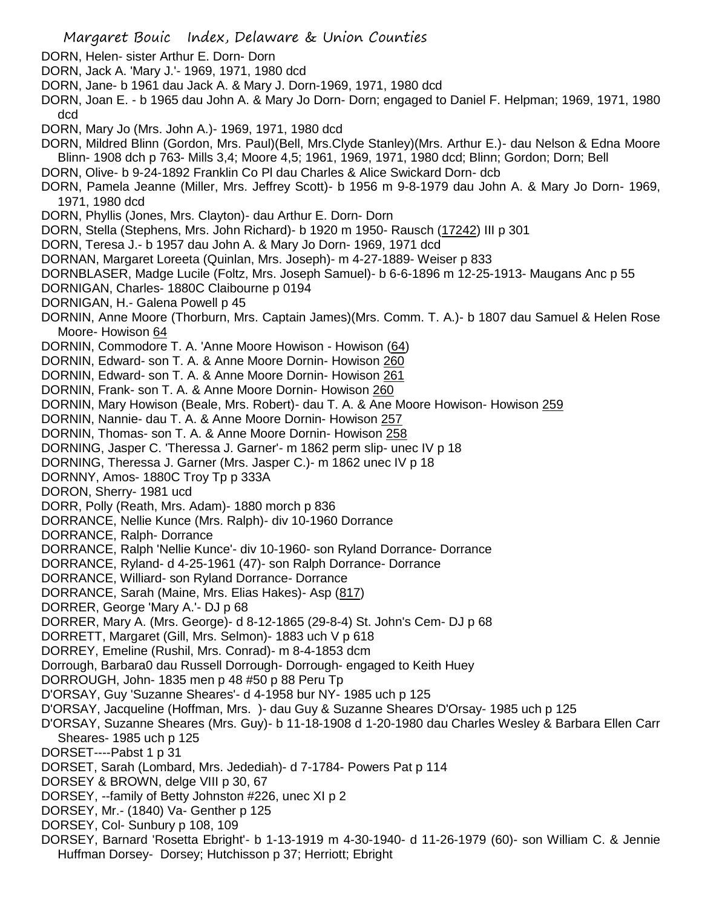DORN, Helen- sister Arthur E. Dorn- Dorn

DORN, Jack A. 'Mary J.'- 1969, 1971, 1980 dcd

DORN, Jane- b 1961 dau Jack A. & Mary J. Dorn-1969, 1971, 1980 dcd

DORN, Joan E. - b 1965 dau John A. & Mary Jo Dorn- Dorn; engaged to Daniel F. Helpman; 1969, 1971, 1980 dcd

DORN, Mary Jo (Mrs. John A.)- 1969, 1971, 1980 dcd

DORN, Mildred Blinn (Gordon, Mrs. Paul)(Bell, Mrs.Clyde Stanley)(Mrs. Arthur E.)- dau Nelson & Edna Moore Blinn- 1908 dch p 763- Mills 3,4; Moore 4,5; 1961, 1969, 1971, 1980 dcd; Blinn; Gordon; Dorn; Bell

DORN, Olive- b 9-24-1892 Franklin Co Pl dau Charles & Alice Swickard Dorn- dcb

DORN, Pamela Jeanne (Miller, Mrs. Jeffrey Scott)- b 1956 m 9-8-1979 dau John A. & Mary Jo Dorn- 1969, 1971, 1980 dcd

DORN, Phyllis (Jones, Mrs. Clayton)- dau Arthur E. Dorn- Dorn

DORN, Stella (Stephens, Mrs. John Richard)- b 1920 m 1950- Rausch (17242) III p 301

DORN, Teresa J.- b 1957 dau John A. & Mary Jo Dorn- 1969, 1971 dcd

DORNAN, Margaret Loreeta (Quinlan, Mrs. Joseph)- m 4-27-1889- Weiser p 833

DORNBLASER, Madge Lucile (Foltz, Mrs. Joseph Samuel)- b 6-6-1896 m 12-25-1913- Maugans Anc p 55

DORNIGAN, Charles- 1880C Claibourne p 0194

DORNIGAN, H.- Galena Powell p 45

DORNIN, Anne Moore (Thorburn, Mrs. Captain James)(Mrs. Comm. T. A.)- b 1807 dau Samuel & Helen Rose Moore- Howison 64

DORNIN, Commodore T. A. 'Anne Moore Howison - Howison (64)

DORNIN, Edward- son T. A. & Anne Moore Dornin- Howison 260

DORNIN, Edward- son T. A. & Anne Moore Dornin- Howison 261

DORNIN, Frank- son T. A. & Anne Moore Dornin- Howison 260

DORNIN, Mary Howison (Beale, Mrs. Robert)- dau T. A. & Ane Moore Howison- Howison 259

DORNIN, Nannie- dau T. A. & Anne Moore Dornin- Howison 257

DORNIN, Thomas- son T. A. & Anne Moore Dornin- Howison 258

DORNING, Jasper C. 'Theressa J. Garner'- m 1862 perm slip- unec IV p 18

DORNING, Theressa J. Garner (Mrs. Jasper C.)- m 1862 unec IV p 18

DORNNY, Amos- 1880C Troy Tp p 333A

DORON, Sherry- 1981 ucd

DORR, Polly (Reath, Mrs. Adam)- 1880 morch p 836

DORRANCE, Nellie Kunce (Mrs. Ralph)- div 10-1960 Dorrance

DORRANCE, Ralph- Dorrance

DORRANCE, Ralph 'Nellie Kunce'- div 10-1960- son Ryland Dorrance- Dorrance

DORRANCE, Ryland- d 4-25-1961 (47)- son Ralph Dorrance- Dorrance

DORRANCE, Williard- son Ryland Dorrance- Dorrance

DORRANCE, Sarah (Maine, Mrs. Elias Hakes)- Asp (817)

DORRER, George 'Mary A.'- DJ p 68

DORRER, Mary A. (Mrs. George)- d 8-12-1865 (29-8-4) St. John's Cem- DJ p 68

DORRETT, Margaret (Gill, Mrs. Selmon)- 1883 uch V p 618

DORREY, Emeline (Rushil, Mrs. Conrad)- m 8-4-1853 dcm

Dorrough, Barbara0 dau Russell Dorrough- Dorrough- engaged to Keith Huey

DORROUGH, John- 1835 men p 48 #50 p 88 Peru Tp

D'ORSAY, Guy 'Suzanne Sheares'- d 4-1958 bur NY- 1985 uch p 125

D'ORSAY, Jacqueline (Hoffman, Mrs. )- dau Guy & Suzanne Sheares D'Orsay- 1985 uch p 125

D'ORSAY, Suzanne Sheares (Mrs. Guy)- b 11-18-1908 d 1-20-1980 dau Charles Wesley & Barbara Ellen Carr Sheares- 1985 uch p 125

DORSET----Pabst 1 p 31

DORSET, Sarah (Lombard, Mrs. Jedediah)- d 7-1784- Powers Pat p 114

DORSEY & BROWN, delge VIII p 30, 67

DORSEY, --family of Betty Johnston #226, unec XI p 2

DORSEY, Mr.- (1840) Va- Genther p 125

DORSEY, Col- Sunbury p 108, 109

DORSEY, Barnard 'Rosetta Ebright'- b 1-13-1919 m 4-30-1940- d 11-26-1979 (60)- son William C. & Jennie Huffman Dorsey- Dorsey; Hutchisson p 37; Herriott; Ebright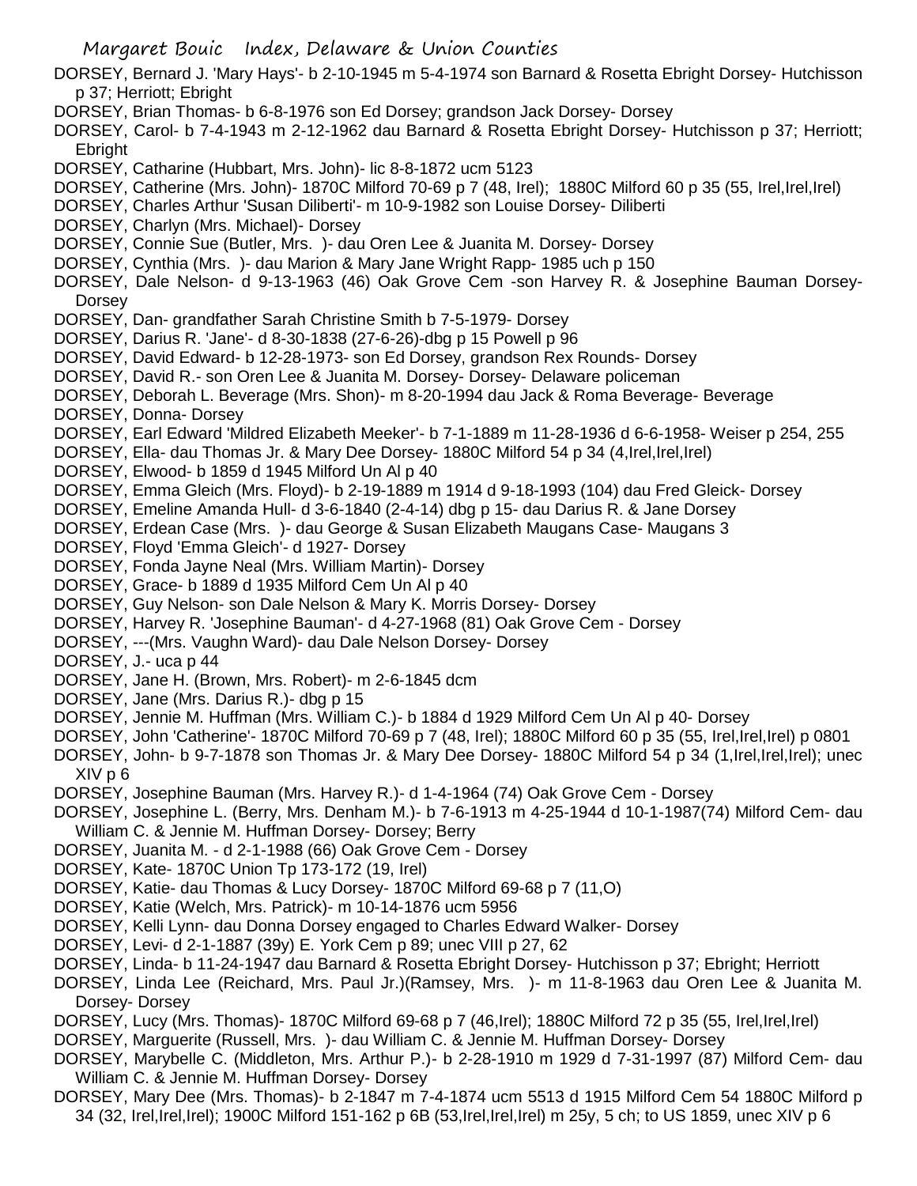DORSEY, Bernard J. 'Mary Hays'- b 2-10-1945 m 5-4-1974 son Barnard & Rosetta Ebright Dorsey- Hutchisson p 37; Herriott; Ebright

DORSEY, Brian Thomas- b 6-8-1976 son Ed Dorsey; grandson Jack Dorsey- Dorsey

DORSEY, Carol- b 7-4-1943 m 2-12-1962 dau Barnard & Rosetta Ebright Dorsey- Hutchisson p 37; Herriott; Ebright

DORSEY, Catharine (Hubbart, Mrs. John)- lic 8-8-1872 ucm 5123

DORSEY, Catherine (Mrs. John)- 1870C Milford 70-69 p 7 (48, Irel); 1880C Milford 60 p 35 (55, Irel,Irel,Irel)

DORSEY, Charles Arthur 'Susan Diliberti'- m 10-9-1982 son Louise Dorsey- Diliberti

DORSEY, Charlyn (Mrs. Michael)- Dorsey

DORSEY, Connie Sue (Butler, Mrs. )- dau Oren Lee & Juanita M. Dorsey- Dorsey

DORSEY, Cynthia (Mrs. )- dau Marion & Mary Jane Wright Rapp- 1985 uch p 150

DORSEY, Dale Nelson- d 9-13-1963 (46) Oak Grove Cem -son Harvey R. & Josephine Bauman Dorsey- Dorsey

DORSEY, Dan- grandfather Sarah Christine Smith b 7-5-1979- Dorsey

DORSEY, Darius R. 'Jane'- d 8-30-1838 (27-6-26)-dbg p 15 Powell p 96

DORSEY, David Edward- b 12-28-1973- son Ed Dorsey, grandson Rex Rounds- Dorsey

DORSEY, David R.- son Oren Lee & Juanita M. Dorsey- Dorsey- Delaware policeman

DORSEY, Deborah L. Beverage (Mrs. Shon)- m 8-20-1994 dau Jack & Roma Beverage- Beverage

DORSEY, Donna- Dorsey

DORSEY, Earl Edward 'Mildred Elizabeth Meeker'- b 7-1-1889 m 11-28-1936 d 6-6-1958- Weiser p 254, 255

DORSEY, Ella- dau Thomas Jr. & Mary Dee Dorsey- 1880C Milford 54 p 34 (4,Irel,Irel,Irel)

DORSEY, Elwood- b 1859 d 1945 Milford Un Al p 40

DORSEY, Emma Gleich (Mrs. Floyd)- b 2-19-1889 m 1914 d 9-18-1993 (104) dau Fred Gleick- Dorsey

DORSEY, Emeline Amanda Hull- d 3-6-1840 (2-4-14) dbg p 15- dau Darius R. & Jane Dorsey

DORSEY, Erdean Case (Mrs. )- dau George & Susan Elizabeth Maugans Case- Maugans 3

DORSEY, Floyd 'Emma Gleich'- d 1927- Dorsey

DORSEY, Fonda Jayne Neal (Mrs. William Martin)- Dorsey

DORSEY, Grace- b 1889 d 1935 Milford Cem Un Al p 40

DORSEY, Guy Nelson- son Dale Nelson & Mary K. Morris Dorsey- Dorsey

DORSEY, Harvey R. 'Josephine Bauman'- d 4-27-1968 (81) Oak Grove Cem - Dorsey

DORSEY, ---(Mrs. Vaughn Ward)- dau Dale Nelson Dorsey- Dorsey

DORSEY, J.- uca p 44

DORSEY, Jane H. (Brown, Mrs. Robert)- m 2-6-1845 dcm

DORSEY, Jane (Mrs. Darius R.)- dbg p 15

DORSEY, Jennie M. Huffman (Mrs. William C.)- b 1884 d 1929 Milford Cem Un Al p 40- Dorsey

DORSEY, John 'Catherine'- 1870C Milford 70-69 p 7 (48, Irel); 1880C Milford 60 p 35 (55, Irel,Irel,Irel) p 0801

DORSEY, John- b 9-7-1878 son Thomas Jr. & Mary Dee Dorsey- 1880C Milford 54 p 34 (1,Irel,Irel,Irel); unec XIV p 6

DORSEY, Josephine Bauman (Mrs. Harvey R.)- d 1-4-1964 (74) Oak Grove Cem - Dorsey

DORSEY, Josephine L. (Berry, Mrs. Denham M.)- b 7-6-1913 m 4-25-1944 d 10-1-1987(74) Milford Cem- dau William C. & Jennie M. Huffman Dorsey- Dorsey; Berry

DORSEY, Juanita M. - d 2-1-1988 (66) Oak Grove Cem - Dorsey

DORSEY, Kate- 1870C Union Tp 173-172 (19, Irel)

DORSEY, Katie- dau Thomas & Lucy Dorsey- 1870C Milford 69-68 p 7 (11,O)

DORSEY, Katie (Welch, Mrs. Patrick)- m 10-14-1876 ucm 5956

DORSEY, Kelli Lynn- dau Donna Dorsey engaged to Charles Edward Walker- Dorsey

DORSEY, Levi- d 2-1-1887 (39y) E. York Cem p 89; unec VIII p 27, 62

DORSEY, Linda- b 11-24-1947 dau Barnard & Rosetta Ebright Dorsey- Hutchisson p 37; Ebright; Herriott

DORSEY, Linda Lee (Reichard, Mrs. Paul Jr.)(Ramsey, Mrs. )- m 11-8-1963 dau Oren Lee & Juanita M. Dorsey- Dorsey

DORSEY, Lucy (Mrs. Thomas)- 1870C Milford 69-68 p 7 (46,Irel); 1880C Milford 72 p 35 (55, Irel,Irel,Irel)

DORSEY, Marguerite (Russell, Mrs. )- dau William C. & Jennie M. Huffman Dorsey- Dorsey

DORSEY, Marybelle C. (Middleton, Mrs. Arthur P.)- b 2-28-1910 m 1929 d 7-31-1997 (87) Milford Cem- dau William C. & Jennie M. Huffman Dorsey- Dorsey

DORSEY, Mary Dee (Mrs. Thomas)- b 2-1847 m 7-4-1874 ucm 5513 d 1915 Milford Cem 54 1880C Milford p 34 (32, Irel,Irel,Irel); 1900C Milford 151-162 p 6B (53,Irel,Irel,Irel) m 25y, 5 ch; to US 1859, unec XIV p 6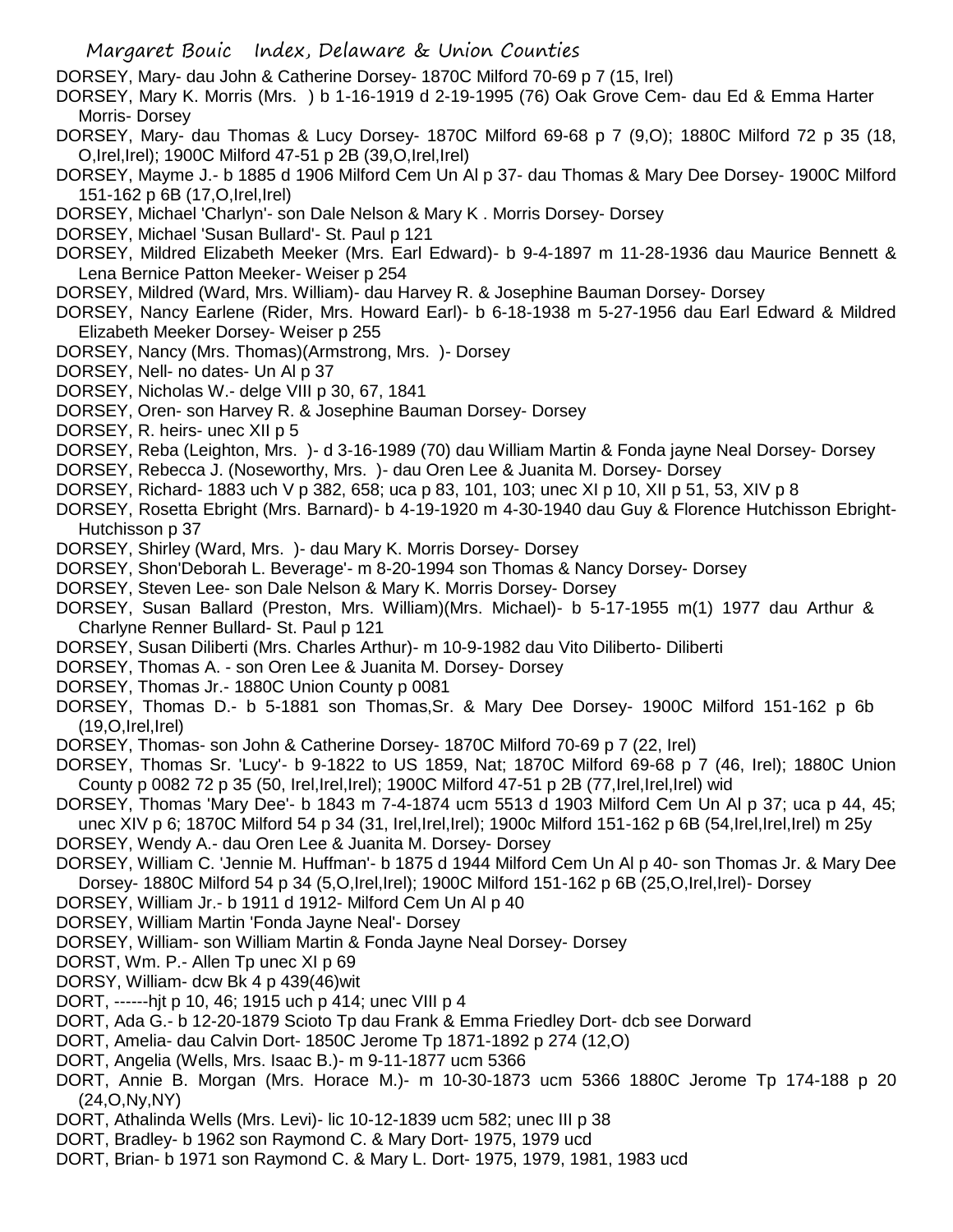DORSEY, Mary- dau John & Catherine Dorsey- 1870C Milford 70-69 p 7 (15, Irel)

DORSEY, Mary K. Morris (Mrs. ) b 1-16-1919 d 2-19-1995 (76) Oak Grove Cem- dau Ed & Emma Harter Morris- Dorsey

DORSEY, Mary- dau Thomas & Lucy Dorsey- 1870C Milford 69-68 p 7 (9,O); 1880C Milford 72 p 35 (18, O,Irel,Irel); 1900C Milford 47-51 p 2B (39,O,Irel,Irel)

DORSEY, Mayme J.- b 1885 d 1906 Milford Cem Un Al p 37- dau Thomas & Mary Dee Dorsey- 1900C Milford 151-162 p 6B (17,O,Irel,Irel)

DORSEY, Michael 'Charlyn'- son Dale Nelson & Mary K . Morris Dorsey- Dorsey

DORSEY, Michael 'Susan Bullard'- St. Paul p 121

DORSEY, Mildred Elizabeth Meeker (Mrs. Earl Edward)- b 9-4-1897 m 11-28-1936 dau Maurice Bennett & Lena Bernice Patton Meeker- Weiser p 254

DORSEY, Mildred (Ward, Mrs. William)- dau Harvey R. & Josephine Bauman Dorsey- Dorsey

DORSEY, Nancy Earlene (Rider, Mrs. Howard Earl)- b 6-18-1938 m 5-27-1956 dau Earl Edward & Mildred Elizabeth Meeker Dorsey- Weiser p 255

DORSEY, Nancy (Mrs. Thomas)(Armstrong, Mrs. )- Dorsey

DORSEY, Nell- no dates- Un Al p 37

DORSEY, Nicholas W.- delge VIII p 30, 67, 1841

DORSEY, Oren- son Harvey R. & Josephine Bauman Dorsey- Dorsey

DORSEY, R. heirs- unec XII p 5

DORSEY, Reba (Leighton, Mrs. )- d 3-16-1989 (70) dau William Martin & Fonda jayne Neal Dorsey- Dorsey

DORSEY, Rebecca J. (Noseworthy, Mrs. )- dau Oren Lee & Juanita M. Dorsey- Dorsey

DORSEY, Richard- 1883 uch V p 382, 658; uca p 83, 101, 103; unec XI p 10, XII p 51, 53, XIV p 8

DORSEY, Rosetta Ebright (Mrs. Barnard)- b 4-19-1920 m 4-30-1940 dau Guy & Florence Hutchisson Ebright- Hutchisson p 37

DORSEY, Shirley (Ward, Mrs. )- dau Mary K. Morris Dorsey- Dorsey

DORSEY, Shon'Deborah L. Beverage'- m 8-20-1994 son Thomas & Nancy Dorsey- Dorsey

DORSEY, Steven Lee- son Dale Nelson & Mary K. Morris Dorsey- Dorsey

DORSEY, Susan Ballard (Preston, Mrs. William)(Mrs. Michael)- b 5-17-1955 m(1) 1977 dau Arthur & Charlyne Renner Bullard- St. Paul p 121

DORSEY, Susan Diliberti (Mrs. Charles Arthur)- m 10-9-1982 dau Vito Diliberto- Diliberti

DORSEY, Thomas A. - son Oren Lee & Juanita M. Dorsey- Dorsey

DORSEY, Thomas Jr.- 1880C Union County p 0081

DORSEY, Thomas D.- b 5-1881 son Thomas,Sr. & Mary Dee Dorsey- 1900C Milford 151-162 p 6b (19,O,Irel,Irel)

DORSEY, Thomas- son John & Catherine Dorsey- 1870C Milford 70-69 p 7 (22, Irel)

DORSEY, Thomas Sr. 'Lucy'- b 9-1822 to US 1859, Nat; 1870C Milford 69-68 p 7 (46, Irel); 1880C Union County p 0082 72 p 35 (50, Irel,Irel,Irel); 1900C Milford 47-51 p 2B (77,Irel,Irel,Irel) wid

DORSEY, Thomas 'Mary Dee'- b 1843 m 7-4-1874 ucm 5513 d 1903 Milford Cem Un Al p 37; uca p 44, 45; unec XIV p 6; 1870C Milford 54 p 34 (31, Irel,Irel,Irel); 1900c Milford 151-162 p 6B (54,Irel,Irel,Irel) m 25y

DORSEY, Wendy A.- dau Oren Lee & Juanita M. Dorsey- Dorsey

DORSEY, William C. 'Jennie M. Huffman'- b 1875 d 1944 Milford Cem Un Al p 40- son Thomas Jr. & Mary Dee Dorsey- 1880C Milford 54 p 34 (5,O,Irel,Irel); 1900C Milford 151-162 p 6B (25,O,Irel,Irel)- Dorsey

DORSEY, William Jr.- b 1911 d 1912- Milford Cem Un Al p 40

DORSEY, William Martin 'Fonda Jayne Neal'- Dorsey

DORSEY, William- son William Martin & Fonda Jayne Neal Dorsey- Dorsey

DORST, Wm. P.- Allen Tp unec XI p 69

DORSY, William- dcw Bk 4 p 439(46)wit

DORT, ------hjt p 10, 46; 1915 uch p 414; unec VIII p 4

DORT, Ada G.- b 12-20-1879 Scioto Tp dau Frank & Emma Friedley Dort- dcb see Dorward

DORT, Amelia- dau Calvin Dort- 1850C Jerome Tp 1871-1892 p 274 (12,O)

DORT, Angelia (Wells, Mrs. Isaac B.)- m 9-11-1877 ucm 5366

DORT, Annie B. Morgan (Mrs. Horace M.)- m 10-30-1873 ucm 5366 1880C Jerome Tp 174-188 p 20 (24,O,Ny,NY)

DORT, Athalinda Wells (Mrs. Levi)- lic 10-12-1839 ucm 582; unec III p 38

DORT, Bradley- b 1962 son Raymond C. & Mary Dort- 1975, 1979 ucd

DORT, Brian- b 1971 son Raymond C. & Mary L. Dort- 1975, 1979, 1981, 1983 ucd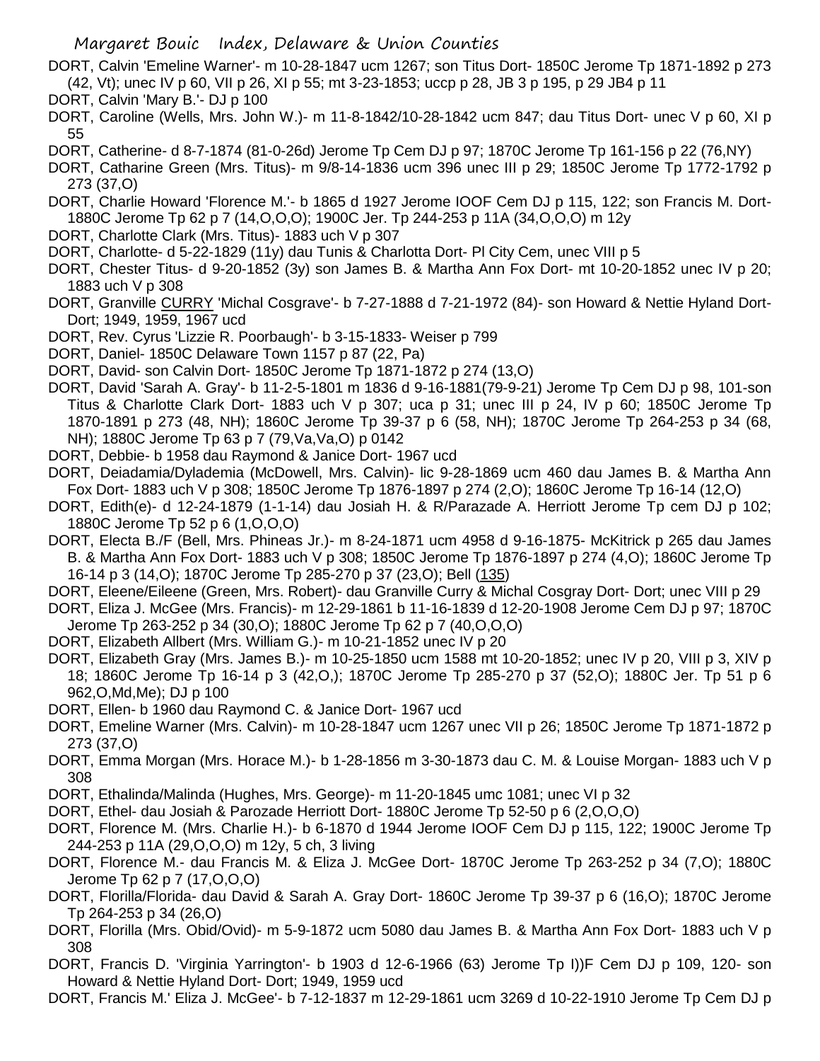DORT, Calvin 'Emeline Warner'- m 10-28-1847 ucm 1267; son Titus Dort- 1850C Jerome Tp 1871-1892 p 273 (42, Vt); unec IV p 60, VII p 26, XI p 55; mt 3-23-1853; uccp p 28, JB 3 p 195, p 29 JB4 p 11

DORT, Calvin 'Mary B.'- DJ p 100

DORT, Caroline (Wells, Mrs. John W.)- m 11-8-1842/10-28-1842 ucm 847; dau Titus Dort- unec V p 60, XI p 55

DORT, Catherine- d 8-7-1874 (81-0-26d) Jerome Tp Cem DJ p 97; 1870C Jerome Tp 161-156 p 22 (76,NY)

DORT, Catharine Green (Mrs. Titus)- m 9/8-14-1836 ucm 396 unec III p 29; 1850C Jerome Tp 1772-1792 p 273 (37,O)

DORT, Charlie Howard 'Florence M.'- b 1865 d 1927 Jerome IOOF Cem DJ p 115, 122; son Francis M. Dort- 1880C Jerome Tp 62 p 7 (14,O,O,O); 1900C Jer. Tp 244-253 p 11A (34,O,O,O) m 12y

DORT, Charlotte Clark (Mrs. Titus)- 1883 uch V p 307

DORT, Charlotte- d 5-22-1829 (11y) dau Tunis & Charlotta Dort- Pl City Cem, unec VIII p 5

DORT, Chester Titus- d 9-20-1852 (3y) son James B. & Martha Ann Fox Dort- mt 10-20-1852 unec IV p 20; 1883 uch V p 308

DORT, Granville CURRY 'Michal Cosgrave'- b 7-27-1888 d 7-21-1972 (84)- son Howard & Nettie Hyland Dort- Dort; 1949, 1959, 1967 ucd

DORT, Rev. Cyrus 'Lizzie R. Poorbaugh'- b 3-15-1833- Weiser p 799

DORT, Daniel- 1850C Delaware Town 1157 p 87 (22, Pa)

DORT, David- son Calvin Dort- 1850C Jerome Tp 1871-1872 p 274 (13,O)

DORT, David 'Sarah A. Gray'- b 11-2-5-1801 m 1836 d 9-16-1881(79-9-21) Jerome Tp Cem DJ p 98, 101-son Titus & Charlotte Clark Dort- 1883 uch V p 307; uca p 31; unec III p 24, IV p 60; 1850C Jerome Tp 1870-1891 p 273 (48, NH); 1860C Jerome Tp 39-37 p 6 (58, NH); 1870C Jerome Tp 264-253 p 34 (68, NH); 1880C Jerome Tp 63 p 7 (79,Va,Va,O) p 0142

DORT, Debbie- b 1958 dau Raymond & Janice Dort- 1967 ucd

DORT, Deiadamia/Dylademia (McDowell, Mrs. Calvin)- lic 9-28-1869 ucm 460 dau James B. & Martha Ann Fox Dort- 1883 uch V p 308; 1850C Jerome Tp 1876-1897 p 274 (2,O); 1860C Jerome Tp 16-14 (12,O)

DORT, Edith(e)- d 12-24-1879 (1-1-14) dau Josiah H. & R/Parazade A. Herriott Jerome Tp cem DJ p 102; 1880C Jerome Tp 52 p 6 (1,O,O,O)

DORT, Electa B./F (Bell, Mrs. Phineas Jr.)- m 8-24-1871 ucm 4958 d 9-16-1875- McKitrick p 265 dau James B. & Martha Ann Fox Dort- 1883 uch V p 308; 1850C Jerome Tp 1876-1897 p 274 (4,O); 1860C Jerome Tp 16-14 p 3 (14,O); 1870C Jerome Tp 285-270 p 37 (23,O); Bell (135)

DORT, Eleene/Eileene (Green, Mrs. Robert)- dau Granville Curry & Michal Cosgray Dort- Dort; unec VIII p 29

DORT, Eliza J. McGee (Mrs. Francis)- m 12-29-1861 b 11-16-1839 d 12-20-1908 Jerome Cem DJ p 97; 1870C Jerome Tp 263-252 p 34 (30,O); 1880C Jerome Tp 62 p 7 (40,O,O,O)

DORT, Elizabeth Allbert (Mrs. William G.)- m 10-21-1852 unec IV p 20

DORT, Elizabeth Gray (Mrs. James B.)- m 10-25-1850 ucm 1588 mt 10-20-1852; unec IV p 20, VIII p 3, XIV p 18; 1860C Jerome Tp 16-14 p 3 (42,O,); 1870C Jerome Tp 285-270 p 37 (52,O); 1880C Jer. Tp 51 p 6 962,O,Md,Me); DJ p 100

DORT, Ellen- b 1960 dau Raymond C. & Janice Dort- 1967 ucd

DORT, Emeline Warner (Mrs. Calvin)- m 10-28-1847 ucm 1267 unec VII p 26; 1850C Jerome Tp 1871-1872 p 273 (37,O)

DORT, Emma Morgan (Mrs. Horace M.)- b 1-28-1856 m 3-30-1873 dau C. M. & Louise Morgan- 1883 uch V p 308

DORT, Ethalinda/Malinda (Hughes, Mrs. George)- m 11-20-1845 umc 1081; unec VI p 32

DORT, Ethel- dau Josiah & Parozade Herriott Dort- 1880C Jerome Tp 52-50 p 6 (2,O,O,O)

DORT, Florence M. (Mrs. Charlie H.)- b 6-1870 d 1944 Jerome IOOF Cem DJ p 115, 122; 1900C Jerome Tp 244-253 p 11A (29,O,O,O) m 12y, 5 ch, 3 living

DORT, Florence M.- dau Francis M. & Eliza J. McGee Dort- 1870C Jerome Tp 263-252 p 34 (7,O); 1880C Jerome Tp 62 p 7 (17,O,O,O)

DORT, Florilla/Florida- dau David & Sarah A. Gray Dort- 1860C Jerome Tp 39-37 p 6 (16,O); 1870C Jerome Tp 264-253 p 34 (26,O)

DORT, Florilla (Mrs. Obid/Ovid)- m 5-9-1872 ucm 5080 dau James B. & Martha Ann Fox Dort- 1883 uch V p 308

DORT, Francis D. 'Virginia Yarrington'- b 1903 d 12-6-1966 (63) Jerome Tp I))F Cem DJ p 109, 120- son Howard & Nettie Hyland Dort- Dort; 1949, 1959 ucd

DORT, Francis M.' Eliza J. McGee'- b 7-12-1837 m 12-29-1861 ucm 3269 d 10-22-1910 Jerome Tp Cem DJ p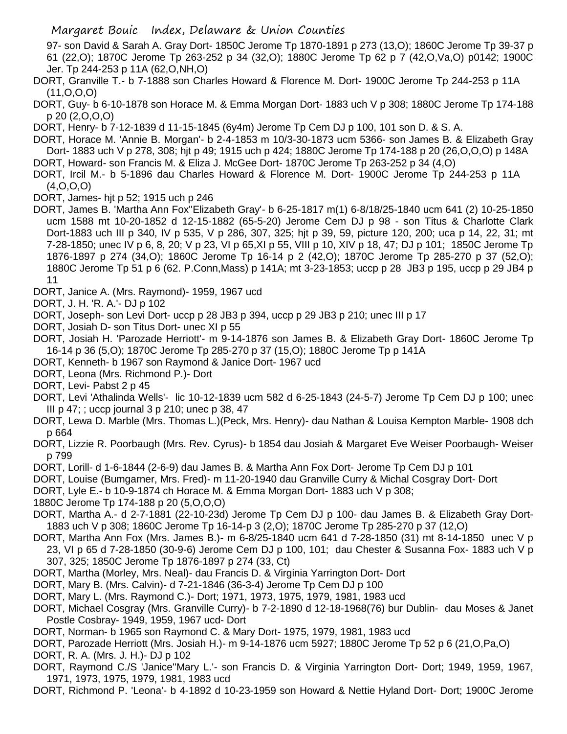97- son David & Sarah A. Gray Dort- 1850C Jerome Tp 1870-1891 p 273 (13,O); 1860C Jerome Tp 39-37 p 61 (22,O); 1870C Jerome Tp 263-252 p 34 (32,O); 1880C Jerome Tp 62 p 7 (42,O,Va,O) p0142; 1900C Jer. Tp 244-253 p 11A (62,O,NH,O)

DORT, Granville T.- b 7-1888 son Charles Howard & Florence M. Dort- 1900C Jerome Tp 244-253 p 11A (11,O,O,O)

DORT, Guy- b 6-10-1878 son Horace M. & Emma Morgan Dort- 1883 uch V p 308; 1880C Jerome Tp 174-188 p 20 (2,O,O,O)

DORT, Henry- b 7-12-1839 d 11-15-1845 (6y4m) Jerome Tp Cem DJ p 100, 101 son D. & S. A.

DORT, Horace M. 'Annie B. Morgan'- b 2-4-1853 m 10/3-30-1873 ucm 5366- son James B. & Elizabeth Gray Dort- 1883 uch V p 278, 308; hjt p 49; 1915 uch p 424; 1880C Jerome Tp 174-188 p 20 (26,O,O,O) p 148A

DORT, Howard- son Francis M. & Eliza J. McGee Dort- 1870C Jerome Tp 263-252 p 34 (4,O)

DORT, Ircil M.- b 5-1896 dau Charles Howard & Florence M. Dort- 1900C Jerome Tp 244-253 p 11A (4,O,O,O)

DORT, James- hjt p 52; 1915 uch p 246

DORT, James B. 'Martha Ann Fox''Elizabeth Gray'- b 6-25-1817 m(1) 6-8/18/25-1840 ucm 641 (2) 10-25-1850 ucm 1588 mt 10-20-1852 d 12-15-1882 (65-5-20) Jerome Cem DJ p 98 - son Titus & Charlotte Clark Dort-1883 uch III p 340, IV p 535, V p 286, 307, 325; hjt p 39, 59, picture 120, 200; uca p 14, 22, 31; mt 7-28-1850; unec IV p 6, 8, 20; V p 23, VI p 65,XI p 55, VIII p 10, XIV p 18, 47; DJ p 101; 1850C Jerome Tp 1876-1897 p 274 (34,O); 1860C Jerome Tp 16-14 p 2 (42,O); 1870C Jerome Tp 285-270 p 37 (52,O); 1880C Jerome Tp 51 p 6 (62. P.Conn,Mass) p 141A; mt 3-23-1853; uccp p 28 JB3 p 195, uccp p 29 JB4 p 11

DORT, Janice A. (Mrs. Raymond)- 1959, 1967 ucd

DORT, J. H. 'R. A.'- DJ p 102

DORT, Joseph- son Levi Dort- uccp p 28 JB3 p 394, uccp p 29 JB3 p 210; unec III p 17

DORT, Josiah D- son Titus Dort- unec XI p 55

DORT, Josiah H. 'Parozade Herriott'- m 9-14-1876 son James B. & Elizabeth Gray Dort- 1860C Jerome Tp 16-14 p 36 (5,O); 1870C Jerome Tp 285-270 p 37 (15,O); 1880C Jerome Tp p 141A

DORT, Kenneth- b 1967 son Raymond & Janice Dort- 1967 ucd

DORT, Leona (Mrs. Richmond P.)- Dort

DORT, Levi- Pabst 2 p 45

DORT, Levi 'Athalinda Wells'- lic 10-12-1839 ucm 582 d 6-25-1843 (24-5-7) Jerome Tp Cem DJ p 100; unec III p 47; ; uccp journal 3 p 210; unec p 38, 47

DORT, Lewa D. Marble (Mrs. Thomas L.)(Peck, Mrs. Henry)- dau Nathan & Louisa Kempton Marble- 1908 dch p 664

DORT, Lizzie R. Poorbaugh (Mrs. Rev. Cyrus)- b 1854 dau Josiah & Margaret Eve Weiser Poorbaugh- Weiser p 799

DORT, Lorill- d 1-6-1844 (2-6-9) dau James B. & Martha Ann Fox Dort- Jerome Tp Cem DJ p 101

DORT, Louise (Bumgarner, Mrs. Fred)- m 11-20-1940 dau Granville Curry & Michal Cosgray Dort- Dort

DORT, Lyle E.- b 10-9-1874 ch Horace M. & Emma Morgan Dort- 1883 uch V p 308;
1880C Jerome Tp 174-188 p 20 (5,O,O,O)

DORT, Martha A.- d 2-7-1881 (22-10-23d) Jerome Tp Cem DJ p 100- dau James B. & Elizabeth Gray Dort- 1883 uch V p 308; 1860C Jerome Tp 16-14-p 3 (2,O); 1870C Jerome Tp 285-270 p 37 (12,O)

DORT, Martha Ann Fox (Mrs. James B.)- m 6-8/25-1840 ucm 641 d 7-28-1850 (31) mt 8-14-1850 unec V p 23, VI p 65 d 7-28-1850 (30-9-6) Jerome Cem DJ p 100, 101; dau Chester & Susanna Fox- 1883 uch V p 307, 325; 1850C Jerome Tp 1876-1897 p 274 (33, Ct)

DORT, Martha (Morley, Mrs. Neal)- dau Francis D. & Virginia Yarrington Dort- Dort

DORT, Mary B. (Mrs. Calvin)- d 7-21-1846 (36-3-4) Jerome Tp Cem DJ p 100

DORT, Mary L. (Mrs. Raymond C.)- Dort; 1971, 1973, 1975, 1979, 1981, 1983 ucd

DORT, Michael Cosgray (Mrs. Granville Curry)- b 7-2-1890 d 12-18-1968(76) bur Dublin- dau Moses & Janet Postle Cosbray- 1949, 1959, 1967 ucd- Dort

DORT, Norman- b 1965 son Raymond C. & Mary Dort- 1975, 1979, 1981, 1983 ucd

DORT, Parozade Herriott (Mrs. Josiah H.)- m 9-14-1876 ucm 5927; 1880C Jerome Tp 52 p 6 (21,O,Pa,O)

DORT, R. A. (Mrs. J. H.)- DJ p 102

DORT, Raymond C./S 'Janice''Mary L.'- son Francis D. & Virginia Yarrington Dort- Dort; 1949, 1959, 1967, 1971, 1973, 1975, 1979, 1981, 1983 ucd

DORT, Richmond P. 'Leona'- b 4-1892 d 10-23-1959 son Howard & Nettie Hyland Dort- Dort; 1900C Jerome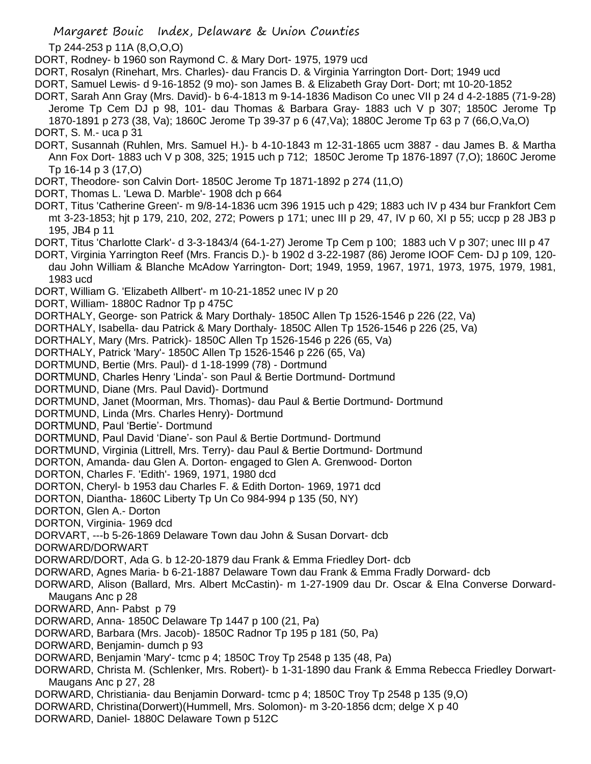Tp 244-253 p 11A (8,O,O,O)

DORT, Rodney- b 1960 son Raymond C. & Mary Dort- 1975, 1979 ucd

DORT, Rosalyn (Rinehart, Mrs. Charles)- dau Francis D. & Virginia Yarrington Dort- Dort; 1949 ucd

DORT, Samuel Lewis- d 9-16-1852 (9 mo)- son James B. & Elizabeth Gray Dort- Dort; mt 10-20-1852

DORT, Sarah Ann Gray (Mrs. David)- b 6-4-1813 m 9-14-1836 Madison Co unec VII p 24 d 4-2-1885 (71-9-28) Jerome Tp Cem DJ p 98, 101- dau Thomas & Barbara Gray- 1883 uch V p 307; 1850C Jerome Tp 1870-1891 p 273 (38, Va); 1860C Jerome Tp 39-37 p 6 (47,Va); 1880C Jerome Tp 63 p 7 (66,O,Va,O)

DORT, S. M.- uca p 31

DORT, Susannah (Ruhlen, Mrs. Samuel H.)- b 4-10-1843 m 12-31-1865 ucm 3887 - dau James B. & Martha Ann Fox Dort- 1883 uch V p 308, 325; 1915 uch p 712; 1850C Jerome Tp 1876-1897 (7,O); 1860C Jerome Tp 16-14 p 3 (17,O)

DORT, Theodore- son Calvin Dort- 1850C Jerome Tp 1871-1892 p 274 (11,O)

DORT, Thomas L. 'Lewa D. Marble'- 1908 dch p 664

DORT, Titus 'Catherine Green'- m 9/8-14-1836 ucm 396 1915 uch p 429; 1883 uch IV p 434 bur Frankfort Cem mt 3-23-1853; hjt p 179, 210, 202, 272; Powers p 171; unec III p 29, 47, IV p 60, XI p 55; uccp p 28 JB3 p 195, JB4 p 11

DORT, Titus 'Charlotte Clark'- d 3-3-1843/4 (64-1-27) Jerome Tp Cem p 100; 1883 uch V p 307; unec III p 47

DORT, Virginia Yarrington Reef (Mrs. Francis D.)- b 1902 d 3-22-1987 (86) Jerome IOOF Cem- DJ p 109, 120- dau John William & Blanche McAdow Yarrington- Dort; 1949, 1959, 1967, 1971, 1973, 1975, 1979, 1981, 1983 ucd

DORT, William G. 'Elizabeth Allbert'- m 10-21-1852 unec IV p 20

DORT, William- 1880C Radnor Tp p 475C

DORTHALY, George- son Patrick & Mary Dorthaly- 1850C Allen Tp 1526-1546 p 226 (22, Va)

DORTHALY, Isabella- dau Patrick & Mary Dorthaly- 1850C Allen Tp 1526-1546 p 226 (25, Va)

DORTHALY, Mary (Mrs. Patrick)- 1850C Allen Tp 1526-1546 p 226 (65, Va)

DORTHALY, Patrick 'Mary'- 1850C Allen Tp 1526-1546 p 226 (65, Va)

DORTMUND, Bertie (Mrs. Paul)- d 1-18-1999 (78) - Dortmund

DORTMUND, Charles Henry 'Linda'- son Paul & Bertie Dortmund- Dortmund

DORTMUND, Diane (Mrs. Paul David)- Dortmund

DORTMUND, Janet (Moorman, Mrs. Thomas)- dau Paul & Bertie Dortmund- Dortmund

DORTMUND, Linda (Mrs. Charles Henry)- Dortmund

DORTMUND, Paul 'Bertie'- Dortmund

DORTMUND, Paul David 'Diane'- son Paul & Bertie Dortmund- Dortmund

DORTMUND, Virginia (Littrell, Mrs. Terry)- dau Paul & Bertie Dortmund- Dortmund

DORTON, Amanda- dau Glen A. Dorton- engaged to Glen A. Grenwood- Dorton

DORTON, Charles F. 'Edith'- 1969, 1971, 1980 dcd

DORTON, Cheryl- b 1953 dau Charles F. & Edith Dorton- 1969, 1971 dcd

DORTON, Diantha- 1860C Liberty Tp Un Co 984-994 p 135 (50, NY)

DORTON, Glen A.- Dorton

DORTON, Virginia- 1969 dcd

DORVART, ---b 5-26-1869 Delaware Town dau John & Susan Dorvart- dcb

DORWARD/DORWART

DORWARD/DORT, Ada G. b 12-20-1879 dau Frank & Emma Friedley Dort- dcb

DORWARD, Agnes Maria- b 6-21-1887 Delaware Town dau Frank & Emma Fradly Dorward- dcb

DORWARD, Alison (Ballard, Mrs. Albert McCastin)- m 1-27-1909 dau Dr. Oscar & Elna Converse Dorward- Maugans Anc p 28

DORWARD, Ann- Pabst p 79

DORWARD, Anna- 1850C Delaware Tp 1447 p 100 (21, Pa)

DORWARD, Barbara (Mrs. Jacob)- 1850C Radnor Tp 195 p 181 (50, Pa)

DORWARD, Benjamin- dumch p 93

DORWARD, Benjamin 'Mary'- tcmc p 4; 1850C Troy Tp 2548 p 135 (48, Pa)

DORWARD, Christa M. (Schlenker, Mrs. Robert)- b 1-31-1890 dau Frank & Emma Rebecca Friedley Dorwart- Maugans Anc p 27, 28

DORWARD, Christiania- dau Benjamin Dorward- tcmc p 4; 1850C Troy Tp 2548 p 135 (9,O)

DORWARD, Christina(Dorwert)(Hummell, Mrs. Solomon)- m 3-20-1856 dcm; delge X p 40

DORWARD, Daniel- 1880C Delaware Town p 512C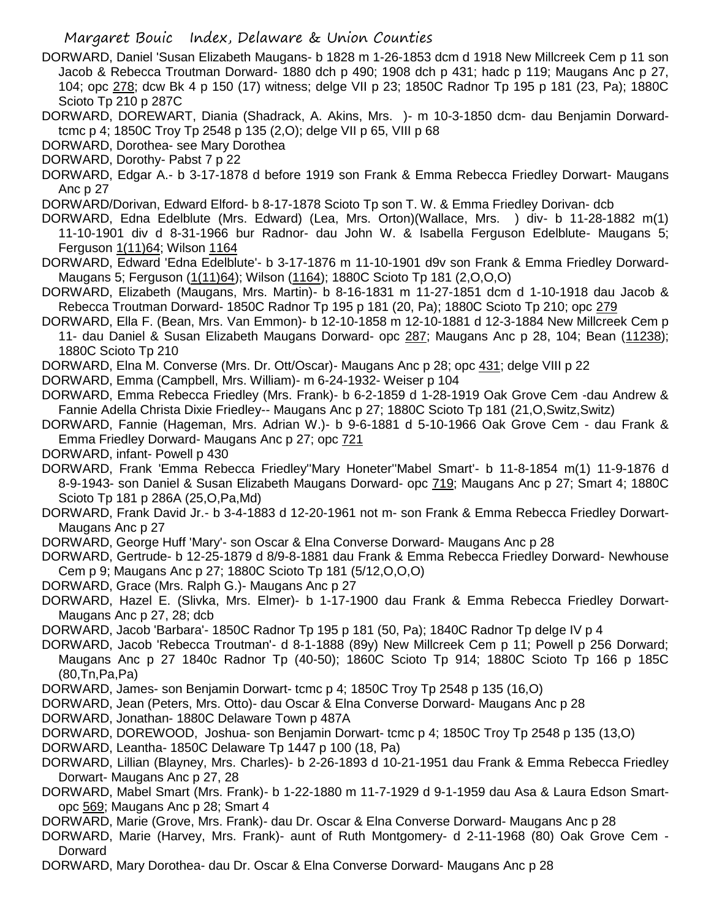DORWARD, Daniel 'Susan Elizabeth Maugans- b 1828 m 1-26-1853 dcm d 1918 New Millcreek Cem p 11 son Jacob & Rebecca Troutman Dorward- 1880 dch p 490; 1908 dch p 431; hadc p 119; Maugans Anc p 27, 104; opc 278; dcw Bk 4 p 150 (17) witness; delge VII p 23; 1850C Radnor Tp 195 p 181 (23, Pa); 1880C Scioto Tp 210 p 287C

DORWARD, DOREWART, Diania (Shadrack, A. Akins, Mrs. )- m 10-3-1850 dcm- dau Benjamin Dorward- tcmc p 4; 1850C Troy Tp 2548 p 135 (2,O); delge VII p 65, VIII p 68

DORWARD, Dorothea- see Mary Dorothea

DORWARD, Dorothy- Pabst 7 p 22

DORWARD, Edgar A.- b 3-17-1878 d before 1919 son Frank & Emma Rebecca Friedley Dorwart- Maugans Anc p 27

DORWARD/Dorivan, Edward Elford- b 8-17-1878 Scioto Tp son T. W. & Emma Friedley Dorivan- dcb

DORWARD, Edna Edelblute (Mrs. Edward) (Lea, Mrs. Orton)(Wallace, Mrs. ) div- b 11-28-1882 m(1) 11-10-1901 div d 8-31-1966 bur Radnor- dau John W. & Isabella Ferguson Edelblute- Maugans 5; Ferguson 1(11)64; Wilson 1164

DORWARD, Edward 'Edna Edelblute'- b 3-17-1876 m 11-10-1901 d9v son Frank & Emma Friedley Dorward- Maugans 5; Ferguson (1(11)64); Wilson (1164); 1880C Scioto Tp 181 (2,O,O,O)

DORWARD, Elizabeth (Maugans, Mrs. Martin)- b 8-16-1831 m 11-27-1851 dcm d 1-10-1918 dau Jacob & Rebecca Troutman Dorward- 1850C Radnor Tp 195 p 181 (20, Pa); 1880C Scioto Tp 210; opc 279

DORWARD, Ella F. (Bean, Mrs. Van Emmon)- b 12-10-1858 m 12-10-1881 d 12-3-1884 New Millcreek Cem p 11- dau Daniel & Susan Elizabeth Maugans Dorward- opc 287; Maugans Anc p 28, 104; Bean (11238); 1880C Scioto Tp 210

DORWARD, Elna M. Converse (Mrs. Dr. Ott/Oscar)- Maugans Anc p 28; opc 431; delge VIII p 22

DORWARD, Emma (Campbell, Mrs. William)- m 6-24-1932- Weiser p 104

DORWARD, Emma Rebecca Friedley (Mrs. Frank)- b 6-2-1859 d 1-28-1919 Oak Grove Cem -dau Andrew & Fannie Adella Christa Dixie Friedley-- Maugans Anc p 27; 1880C Scioto Tp 181 (21,O,Switz,Switz)

DORWARD, Fannie (Hageman, Mrs. Adrian W.)- b 9-6-1881 d 5-10-1966 Oak Grove Cem - dau Frank & Emma Friedley Dorward- Maugans Anc p 27; opc 721

DORWARD, infant- Powell p 430

DORWARD, Frank 'Emma Rebecca Friedley''Mary Honeter''Mabel Smart'- b 11-8-1854 m(1) 11-9-1876 d 8-9-1943- son Daniel & Susan Elizabeth Maugans Dorward- opc 719; Maugans Anc p 27; Smart 4; 1880C Scioto Tp 181 p 286A (25,O,Pa,Md)

DORWARD, Frank David Jr.- b 3-4-1883 d 12-20-1961 not m- son Frank & Emma Rebecca Friedley Dorwart- Maugans Anc p 27

DORWARD, George Huff 'Mary'- son Oscar & Elna Converse Dorward- Maugans Anc p 28

DORWARD, Gertrude- b 12-25-1879 d 8/9-8-1881 dau Frank & Emma Rebecca Friedley Dorward- Newhouse Cem p 9; Maugans Anc p 27; 1880C Scioto Tp 181 (5/12,O,O,O)

DORWARD, Grace (Mrs. Ralph G.)- Maugans Anc p 27

DORWARD, Hazel E. (Slivka, Mrs. Elmer)- b 1-17-1900 dau Frank & Emma Rebecca Friedley Dorwart- Maugans Anc p 27, 28; dcb

DORWARD, Jacob 'Barbara'- 1850C Radnor Tp 195 p 181 (50, Pa); 1840C Radnor Tp delge IV p 4

DORWARD, Jacob 'Rebecca Troutman'- d 8-1-1888 (89y) New Millcreek Cem p 11; Powell p 256 Dorward; Maugans Anc p 27 1840c Radnor Tp (40-50); 1860C Scioto Tp 914; 1880C Scioto Tp 166 p 185C (80,Tn,Pa,Pa)

DORWARD, James- son Benjamin Dorwart- tcmc p 4; 1850C Troy Tp 2548 p 135 (16,O)

DORWARD, Jean (Peters, Mrs. Otto)- dau Oscar & Elna Converse Dorward- Maugans Anc p 28

DORWARD, Jonathan- 1880C Delaware Town p 487A

DORWARD, DOREWOOD, Joshua- son Benjamin Dorwart- tcmc p 4; 1850C Troy Tp 2548 p 135 (13,O)

DORWARD, Leantha- 1850C Delaware Tp 1447 p 100 (18, Pa)

DORWARD, Lillian (Blayney, Mrs. Charles)- b 2-26-1893 d 10-21-1951 dau Frank & Emma Rebecca Friedley Dorwart- Maugans Anc p 27

DORWARD, Mabel Smart (Mrs. Frank)- b 1-22-1880 m 11-7-1929 d 9-1-1959 dau Asa & Laura Edson Smart- opc 569; Maugans Anc p 28; Smart 4

DORWARD, Marie (Grove, Mrs. Frank)- dau Dr. Oscar & Elna Converse Dorward- Maugans Anc p 28

DORWARD, Marie (Harvey, Mrs. Frank)- aunt of Ruth Montgomery- d 2-11-1968 (80) Oak Grove Cem - Dorward

DORWARD, Mary Dorothea- dau Dr. Oscar & Elna Converse Dorward- Maugans Anc p 28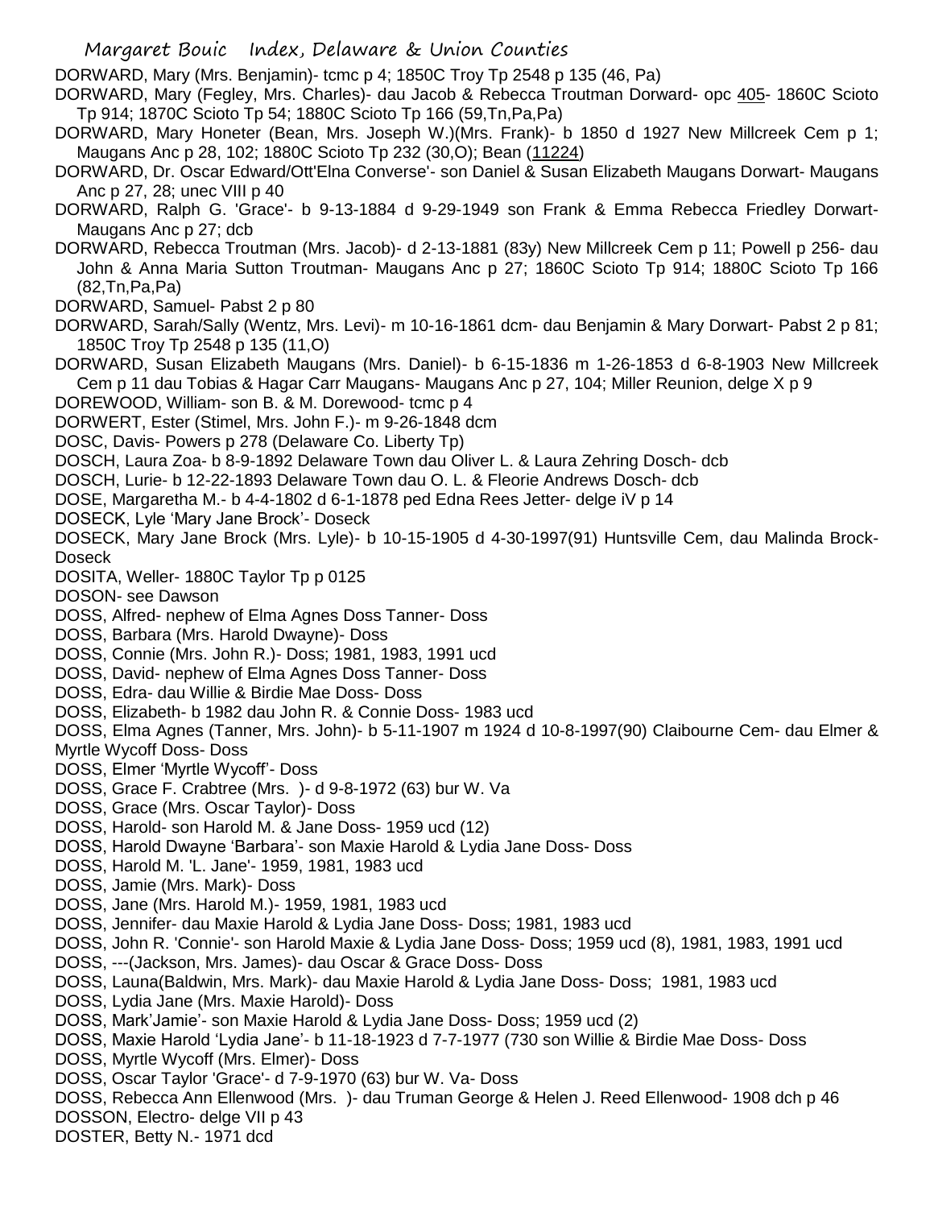DORWARD, Mary (Mrs. Benjamin)- tcmc p 4; 1850C Troy Tp 2548 p 135 (46, Pa)

DORWARD, Mary (Fegley, Mrs. Charles)- dau Jacob & Rebecca Troutman Dorward- opc 405- 1860C Scioto Tp 914; 1870C Scioto Tp 54; 1880C Scioto Tp 166 (59,Tn,Pa,Pa)

DORWARD, Mary Honeter (Bean, Mrs. Joseph W.)(Mrs. Frank)- b 1850 d 1927 New Millcreek Cem p 1; Maugans Anc p 28, 102; 1880C Scioto Tp 232 (30,O); Bean (11224)

DORWARD, Dr. Oscar Edward/Ott'Elna Converse'- son Daniel & Susan Elizabeth Maugans Dorwart- Maugans Anc p 27, 28; unec VIII p 40

DORWARD, Ralph G. 'Grace'- b 9-13-1884 d 9-29-1949 son Frank & Emma Rebecca Friedley Dorwart- Maugans Anc p 27; dcb

DORWARD, Rebecca Troutman (Mrs. Jacob)- d 2-13-1881 (83y) New Millcreek Cem p 11; Powell p 256- dau John & Anna Maria Sutton Troutman- Maugans Anc p 27; 1860C Scioto Tp 914; 1880C Scioto Tp 166 (82,Tn,Pa,Pa)

DORWARD, Samuel- Pabst 2 p 80

DORWARD, Sarah/Sally (Wentz, Mrs. Levi)- m 10-16-1861 dcm- dau Benjamin & Mary Dorwart- Pabst 2 p 81; 1850C Troy Tp 2548 p 135 (11,O)

DORWARD, Susan Elizabeth Maugans (Mrs. Daniel)- b 6-15-1836 m 1-26-1853 d 6-8-1903 New Millcreek Cem p 11 dau Tobias & Hagar Carr Maugans- Maugans Anc p 27, 104; Miller Reunion, delge X p 9

DOREWOOD, William- son B. & M. Dorewood- tcmc p 4

DORWERT, Ester (Stimel, Mrs. John F.)- m 9-26-1848 dcm

DOSC, Davis- Powers p 278 (Delaware Co. Liberty Tp)

DOSCH, Laura Zoa- b 8-9-1892 Delaware Town dau Oliver L. & Laura Zehring Dosch- dcb

DOSCH, Lurie- b 12-22-1893 Delaware Town dau O. L. & Fleorie Andrews Dosch- dcb

DOSE, Margaretha M.- b 4-4-1802 d 6-1-1878 ped Edna Rees Jetter- delge iV p 14

DOSECK, Lyle 'Mary Jane Brock'- Doseck

DOSECK, Mary Jane Brock (Mrs. Lyle)- b 10-15-1905 d 4-30-1997(91) Huntsville Cem, dau Malinda Brock- Doseck

DOSITA, Weller- 1880C Taylor Tp p 0125

DOSON- see Dawson

DOSS, Alfred- nephew of Elma Agnes Doss Tanner- Doss

DOSS, Barbara (Mrs. Harold Dwayne)- Doss

DOSS, Connie (Mrs. John R.)- Doss; 1981, 1983, 1991 ucd

DOSS, David- nephew of Elma Agnes Doss Tanner- Doss

DOSS, Edra- dau Willie & Birdie Mae Doss- Doss

DOSS, Elizabeth- b 1982 dau John R. & Connie Doss- 1983 ucd

DOSS, Elma Agnes (Tanner, Mrs. John)- b 5-11-1907 m 1924 d 10-8-1997(90) Claibourne Cem- dau Elmer & Myrtle Wycoff Doss- Doss

DOSS, Elmer 'Myrtle Wycoff'- Doss

DOSS, Grace F. Crabtree (Mrs. )- d 9-8-1972 (63) bur W. Va

DOSS, Grace (Mrs. Oscar Taylor)- Doss

DOSS, Harold- son Harold M. & Jane Doss- 1959 ucd (12)

DOSS, Harold Dwayne 'Barbara'- son Maxie Harold & Lydia Jane Doss- Doss

DOSS, Harold M. 'L. Jane'- 1959, 1981, 1983 ucd

DOSS, Jamie (Mrs. Mark)- Doss

DOSS, Jane (Mrs. Harold M.)- 1959, 1981, 1983 ucd

DOSS, Jennifer- dau Maxie Harold & Lydia Jane Doss- Doss; 1981, 1983 ucd

DOSS, John R. 'Connie'- son Harold Maxie & Lydia Jane Doss- Doss; 1959 ucd (8), 1981, 1983, 1991 ucd

DOSS, ---(Jackson, Mrs. James)- dau Oscar & Grace Doss- Doss

DOSS, Launa(Baldwin, Mrs. Mark)- dau Maxie Harold & Lydia Jane Doss- Doss; 1981, 1983 ucd

DOSS, Lydia Jane (Mrs. Maxie Harold)- Doss

DOSS, Mark'Jamie'- son Maxie Harold & Lydia Jane Doss- Doss; 1959 ucd (2)

DOSS, Maxie Harold 'Lydia Jane'- b 11-18-1923 d 7-7-1977 (730 son Willie & Birdie Mae Doss- Doss

DOSS, Myrtle Wycoff (Mrs. Elmer)- Doss

DOSS, Oscar Taylor 'Grace'- d 7-9-1970 (63) bur W. Va- Doss

DOSS, Rebecca Ann Ellenwood (Mrs. )- dau Truman George & Helen J. Reed Ellenwood- 1908 dch p 46

DOSSON, Electro- delge VII p 43

DOSTER, Betty N.- 1971 dcd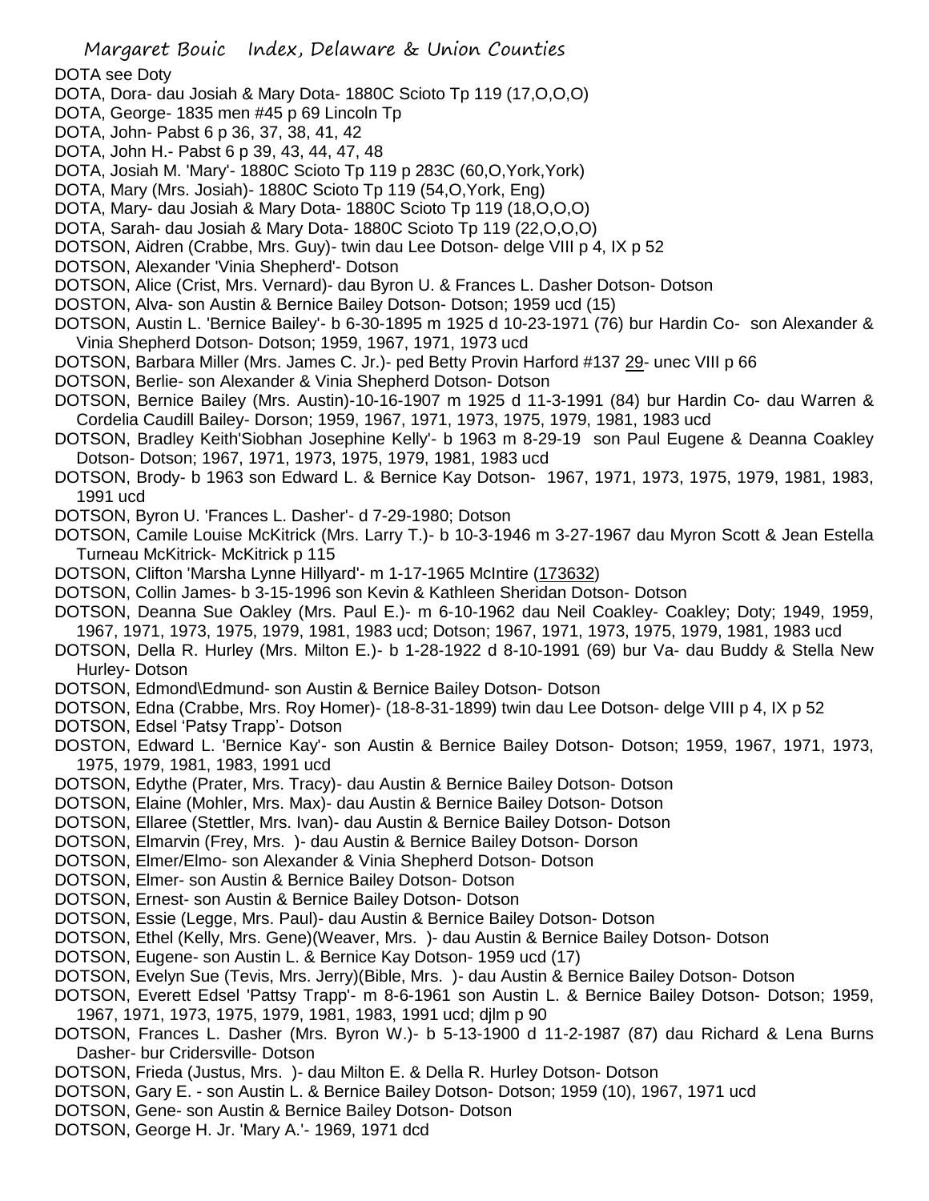DOTA see Doty

DOTA, Dora- dau Josiah & Mary Dota- 1880C Scioto Tp 119 (17,O,O,O)

DOTA, George- 1835 men #45 p 69 Lincoln Tp

DOTA, John- Pabst 6 p 36, 37, 38, 41, 42

DOTA, John H.- Pabst 6 p 39, 43, 44, 47, 48

DOTA, Josiah M. 'Mary'- 1880C Scioto Tp 119 p 283C (60,O,York,York)

DOTA, Mary (Mrs. Josiah)- 1880C Scioto Tp 119 (54,O,York, Eng)

DOTA, Mary- dau Josiah & Mary Dota- 1880C Scioto Tp 119 (18,O,O,O)

DOTA, Sarah- dau Josiah & Mary Dota- 1880C Scioto Tp 119 (22,O,O,O)

DOTSON, Aidren (Crabbe, Mrs. Guy)- twin dau Lee Dotson- delge VIII p 4, IX p 52

DOTSON, Alexander 'Vinia Shepherd'- Dotson

DOTSON, Alice (Crist, Mrs. Vernard)- dau Byron U. & Frances L. Dasher Dotson- Dotson

DOSTON, Alva- son Austin & Bernice Bailey Dotson- Dotson; 1959 ucd (15)

DOTSON, Austin L. 'Bernice Bailey'- b 6-30-1895 m 1925 d 10-23-1971 (76) bur Hardin Co- son Alexander & Vinia Shepherd Dotson- Dotson; 1959, 1967, 1971, 1973 ucd

DOTSON, Barbara Miller (Mrs. James C. Jr.)- ped Betty Provin Harford #137 29- unec VIII p 66

DOTSON, Berlie- son Alexander & Vinia Shepherd Dotson- Dotson

DOTSON, Bernice Bailey (Mrs. Austin)-10-16-1907 m 1925 d 11-3-1991 (84) bur Hardin Co- dau Warren & Cordelia Caudill Bailey- Dorson; 1959, 1967, 1971, 1973, 1975, 1979, 1981, 1983 ucd

DOTSON, Bradley Keith'Siobhan Josephine Kelly'- b 1963 m 8-29-19 son Paul Eugene & Deanna Coakley Dotson- Dotson; 1967, 1971, 1973, 1975, 1979, 1981, 1983 ucd

DOTSON, Brody- b 1963 son Edward L. & Bernice Kay Dotson- 1967, 1971, 1973, 1975, 1979, 1981, 1983, 1991 ucd

DOTSON, Byron U. 'Frances L. Dasher'- d 7-29-1980; Dotson

DOTSON, Camile Louise McKitrick (Mrs. Larry T.)- b 10-3-1946 m 3-27-1967 dau Myron Scott & Jean Estella Turneau McKitrick- McKitrick p 115

DOTSON, Clifton 'Marsha Lynne Hillyard'- m 1-17-1965 McIntire (173632)

DOTSON, Collin James- b 3-15-1996 son Kevin & Kathleen Sheridan Dotson- Dotson

DOTSON, Deanna Sue Oakley (Mrs. Paul E.)- m 6-10-1962 dau Neil Coakley- Coakley; Doty; 1949, 1959, 1967, 1971, 1973, 1975, 1979, 1981, 1983 ucd; Dotson; 1967, 1971, 1973, 1975, 1979, 1981, 1983 ucd

DOTSON, Della R. Hurley (Mrs. Milton E.)- b 1-28-1922 d 8-10-1991 (69) bur Va- dau Buddy & Stella New Hurley- Dotson

DOTSON, Edmond\Edmund- son Austin & Bernice Bailey Dotson- Dotson

DOTSON, Edna (Crabbe, Mrs. Roy Homer)- (18-8-31-1899) twin dau Lee Dotson- delge VIII p 4, IX p 52

DOTSON, Edsel 'Patsy Trapp'- Dotson

DOSTON, Edward L. 'Bernice Kay'- son Austin & Bernice Bailey Dotson- Dotson; 1959, 1967, 1971, 1973, 1975, 1979, 1981, 1983, 1991 ucd

DOTSON, Edythe (Prater, Mrs. Tracy)- dau Austin & Bernice Bailey Dotson- Dotson

DOTSON, Elaine (Mohler, Mrs. Max)- dau Austin & Bernice Bailey Dotson- Dotson

DOTSON, Ellaree (Stettler, Mrs. Ivan)- dau Austin & Bernice Bailey Dotson- Dotson

DOTSON, Elmarvin (Frey, Mrs. )- dau Austin & Bernice Bailey Dotson- Dorson

DOTSON, Elmer/Elmo- son Alexander & Vinia Shepherd Dotson- Dotson

DOTSON, Elmer- son Austin & Bernice Bailey Dotson- Dotson

DOTSON, Ernest- son Austin & Bernice Bailey Dotson- Dotson

DOTSON, Essie (Legge, Mrs. Paul)- dau Austin & Bernice Bailey Dotson- Dotson

DOTSON, Ethel (Kelly, Mrs. Gene)(Weaver, Mrs. )- dau Austin & Bernice Bailey Dotson- Dotson

DOTSON, Eugene- son Austin L. & Bernice Kay Dotson- 1959 ucd (17)

DOTSON, Evelyn Sue (Tevis, Mrs. Jerry)(Bible, Mrs. )- dau Austin & Bernice Bailey Dotson- Dotson

DOTSON, Everett Edsel 'Pattsy Trapp'- m 8-6-1961 son Austin L. & Bernice Bailey Dotson- Dotson; 1959, 1967, 1971, 1973, 1975, 1979, 1981, 1983, 1991 ucd; djlm p 90

DOTSON, Frances L. Dasher (Mrs. Byron W.)- b 5-13-1900 d 11-2-1987 (87) dau Richard & Lena Burns Dasher- bur Cridersville- Dotson

DOTSON, Frieda (Justus, Mrs. )- dau Milton E. & Della R. Hurley Dotson- Dotson

DOTSON, Gary E. - son Austin L. & Bernice Bailey Dotson- Dotson; 1959 (10), 1967, 1971 ucd

DOTSON, Gene- son Austin & Bernice Bailey Dotson- Dotson

DOTSON, George H. Jr. 'Mary A.'- 1969, 1971 dcd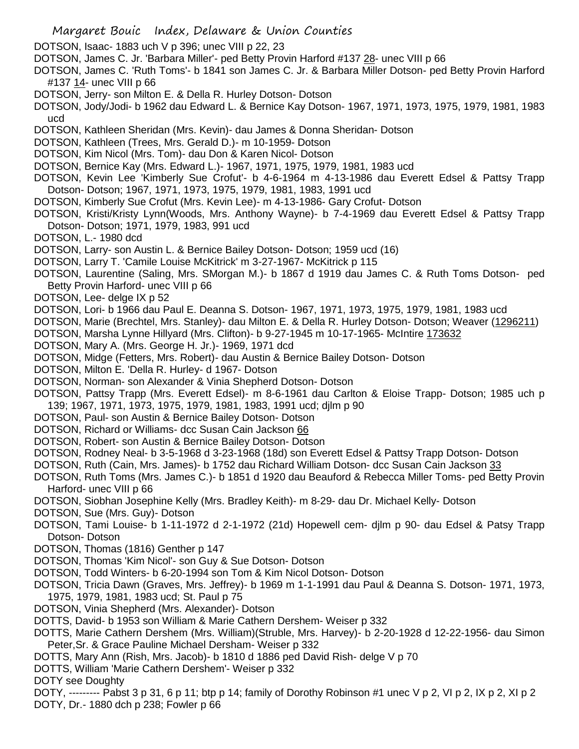DOTSON, Isaac- 1883 uch V p 396; unec VIII p 22, 23

DOTSON, James C. Jr. 'Barbara Miller'- ped Betty Provin Harford #137 28- unec VIII p 66

DOTSON, James C. 'Ruth Toms'- b 1841 son James C. Jr. & Barbara Miller Dotson- ped Betty Provin Harford #137 14- unec VIII p 66

DOTSON, Jerry- son Milton E. & Della R. Hurley Dotson- Dotson

DOTSON, Jody/Jodi- b 1962 dau Edward L. & Bernice Kay Dotson- 1967, 1971, 1973, 1975, 1979, 1981, 1983 ucd

DOTSON, Kathleen Sheridan (Mrs. Kevin)- dau James & Donna Sheridan- Dotson

DOTSON, Kathleen (Trees, Mrs. Gerald D.)- m 10-1959- Dotson

DOTSON, Kim Nicol (Mrs. Tom)- dau Don & Karen Nicol- Dotson

DOTSON, Bernice Kay (Mrs. Edward L.)- 1967, 1971, 1975, 1979, 1981, 1983 ucd

DOTSON, Kevin Lee 'Kimberly Sue Crofut'- b 4-6-1964 m 4-13-1986 dau Everett Edsel & Pattsy Trapp Dotson- Dotson; 1967, 1971, 1973, 1975, 1979, 1981, 1983, 1991 ucd

DOTSON, Kimberly Sue Crofut (Mrs. Kevin Lee)- m 4-13-1986- Gary Crofut- Dotson

DOTSON, Kristi/Kristy Lynn(Woods, Mrs. Anthony Wayne)- b 7-4-1969 dau Everett Edsel & Pattsy Trapp Dotson- Dotson; 1971, 1979, 1983, 991 ucd

DOTSON, L.- 1980 dcd

DOTSON, Larry- son Austin L. & Bernice Bailey Dotson- Dotson; 1959 ucd (16)

DOTSON, Larry T. 'Camile Louise McKitrick' m 3-27-1967- McKitrick p 115

DOTSON, Laurentine (Saling, Mrs. SMorgan M.)- b 1867 d 1919 dau James C. & Ruth Toms Dotson- ped Betty Provin Harford- unec VIII p 66

DOTSON, Lee- delge IX p 52

DOTSON, Lori- b 1966 dau Paul E. Deanna S. Dotson- 1967, 1971, 1973, 1975, 1979, 1981, 1983 ucd

DOTSON, Marie (Brechtel, Mrs. Stanley)- dau Milton E. & Della R. Hurley Dotson- Dotson; Weaver (1296211)

DOTSON, Marsha Lynne Hillyard (Mrs. Clifton)- b 9-27-1945 m 10-17-1965- McIntire 173632

DOTSON, Mary A. (Mrs. George H. Jr.)- 1969, 1971 dcd

DOTSON, Midge (Fetters, Mrs. Robert)- dau Austin & Bernice Bailey Dotson- Dotson

DOTSON, Milton E. 'Della R. Hurley- d 1967- Dotson

DOTSON, Norman- son Alexander & Vinia Shepherd Dotson- Dotson

DOTSON, Pattsy Trapp (Mrs. Everett Edsel)- m 8-6-1961 dau Carlton & Eloise Trapp- Dotson; 1985 uch p 139; 1967, 1971, 1973, 1975, 1979, 1981, 1983, 1991 ucd; djlm p 90

DOTSON, Paul- son Austin & Bernice Bailey Dotson- Dotson

DOTSON, Richard or Williams- dcc Susan Cain Jackson 66

DOTSON, Robert- son Austin & Bernice Bailey Dotson- Dotson

DOTSON, Rodney Neal- b 3-5-1968 d 3-23-1968 (18d) son Everett Edsel & Pattsy Trapp Dotson- Dotson

DOTSON, Ruth (Cain, Mrs. James)- b 1752 dau Richard William Dotson- dcc Susan Cain Jackson 33

DOTSON, Ruth Toms (Mrs. James C.)- b 1851 d 1920 dau Beauford & Rebecca Miller Toms- ped Betty Provin Harford- unec VIII p 66

DOTSON, Siobhan Josephine Kelly (Mrs. Bradley Keith)- m 8-29- dau Dr. Michael Kelly- Dotson

DOTSON, Sue (Mrs. Guy)- Dotson

DOTSON, Tami Louise- b 1-11-1972 d 2-1-1972 (21d) Hopewell cem- djlm p 90- dau Edsel & Patsy Trapp Dotson- Dotson

DOTSON, Thomas (1816) Genther p 147

DOTSON, Thomas 'Kim Nicol'- son Guy & Sue Dotson- Dotson

DOTSON, Todd Winters- b 6-20-1994 son Tom & Kim Nicol Dotson- Dotson

DOTSON, Tricia Dawn (Graves, Mrs. Jeffrey)- b 1969 m 1-1-1991 dau Paul & Deanna S. Dotson- 1971, 1973, 1975, 1979, 1981, 1983 ucd; St. Paul p 75

DOTSON, Vinia Shepherd (Mrs. Alexander)- Dotson

DOTTS, David- b 1953 son William & Marie Cathern Dershem- Weiser p 332

DOTTS, Marie Cathern Dershem (Mrs. William)(Struble, Mrs. Harvey)- b 2-20-1928 d 12-22-1956- dau Simon Peter,Sr. & Grace Pauline Michael Dersham- Weiser p 332

DOTTS, Mary Ann (Rish, Mrs. Jacob)- b 1810 d 1886 ped David Rish- delge V p 70

DOTTS, William 'Marie Cathern Dershem'- Weiser p 332

DOTY see Doughty

DOTY, --------- Pabst 3 p 31, 6 p 11; btp p 14; family of Dorothy Robinson #1 unec V p 2, VI p 2, IX p 2, XI p 2

DOTY, Dr.- 1880 dch p 238; Fowler p 66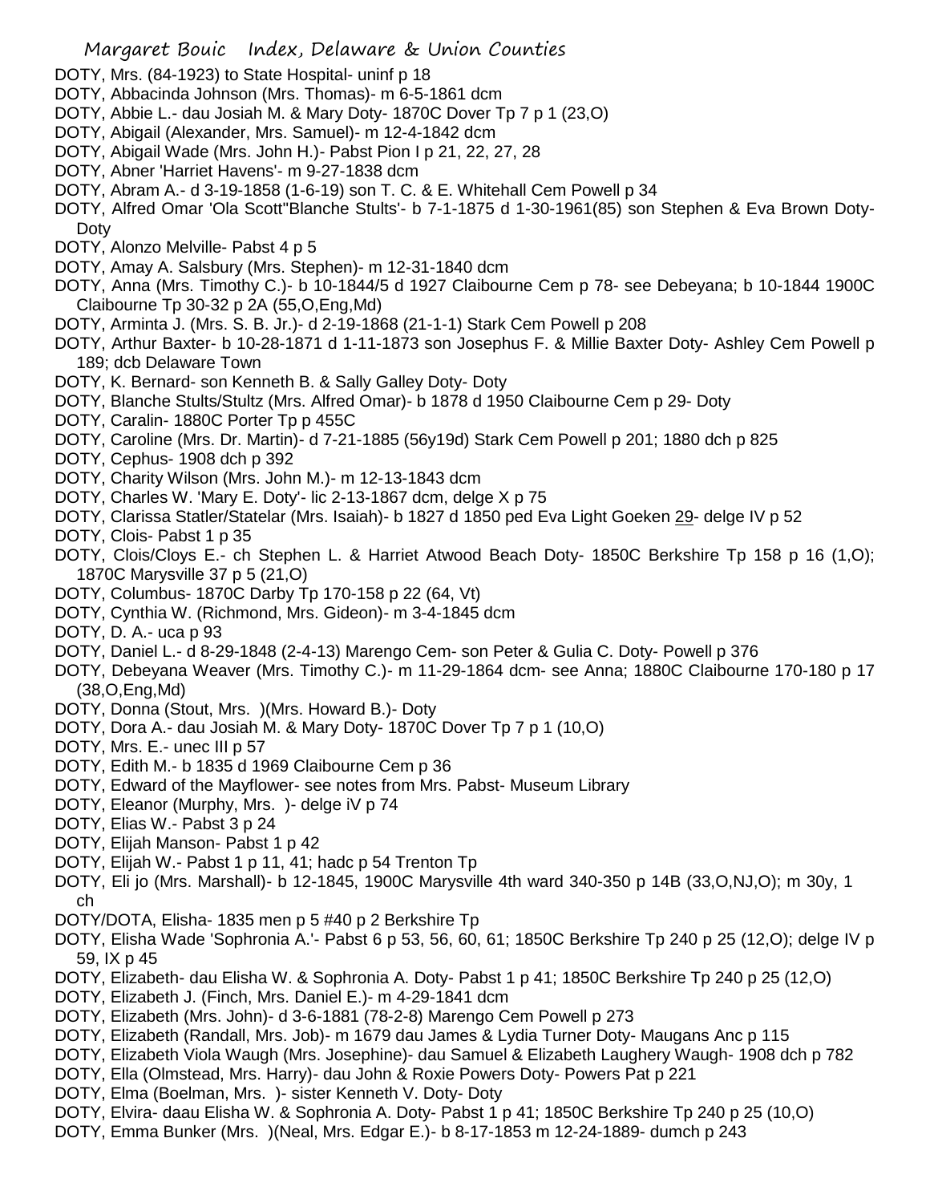DOTY, Mrs. (84-1923) to State Hospital- uninf p 18
DOTY, Abbacinda Johnson (Mrs. Thomas)- m 6-5-1861 dcm
DOTY, Abbie L.- dau Josiah M. & Mary Doty- 1870C Dover Tp 7 p 1 (23,O)
DOTY, Abigail (Alexander, Mrs. Samuel)- m 12-4-1842 dcm
DOTY, Abigail Wade (Mrs. John H.)- Pabst Pion I p 21, 22, 27, 28
DOTY, Abner 'Harriet Havens'- m 9-27-1838 dcm
DOTY, Abram A.- d 3-19-1858 (1-6-19) son T. C. & E. Whitehall Cem Powell p 34
DOTY, Alfred Omar 'Ola Scott''Blanche Stults'- b 7-1-1875 d 1-30-1961(85) son Stephen & Eva Brown Doty- Doty
DOTY, Alonzo Melville- Pabst 4 p 5
DOTY, Amay A. Salsbury (Mrs. Stephen)- m 12-31-1840 dcm
DOTY, Anna (Mrs. Timothy C.)- b 10-1844/5 d 1927 Claibourne Cem p 78- see Debeyana; b 10-1844 1900C Claibourne Tp 30-32 p 2A (55,O,Eng,Md)
DOTY, Arminta J. (Mrs. S. B. Jr.)- d 2-19-1868 (21-1-1) Stark Cem Powell p 208
DOTY, Arthur Baxter- b 10-28-1871 d 1-11-1873 son Josephus F. & Millie Baxter Doty- Ashley Cem Powell p 189; dcb Delaware Town
DOTY, K. Bernard- son Kenneth B. & Sally Galley Doty- Doty
DOTY, Blanche Stults/Stultz (Mrs. Alfred Omar)- b 1878 d 1950 Claibourne Cem p 29- Doty
DOTY, Caralin- 1880C Porter Tp p 455C
DOTY, Caroline (Mrs. Dr. Martin)- d 7-21-1885 (56y19d) Stark Cem Powell p 201; 1880 dch p 825
DOTY, Cephus- 1908 dch p 392
DOTY, Charity Wilson (Mrs. John M.)- m 12-13-1843 dcm
DOTY, Charles W. 'Mary E. Doty'- lic 2-13-1867 dcm, delge X p 75
DOTY, Clarissa Statler/Statelar (Mrs. Isaiah)- b 1827 d 1850 ped Eva Light Goeken 29- delge IV p 52
DOTY, Clois- Pabst 1 p 35
DOTY, Clois/Cloys E.- ch Stephen L. & Harriet Atwood Beach Doty- 1850C Berkshire Tp 158 p 16 (1,O); 1870C Marysville 37 p 5 (21,O)
DOTY, Columbus- 1870C Darby Tp 170-158 p 22 (64, Vt)
DOTY, Cynthia W. (Richmond, Mrs. Gideon)- m 3-4-1845 dcm
DOTY, D. A.- uca p 93
DOTY, Daniel L.- d 8-29-1848 (2-4-13) Marengo Cem- son Peter & Gulia C. Doty- Powell p 376
DOTY, Debeyana Weaver (Mrs. Timothy C.)- m 11-29-1864 dcm- see Anna; 1880C Claibourne 170-180 p 17 (38,O,Eng,Md)
DOTY, Donna (Stout, Mrs. )(Mrs. Howard B.)- Doty
DOTY, Dora A.- dau Josiah M. & Mary Doty- 1870C Dover Tp 7 p 1 (10,O)
DOTY, Mrs. E.- unec III p 57
DOTY, Edith M.- b 1835 d 1969 Claibourne Cem p 36
DOTY, Edward of the Mayflower- see notes from Mrs. Pabst- Museum Library
DOTY, Eleanor (Murphy, Mrs. )- delge iV p 74
DOTY, Elias W.- Pabst 3 p 24
DOTY, Elijah Manson- Pabst 1 p 42
DOTY, Elijah W.- Pabst 1 p 11, 41; hadc p 54 Trenton Tp
DOTY, Eli jo (Mrs. Marshall)- b 12-1845, 1900C Marysville 4th ward 340-350 p 14B (33,O,NJ,O); m 30y, 1 ch
DOTY/DOTA, Elisha- 1835 men p 5 #40 p 2 Berkshire Tp
DOTY, Elisha Wade 'Sophronia A.'- Pabst 6 p 53, 56, 60, 61; 1850C Berkshire Tp 240 p 25 (12,O); delge IV p 59, IX p 45
DOTY, Elizabeth- dau Elisha W. & Sophronia A. Doty- Pabst 1 p 41; 1850C Berkshire Tp 240 p 25 (12,O)
DOTY, Elizabeth J. (Finch, Mrs. Daniel E.)- m 4-29-1841 dcm
DOTY, Elizabeth (Mrs. John)- d 3-6-1881 (78-2-8) Marengo Cem Powell p 273
DOTY, Elizabeth (Randall, Mrs. Job)- m 1679 dau James & Lydia Turner Doty- Maugans Anc p 115
DOTY, Elizabeth Viola Waugh (Mrs. Josephine)- dau Samuel & Elizabeth Laughery Waugh- 1908 dch p 782
DOTY, Ella (Olmstead, Mrs. Harry)- dau John & Roxie Powers Doty- Powers Pat p 221
DOTY, Elma (Boelman, Mrs. )- sister Kenneth V. Doty- Doty
DOTY, Elvira- daau Elisha W. & Sophronia A. Doty- Pabst 1 p 41; 1850C Berkshire Tp 240 p 25 (10,O)
DOTY, Emma Bunker (Mrs. )(Neal, Mrs. Edgar E.)- b 8-17-1853 m 12-24-1889- dumch p 243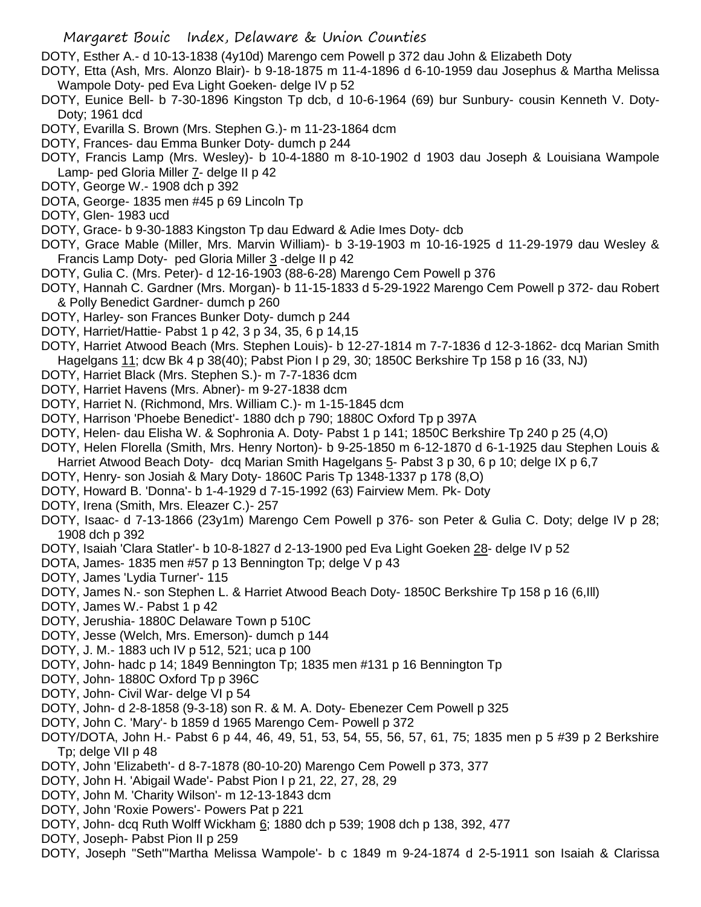DOTY, Esther A.- d 10-13-1838 (4y10d) Marengo cem Powell p 372 dau John & Elizabeth Doty

DOTY, Etta (Ash, Mrs. Alonzo Blair)- b 9-18-1875 m 11-4-1896 d 6-10-1959 dau Josephus & Martha Melissa Wampole Doty- ped Eva Light Goeken- delge IV p 52

DOTY, Eunice Bell- b 7-30-1896 Kingston Tp dcb, d 10-6-1964 (69) bur Sunbury- cousin Kenneth V. Doty- Doty; 1961 dcd

DOTY, Evarilla S. Brown (Mrs. Stephen G.)- m 11-23-1864 dcm

DOTY, Frances- dau Emma Bunker Doty- dumch p 244

DOTY, Francis Lamp (Mrs. Wesley)- b 10-4-1880 m 8-10-1902 d 1903 dau Joseph & Louisiana Wampole Lamp- ped Gloria Miller 7- delge II p 42

DOTY, George W.- 1908 dch p 392

DOTA, George- 1835 men #45 p 69 Lincoln Tp

DOTY, Glen- 1983 ucd

DOTY, Grace- b 9-30-1883 Kingston Tp dau Edward & Adie Imes Doty- dcb

DOTY, Grace Mable (Miller, Mrs. Marvin William)- b 3-19-1903 m 10-16-1925 d 11-29-1979 dau Wesley & Francis Lamp Doty- ped Gloria Miller 3 -delge II p 42

DOTY, Gulia C. (Mrs. Peter)- d 12-16-1903 (88-6-28) Marengo Cem Powell p 376

DOTY, Hannah C. Gardner (Mrs. Morgan)- b 11-15-1833 d 5-29-1922 Marengo Cem Powell p 372- dau Robert & Polly Benedict Gardner- dumch p 260

DOTY, Harley- son Frances Bunker Doty- dumch p 244

DOTY, Harriet/Hattie- Pabst 1 p 42, 3 p 34, 35, 6 p 14,15

DOTY, Harriet Atwood Beach (Mrs. Stephen Louis)- b 12-27-1814 m 7-7-1836 d 12-3-1862- dcq Marian Smith Hagelgans 11; dcw Bk 4 p 38(40); Pabst Pion I p 29, 30; 1850C Berkshire Tp 158 p 16 (33, NJ)

DOTY, Harriet Black (Mrs. Stephen S.)- m 7-7-1836 dcm

DOTY, Harriet Havens (Mrs. Abner)- m 9-27-1838 dcm

DOTY, Harriet N. (Richmond, Mrs. William C.)- m 1-15-1845 dcm

DOTY, Harrison 'Phoebe Benedict'- 1880 dch p 790; 1880C Oxford Tp p 397A

DOTY, Helen- dau Elisha W. & Sophronia A. Doty- Pabst 1 p 141; 1850C Berkshire Tp 240 p 25 (4,O)

DOTY, Helen Florella (Smith, Mrs. Henry Norton)- b 9-25-1850 m 6-12-1870 d 6-1-1925 dau Stephen Louis & Harriet Atwood Beach Doty- dcq Marian Smith Hagelgans 5- Pabst 3 p 30, 6 p 10; delge IX p 6,7

DOTY, Henry- son Josiah & Mary Doty- 1860C Paris Tp 1348-1337 p 178 (8,O)

DOTY, Howard B. 'Donna'- b 1-4-1929 d 7-15-1992 (63) Fairview Mem. Pk- Doty

DOTY, Irena (Smith, Mrs. Eleazer C.)- 257

DOTY, Isaac- d 7-13-1866 (23y1m) Marengo Cem Powell p 376- son Peter & Gulia C. Doty; delge IV p 28; 1908 dch p 392

DOTY, Isaiah 'Clara Statler'- b 10-8-1827 d 2-13-1900 ped Eva Light Goeken 28- delge IV p 52

DOTA, James- 1835 men #57 p 13 Bennington Tp; delge V p 43

DOTY, James 'Lydia Turner'- 115

DOTY, James N.- son Stephen L. & Harriet Atwood Beach Doty- 1850C Berkshire Tp 158 p 16 (6,Ill)

DOTY, James W.- Pabst 1 p 42

DOTY, Jerushia- 1880C Delaware Town p 510C

DOTY, Jesse (Welch, Mrs. Emerson)- dumch p 144

DOTY, J. M.- 1883 uch IV p 512, 521; uca p 100

DOTY, John- hadc p 14; 1849 Bennington Tp; 1835 men #131 p 16 Bennington Tp

DOTY, John- 1880C Oxford Tp p 396C

DOTY, John- Civil War- delge VI p 54

DOTY, John- d 2-8-1858 (9-3-18) son R. & M. A. Doty- Ebenezer Cem Powell p 325

DOTY, John C. 'Mary'- b 1859 d 1965 Marengo Cem- Powell p 372

DOTY/DOTA, John H.- Pabst 6 p 44, 46, 49, 51, 53, 54, 55, 56, 57, 61, 75; 1835 men p 5 #39 p 2 Berkshire Tp; delge VII p 48

DOTY, John 'Elizabeth'- d 8-7-1878 (80-10-20) Marengo Cem Powell p 373, 377

DOTY, John H. 'Abigail Wade'- Pabst Pion I p 21, 22, 27, 28, 29

DOTY, John M. 'Charity Wilson'- m 12-13-1843 dcm

DOTY, John 'Roxie Powers'- Powers Pat p 221

DOTY, John- dcq Ruth Wolff Wickham 6; 1880 dch p 539; 1908 dch p 138, 392, 477

DOTY, Joseph- Pabst Pion II p 259

DOTY, Joseph "Seth"'Martha Melissa Wampole'- b c 1849 m 9-24-1874 d 2-5-1911 son Isaiah & Clarissa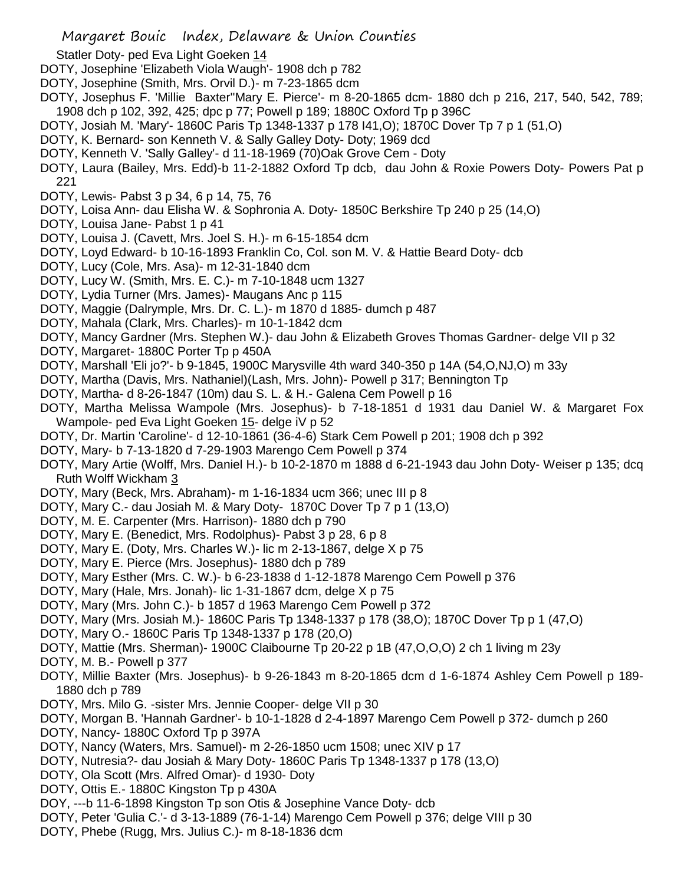Statler Doty- ped Eva Light Goeken 14

DOTY, Josephine 'Elizabeth Viola Waugh'- 1908 dch p 782

DOTY, Josephine (Smith, Mrs. Orvil D.)- m 7-23-1865 dcm

DOTY, Josephus F. 'Millie Baxter''Mary E. Pierce'- m 8-20-1865 dcm- 1880 dch p 216, 217, 540, 542, 789; 1908 dch p 102, 392, 425; dpc p 77; Powell p 189; 1880C Oxford Tp p 396C

DOTY, Josiah M. 'Mary'- 1860C Paris Tp 1348-1337 p 178 I41,O); 1870C Dover Tp 7 p 1 (51,O)

DOTY, K. Bernard- son Kenneth V. & Sally Galley Doty- Doty; 1969 dcd

DOTY, Kenneth V. 'Sally Galley'- d 11-18-1969 (70)Oak Grove Cem - Doty

DOTY, Laura (Bailey, Mrs. Edd)-b 11-2-1882 Oxford Tp dcb, dau John & Roxie Powers Doty- Powers Pat p 221

DOTY, Lewis- Pabst 3 p 34, 6 p 14, 75, 76

DOTY, Loisa Ann- dau Elisha W. & Sophronia A. Doty- 1850C Berkshire Tp 240 p 25 (14,O)

DOTY, Louisa Jane- Pabst 1 p 41

DOTY, Louisa J. (Cavett, Mrs. Joel S. H.)- m 6-15-1854 dcm

DOTY, Loyd Edward- b 10-16-1893 Franklin Co, Col. son M. V. & Hattie Beard Doty- dcb

DOTY, Lucy (Cole, Mrs. Asa)- m 12-31-1840 dcm

DOTY, Lucy W. (Smith, Mrs. E. C.)- m 7-10-1848 ucm 1327

DOTY, Lydia Turner (Mrs. James)- Maugans Anc p 115

DOTY, Maggie (Dalrymple, Mrs. Dr. C. L.)- m 1870 d 1885- dumch p 487

DOTY, Mahala (Clark, Mrs. Charles)- m 10-1-1842 dcm

DOTY, Mancy Gardner (Mrs. Stephen W.)- dau John & Elizabeth Groves Thomas Gardner- delge VII p 32

DOTY, Margaret- 1880C Porter Tp p 450A

DOTY, Marshall 'Eli jo?'- b 9-1845, 1900C Marysville 4th ward 340-350 p 14A (54,O,NJ,O) m 33y

DOTY, Martha (Davis, Mrs. Nathaniel)(Lash, Mrs. John)- Powell p 317; Bennington Tp

DOTY, Martha- d 8-26-1847 (10m) dau S. L. & H.- Galena Cem Powell p 16

DOTY, Martha Melissa Wampole (Mrs. Josephus)- b 7-18-1851 d 1931 dau Daniel W. & Margaret Fox Wampole- ped Eva Light Goeken 15- delge iV p 52

DOTY, Dr. Martin 'Caroline'- d 12-10-1861 (36-4-6) Stark Cem Powell p 201; 1908 dch p 392

DOTY, Mary- b 7-13-1820 d 7-29-1903 Marengo Cem Powell p 374

DOTY, Mary Artie (Wolff, Mrs. Daniel H.)- b 10-2-1870 m 1888 d 6-21-1943 dau John Doty- Weiser p 135; dcq Ruth Wolff Wickham 3

DOTY, Mary (Beck, Mrs. Abraham)- m 1-16-1834 ucm 366; unec III p 8

DOTY, Mary C.- dau Josiah M. & Mary Doty- 1870C Dover Tp 7 p 1 (13,O)

DOTY, M. E. Carpenter (Mrs. Harrison)- 1880 dch p 790

DOTY, Mary E. (Benedict, Mrs. Rodolphus)- Pabst 3 p 28, 6 p 8

DOTY, Mary E. (Doty, Mrs. Charles W.)- lic m 2-13-1867, delge X p 75

DOTY, Mary E. Pierce (Mrs. Josephus)- 1880 dch p 789

DOTY, Mary Esther (Mrs. C. W.)- b 6-23-1838 d 1-12-1878 Marengo Cem Powell p 376

DOTY, Mary (Hale, Mrs. Jonah)- lic 1-31-1867 dcm, delge X p 75

DOTY, Mary (Mrs. John C.)- b 1857 d 1963 Marengo Cem Powell p 372

DOTY, Mary (Mrs. Josiah M.)- 1860C Paris Tp 1348-1337 p 178 (38,O); 1870C Dover Tp p 1 (47,O)

DOTY, Mary O.- 1860C Paris Tp 1348-1337 p 178 (20,O)

DOTY, Mattie (Mrs. Sherman)- 1900C Claibourne Tp 20-22 p 1B (47,O,O,O) 2 ch 1 living m 23y

DOTY, M. B.- Powell p 377

DOTY, Millie Baxter (Mrs. Josephus)- b 9-26-1843 m 8-20-1865 dcm d 1-6-1874 Ashley Cem Powell p 189- 1880 dch p 789

DOTY, Mrs. Milo G. -sister Mrs. Jennie Cooper- delge VII p 30

DOTY, Morgan B. 'Hannah Gardner'- b 10-1-1828 d 2-4-1897 Marengo Cem Powell p 372- dumch p 260

DOTY, Nancy- 1880C Oxford Tp p 397A

DOTY, Nancy (Waters, Mrs. Samuel)- m 2-26-1850 ucm 1508; unec XIV p 17

DOTY, Nutresia?- dau Josiah & Mary Doty- 1860C Paris Tp 1348-1337 p 178 (13,O)

DOTY, Ola Scott (Mrs. Alfred Omar)- d 1930- Doty

DOTY, Ottis E.- 1880C Kingston Tp p 430A

DOY, ---b 11-6-1898 Kingston Tp son Otis & Josephine Vance Doty- dcb

DOTY, Peter 'Gulia C.'- d 3-13-1889 (76-1-14) Marengo Cem Powell p 376; delge VIII p 30

DOTY, Phebe (Rugg, Mrs. Julius C.)- m 8-18-1836 dcm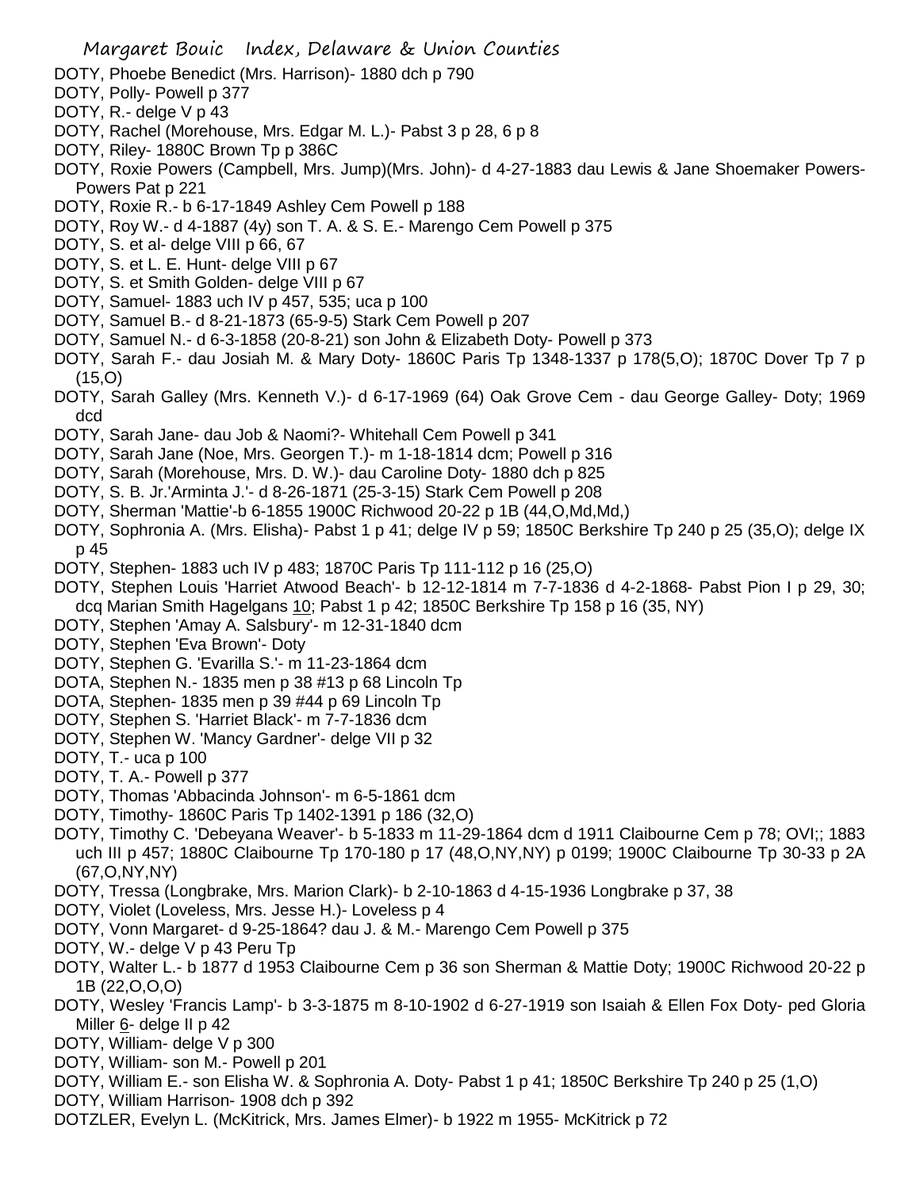DOTY, Phoebe Benedict (Mrs. Harrison)- 1880 dch p 790
DOTY, Polly- Powell p 377
DOTY, R.- delge V p 43
DOTY, Rachel (Morehouse, Mrs. Edgar M. L.)- Pabst 3 p 28, 6 p 8
DOTY, Riley- 1880C Brown Tp p 386C
DOTY, Roxie Powers (Campbell, Mrs. Jump)(Mrs. John)- d 4-27-1883 dau Lewis & Jane Shoemaker Powers- Powers Pat p 221
DOTY, Roxie R.- b 6-17-1849 Ashley Cem Powell p 188
DOTY, Roy W.- d 4-1887 (4y) son T. A. & S. E.- Marengo Cem Powell p 375
DOTY, S. et al- delge VIII p 66, 67
DOTY, S. et L. E. Hunt- delge VIII p 67
DOTY, S. et Smith Golden- delge VIII p 67
DOTY, Samuel- 1883 uch IV p 457, 535; uca p 100
DOTY, Samuel B.- d 8-21-1873 (65-9-5) Stark Cem Powell p 207
DOTY, Samuel N.- d 6-3-1858 (20-8-21) son John & Elizabeth Doty- Powell p 373
DOTY, Sarah F.- dau Josiah M. & Mary Doty- 1860C Paris Tp 1348-1337 p 178(5,O); 1870C Dover Tp 7 p (15,O)
DOTY, Sarah Galley (Mrs. Kenneth V.)- d 6-17-1969 (64) Oak Grove Cem - dau George Galley- Doty; 1969 dcd
DOTY, Sarah Jane- dau Job & Naomi?- Whitehall Cem Powell p 341
DOTY, Sarah Jane (Noe, Mrs. Georgen T.)- m 1-18-1814 dcm; Powell p 316
DOTY, Sarah (Morehouse, Mrs. D. W.)- dau Caroline Doty- 1880 dch p 825
DOTY, S. B. Jr.'Arminta J.'- d 8-26-1871 (25-3-15) Stark Cem Powell p 208
DOTY, Sherman 'Mattie'-b 6-1855 1900C Richwood 20-22 p 1B (44,O,Md,Md,)
DOTY, Sophronia A. (Mrs. Elisha)- Pabst 1 p 41; delge IV p 59; 1850C Berkshire Tp 240 p 25 (35,O); delge IX p 45
DOTY, Stephen- 1883 uch IV p 483; 1870C Paris Tp 111-112 p 16 (25,O)
DOTY, Stephen Louis 'Harriet Atwood Beach'- b 12-12-1814 m 7-7-1836 d 4-2-1868- Pabst Pion I p 29, 30; dcq Marian Smith Hagelgans 10; Pabst 1 p 42; 1850C Berkshire Tp 158 p 16 (35, NY)
DOTY, Stephen 'Amay A. Salsbury'- m 12-31-1840 dcm
DOTY, Stephen 'Eva Brown'- Doty
DOTY, Stephen G. 'Evarilla S.'- m 11-23-1864 dcm
DOTA, Stephen N.- 1835 men p 38 #13 p 68 Lincoln Tp
DOTA, Stephen- 1835 men p 39 #44 p 69 Lincoln Tp
DOTY, Stephen S. 'Harriet Black'- m 7-7-1836 dcm
DOTY, Stephen W. 'Mancy Gardner'- delge VII p 32
DOTY, T.- uca p 100
DOTY, T. A.- Powell p 377
DOTY, Thomas 'Abbacinda Johnson'- m 6-5-1861 dcm
DOTY, Timothy- 1860C Paris Tp 1402-1391 p 186 (32,O)
DOTY, Timothy C. 'Debeyana Weaver'- b 5-1833 m 11-29-1864 dcm d 1911 Claibourne Cem p 78; OVI;; 1883 uch III p 457; 1880C Claibourne Tp 170-180 p 17 (48,O,NY,NY) p 0199; 1900C Claibourne Tp 30-33 p 2A (67,O,NY,NY)
DOTY, Tressa (Longbrake, Mrs. Marion Clark)- b 2-10-1863 d 4-15-1936 Longbrake p 37, 38
DOTY, Violet (Loveless, Mrs. Jesse H.)- Loveless p 4
DOTY, Vonn Margaret- d 9-25-1864? dau J. & M.- Marengo Cem Powell p 375
DOTY, W.- delge V p 43 Peru Tp
DOTY, Walter L.- b 1877 d 1953 Claibourne Cem p 36 son Sherman & Mattie Doty; 1900C Richwood 20-22 p 1B (22,O,O,O)
DOTY, Wesley 'Francis Lamp'- b 3-3-1875 m 8-10-1902 d 6-27-1919 son Isaiah & Ellen Fox Doty- ped Gloria Miller 6- delge II p 42
DOTY, William- delge V p 300
DOTY, William- son M.- Powell p 201
DOTY, William E.- son Elisha W. & Sophronia A. Doty- Pabst 1 p 41; 1850C Berkshire Tp 240 p 25 (1,O)
DOTY, William Harrison- 1908 dch p 392
DOTZLER, Evelyn L. (McKitrick, Mrs. James Elmer)- b 1922 m 1955- McKitrick p 72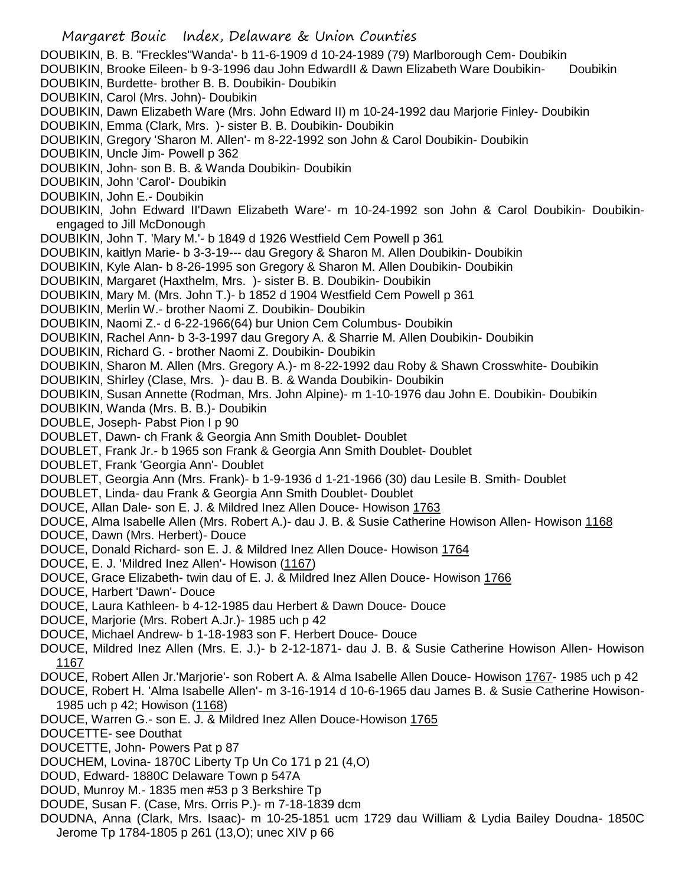DOUBIKIN, B. B. "Freckles"'Wanda'- b 11-6-1909 d 10-24-1989 (79) Marlborough Cem- Doubikin

DOUBIKIN, Brooke Eileen- b 9-3-1996 dau John EdwardII & Dawn Elizabeth Ware Doubikin- Doubikin

DOUBIKIN, Burdette- brother B. B. Doubikin- Doubikin

DOUBIKIN, Carol (Mrs. John)- Doubikin

DOUBIKIN, Dawn Elizabeth Ware (Mrs. John Edward II) m 10-24-1992 dau Marjorie Finley- Doubikin

DOUBIKIN, Emma (Clark, Mrs. )- sister B. B. Doubikin- Doubikin

DOUBIKIN, Gregory 'Sharon M. Allen'- m 8-22-1992 son John & Carol Doubikin- Doubikin

DOUBIKIN, Uncle Jim- Powell p 362

DOUBIKIN, John- son B. B. & Wanda Doubikin- Doubikin

DOUBIKIN, John 'Carol'- Doubikin

DOUBIKIN, John E.- Doubikin

DOUBIKIN, John Edward II'Dawn Elizabeth Ware'- m 10-24-1992 son John & Carol Doubikin- Doubikin- engaged to Jill McDonough

DOUBIKIN, John T. 'Mary M.'- b 1849 d 1926 Westfield Cem Powell p 361

DOUBIKIN, kaitlyn Marie- b 3-3-19--- dau Gregory & Sharon M. Allen Doubikin- Doubikin

DOUBIKIN, Kyle Alan- b 8-26-1995 son Gregory & Sharon M. Allen Doubikin- Doubikin

DOUBIKIN, Margaret (Haxthelm, Mrs. )- sister B. B. Doubikin- Doubikin

DOUBIKIN, Mary M. (Mrs. John T.)- b 1852 d 1904 Westfield Cem Powell p 361

DOUBIKIN, Merlin W.- brother Naomi Z. Doubikin- Doubikin

DOUBIKIN, Naomi Z.- d 6-22-1966(64) bur Union Cem Columbus- Doubikin

DOUBIKIN, Rachel Ann- b 3-3-1997 dau Gregory A. & Sharrie M. Allen Doubikin- Doubikin

DOUBIKIN, Richard G. - brother Naomi Z. Doubikin- Doubikin

DOUBIKIN, Sharon M. Allen (Mrs. Gregory A.)- m 8-22-1992 dau Roby & Shawn Crosswhite- Doubikin

DOUBIKIN, Shirley (Clase, Mrs. )- dau B. B. & Wanda Doubikin- Doubikin

DOUBIKIN, Susan Annette (Rodman, Mrs. John Alpine)- m 1-10-1976 dau John E. Doubikin- Doubikin

DOUBIKIN, Wanda (Mrs. B. B.)- Doubikin

DOUBLE, Joseph- Pabst Pion I p 90

DOUBLET, Dawn- ch Frank & Georgia Ann Smith Doublet- Doublet

DOUBLET, Frank Jr.- b 1965 son Frank & Georgia Ann Smith Doublet- Doublet

DOUBLET, Frank 'Georgia Ann'- Doublet

DOUBLET, Georgia Ann (Mrs. Frank)- b 1-9-1936 d 1-21-1966 (30) dau Lesile B. Smith- Doublet

DOUBLET, Linda- dau Frank & Georgia Ann Smith Doublet- Doublet

DOUCE, Allan Dale- son E. J. & Mildred Inez Allen Douce- Howison 1763

DOUCE, Alma Isabelle Allen (Mrs. Robert A.)- dau J. B. & Susie Catherine Howison Allen- Howison 1168

DOUCE, Dawn (Mrs. Herbert)- Douce

DOUCE, Donald Richard- son E. J. & Mildred Inez Allen Douce- Howison 1764

DOUCE, E. J. 'Mildred Inez Allen'- Howison (1167)

DOUCE, Grace Elizabeth- twin dau of E. J. & Mildred Inez Allen Douce- Howison 1766

DOUCE, Harbert 'Dawn'- Douce

DOUCE, Laura Kathleen- b 4-12-1985 dau Herbert & Dawn Douce- Douce

DOUCE, Marjorie (Mrs. Robert A.Jr.)- 1985 uch p 42

DOUCE, Michael Andrew- b 1-18-1983 son F. Herbert Douce- Douce

DOUCE, Mildred Inez Allen (Mrs. E. J.)- b 2-12-1871- dau J. B. & Susie Catherine Howison Allen- Howison 1167

DOUCE, Robert Allen Jr.'Marjorie'- son Robert A. & Alma Isabelle Allen Douce- Howison 1767- 1985 uch p 42

DOUCE, Robert H. 'Alma Isabelle Allen'- m 3-16-1914 d 10-6-1965 dau James B. & Susie Catherine Howison- 1985 uch p 42; Howison (1168)

DOUCE, Warren G.- son E. J. & Mildred Inez Allen Douce-Howison 1765

DOUCETTE- see Douthat

DOUCETTE, John- Powers Pat p 87

DOUCHEM, Lovina- 1870C Liberty Tp Un Co 171 p 21 (4,O)

DOUD, Edward- 1880C Delaware Town p 547A

DOUD, Munroy M.- 1835 men #53 p 3 Berkshire Tp

DOUDE, Susan F. (Case, Mrs. Orris P.)- m 7-18-1839 dcm

DOUDNA, Anna (Clark, Mrs. Isaac)- m 10-25-1851 ucm 1729 dau William & Lydia Bailey Doudna- 1850C Jerome Tp 1784-1805 p 261 (13,O); unec XIV p 66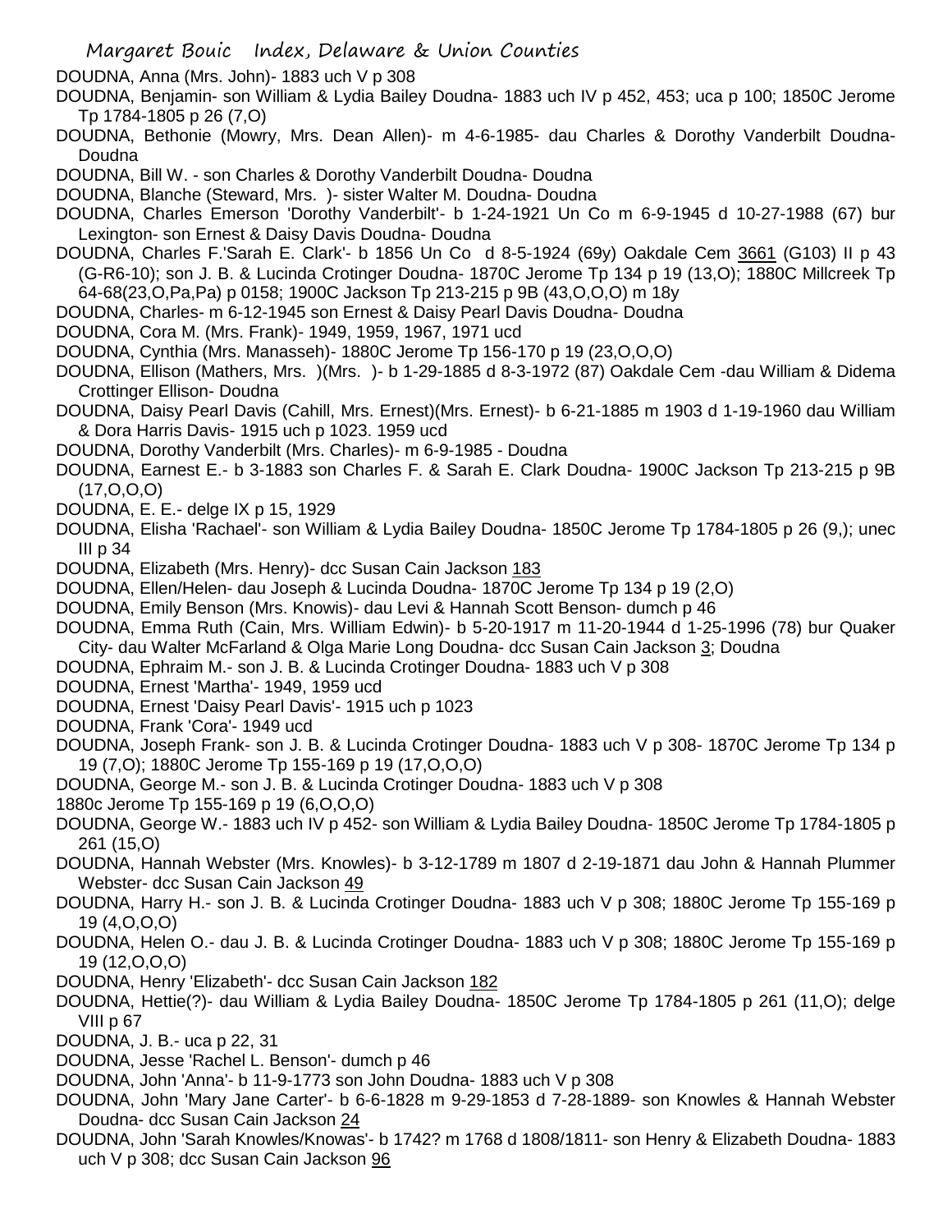DOUDNA, Anna (Mrs. John)- 1883 uch V p 308

DOUDNA, Benjamin- son William & Lydia Bailey Doudna- 1883 uch IV p 452, 453; uca p 100; 1850C Jerome Tp 1784-1805 p 26 (7,O)

DOUDNA, Bethonie (Mowry, Mrs. Dean Allen)- m 4-6-1985- dau Charles & Dorothy Vanderbilt Doudna- Doudna

DOUDNA, Bill W. - son Charles & Dorothy Vanderbilt Doudna- Doudna

DOUDNA, Blanche (Steward, Mrs. )- sister Walter M. Doudna- Doudna

DOUDNA, Charles Emerson 'Dorothy Vanderbilt'- b 1-24-1921 Un Co m 6-9-1945 d 10-27-1988 (67) bur Lexington- son Ernest & Daisy Davis Doudna- Doudna

DOUDNA, Charles F.'Sarah E. Clark'- b 1856 Un Co d 8-5-1924 (69y) Oakdale Cem 3661 (G103) II p 43 (G-R6-10); son J. B. & Lucinda Crotinger Doudna- 1870C Jerome Tp 134 p 19 (13,O); 1880C Millcreek Tp 64-68(23,O,Pa,Pa) p 0158; 1900C Jackson Tp 213-215 p 9B (43,O,O,O) m 18y

DOUDNA, Charles- m 6-12-1945 son Ernest & Daisy Pearl Davis Doudna- Doudna

DOUDNA, Cora M. (Mrs. Frank)- 1949, 1959, 1967, 1971 ucd

DOUDNA, Cynthia (Mrs. Manasseh)- 1880C Jerome Tp 156-170 p 19 (23,O,O,O)

DOUDNA, Ellison (Mathers, Mrs. )(Mrs. )- b 1-29-1885 d 8-3-1972 (87) Oakdale Cem -dau William & Didema Crottinger Ellison- Doudna

DOUDNA, Daisy Pearl Davis (Cahill, Mrs. Ernest)(Mrs. Ernest)- b 6-21-1885 m 1903 d 1-19-1960 dau William & Dora Harris Davis- 1915 uch p 1023. 1959 ucd

DOUDNA, Dorothy Vanderbilt (Mrs. Charles)- m 6-9-1985 - Doudna

DOUDNA, Earnest E.- b 3-1883 son Charles F. & Sarah E. Clark Doudna- 1900C Jackson Tp 213-215 p 9B (17,O,O,O)

DOUDNA, E. E.- delge IX p 15, 1929

DOUDNA, Elisha 'Rachael'- son William & Lydia Bailey Doudna- 1850C Jerome Tp 1784-1805 p 26 (9,); unec III p 34

DOUDNA, Elizabeth (Mrs. Henry)- dcc Susan Cain Jackson 183

DOUDNA, Ellen/Helen- dau Joseph & Lucinda Doudna- 1870C Jerome Tp 134 p 19 (2,O)

DOUDNA, Emily Benson (Mrs. Knowis)- dau Levi & Hannah Scott Benson- dumch p 46

DOUDNA, Emma Ruth (Cain, Mrs. William Edwin)- b 5-20-1917 m 11-20-1944 d 1-25-1996 (78) bur Quaker City- dau Walter McFarland & Olga Marie Long Doudna- dcc Susan Cain Jackson 3; Doudna

DOUDNA, Ephraim M.- son J. B. & Lucinda Crotinger Doudna- 1883 uch V p 308

DOUDNA, Ernest 'Martha'- 1949, 1959 ucd

DOUDNA, Ernest 'Daisy Pearl Davis'- 1915 uch p 1023

DOUDNA, Frank 'Cora'- 1949 ucd

DOUDNA, Joseph Frank- son J. B. & Lucinda Crotinger Doudna- 1883 uch V p 308- 1870C Jerome Tp 134 p 19 (7,O); 1880C Jerome Tp 155-169 p 19 (17,O,O,O)

DOUDNA, George M.- son J. B. & Lucinda Crotinger Doudna- 1883 uch V p 308

1880c Jerome Tp 155-169 p 19 (6,O,O,O)

DOUDNA, George W.- 1883 uch IV p 452- son William & Lydia Bailey Doudna- 1850C Jerome Tp 1784-1805 p 261 (15,O)

DOUDNA, Hannah Webster (Mrs. Knowles)- b 3-12-1789 m 1807 d 2-19-1871 dau John & Hannah Plummer Webster- dcc Susan Cain Jackson 49

DOUDNA, Harry H.- son J. B. & Lucinda Crotinger Doudna- 1883 uch V p 308; 1880C Jerome Tp 155-169 p 19 (4,O,O,O)

DOUDNA, Helen O.- dau J. B. & Lucinda Crotinger Doudna- 1883 uch V p 308; 1880C Jerome Tp 155-169 p 19 (12,O,O,O)

DOUDNA, Henry 'Elizabeth'- dcc Susan Cain Jackson 182

DOUDNA, Hettie(?)- dau William & Lydia Bailey Doudna- 1850C Jerome Tp 1784-1805 p 261 (11,O); delge VIII p 67

DOUDNA, J. B.- uca p 22, 31

DOUDNA, Jesse 'Rachel L. Benson'- dumch p 46

DOUDNA, John 'Anna'- b 11-9-1773 son John Doudna- 1883 uch V p 308

DOUDNA, John 'Mary Jane Carter'- b 6-6-1828 m 9-29-1853 d 7-28-1889- son Knowles & Hannah Webster Doudna- dcc Susan Cain Jackson 24

DOUDNA, John 'Sarah Knowles/Knowas'- b 1742? m 1768 d 1808/1811- son Henry & Elizabeth Doudna- 1883 uch V p 308; dcc Susan Cain Jackson 96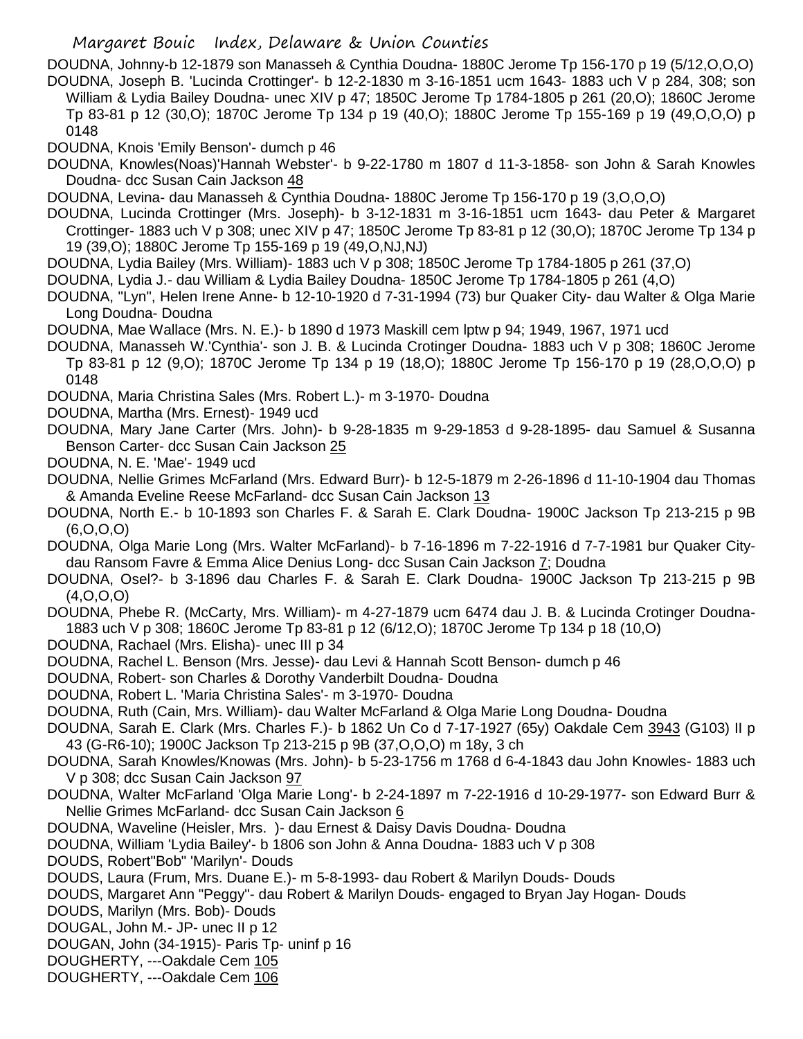DOUDNA, Johnny-b 12-1879 son Manasseh & Cynthia Doudna- 1880C Jerome Tp 156-170 p 19 (5/12,O,O,O)

DOUDNA, Joseph B. 'Lucinda Crottinger'- b 12-2-1830 m 3-16-1851 ucm 1643- 1883 uch V p 284, 308; son William & Lydia Bailey Doudna- unec XIV p 47; 1850C Jerome Tp 1784-1805 p 261 (20,O); 1860C Jerome Tp 83-81 p 12 (30,O); 1870C Jerome Tp 134 p 19 (40,O); 1880C Jerome Tp 155-169 p 19 (49,O,O,O) p 0148

DOUDNA, Knois 'Emily Benson'- dumch p 46

DOUDNA, Knowles(Noas)'Hannah Webster'- b 9-22-1780 m 1807 d 11-3-1858- son John & Sarah Knowles Doudna- dcc Susan Cain Jackson 48

DOUDNA, Levina- dau Manasseh & Cynthia Doudna- 1880C Jerome Tp 156-170 p 19 (3,O,O,O)

DOUDNA, Lucinda Crottinger (Mrs. Joseph)- b 3-12-1831 m 3-16-1851 ucm 1643- dau Peter & Margaret Crottinger- 1883 uch V p 308; unec XIV p 47; 1850C Jerome Tp 83-81 p 12 (30,O); 1870C Jerome Tp 134 p 19 (39,O); 1880C Jerome Tp 155-169 p 19 (49,O,NJ,NJ)

DOUDNA, Lydia Bailey (Mrs. William)- 1883 uch V p 308; 1850C Jerome Tp 1784-1805 p 261 (37,O)

DOUDNA, Lydia J.- dau William & Lydia Bailey Doudna- 1850C Jerome Tp 1784-1805 p 261 (4,O)

DOUDNA, "Lyn", Helen Irene Anne- b 12-10-1920 d 7-31-1994 (73) bur Quaker City- dau Walter & Olga Marie Long Doudna- Doudna

DOUDNA, Mae Wallace (Mrs. N. E.)- b 1890 d 1973 Maskill cem lptw p 94; 1949, 1967, 1971 ucd

DOUDNA, Manasseh W.'Cynthia'- son J. B. & Lucinda Crotinger Doudna- 1883 uch V p 308; 1860C Jerome Tp 83-81 p 12 (9,O); 1870C Jerome Tp 134 p 19 (18,O); 1880C Jerome Tp 156-170 p 19 (28,O,O,O) p 0148

DOUDNA, Maria Christina Sales (Mrs. Robert L.)- m 3-1970- Doudna

DOUDNA, Martha (Mrs. Ernest)- 1949 ucd

DOUDNA, Mary Jane Carter (Mrs. John)- b 9-28-1835 m 9-29-1853 d 9-28-1895- dau Samuel & Susanna Benson Carter- dcc Susan Cain Jackson 25

DOUDNA, N. E. 'Mae'- 1949 ucd

DOUDNA, Nellie Grimes McFarland (Mrs. Edward Burr)- b 12-5-1879 m 2-26-1896 d 11-10-1904 dau Thomas & Amanda Eveline Reese McFarland- dcc Susan Cain Jackson 13

DOUDNA, North E.- b 10-1893 son Charles F. & Sarah E. Clark Doudna- 1900C Jackson Tp 213-215 p 9B (6,O,O,O)

DOUDNA, Olga Marie Long (Mrs. Walter McFarland)- b 7-16-1896 m 7-22-1916 d 7-7-1981 bur Quaker City- dau Ransom Favre & Emma Alice Denius Long- dcc Susan Cain Jackson 7; Doudna

DOUDNA, Osel?- b 3-1896 dau Charles F. & Sarah E. Clark Doudna- 1900C Jackson Tp 213-215 p 9B (4,O,O,O)

DOUDNA, Phebe R. (McCarty, Mrs. William)- m 4-27-1879 ucm 6474 dau J. B. & Lucinda Crotinger Doudna- 1883 uch V p 308; 1860C Jerome Tp 83-81 p 12 (6/12,O); 1870C Jerome Tp 134 p 18 (10,O)

DOUDNA, Rachael (Mrs. Elisha)- unec III p 34

DOUDNA, Rachel L. Benson (Mrs. Jesse)- dau Levi & Hannah Scott Benson- dumch p 46

DOUDNA, Robert- son Charles & Dorothy Vanderbilt Doudna- Doudna

DOUDNA, Robert L. 'Maria Christina Sales'- m 3-1970- Doudna

DOUDNA, Ruth (Cain, Mrs. William)- dau Walter McFarland & Olga Marie Long Doudna- Doudna

DOUDNA, Sarah E. Clark (Mrs. Charles F.)- b 1862 Un Co d 7-17-1927 (65y) Oakdale Cem 3943 (G103) II p 43 (G-R6-10); 1900C Jackson Tp 213-215 p 9B (37,O,O,O) m 18y, 3 ch

DOUDNA, Sarah Knowles/Knowas (Mrs. John)- b 5-23-1756 m 1768 d 6-4-1843 dau John Knowles- 1883 uch V p 308; dcc Susan Cain Jackson 97

DOUDNA, Walter McFarland 'Olga Marie Long'- b 2-24-1897 m 7-22-1916 d 10-29-1977- son Edward Burr & Nellie Grimes McFarland- dcc Susan Cain Jackson 6

DOUDNA, Waveline (Heisler, Mrs. )- dau Ernest & Daisy Davis Doudna- Doudna

DOUDNA, William 'Lydia Bailey'- b 1806 son John & Anna Doudna- 1883 uch V p 308

DOUDS, Robert"Bob" 'Marilyn'- Douds

DOUDS, Laura (Frum, Mrs. Duane E.)- m 5-8-1993- dau Robert & Marilyn Douds- Douds

DOUDS, Margaret Ann "Peggy"- dau Robert & Marilyn Douds- engaged to Bryan Jay Hogan- Douds

DOUDS, Marilyn (Mrs. Bob)- Douds

DOUGAL, John M.- JP- unec II p 12

DOUGAN, John (34-1915)- Paris Tp- uninf p 16

DOUGHERTY, ---Oakdale Cem 105

DOUGHERTY, ---Oakdale Cem 106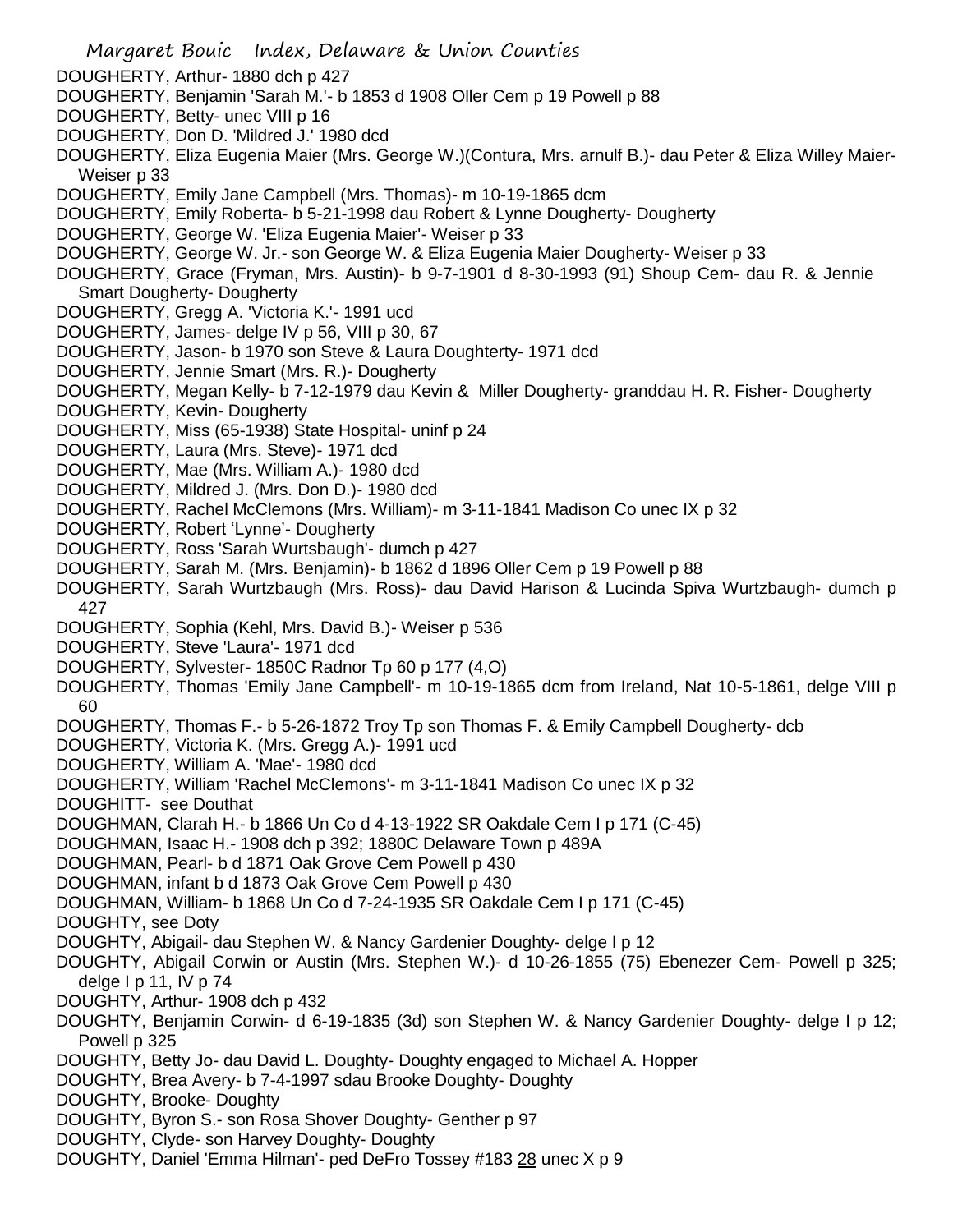DOUGHERTY, Arthur- 1880 dch p 427
DOUGHERTY, Benjamin 'Sarah M.'- b 1853 d 1908 Oller Cem p 19 Powell p 88
DOUGHERTY, Betty- unec VIII p 16
DOUGHERTY, Don D. 'Mildred J.' 1980 dcd
DOUGHERTY, Eliza Eugenia Maier (Mrs. George W.)(Contura, Mrs. arnulf B.)- dau Peter & Eliza Willey Maier- Weiser p 33
DOUGHERTY, Emily Jane Campbell (Mrs. Thomas)- m 10-19-1865 dcm
DOUGHERTY, Emily Roberta- b 5-21-1998 dau Robert & Lynne Dougherty- Dougherty
DOUGHERTY, George W. 'Eliza Eugenia Maier'- Weiser p 33
DOUGHERTY, George W. Jr.- son George W. & Eliza Eugenia Maier Dougherty- Weiser p 33
DOUGHERTY, Grace (Fryman, Mrs. Austin)- b 9-7-1901 d 8-30-1993 (91) Shoup Cem- dau R. & Jennie Smart Dougherty- Dougherty
DOUGHERTY, Gregg A. 'Victoria K.'- 1991 ucd
DOUGHERTY, James- delge IV p 56, VIII p 30, 67
DOUGHERTY, Jason- b 1970 son Steve & Laura Doughterty- 1971 dcd
DOUGHERTY, Jennie Smart (Mrs. R.)- Dougherty
DOUGHERTY, Megan Kelly- b 7-12-1979 dau Kevin & Miller Dougherty- granddau H. R. Fisher- Dougherty
DOUGHERTY, Kevin- Dougherty
DOUGHERTY, Miss (65-1938) State Hospital- uninf p 24
DOUGHERTY, Laura (Mrs. Steve)- 1971 dcd
DOUGHERTY, Mae (Mrs. William A.)- 1980 dcd
DOUGHERTY, Mildred J. (Mrs. Don D.)- 1980 dcd
DOUGHERTY, Rachel McClemons (Mrs. William)- m 3-11-1841 Madison Co unec IX p 32
DOUGHERTY, Robert 'Lynne'- Dougherty
DOUGHERTY, Ross 'Sarah Wurtsbaugh'- dumch p 427
DOUGHERTY, Sarah M. (Mrs. Benjamin)- b 1862 d 1896 Oller Cem p 19 Powell p 88
DOUGHERTY, Sarah Wurtzbaugh (Mrs. Ross)- dau David Harison & Lucinda Spiva Wurtzbaugh- dumch p 427
DOUGHERTY, Sophia (Kehl, Mrs. David B.)- Weiser p 536
DOUGHERTY, Steve 'Laura'- 1971 dcd
DOUGHERTY, Sylvester- 1850C Radnor Tp 60 p 177 (4,O)
DOUGHERTY, Thomas 'Emily Jane Campbell'- m 10-19-1865 dcm from Ireland, Nat 10-5-1861, delge VIII p 60
DOUGHERTY, Thomas F.- b 5-26-1872 Troy Tp son Thomas F. & Emily Campbell Dougherty- dcb
DOUGHERTY, Victoria K. (Mrs. Gregg A.)- 1991 ucd
DOUGHERTY, William A. 'Mae'- 1980 dcd
DOUGHERTY, William 'Rachel McClemons'- m 3-11-1841 Madison Co unec IX p 32
DOUGHITT- see Douthat
DOUGHMAN, Clarah H.- b 1866 Un Co d 4-13-1922 SR Oakdale Cem I p 171 (C-45)
DOUGHMAN, Isaac H.- 1908 dch p 392; 1880C Delaware Town p 489A
DOUGHMAN, Pearl- b d 1871 Oak Grove Cem Powell p 430
DOUGHMAN, infant b d 1873 Oak Grove Cem Powell p 430
DOUGHMAN, William- b 1868 Un Co d 7-24-1935 SR Oakdale Cem I p 171 (C-45)
DOUGHTY, see Doty
DOUGHTY, Abigail- dau Stephen W. & Nancy Gardenier Doughty- delge I p 12
DOUGHTY, Abigail Corwin or Austin (Mrs. Stephen W.)- d 10-26-1855 (75) Ebenezer Cem- Powell p 325; delge I p 11, IV p 74
DOUGHTY, Arthur- 1908 dch p 432
DOUGHTY, Benjamin Corwin- d 6-19-1835 (3d) son Stephen W. & Nancy Gardenier Doughty- delge I p 12; Powell p 325
DOUGHTY, Betty Jo- dau David L. Doughty- Doughty engaged to Michael A. Hopper
DOUGHTY, Brea Avery- b 7-4-1997 sdau Brooke Doughty- Doughty
DOUGHTY, Brooke- Doughty
DOUGHTY, Byron S.- son Rosa Shover Doughty- Genther p 97
DOUGHTY, Clyde- son Harvey Doughty- Doughty
DOUGHTY, Daniel 'Emma Hilman'- ped DeFro Tossey #183 28 unec X p 9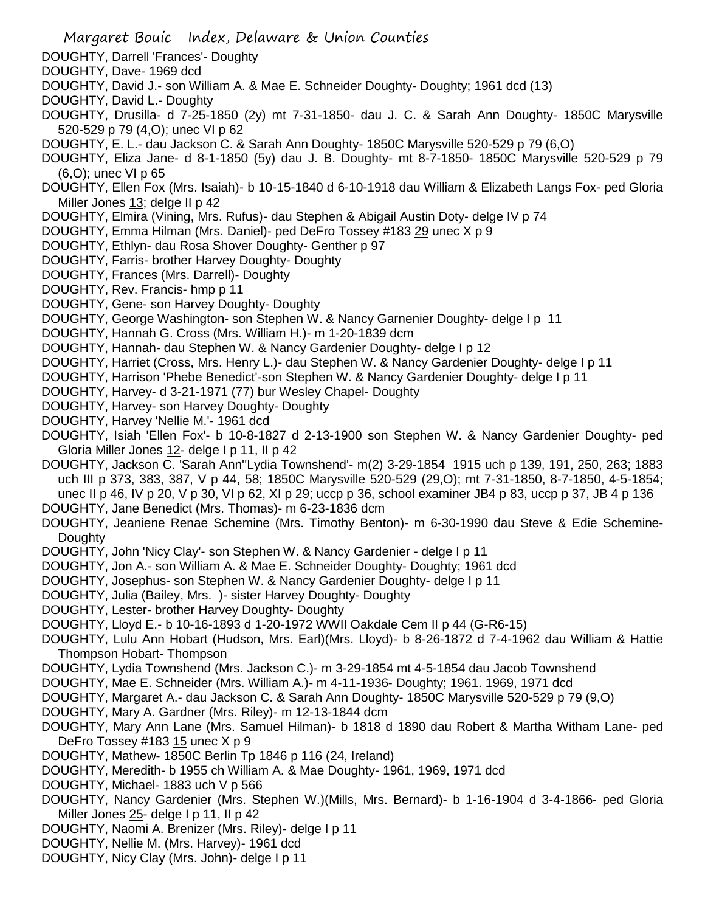DOUGHTY, Darrell 'Frances'- Doughty
DOUGHTY, Dave- 1969 dcd
DOUGHTY, David J.- son William A. & Mae E. Schneider Doughty- Doughty; 1961 dcd (13)
DOUGHTY, David L.- Doughty
DOUGHTY, Drusilla- d 7-25-1850 (2y) mt 7-31-1850- dau J. C. & Sarah Ann Doughty- 1850C Marysville 520-529 p 79 (4,O); unec VI p 62
DOUGHTY, E. L.- dau Jackson C. & Sarah Ann Doughty- 1850C Marysville 520-529 p 79 (6,O)
DOUGHTY, Eliza Jane- d 8-1-1850 (5y) dau J. B. Doughty- mt 8-7-1850- 1850C Marysville 520-529 p 79 (6,O); unec VI p 65
DOUGHTY, Ellen Fox (Mrs. Isaiah)- b 10-15-1840 d 6-10-1918 dau William & Elizabeth Langs Fox- ped Gloria Miller Jones 13; delge II p 42
DOUGHTY, Elmira (Vining, Mrs. Rufus)- dau Stephen & Abigail Austin Doty- delge IV p 74
DOUGHTY, Emma Hilman (Mrs. Daniel)- ped DeFro Tossey #183 29 unec X p 9
DOUGHTY, Ethlyn- dau Rosa Shover Doughty- Genther p 97
DOUGHTY, Farris- brother Harvey Doughty- Doughty
DOUGHTY, Frances (Mrs. Darrell)- Doughty
DOUGHTY, Rev. Francis- hmp p 11
DOUGHTY, Gene- son Harvey Doughty- Doughty
DOUGHTY, George Washington- son Stephen W. & Nancy Garnenier Doughty- delge I p 11
DOUGHTY, Hannah G. Cross (Mrs. William H.)- m 1-20-1839 dcm
DOUGHTY, Hannah- dau Stephen W. & Nancy Gardenier Doughty- delge I p 12
DOUGHTY, Harriet (Cross, Mrs. Henry L.)- dau Stephen W. & Nancy Gardenier Doughty- delge I p 11
DOUGHTY, Harrison 'Phebe Benedict'-son Stephen W. & Nancy Gardenier Doughty- delge I p 11
DOUGHTY, Harvey- d 3-21-1971 (77) bur Wesley Chapel- Doughty
DOUGHTY, Harvey- son Harvey Doughty- Doughty
DOUGHTY, Harvey 'Nellie M.'- 1961 dcd
DOUGHTY, Isiah 'Ellen Fox'- b 10-8-1827 d 2-13-1900 son Stephen W. & Nancy Gardenier Doughty- ped Gloria Miller Jones 12- delge I p 11, II p 42
DOUGHTY, Jackson C. 'Sarah Ann''Lydia Townshend'- m(2) 3-29-1854 1915 uch p 139, 191, 250, 263; 1883 uch III p 373, 383, 387, V p 44, 58; 1850C Marysville 520-529 (29,O); mt 7-31-1850, 8-7-1850, 4-5-1854; unec II p 46, IV p 20, V p 30, VI p 62, XI p 29; uccp p 36, school examiner JB4 p 83, uccp p 37, JB 4 p 136
DOUGHTY, Jane Benedict (Mrs. Thomas)- m 6-23-1836 dcm
DOUGHTY, Jeaniene Renae Schemine (Mrs. Timothy Benton)- m 6-30-1990 dau Steve & Edie Schemine- Doughty
DOUGHTY, John 'Nicy Clay'- son Stephen W. & Nancy Gardenier - delge I p 11
DOUGHTY, Jon A.- son William A. & Mae E. Schneider Doughty- Doughty; 1961 dcd
DOUGHTY, Josephus- son Stephen W. & Nancy Gardenier Doughty- delge I p 11
DOUGHTY, Julia (Bailey, Mrs. )- sister Harvey Doughty- Doughty
DOUGHTY, Lester- brother Harvey Doughty- Doughty
DOUGHTY, Lloyd E.- b 10-16-1893 d 1-20-1972 WWII Oakdale Cem II p 44 (G-R6-15)
DOUGHTY, Lulu Ann Hobart (Hudson, Mrs. Earl)(Mrs. Lloyd)- b 8-26-1872 d 7-4-1962 dau William & Hattie Thompson Hobart- Thompson
DOUGHTY, Lydia Townshend (Mrs. Jackson C.)- m 3-29-1854 mt 4-5-1854 dau Jacob Townshend
DOUGHTY, Mae E. Schneider (Mrs. William A.)- m 4-11-1936- Doughty; 1961. 1969, 1971 dcd
DOUGHTY, Margaret A.- dau Jackson C. & Sarah Ann Doughty- 1850C Marysville 520-529 p 79 (9,O)
DOUGHTY, Mary A. Gardner (Mrs. Riley)- m 12-13-1844 dcm
DOUGHTY, Mary Ann Lane (Mrs. Samuel Hilman)- b 1818 d 1890 dau Robert & Martha Witham Lane- ped DeFro Tossey #183 15 unec X p 9
DOUGHTY, Mathew- 1850C Berlin Tp 1846 p 116 (24, Ireland)
DOUGHTY, Meredith- b 1955 ch William A. & Mae Doughty- 1961, 1969, 1971 dcd
DOUGHTY, Michael- 1883 uch V p 566
DOUGHTY, Nancy Gardenier (Mrs. Stephen W.)(Mills, Mrs. Bernard)- b 1-16-1904 d 3-4-1866- ped Gloria Miller Jones 25- delge I p 11, II p 42
DOUGHTY, Naomi A. Brenizer (Mrs. Riley)- delge I p 11
DOUGHTY, Nellie M. (Mrs. Harvey)- 1961 dcd
DOUGHTY, Nicy Clay (Mrs. John)- delge I p 11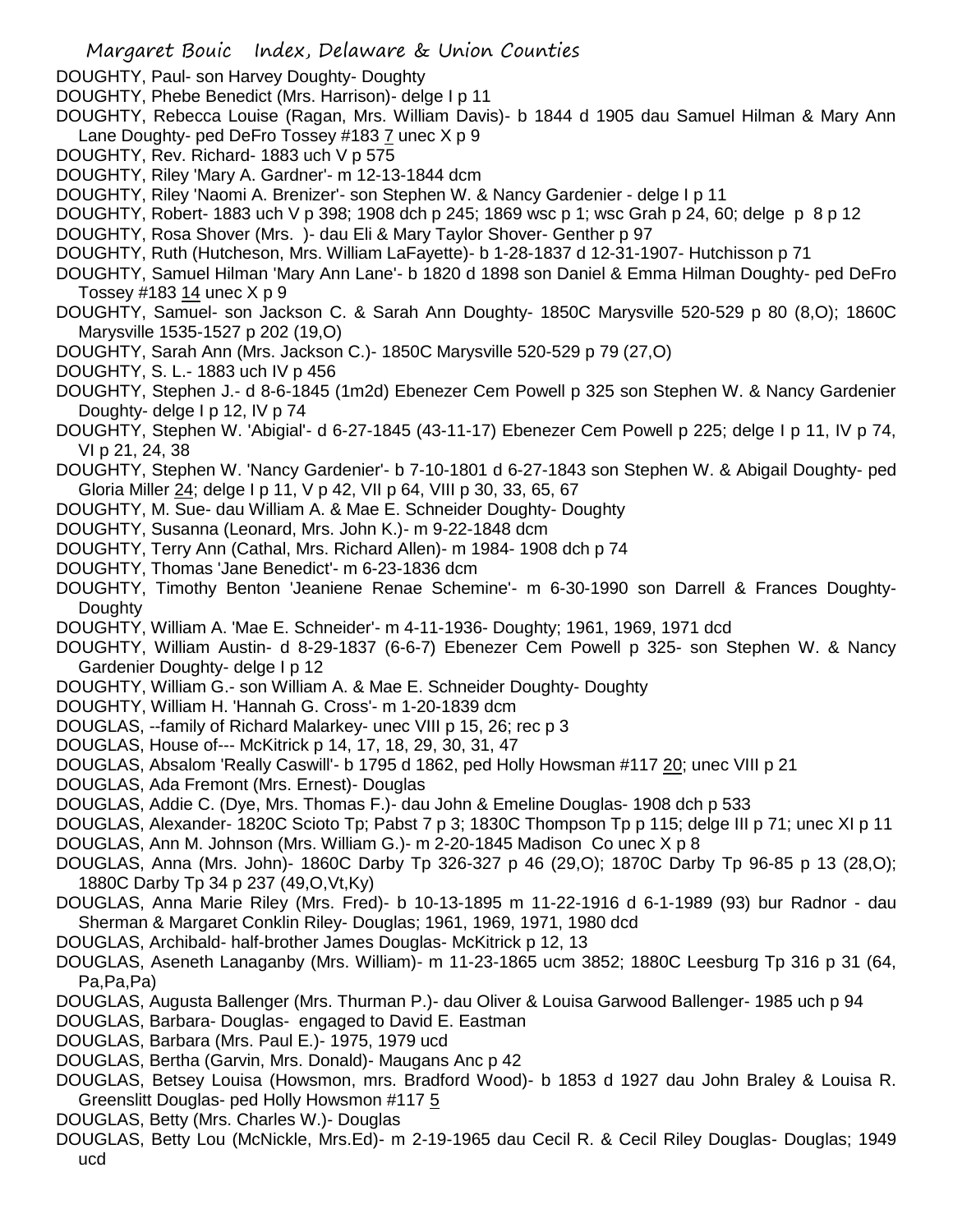DOUGHTY, Paul- son Harvey Doughty- Doughty

DOUGHTY, Phebe Benedict (Mrs. Harrison)- delge I p 11

DOUGHTY, Rebecca Louise (Ragan, Mrs. William Davis)- b 1844 d 1905 dau Samuel Hilman & Mary Ann Lane Doughty- ped DeFro Tossey #183 7 unec X p 9

DOUGHTY, Rev. Richard- 1883 uch V p 575

DOUGHTY, Riley 'Mary A. Gardner'- m 12-13-1844 dcm

DOUGHTY, Riley 'Naomi A. Brenizer'- son Stephen W. & Nancy Gardenier - delge I p 11

DOUGHTY, Robert- 1883 uch V p 398; 1908 dch p 245; 1869 wsc p 1; wsc Grah p 24, 60; delge p 8 p 12

DOUGHTY, Rosa Shover (Mrs. )- dau Eli & Mary Taylor Shover- Genther p 97

DOUGHTY, Ruth (Hutcheson, Mrs. William LaFayette)- b 1-28-1837 d 12-31-1907- Hutchisson p 71

DOUGHTY, Samuel Hilman 'Mary Ann Lane'- b 1820 d 1898 son Daniel & Emma Hilman Doughty- ped DeFro Tossey #183 14 unec X p 9

DOUGHTY, Samuel- son Jackson C. & Sarah Ann Doughty- 1850C Marysville 520-529 p 80 (8,O); 1860C Marysville 1535-1527 p 202 (19,O)

DOUGHTY, Sarah Ann (Mrs. Jackson C.)- 1850C Marysville 520-529 p 79 (27,O)

DOUGHTY, S. L.- 1883 uch IV p 456

DOUGHTY, Stephen J.- d 8-6-1845 (1m2d) Ebenezer Cem Powell p 325 son Stephen W. & Nancy Gardenier Doughty- delge I p 12, IV p 74

DOUGHTY, Stephen W. 'Abigial'- d 6-27-1845 (43-11-17) Ebenezer Cem Powell p 225; delge I p 11, IV p 74, VI p 21, 24, 38

DOUGHTY, Stephen W. 'Nancy Gardenier'- b 7-10-1801 d 6-27-1843 son Stephen W. & Abigail Doughty- ped Gloria Miller 24; delge I p 11, V p 42, VII p 64, VIII p 30, 33, 65, 67

DOUGHTY, M. Sue- dau William A. & Mae E. Schneider Doughty- Doughty

DOUGHTY, Susanna (Leonard, Mrs. John K.)- m 9-22-1848 dcm

DOUGHTY, Terry Ann (Cathal, Mrs. Richard Allen)- m 1984- 1908 dch p 74

DOUGHTY, Thomas 'Jane Benedict'- m 6-23-1836 dcm

DOUGHTY, Timothy Benton 'Jeaniene Renae Schemine'- m 6-30-1990 son Darrell & Frances Doughty- Doughty

DOUGHTY, William A. 'Mae E. Schneider'- m 4-11-1936- Doughty; 1961, 1969, 1971 dcd

DOUGHTY, William Austin- d 8-29-1837 (6-6-7) Ebenezer Cem Powell p 325- son Stephen W. & Nancy Gardenier Doughty- delge I p 12

DOUGHTY, William G.- son William A. & Mae E. Schneider Doughty- Doughty

DOUGHTY, William H. 'Hannah G. Cross'- m 1-20-1839 dcm

DOUGLAS, --family of Richard Malarkey- unec VIII p 15, 26; rec p 3

DOUGLAS, House of--- McKitrick p 14, 17, 18, 29, 30, 31, 47

DOUGLAS, Absalom 'Really Caswill'- b 1795 d 1862, ped Holly Howsman #117 20; unec VIII p 21

DOUGLAS, Ada Fremont (Mrs. Ernest)- Douglas

DOUGLAS, Addie C. (Dye, Mrs. Thomas F.)- dau John & Emeline Douglas- 1908 dch p 533

DOUGLAS, Alexander- 1820C Scioto Tp; Pabst 7 p 3; 1830C Thompson Tp p 115; delge III p 71; unec XI p 11

DOUGLAS, Ann M. Johnson (Mrs. William G.)- m 2-20-1845 Madison Co unec X p 8

DOUGLAS, Anna (Mrs. John)- 1860C Darby Tp 326-327 p 46 (29,O); 1870C Darby Tp 96-85 p 13 (28,O); 1880C Darby Tp 34 p 237 (49,O,Vt,Ky)

DOUGLAS, Anna Marie Riley (Mrs. Fred)- b 10-13-1895 m 11-22-1916 d 6-1-1989 (93) bur Radnor - dau Sherman & Margaret Conklin Riley- Douglas; 1961, 1969, 1971, 1980 dcd

DOUGLAS, Archibald- half-brother James Douglas- McKitrick p 12, 13

DOUGLAS, Aseneth Lanaganby (Mrs. William)- m 11-23-1865 ucm 3852; 1880C Leesburg Tp 316 p 31 (64, Pa,Pa,Pa)

DOUGLAS, Augusta Ballenger (Mrs. Thurman P.)- dau Oliver & Louisa Garwood Ballenger- 1985 uch p 94

DOUGLAS, Barbara- Douglas- engaged to David E. Eastman

DOUGLAS, Barbara (Mrs. Paul E.)- 1975, 1979 ucd

DOUGLAS, Bertha (Garvin, Mrs. Donald)- Maugans Anc p 42

DOUGLAS, Betsey Louisa (Howsmon, mrs. Bradford Wood)- b 1853 d 1927 dau John Braley & Louisa R. Greenslitt Douglas- ped Holly Howsmon #117 5

DOUGLAS, Betty (Mrs. Charles W.)- Douglas

DOUGLAS, Betty Lou (McNickle, Mrs.Ed)- m 2-19-1965 dau Cecil R. & Cecil Riley Douglas- Douglas; 1949 ucd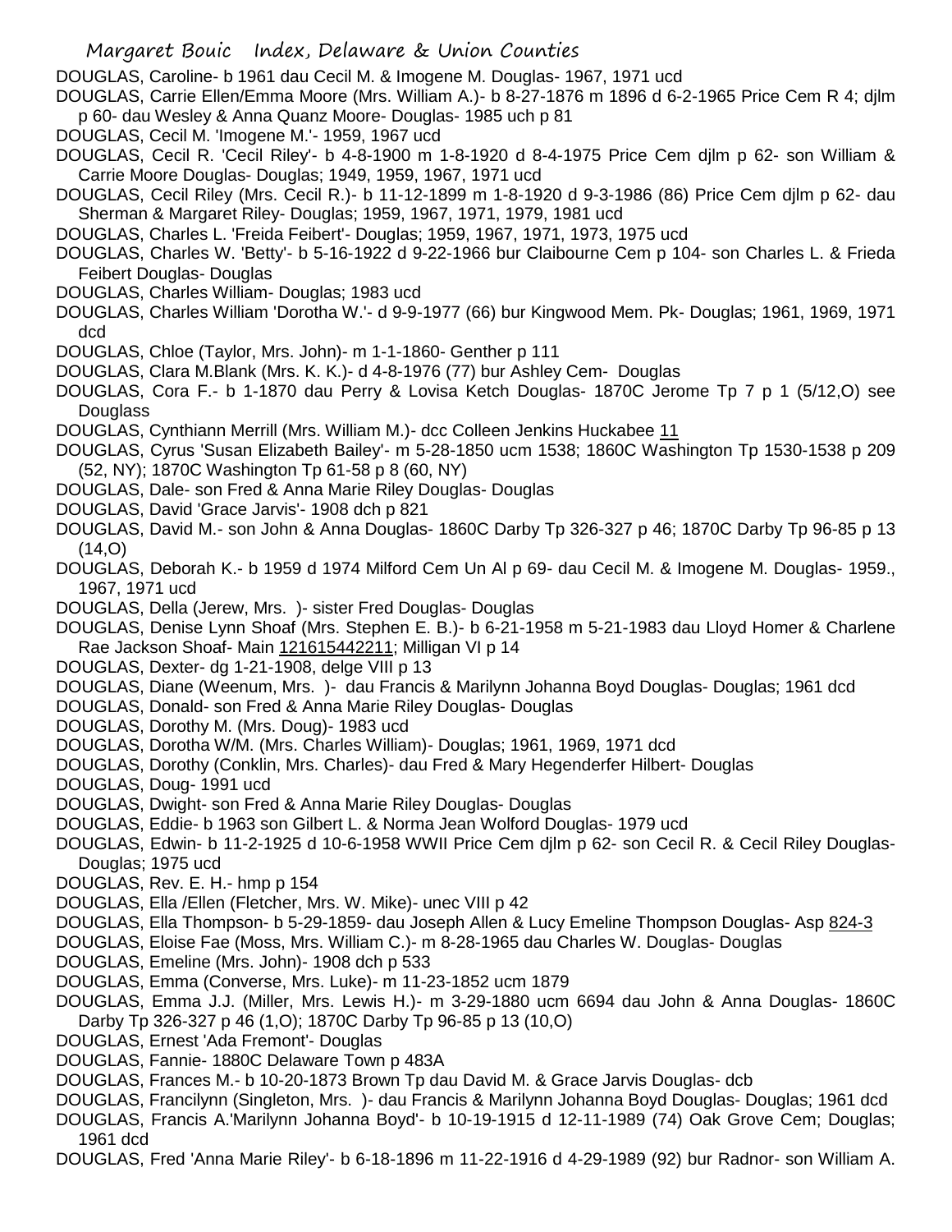DOUGLAS, Caroline- b 1961 dau Cecil M. & Imogene M. Douglas- 1967, 1971 ucd

DOUGLAS, Carrie Ellen/Emma Moore (Mrs. William A.)- b 8-27-1876 m 1896 d 6-2-1965 Price Cem R 4; djlm p 60- dau Wesley & Anna Quanz Moore- Douglas- 1985 uch p 81

DOUGLAS, Cecil M. 'Imogene M.'- 1959, 1967 ucd

DOUGLAS, Cecil R. 'Cecil Riley'- b 4-8-1900 m 1-8-1920 d 8-4-1975 Price Cem djlm p 62- son William & Carrie Moore Douglas- Douglas; 1949, 1959, 1967, 1971 ucd

DOUGLAS, Cecil Riley (Mrs. Cecil R.)- b 11-12-1899 m 1-8-1920 d 9-3-1986 (86) Price Cem djlm p 62- dau Sherman & Margaret Riley- Douglas; 1959, 1967, 1971, 1979, 1981 ucd

DOUGLAS, Charles L. 'Freida Feibert'- Douglas; 1959, 1967, 1971, 1973, 1975 ucd

DOUGLAS, Charles W. 'Betty'- b 5-16-1922 d 9-22-1966 bur Claibourne Cem p 104- son Charles L. & Frieda Feibert Douglas- Douglas

DOUGLAS, Charles William- Douglas; 1983 ucd

DOUGLAS, Charles William 'Dorotha W.'- d 9-9-1977 (66) bur Kingwood Mem. Pk- Douglas; 1961, 1969, 1971 dcd

DOUGLAS, Chloe (Taylor, Mrs. John)- m 1-1-1860- Genther p 111

DOUGLAS, Clara M.Blank (Mrs. K. K.)- d 4-8-1976 (77) bur Ashley Cem- Douglas

DOUGLAS, Cora F.- b 1-1870 dau Perry & Lovisa Ketch Douglas- 1870C Jerome Tp 7 p 1 (5/12,O) see Douglass

DOUGLAS, Cynthiann Merrill (Mrs. William M.)- dcc Colleen Jenkins Huckabee 11

DOUGLAS, Cyrus 'Susan Elizabeth Bailey'- m 5-28-1850 ucm 1538; 1860C Washington Tp 1530-1538 p 209 (52, NY); 1870C Washington Tp 61-58 p 8 (60, NY)

DOUGLAS, Dale- son Fred & Anna Marie Riley Douglas- Douglas

DOUGLAS, David 'Grace Jarvis'- 1908 dch p 821

DOUGLAS, David M.- son John & Anna Douglas- 1860C Darby Tp 326-327 p 46; 1870C Darby Tp 96-85 p 13 (14,O)

DOUGLAS, Deborah K.- b 1959 d 1974 Milford Cem Un Al p 69- dau Cecil M. & Imogene M. Douglas- 1959., 1967, 1971 ucd

DOUGLAS, Della (Jerew, Mrs. )- sister Fred Douglas- Douglas

DOUGLAS, Denise Lynn Shoaf (Mrs. Stephen E. B.)- b 6-21-1958 m 5-21-1983 dau Lloyd Homer & Charlene Rae Jackson Shoaf- Main 121615442211; Milligan VI p 14

DOUGLAS, Dexter- dg 1-21-1908, delge VIII p 13

DOUGLAS, Diane (Weenum, Mrs. )- dau Francis & Marilynn Johanna Boyd Douglas- Douglas; 1961 dcd

DOUGLAS, Donald- son Fred & Anna Marie Riley Douglas- Douglas

DOUGLAS, Dorothy M. (Mrs. Doug)- 1983 ucd

DOUGLAS, Dorotha W/M. (Mrs. Charles William)- Douglas; 1961, 1969, 1971 dcd

DOUGLAS, Dorothy (Conklin, Mrs. Charles)- dau Fred & Mary Hegenderfer Hilbert- Douglas

DOUGLAS, Doug- 1991 ucd

DOUGLAS, Dwight- son Fred & Anna Marie Riley Douglas- Douglas

DOUGLAS, Eddie- b 1963 son Gilbert L. & Norma Jean Wolford Douglas- 1979 ucd

DOUGLAS, Edwin- b 11-2-1925 d 10-6-1958 WWII Price Cem djlm p 62- son Cecil R. & Cecil Riley Douglas- Douglas; 1975 ucd

DOUGLAS, Rev. E. H.- hmp p 154

DOUGLAS, Ella /Ellen (Fletcher, Mrs. W. Mike)- unec VIII p 42

DOUGLAS, Ella Thompson- b 5-29-1859- dau Joseph Allen & Lucy Emeline Thompson Douglas- Asp 824-3

DOUGLAS, Eloise Fae (Moss, Mrs. William C.)- m 8-28-1965 dau Charles W. Douglas- Douglas

DOUGLAS, Emeline (Mrs. John)- 1908 dch p 533

DOUGLAS, Emma (Converse, Mrs. Luke)- m 11-23-1852 ucm 1879

DOUGLAS, Emma J.J. (Miller, Mrs. Lewis H.)- m 3-29-1880 ucm 6694 dau John & Anna Douglas- 1860C Darby Tp 326-327 p 46 (1,O); 1870C Darby Tp 96-85 p 13 (10,O)

DOUGLAS, Ernest 'Ada Fremont'- Douglas

DOUGLAS, Fannie- 1880C Delaware Town p 483A

DOUGLAS, Frances M.- b 10-20-1873 Brown Tp dau David M. & Grace Jarvis Douglas- dcb

DOUGLAS, Francilynn (Singleton, Mrs. )- dau Francis & Marilynn Johanna Boyd Douglas- Douglas; 1961 dcd

DOUGLAS, Francis A.'Marilynn Johanna Boyd'- b 10-19-1915 d 12-11-1989 (74) Oak Grove Cem; Douglas; 1961 dcd

DOUGLAS, Fred 'Anna Marie Riley'- b 6-18-1896 m 11-22-1916 d 4-29-1989 (92) bur Radnor- son William A.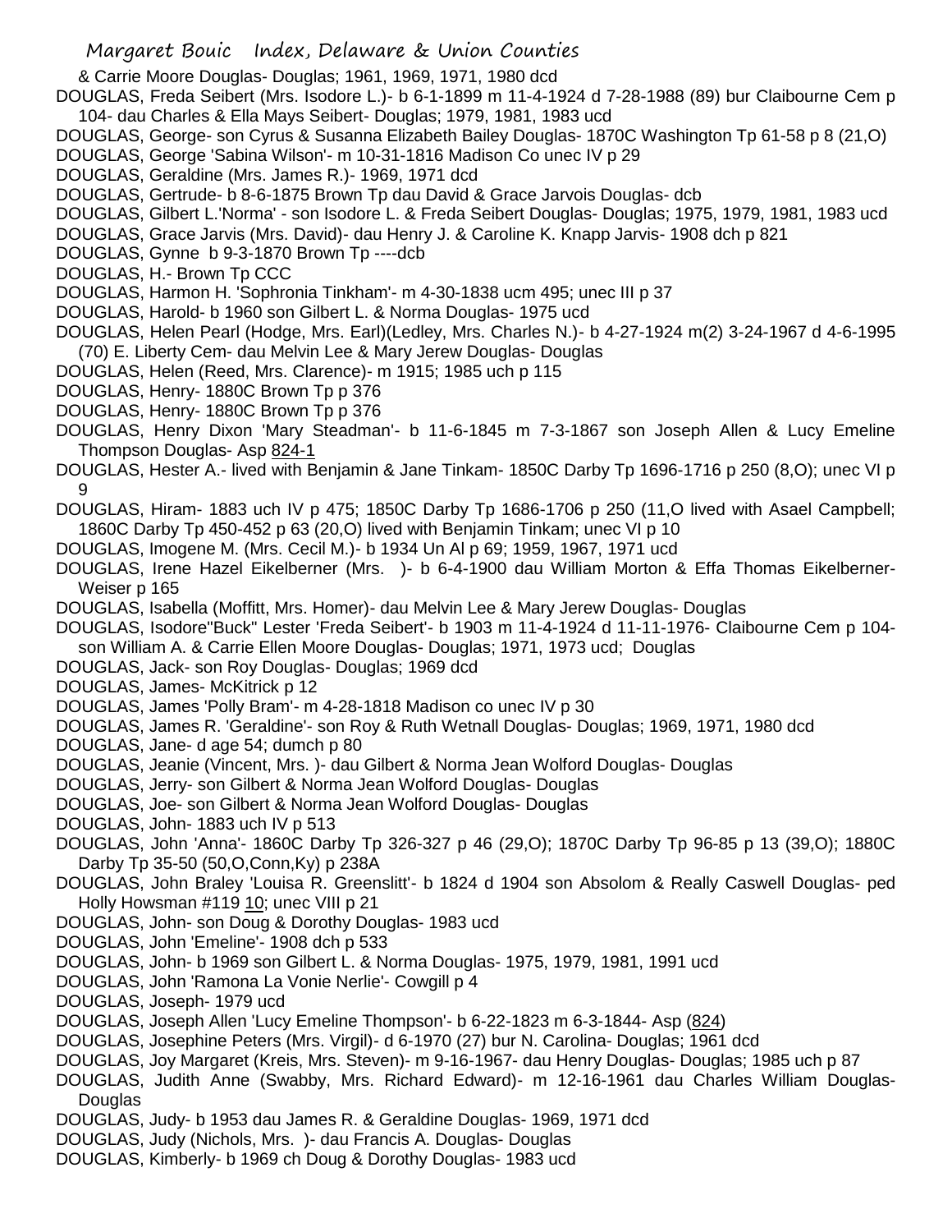& Carrie Moore Douglas- Douglas; 1961, 1969, 1971, 1980 dcd

DOUGLAS, Freda Seibert (Mrs. Isodore L.)- b 6-1-1899 m 11-4-1924 d 7-28-1988 (89) bur Claibourne Cem p 104- dau Charles & Ella Mays Seibert- Douglas; 1979, 1981, 1983 ucd

DOUGLAS, George- son Cyrus & Susanna Elizabeth Bailey Douglas- 1870C Washington Tp 61-58 p 8 (21,O)

DOUGLAS, George 'Sabina Wilson'- m 10-31-1816 Madison Co unec IV p 29

DOUGLAS, Geraldine (Mrs. James R.)- 1969, 1971 dcd

DOUGLAS, Gertrude- b 8-6-1875 Brown Tp dau David & Grace Jarvois Douglas- dcb

DOUGLAS, Gilbert L.'Norma' - son Isodore L. & Freda Seibert Douglas- Douglas; 1975, 1979, 1981, 1983 ucd

DOUGLAS, Grace Jarvis (Mrs. David)- dau Henry J. & Caroline K. Knapp Jarvis- 1908 dch p 821

DOUGLAS, Gynne b 9-3-1870 Brown Tp ----dcb

DOUGLAS, H.- Brown Tp CCC

DOUGLAS, Harmon H. 'Sophronia Tinkham'- m 4-30-1838 ucm 495; unec III p 37

DOUGLAS, Harold- b 1960 son Gilbert L. & Norma Douglas- 1975 ucd

DOUGLAS, Helen Pearl (Hodge, Mrs. Earl)(Ledley, Mrs. Charles N.)- b 4-27-1924 m(2) 3-24-1967 d 4-6-1995 (70) E. Liberty Cem- dau Melvin Lee & Mary Jerew Douglas- Douglas

DOUGLAS, Helen (Reed, Mrs. Clarence)- m 1915; 1985 uch p 115

DOUGLAS, Henry- 1880C Brown Tp p 376

DOUGLAS, Henry- 1880C Brown Tp p 376

DOUGLAS, Henry Dixon 'Mary Steadman'- b 11-6-1845 m 7-3-1867 son Joseph Allen & Lucy Emeline Thompson Douglas- Asp 824-1

DOUGLAS, Hester A.- lived with Benjamin & Jane Tinkam- 1850C Darby Tp 1696-1716 p 250 (8,O); unec VI p 9

DOUGLAS, Hiram- 1883 uch IV p 475; 1850C Darby Tp 1686-1706 p 250 (11,O lived with Asael Campbell; 1860C Darby Tp 450-452 p 63 (20,O) lived with Benjamin Tinkam; unec VI p 10

DOUGLAS, Imogene M. (Mrs. Cecil M.)- b 1934 Un Al p 69; 1959, 1967, 1971 ucd

DOUGLAS, Irene Hazel Eikelberner (Mrs. )- b 6-4-1900 dau William Morton & Effa Thomas Eikelberner- Weiser p 165

DOUGLAS, Isabella (Moffitt, Mrs. Homer)- dau Melvin Lee & Mary Jerew Douglas- Douglas

DOUGLAS, Isodore"Buck" Lester 'Freda Seibert'- b 1903 m 11-4-1924 d 11-11-1976- Claibourne Cem p 104- son William A. & Carrie Ellen Moore Douglas- Douglas; 1971, 1973 ucd; Douglas

DOUGLAS, Jack- son Roy Douglas- Douglas; 1969 dcd

DOUGLAS, James- McKitrick p 12

DOUGLAS, James 'Polly Bram'- m 4-28-1818 Madison co unec IV p 30

DOUGLAS, James R. 'Geraldine'- son Roy & Ruth Wetnall Douglas- Douglas; 1969, 1971, 1980 dcd

DOUGLAS, Jane- d age 54; dumch p 80

DOUGLAS, Jeanie (Vincent, Mrs. )- dau Gilbert & Norma Jean Wolford Douglas- Douglas

DOUGLAS, Jerry- son Gilbert & Norma Jean Wolford Douglas- Douglas

DOUGLAS, Joe- son Gilbert & Norma Jean Wolford Douglas- Douglas

DOUGLAS, John- 1883 uch IV p 513

DOUGLAS, John 'Anna'- 1860C Darby Tp 326-327 p 46 (29,O); 1870C Darby Tp 96-85 p 13 (39,O); 1880C Darby Tp 35-50 (50,O,Conn,Ky) p 238A

DOUGLAS, John Braley 'Louisa R. Greenslitt'- b 1824 d 1904 son Absolom & Really Caswell Douglas- ped Holly Howsman #119 10; unec VIII p 21

DOUGLAS, John- son Doug & Dorothy Douglas- 1983 ucd

DOUGLAS, John 'Emeline'- 1908 dch p 533

DOUGLAS, John- b 1969 son Gilbert L. & Norma Douglas- 1975, 1979, 1981, 1991 ucd

DOUGLAS, John 'Ramona La Vonie Nerlie'- Cowgill p 4

DOUGLAS, Joseph- 1979 ucd

DOUGLAS, Joseph Allen 'Lucy Emeline Thompson'- b 6-22-1823 m 6-3-1844- Asp (824)

DOUGLAS, Josephine Peters (Mrs. Virgil)- d 6-1970 (27) bur N. Carolina- Douglas; 1961 dcd

DOUGLAS, Joy Margaret (Kreis, Mrs. Steven)- m 9-16-1967- dau Henry Douglas- Douglas; 1985 uch p 87

DOUGLAS, Judith Anne (Swabby, Mrs. Richard Edward)- m 12-16-1961 dau Charles William Douglas- Douglas

DOUGLAS, Judy- b 1953 dau James R. & Geraldine Douglas- 1969, 1971 dcd

DOUGLAS, Judy (Nichols, Mrs. )- dau Francis A. Douglas- Douglas

DOUGLAS, Kimberly- b 1969 ch Doug & Dorothy Douglas- 1983 ucd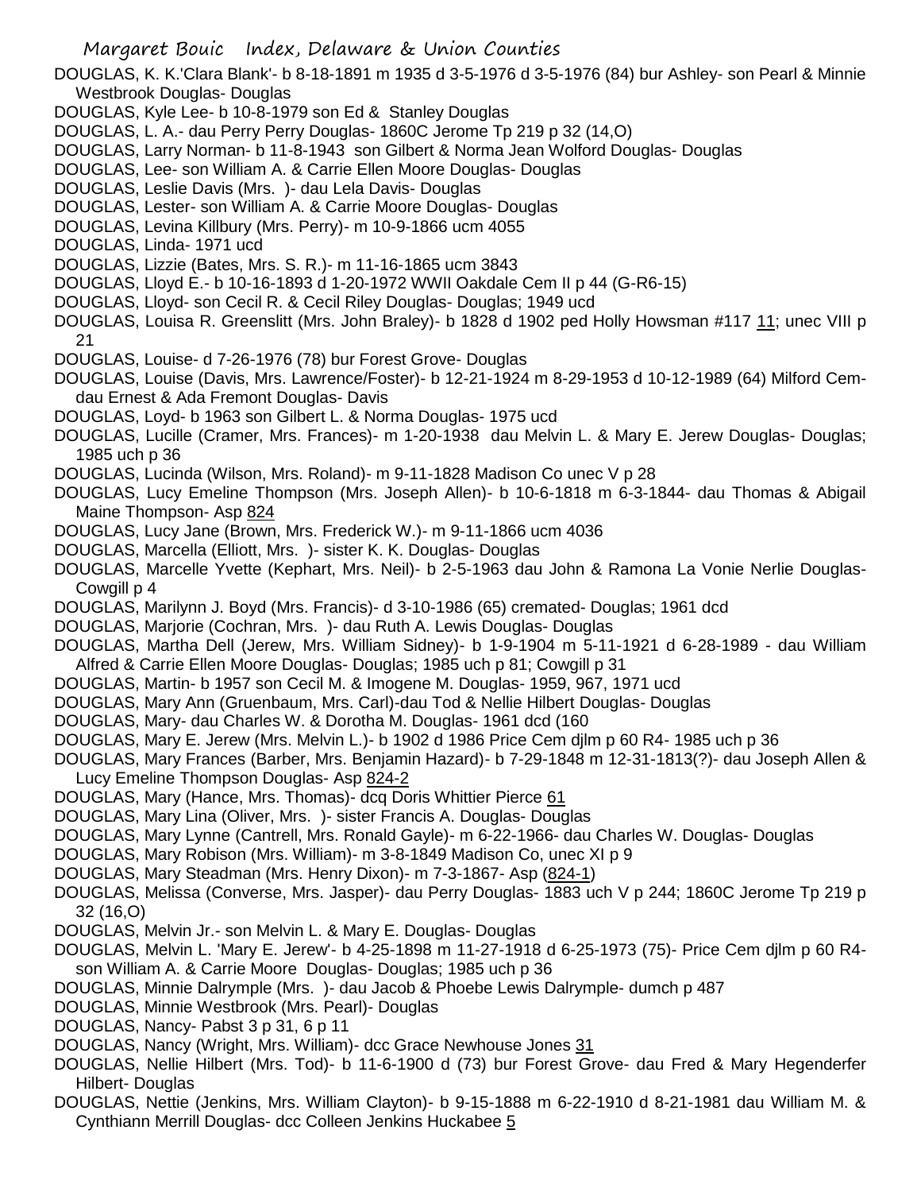DOUGLAS, K. K.'Clara Blank'- b 8-18-1891 m 1935 d 3-5-1976 d 3-5-1976 (84) bur Ashley- son Pearl & Minnie Westbrook Douglas- Douglas

DOUGLAS, Kyle Lee- b 10-8-1979 son Ed & Stanley Douglas

DOUGLAS, L. A.- dau Perry Perry Douglas- 1860C Jerome Tp 219 p 32 (14,O)

DOUGLAS, Larry Norman- b 11-8-1943 son Gilbert & Norma Jean Wolford Douglas- Douglas

DOUGLAS, Lee- son William A. & Carrie Ellen Moore Douglas- Douglas

DOUGLAS, Leslie Davis (Mrs. )- dau Lela Davis- Douglas

DOUGLAS, Lester- son William A. & Carrie Moore Douglas- Douglas

DOUGLAS, Levina Killbury (Mrs. Perry)- m 10-9-1866 ucm 4055

DOUGLAS, Linda- 1971 ucd

DOUGLAS, Lizzie (Bates, Mrs. S. R.)- m 11-16-1865 ucm 3843

DOUGLAS, Lloyd E.- b 10-16-1893 d 1-20-1972 WWII Oakdale Cem II p 44 (G-R6-15)

DOUGLAS, Lloyd- son Cecil R. & Cecil Riley Douglas- Douglas; 1949 ucd

DOUGLAS, Louisa R. Greenslitt (Mrs. John Braley)- b 1828 d 1902 ped Holly Howsman #117 11; unec VIII p 21

DOUGLAS, Louise- d 7-26-1976 (78) bur Forest Grove- Douglas

DOUGLAS, Louise (Davis, Mrs. Lawrence/Foster)- b 12-21-1924 m 8-29-1953 d 10-12-1989 (64) Milford Cem- dau Ernest & Ada Fremont Douglas- Davis

DOUGLAS, Loyd- b 1963 son Gilbert L. & Norma Douglas- 1975 ucd

DOUGLAS, Lucille (Cramer, Mrs. Frances)- m 1-20-1938 dau Melvin L. & Mary E. Jerew Douglas- Douglas; 1985 uch p 36

DOUGLAS, Lucinda (Wilson, Mrs. Roland)- m 9-11-1828 Madison Co unec V p 28

DOUGLAS, Lucy Emeline Thompson (Mrs. Joseph Allen)- b 10-6-1818 m 6-3-1844- dau Thomas & Abigail Maine Thompson- Asp 824

DOUGLAS, Lucy Jane (Brown, Mrs. Frederick W.)- m 9-11-1866 ucm 4036

DOUGLAS, Marcella (Elliott, Mrs. )- sister K. K. Douglas- Douglas

DOUGLAS, Marcelle Yvette (Kephart, Mrs. Neil)- b 2-5-1963 dau John & Ramona La Vonie Nerlie Douglas- Cowgill p 4

DOUGLAS, Marilynn J. Boyd (Mrs. Francis)- d 3-10-1986 (65) cremated- Douglas; 1961 dcd

DOUGLAS, Marjorie (Cochran, Mrs. )- dau Ruth A. Lewis Douglas- Douglas

DOUGLAS, Martha Dell (Jerew, Mrs. William Sidney)- b 1-9-1904 m 5-11-1921 d 6-28-1989 - dau William Alfred & Carrie Ellen Moore Douglas- Douglas; 1985 uch p 81; Cowgill p 31

DOUGLAS, Martin- b 1957 son Cecil M. & Imogene M. Douglas- 1959, 967, 1971 ucd

DOUGLAS, Mary Ann (Gruenbaum, Mrs. Carl)-dau Tod & Nellie Hilbert Douglas- Douglas

DOUGLAS, Mary- dau Charles W. & Dorotha M. Douglas- 1961 dcd (160

DOUGLAS, Mary E. Jerew (Mrs. Melvin L.)- b 1902 d 1986 Price Cem djlm p 60 R4- 1985 uch p 36

DOUGLAS, Mary Frances (Barber, Mrs. Benjamin Hazard)- b 7-29-1848 m 12-31-1813(?)- dau Joseph Allen & Lucy Emeline Thompson Douglas- Asp 824-2

DOUGLAS, Mary (Hance, Mrs. Thomas)- dcq Doris Whittier Pierce 61

DOUGLAS, Mary Lina (Oliver, Mrs. )- sister Francis A. Douglas- Douglas

DOUGLAS, Mary Lynne (Cantrell, Mrs. Ronald Gayle)- m 6-22-1966- dau Charles W. Douglas- Douglas

DOUGLAS, Mary Robison (Mrs. William)- m 3-8-1849 Madison Co, unec XI p 9

DOUGLAS, Mary Steadman (Mrs. Henry Dixon)- m 7-3-1867- Asp (824-1)

DOUGLAS, Melissa (Converse, Mrs. Jasper)- dau Perry Douglas- 1883 uch V p 244; 1860C Jerome Tp 219 p 32 (16,O)

DOUGLAS, Melvin Jr.- son Melvin L. & Mary E. Douglas- Douglas

DOUGLAS, Melvin L. 'Mary E. Jerew'- b 4-25-1898 m 11-27-1918 d 6-25-1973 (75)- Price Cem djlm p 60 R4- son William A. & Carrie Moore Douglas- Douglas; 1985 uch p 36

DOUGLAS, Minnie Dalrymple (Mrs. )- dau Jacob & Phoebe Lewis Dalrymple- dumch p 487

DOUGLAS, Minnie Westbrook (Mrs. Pearl)- Douglas

DOUGLAS, Nancy- Pabst 3 p 31, 6 p 11

DOUGLAS, Nancy (Wright, Mrs. William)- dcc Grace Newhouse Jones 31

DOUGLAS, Nellie Hilbert (Mrs. Tod)- b 11-6-1900 d (73) bur Forest Grove- dau Fred & Mary Hegenderfer Hilbert- Douglas

DOUGLAS, Nettie (Jenkins, Mrs. William Clayton)- b 9-15-1888 m 6-22-1910 d 8-21-1981 dau William M. & Cynthiann Merrill Douglas- dcc Colleen Jenkins Huckabee 5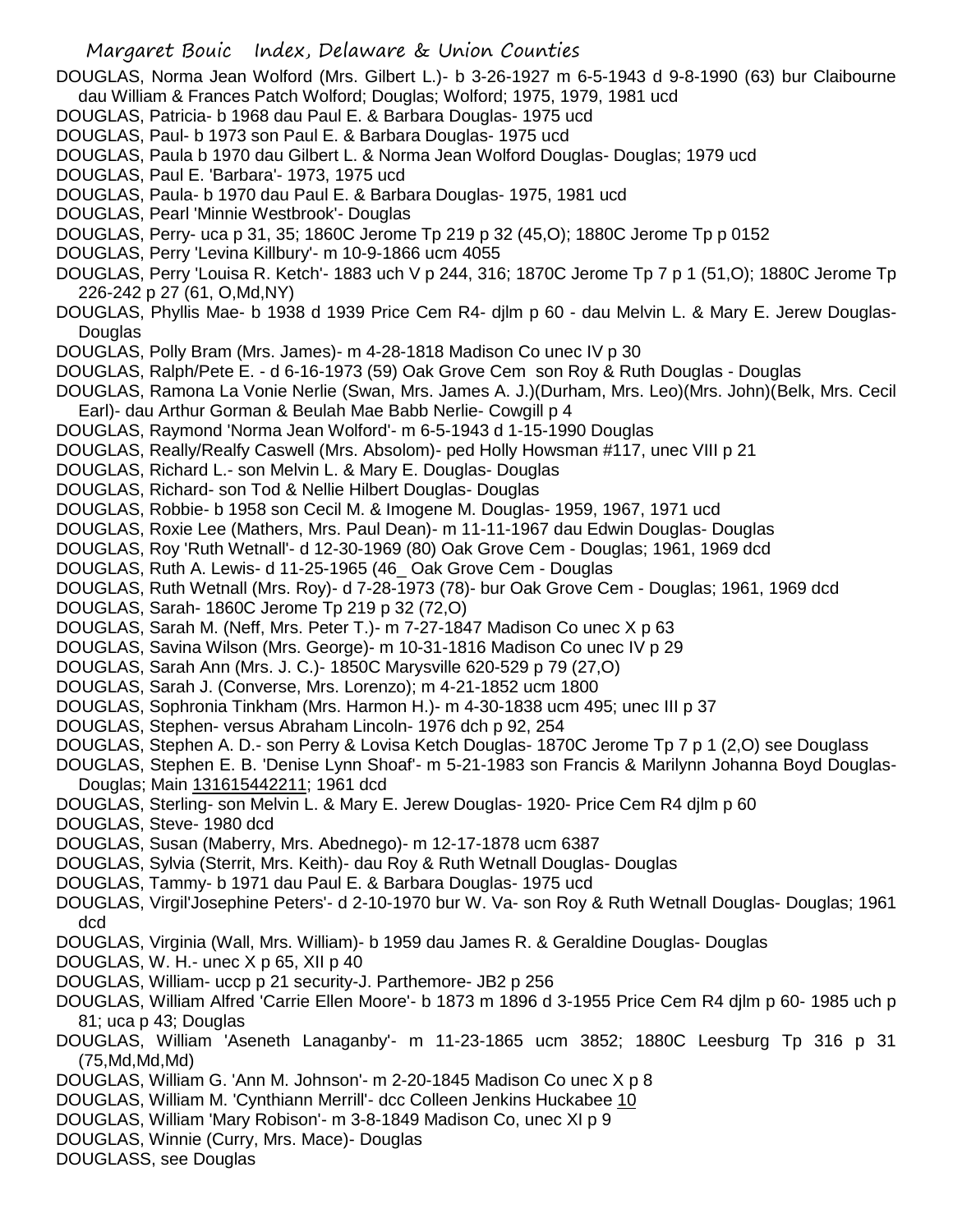DOUGLAS, Norma Jean Wolford (Mrs. Gilbert L.)- b 3-26-1927 m 6-5-1943 d 9-8-1990 (63) bur Claibourne dau William & Frances Patch Wolford; Douglas; Wolford; 1975, 1979, 1981 ucd

DOUGLAS, Patricia- b 1968 dau Paul E. & Barbara Douglas- 1975 ucd

DOUGLAS, Paul- b 1973 son Paul E. & Barbara Douglas- 1975 ucd

DOUGLAS, Paula b 1970 dau Gilbert L. & Norma Jean Wolford Douglas- Douglas; 1979 ucd

DOUGLAS, Paul E. 'Barbara'- 1973, 1975 ucd

DOUGLAS, Paula- b 1970 dau Paul E. & Barbara Douglas- 1975, 1981 ucd

DOUGLAS, Pearl 'Minnie Westbrook'- Douglas

DOUGLAS, Perry- uca p 31, 35; 1860C Jerome Tp 219 p 32 (45,O); 1880C Jerome Tp p 0152

DOUGLAS, Perry 'Levina Killbury'- m 10-9-1866 ucm 4055

DOUGLAS, Perry 'Louisa R. Ketch'- 1883 uch V p 244, 316; 1870C Jerome Tp 7 p 1 (51,O); 1880C Jerome Tp 226-242 p 27 (61, O,Md,NY)

DOUGLAS, Phyllis Mae- b 1938 d 1939 Price Cem R4- djlm p 60 - dau Melvin L. & Mary E. Jerew Douglas- Douglas

DOUGLAS, Polly Bram (Mrs. James)- m 4-28-1818 Madison Co unec IV p 30

DOUGLAS, Ralph/Pete E. - d 6-16-1973 (59) Oak Grove Cem son Roy & Ruth Douglas - Douglas

DOUGLAS, Ramona La Vonie Nerlie (Swan, Mrs. James A. J.)(Durham, Mrs. Leo)(Mrs. John)(Belk, Mrs. Cecil Earl)- dau Arthur Gorman & Beulah Mae Babb Nerlie- Cowgill p 4

DOUGLAS, Raymond 'Norma Jean Wolford'- m 6-5-1943 d 1-15-1990 Douglas

DOUGLAS, Really/Realfy Caswell (Mrs. Absolom)- ped Holly Howsman #117, unec VIII p 21

DOUGLAS, Richard L.- son Melvin L. & Mary E. Douglas- Douglas

DOUGLAS, Richard- son Tod & Nellie Hilbert Douglas- Douglas

DOUGLAS, Robbie- b 1958 son Cecil M. & Imogene M. Douglas- 1959, 1967, 1971 ucd

DOUGLAS, Roxie Lee (Mathers, Mrs. Paul Dean)- m 11-11-1967 dau Edwin Douglas- Douglas

DOUGLAS, Roy 'Ruth Wetnall'- d 12-30-1969 (80) Oak Grove Cem - Douglas; 1961, 1969 dcd

DOUGLAS, Ruth A. Lewis- d 11-25-1965 (46_ Oak Grove Cem - Douglas

DOUGLAS, Ruth Wetnall (Mrs. Roy)- d 7-28-1973 (78)- bur Oak Grove Cem - Douglas; 1961, 1969 dcd

DOUGLAS, Sarah- 1860C Jerome Tp 219 p 32 (72,O)

DOUGLAS, Sarah M. (Neff, Mrs. Peter T.)- m 7-27-1847 Madison Co unec X p 63

DOUGLAS, Savina Wilson (Mrs. George)- m 10-31-1816 Madison Co unec IV p 29

DOUGLAS, Sarah Ann (Mrs. J. C.)- 1850C Marysville 620-529 p 79 (27,O)

DOUGLAS, Sarah J. (Converse, Mrs. Lorenzo); m 4-21-1852 ucm 1800

DOUGLAS, Sophronia Tinkham (Mrs. Harmon H.)- m 4-30-1838 ucm 495; unec III p 37

DOUGLAS, Stephen- versus Abraham Lincoln- 1976 dch p 92, 254

DOUGLAS, Stephen A. D.- son Perry & Lovisa Ketch Douglas- 1870C Jerome Tp 7 p 1 (2,O) see Douglass

DOUGLAS, Stephen E. B. 'Denise Lynn Shoaf'- m 5-21-1983 son Francis & Marilynn Johanna Boyd Douglas- Douglas; Main 131615442211; 1961 dcd

DOUGLAS, Sterling- son Melvin L. & Mary E. Jerew Douglas- 1920- Price Cem R4 djlm p 60

DOUGLAS, Steve- 1980 dcd

DOUGLAS, Susan (Maberry, Mrs. Abednego)- m 12-17-1878 ucm 6387

DOUGLAS, Sylvia (Sterrit, Mrs. Keith)- dau Roy & Ruth Wetnall Douglas- Douglas

DOUGLAS, Tammy- b 1971 dau Paul E. & Barbara Douglas- 1975 ucd

DOUGLAS, Virgil'Josephine Peters'- d 2-10-1970 bur W. Va- son Roy & Ruth Wetnall Douglas- Douglas; 1961 dcd

DOUGLAS, Virginia (Wall, Mrs. William)- b 1959 dau James R. & Geraldine Douglas- Douglas

DOUGLAS, W. H.- unec X p 65, XII p 40

DOUGLAS, William- uccp p 21 security-J. Parthemore- JB2 p 256

DOUGLAS, William Alfred 'Carrie Ellen Moore'- b 1873 m 1896 d 3-1955 Price Cem R4 djlm p 60- 1985 uch p 81; uca p 43; Douglas

DOUGLAS, William 'Aseneth Lanaganby'- m 11-23-1865 ucm 3852; 1880C Leesburg Tp 316 p 31 (75,Md,Md,Md)

DOUGLAS, William G. 'Ann M. Johnson'- m 2-20-1845 Madison Co unec X p 8

DOUGLAS, William M. 'Cynthiann Merrill'- dcc Colleen Jenkins Huckabee 10

DOUGLAS, William 'Mary Robison'- m 3-8-1849 Madison Co, unec XI p 9

DOUGLAS, Winnie (Curry, Mrs. Mace)- Douglas

DOUGLASS, see Douglas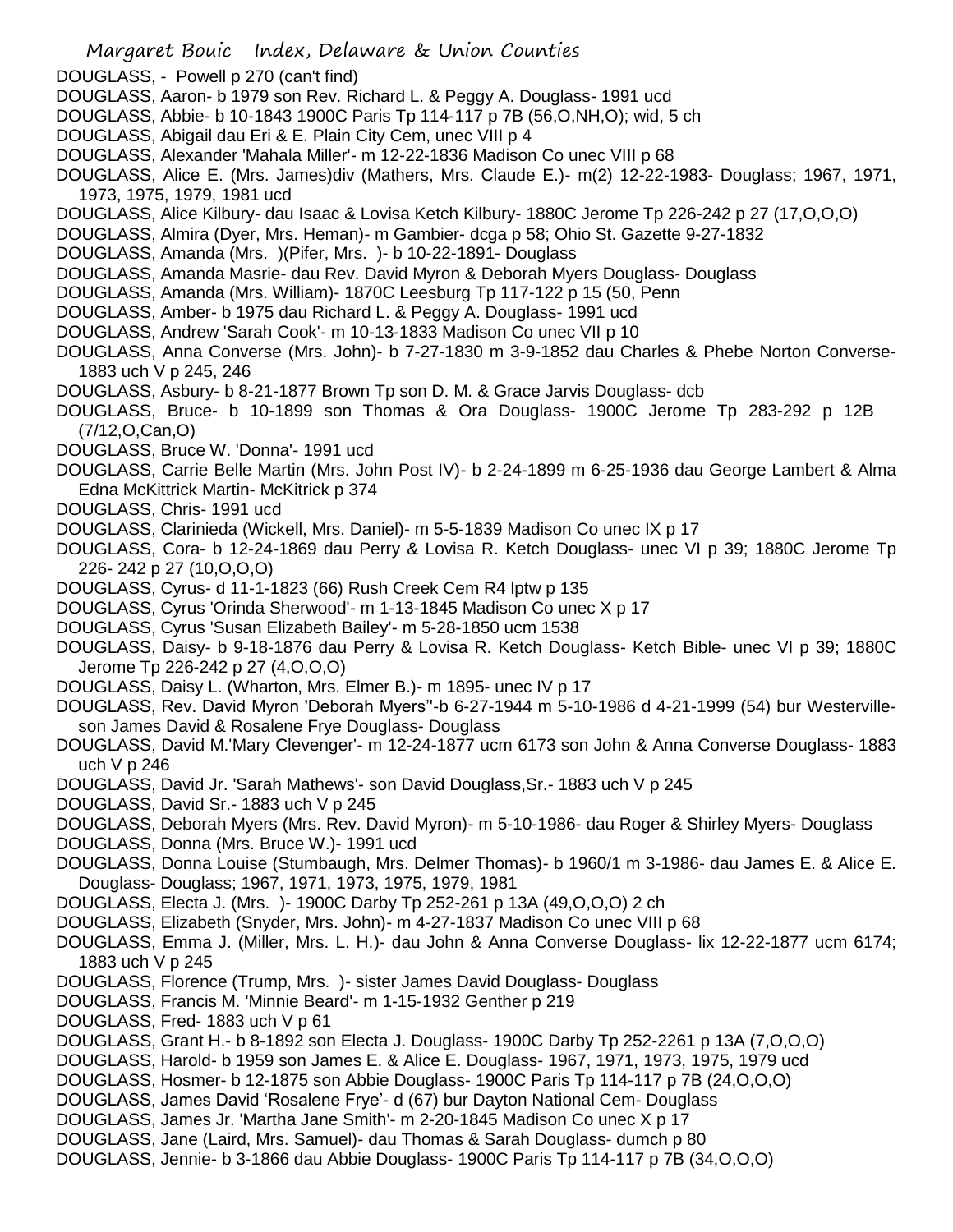DOUGLASS, - Powell p 270 (can't find)

DOUGLASS, Aaron- b 1979 son Rev. Richard L. & Peggy A. Douglass- 1991 ucd

DOUGLASS, Abbie- b 10-1843 1900C Paris Tp 114-117 p 7B (56,O,NH,O); wid, 5 ch

DOUGLASS, Abigail dau Eri & E. Plain City Cem, unec VIII p 4

DOUGLASS, Alexander 'Mahala Miller'- m 12-22-1836 Madison Co unec VIII p 68

DOUGLASS, Alice E. (Mrs. James)div (Mathers, Mrs. Claude E.)- m(2) 12-22-1983- Douglass; 1967, 1971, 1973, 1975, 1979, 1981 ucd

DOUGLASS, Alice Kilbury- dau Isaac & Lovisa Ketch Kilbury- 1880C Jerome Tp 226-242 p 27 (17,O,O,O)

DOUGLASS, Almira (Dyer, Mrs. Heman)- m Gambier- dcga p 58; Ohio St. Gazette 9-27-1832

DOUGLASS, Amanda (Mrs. )(Pifer, Mrs. )- b 10-22-1891- Douglass

DOUGLASS, Amanda Masrie- dau Rev. David Myron & Deborah Myers Douglass- Douglass

DOUGLASS, Amanda (Mrs. William)- 1870C Leesburg Tp 117-122 p 15 (50, Penn

DOUGLASS, Amber- b 1975 dau Richard L. & Peggy A. Douglass- 1991 ucd

DOUGLASS, Andrew 'Sarah Cook'- m 10-13-1833 Madison Co unec VII p 10

DOUGLASS, Anna Converse (Mrs. John)- b 7-27-1830 m 3-9-1852 dau Charles & Phebe Norton Converse- 1883 uch V p 245, 246

DOUGLASS, Asbury- b 8-21-1877 Brown Tp son D. M. & Grace Jarvis Douglass- dcb

DOUGLASS, Bruce- b 10-1899 son Thomas & Ora Douglass- 1900C Jerome Tp 283-292 p 12B (7/12,O,Can,O)

DOUGLASS, Bruce W. 'Donna'- 1991 ucd

DOUGLASS, Carrie Belle Martin (Mrs. John Post IV)- b 2-24-1899 m 6-25-1936 dau George Lambert & Alma Edna McKittrick Martin- McKitrick p 374

DOUGLASS, Chris- 1991 ucd

DOUGLASS, Clarinieda (Wickell, Mrs. Daniel)- m 5-5-1839 Madison Co unec IX p 17

DOUGLASS, Cora- b 12-24-1869 dau Perry & Lovisa R. Ketch Douglass- unec VI p 39; 1880C Jerome Tp 226- 242 p 27 (10,O,O,O)

DOUGLASS, Cyrus- d 11-1-1823 (66) Rush Creek Cem R4 lptw p 135

DOUGLASS, Cyrus 'Orinda Sherwood'- m 1-13-1845 Madison Co unec X p 17

DOUGLASS, Cyrus 'Susan Elizabeth Bailey'- m 5-28-1850 ucm 1538

DOUGLASS, Daisy- b 9-18-1876 dau Perry & Lovisa R. Ketch Douglass- Ketch Bible- unec VI p 39; 1880C Jerome Tp 226-242 p 27 (4,O,O,O)

DOUGLASS, Daisy L. (Wharton, Mrs. Elmer B.)- m 1895- unec IV p 17

DOUGLASS, Rev. David Myron 'Deborah Myers''-b 6-27-1944 m 5-10-1986 d 4-21-1999 (54) bur Westerville- son James David & Rosalene Frye Douglass- Douglass

DOUGLASS, David M.'Mary Clevenger'- m 12-24-1877 ucm 6173 son John & Anna Converse Douglass- 1883 uch V p 246

DOUGLASS, David Jr. 'Sarah Mathews'- son David Douglass,Sr.- 1883 uch V p 245

DOUGLASS, David Sr.- 1883 uch V p 245

DOUGLASS, Deborah Myers (Mrs. Rev. David Myron)- m 5-10-1986- dau Roger & Shirley Myers- Douglass

DOUGLASS, Donna (Mrs. Bruce W.)- 1991 ucd

DOUGLASS, Donna Louise (Stumbaugh, Mrs. Delmer Thomas)- b 1960/1 m 3-1986- dau James E. & Alice E. Douglass- Douglass; 1967, 1971, 1973, 1975, 1979, 1981

DOUGLASS, Electa J. (Mrs. )- 1900C Darby Tp 252-261 p 13A (49,O,O,O) 2 ch

DOUGLASS, Elizabeth (Snyder, Mrs. John)- m 4-27-1837 Madison Co unec VIII p 68

DOUGLASS, Emma J. (Miller, Mrs. L. H.)- dau John & Anna Converse Douglass- lix 12-22-1877 ucm 6174; 1883 uch V p 245

DOUGLASS, Florence (Trump, Mrs. )- sister James David Douglass- Douglass

DOUGLASS, Francis M. 'Minnie Beard'- m 1-15-1932 Genther p 219

DOUGLASS, Fred- 1883 uch V p 61

DOUGLASS, Grant H.- b 8-1892 son Electa J. Douglass- 1900C Darby Tp 252-2261 p 13A (7,O,O,O)

DOUGLASS, Harold- b 1959 son James E. & Alice E. Douglass- 1967, 1971, 1973, 1975, 1979 ucd

DOUGLASS, Hosmer- b 12-1875 son Abbie Douglass- 1900C Paris Tp 114-117 p 7B (24,O,O,O)

DOUGLASS, James David 'Rosalene Frye'- d (67) bur Dayton National Cem- Douglass

DOUGLASS, James Jr. 'Martha Jane Smith'- m 2-20-1845 Madison Co unec X p 17

DOUGLASS, Jane (Laird, Mrs. Samuel)- dau Thomas & Sarah Douglass- dumch p 80

DOUGLASS, Jennie- b 3-1866 dau Abbie Douglass- 1900C Paris Tp 114-117 p 7B (34,O,O,O)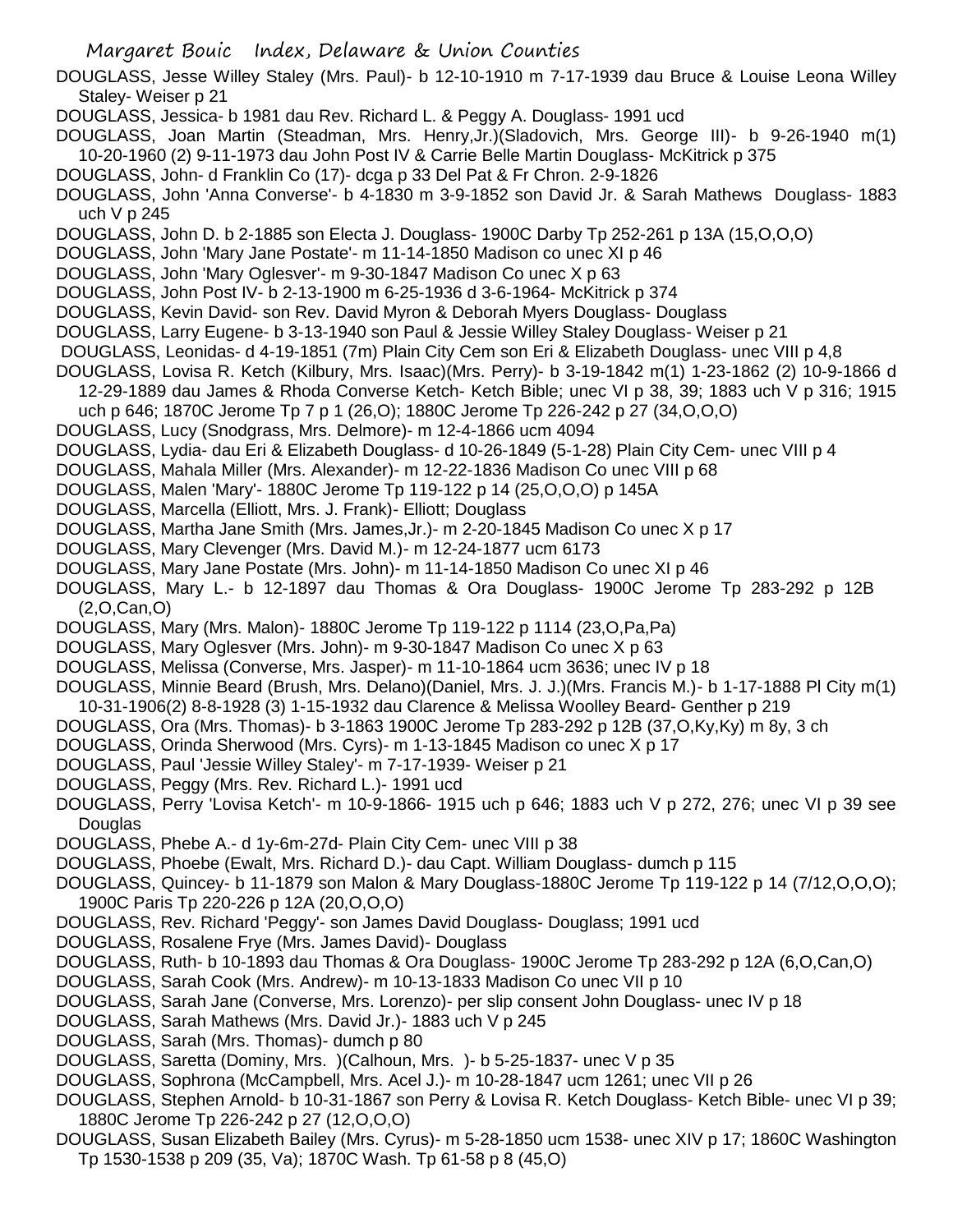DOUGLASS, Jesse Willey Staley (Mrs. Paul)- b 12-10-1910 m 7-17-1939 dau Bruce & Louise Leona Willey Staley- Weiser p 21

DOUGLASS, Jessica- b 1981 dau Rev. Richard L. & Peggy A. Douglass- 1991 ucd

DOUGLASS, Joan Martin (Steadman, Mrs. Henry,Jr.)(Sladovich, Mrs. George III)- b 9-26-1940 m(1) 10-20-1960 (2) 9-11-1973 dau John Post IV & Carrie Belle Martin Douglass- McKitrick p 375

DOUGLASS, John- d Franklin Co (17)- dcga p 33 Del Pat & Fr Chron. 2-9-1826

DOUGLASS, John 'Anna Converse'- b 4-1830 m 3-9-1852 son David Jr. & Sarah Mathews Douglass- 1883 uch V p 245

DOUGLASS, John D. b 2-1885 son Electa J. Douglass- 1900C Darby Tp 252-261 p 13A (15,O,O,O)

DOUGLASS, John 'Mary Jane Postate'- m 11-14-1850 Madison co unec XI p 46

DOUGLASS, John 'Mary Oglesver'- m 9-30-1847 Madison Co unec X p 63

DOUGLASS, John Post IV- b 2-13-1900 m 6-25-1936 d 3-6-1964- McKitrick p 374

DOUGLASS, Kevin David- son Rev. David Myron & Deborah Myers Douglass- Douglass

DOUGLASS, Larry Eugene- b 3-13-1940 son Paul & Jessie Willey Staley Douglass- Weiser p 21

DOUGLASS, Leonidas- d 4-19-1851 (7m) Plain City Cem son Eri & Elizabeth Douglass- unec VIII p 4,8

DOUGLASS, Lovisa R. Ketch (Kilbury, Mrs. Isaac)(Mrs. Perry)- b 3-19-1842 m(1) 1-23-1862 (2) 10-9-1866 d 12-29-1889 dau James & Rhoda Converse Ketch- Ketch Bible; unec VI p 38, 39; 1883 uch V p 316; 1915 uch p 646; 1870C Jerome Tp 7 p 1 (26,O); 1880C Jerome Tp 226-242 p 27 (34,O,O,O)

DOUGLASS, Lucy (Snodgrass, Mrs. Delmore)- m 12-4-1866 ucm 4094

DOUGLASS, Lydia- dau Eri & Elizabeth Douglass- d 10-26-1849 (5-1-28) Plain City Cem- unec VIII p 4

DOUGLASS, Mahala Miller (Mrs. Alexander)- m 12-22-1836 Madison Co unec VIII p 68

DOUGLASS, Malen 'Mary'- 1880C Jerome Tp 119-122 p 14 (25,O,O,O) p 145A

DOUGLASS, Marcella (Elliott, Mrs. J. Frank)- Elliott; Douglass

DOUGLASS, Martha Jane Smith (Mrs. James,Jr.)- m 2-20-1845 Madison Co unec X p 17

DOUGLASS, Mary Clevenger (Mrs. David M.)- m 12-24-1877 ucm 6173

DOUGLASS, Mary Jane Postate (Mrs. John)- m 11-14-1850 Madison Co unec XI p 46

DOUGLASS, Mary L.- b 12-1897 dau Thomas & Ora Douglass- 1900C Jerome Tp 283-292 p 12B (2,O,Can,O)

DOUGLASS, Mary (Mrs. Malon)- 1880C Jerome Tp 119-122 p 1114 (23,O,Pa,Pa)

DOUGLASS, Mary Oglesver (Mrs. John)- m 9-30-1847 Madison Co unec X p 63

DOUGLASS, Melissa (Converse, Mrs. Jasper)- m 11-10-1864 ucm 3636; unec IV p 18

DOUGLASS, Minnie Beard (Brush, Mrs. Delano)(Daniel, Mrs. J. J.)(Mrs. Francis M.)- b 1-17-1888 Pl City m(1) 10-31-1906(2) 8-8-1928 (3) 1-15-1932 dau Clarence & Melissa Woolley Beard- Genther p 219

DOUGLASS, Ora (Mrs. Thomas)- b 3-1863 1900C Jerome Tp 283-292 p 12B (37,O,Ky,Ky) m 8y, 3 ch

DOUGLASS, Orinda Sherwood (Mrs. Cyrs)- m 1-13-1845 Madison co unec X p 17

DOUGLASS, Paul 'Jessie Willey Staley'- m 7-17-1939- Weiser p 21

DOUGLASS, Peggy (Mrs. Rev. Richard L.)- 1991 ucd

DOUGLASS, Perry 'Lovisa Ketch'- m 10-9-1866- 1915 uch p 646; 1883 uch V p 272, 276; unec VI p 39 see Douglas

DOUGLASS, Phebe A.- d 1y-6m-27d- Plain City Cem- unec VIII p 38

DOUGLASS, Phoebe (Ewalt, Mrs. Richard D.)- dau Capt. William Douglass- dumch p 115

DOUGLASS, Quincey- b 11-1879 son Malon & Mary Douglass-1880C Jerome Tp 119-122 p 14 (7/12,O,O,O); 1900C Paris Tp 220-226 p 12A (20,O,O,O)

DOUGLASS, Rev. Richard 'Peggy'- son James David Douglass- Douglass; 1991 ucd

DOUGLASS, Rosalene Frye (Mrs. James David)- Douglass

DOUGLASS, Ruth- b 10-1893 dau Thomas & Ora Douglass- 1900C Jerome Tp 283-292 p 12A (6,O,Can,O)

DOUGLASS, Sarah Cook (Mrs. Andrew)- m 10-13-1833 Madison Co unec VII p 10

DOUGLASS, Sarah Jane (Converse, Mrs. Lorenzo)- per slip consent John Douglass- unec IV p 18

DOUGLASS, Sarah Mathews (Mrs. David Jr.)- 1883 uch V p 245

DOUGLASS, Sarah (Mrs. Thomas)- dumch p 80

DOUGLASS, Saretta (Dominy, Mrs. )(Calhoun, Mrs. )- b 5-25-1837- unec V p 35

DOUGLASS, Sophrona (McCampbell, Mrs. Acel J.)- m 10-28-1847 ucm 1261; unec VII p 26

DOUGLASS, Stephen Arnold- b 10-31-1867 son Perry & Lovisa R. Ketch Douglass- Ketch Bible- unec VI p 39; 1880C Jerome Tp 226-242 p 27 (12,O,O,O)

DOUGLASS, Susan Elizabeth Bailey (Mrs. Cyrus)- m 5-28-1850 ucm 1538- unec XIV p 17; 1860C Washington Tp 1530-1538 p 209 (35, Va); 1870C Wash. Tp 61-58 p 8 (45,O)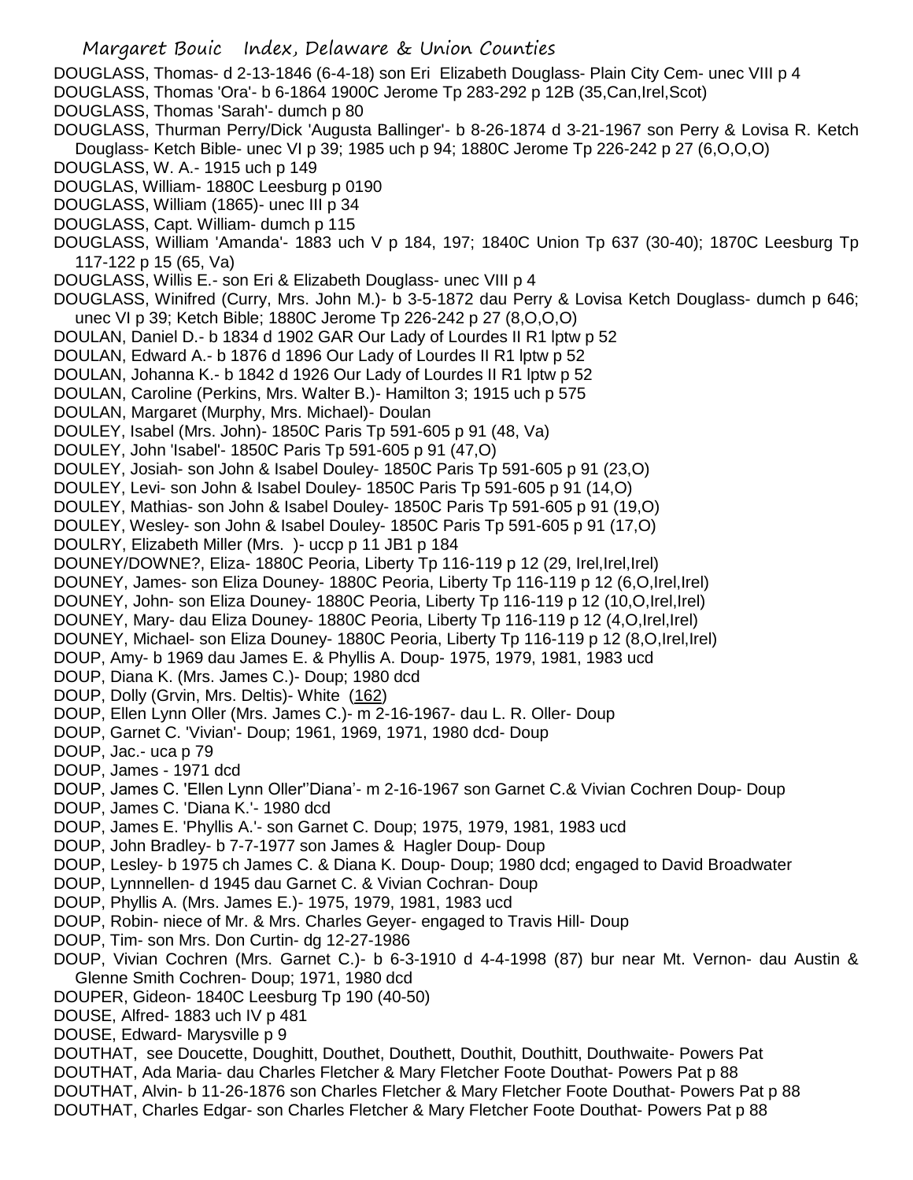DOUGLASS, Thomas- d 2-13-1846 (6-4-18) son Eri Elizabeth Douglass- Plain City Cem- unec VIII p 4
DOUGLASS, Thomas 'Ora'- b 6-1864 1900C Jerome Tp 283-292 p 12B (35,Can,Irel,Scot)
DOUGLASS, Thomas 'Sarah'- dumch p 80
DOUGLASS, Thurman Perry/Dick 'Augusta Ballinger'- b 8-26-1874 d 3-21-1967 son Perry & Lovisa R. Ketch Douglass- Ketch Bible- unec VI p 39; 1985 uch p 94; 1880C Jerome Tp 226-242 p 27 (6,O,O,O)
DOUGLASS, W. A.- 1915 uch p 149
DOUGLAS, William- 1880C Leesburg p 0190
DOUGLASS, William (1865)- unec III p 34
DOUGLASS, Capt. William- dumch p 115
DOUGLASS, William 'Amanda'- 1883 uch V p 184, 197; 1840C Union Tp 637 (30-40); 1870C Leesburg Tp 117-122 p 15 (65, Va)
DOUGLASS, Willis E.- son Eri & Elizabeth Douglass- unec VIII p 4
DOUGLASS, Winifred (Curry, Mrs. John M.)- b 3-5-1872 dau Perry & Lovisa Ketch Douglass- dumch p 646; unec VI p 39; Ketch Bible; 1880C Jerome Tp 226-242 p 27 (8,O,O,O)
DOULAN, Daniel D.- b 1834 d 1902 GAR Our Lady of Lourdes II R1 lptw p 52
DOULAN, Edward A.- b 1876 d 1896 Our Lady of Lourdes II R1 lptw p 52
DOULAN, Johanna K.- b 1842 d 1926 Our Lady of Lourdes II R1 lptw p 52
DOULAN, Caroline (Perkins, Mrs. Walter B.)- Hamilton 3; 1915 uch p 575
DOULAN, Margaret (Murphy, Mrs. Michael)- Doulan
DOULEY, Isabel (Mrs. John)- 1850C Paris Tp 591-605 p 91 (48, Va)
DOULEY, John 'Isabel'- 1850C Paris Tp 591-605 p 91 (47,O)
DOULEY, Josiah- son John & Isabel Douley- 1850C Paris Tp 591-605 p 91 (23,O)
DOULEY, Levi- son John & Isabel Douley- 1850C Paris Tp 591-605 p 91 (14,O)
DOULEY, Mathias- son John & Isabel Douley- 1850C Paris Tp 591-605 p 91 (19,O)
DOULEY, Wesley- son John & Isabel Douley- 1850C Paris Tp 591-605 p 91 (17,O)
DOULRY, Elizabeth Miller (Mrs. )- uccp p 11 JB1 p 184
DOUNEY/DOWNE?, Eliza- 1880C Peoria, Liberty Tp 116-119 p 12 (29, Irel,Irel,Irel)
DOUNEY, James- son Eliza Douney- 1880C Peoria, Liberty Tp 116-119 p 12 (6,O,Irel,Irel)
DOUNEY, John- son Eliza Douney- 1880C Peoria, Liberty Tp 116-119 p 12 (10,O,Irel,Irel)
DOUNEY, Mary- dau Eliza Douney- 1880C Peoria, Liberty Tp 116-119 p 12 (4,O,Irel,Irel)
DOUNEY, Michael- son Eliza Douney- 1880C Peoria, Liberty Tp 116-119 p 12 (8,O,Irel,Irel)
DOUP, Amy- b 1969 dau James E. & Phyllis A. Doup- 1975, 1979, 1981, 1983 ucd
DOUP, Diana K. (Mrs. James C.)- Doup; 1980 dcd
DOUP, Dolly (Grvin, Mrs. Deltis)- White (162)
DOUP, Ellen Lynn Oller (Mrs. James C.)- m 2-16-1967- dau L. R. Oller- Doup
DOUP, Garnet C. 'Vivian'- Doup; 1961, 1969, 1971, 1980 dcd- Doup
DOUP, Jac.- uca p 79
DOUP, James - 1971 dcd
DOUP, James C. 'Ellen Lynn Oller''Diana'- m 2-16-1967 son Garnet C.& Vivian Cochren Doup- Doup
DOUP, James C. 'Diana K.'- 1980 dcd
DOUP, James E. 'Phyllis A.'- son Garnet C. Doup; 1975, 1979, 1981, 1983 ucd
DOUP, John Bradley- b 7-7-1977 son James & Hagler Doup- Doup
DOUP, Lesley- b 1975 ch James C. & Diana K. Doup- Doup; 1980 dcd; engaged to David Broadwater
DOUP, Lynnnellen- d 1945 dau Garnet C. & Vivian Cochran- Doup
DOUP, Phyllis A. (Mrs. James E.)- 1975, 1979, 1981, 1983 ucd
DOUP, Robin- niece of Mr. & Mrs. Charles Geyer- engaged to Travis Hill- Doup
DOUP, Tim- son Mrs. Don Curtin- dg 12-27-1986
DOUP, Vivian Cochren (Mrs. Garnet C.)- b 6-3-1910 d 4-4-1998 (87) bur near Mt. Vernon- dau Austin & Glenne Smith Cochren- Doup; 1971, 1980 dcd
DOUPER, Gideon- 1840C Leesburg Tp 190 (40-50)
DOUSE, Alfred- 1883 uch IV p 481
DOUSE, Edward- Marysville p 9
DOUTHAT, see Doucette, Doughitt, Douthet, Douthett, Douthit, Douthitt, Douthwaite- Powers Pat
DOUTHAT, Ada Maria- dau Charles Fletcher & Mary Fletcher Foote Douthat- Powers Pat p 88
DOUTHAT, Alvin- b 11-26-1876 son Charles Fletcher & Mary Fletcher Foote Douthat- Powers Pat p 88
DOUTHAT, Charles Edgar- son Charles Fletcher & Mary Fletcher Foote Douthat- Powers Pat p 88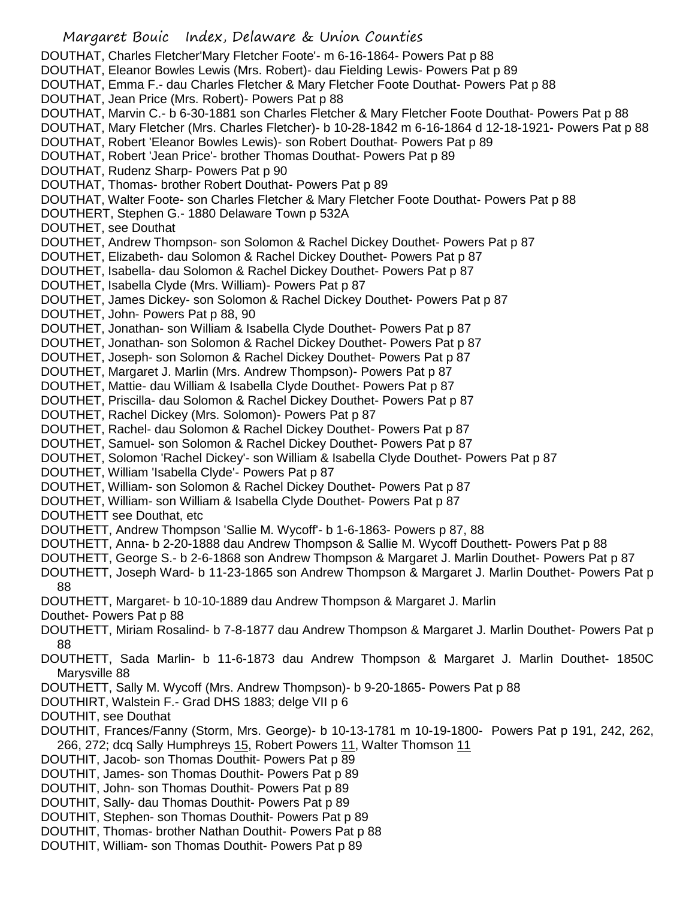DOUTHAT, Charles Fletcher'Mary Fletcher Foote'- m 6-16-1864- Powers Pat p 88
DOUTHAT, Eleanor Bowles Lewis (Mrs. Robert)- dau Fielding Lewis- Powers Pat p 89
DOUTHAT, Emma F.- dau Charles Fletcher & Mary Fletcher Foote Douthat- Powers Pat p 88
DOUTHAT, Jean Price (Mrs. Robert)- Powers Pat p 88
DOUTHAT, Marvin C.- b 6-30-1881 son Charles Fletcher & Mary Fletcher Foote Douthat- Powers Pat p 88
DOUTHAT, Mary Fletcher (Mrs. Charles Fletcher)- b 10-28-1842 m 6-16-1864 d 12-18-1921- Powers Pat p 88
DOUTHAT, Robert 'Eleanor Bowles Lewis)- son Robert Douthat- Powers Pat p 89
DOUTHAT, Robert 'Jean Price'- brother Thomas Douthat- Powers Pat p 89
DOUTHAT, Rudenz Sharp- Powers Pat p 90
DOUTHAT, Thomas- brother Robert Douthat- Powers Pat p 89
DOUTHAT, Walter Foote- son Charles Fletcher & Mary Fletcher Foote Douthat- Powers Pat p 88
DOUTHERT, Stephen G.- 1880 Delaware Town p 532A
DOUTHET, see Douthat
DOUTHET, Andrew Thompson- son Solomon & Rachel Dickey Douthet- Powers Pat p 87
DOUTHET, Elizabeth- dau Solomon & Rachel Dickey Douthet- Powers Pat p 87
DOUTHET, Isabella- dau Solomon & Rachel Dickey Douthet- Powers Pat p 87
DOUTHET, Isabella Clyde (Mrs. William)- Powers Pat p 87
DOUTHET, James Dickey- son Solomon & Rachel Dickey Douthet- Powers Pat p 87
DOUTHET, John- Powers Pat p 88, 90
DOUTHET, Jonathan- son William & Isabella Clyde Douthet- Powers Pat p 87
DOUTHET, Jonathan- son Solomon & Rachel Dickey Douthet- Powers Pat p 87
DOUTHET, Joseph- son Solomon & Rachel Dickey Douthet- Powers Pat p 87
DOUTHET, Margaret J. Marlin (Mrs. Andrew Thompson)- Powers Pat p 87
DOUTHET, Mattie- dau William & Isabella Clyde Douthet- Powers Pat p 87
DOUTHET, Priscilla- dau Solomon & Rachel Dickey Douthet- Powers Pat p 87
DOUTHET, Rachel Dickey (Mrs. Solomon)- Powers Pat p 87
DOUTHET, Rachel- dau Solomon & Rachel Dickey Douthet- Powers Pat p 87
DOUTHET, Samuel- son Solomon & Rachel Dickey Douthet- Powers Pat p 87
DOUTHET, Solomon 'Rachel Dickey'- son William & Isabella Clyde Douthet- Powers Pat p 87
DOUTHET, William 'Isabella Clyde'- Powers Pat p 87
DOUTHET, William- son Solomon & Rachel Dickey Douthet- Powers Pat p 87
DOUTHET, William- son William & Isabella Clyde Douthet- Powers Pat p 87
DOUTHETT see Douthat, etc
DOUTHETT, Andrew Thompson 'Sallie M. Wycoff'- b 1-6-1863- Powers p 87, 88
DOUTHETT, Anna- b 2-20-1888 dau Andrew Thompson & Sallie M. Wycoff Douthett- Powers Pat p 88
DOUTHETT, George S.- b 2-6-1868 son Andrew Thompson & Margaret J. Marlin Douthet- Powers Pat p 87
DOUTHETT, Joseph Ward- b 11-23-1865 son Andrew Thompson & Margaret J. Marlin Douthet- Powers Pat p 88
DOUTHETT, Margaret- b 10-10-1889 dau Andrew Thompson & Margaret J. Marlin Douthet- Powers Pat p 88
DOUTHETT, Miriam Rosalind- b 7-8-1877 dau Andrew Thompson & Margaret J. Marlin Douthet- Powers Pat p 88
DOUTHETT, Sada Marlin- b 11-6-1873 dau Andrew Thompson & Margaret J. Marlin Douthet- 1850C Marysville 88
DOUTHETT, Sally M. Wycoff (Mrs. Andrew Thompson)- b 9-20-1865- Powers Pat p 88
DOUTHIRT, Walstein F.- Grad DHS 1883; delge VII p 6
DOUTHIT, see Douthat
DOUTHIT, Frances/Fanny (Storm, Mrs. George)- b 10-13-1781 m 10-19-1800- Powers Pat p 191, 242, 262, 266, 272; dcq Sally Humphreys 15, Robert Powers 11, Walter Thomson 11
DOUTHIT, Jacob- son Thomas Douthit- Powers Pat p 89
DOUTHIT, James- son Thomas Douthit- Powers Pat p 89
DOUTHIT, John- son Thomas Douthit- Powers Pat p 89
DOUTHIT, Sally- dau Thomas Douthit- Powers Pat p 89
DOUTHIT, Stephen- son Thomas Douthit- Powers Pat p 89
DOUTHIT, Thomas- brother Nathan Douthit- Powers Pat p 88
DOUTHIT, William- son Thomas Douthit- Powers Pat p 89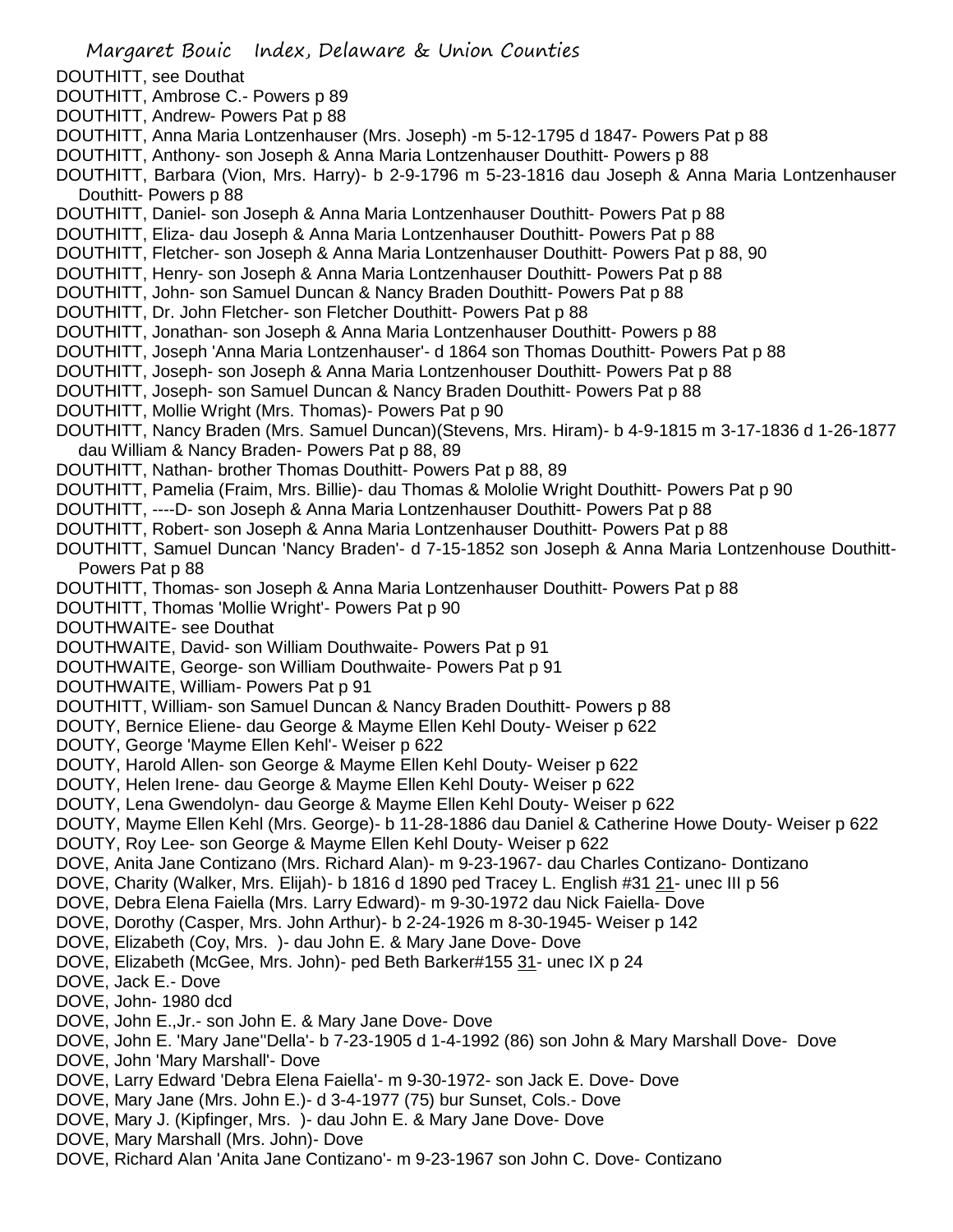DOUTHITT, see Douthat
DOUTHITT, Ambrose C.- Powers p 89
DOUTHITT, Andrew- Powers Pat p 88
DOUTHITT, Anna Maria Lontzenhauser (Mrs. Joseph) -m 5-12-1795 d 1847- Powers Pat p 88
DOUTHITT, Anthony- son Joseph & Anna Maria Lontzenhauser Douthitt- Powers p 88
DOUTHITT, Barbara (Vion, Mrs. Harry)- b 2-9-1796 m 5-23-1816 dau Joseph & Anna Maria Lontzenhauser Douthitt- Powers p 88
DOUTHITT, Daniel- son Joseph & Anna Maria Lontzenhauser Douthitt- Powers Pat p 88
DOUTHITT, Eliza- dau Joseph & Anna Maria Lontzenhauser Douthitt- Powers Pat p 88
DOUTHITT, Fletcher- son Joseph & Anna Maria Lontzenhauser Douthitt- Powers Pat p 88, 90
DOUTHITT, Henry- son Joseph & Anna Maria Lontzenhauser Douthitt- Powers Pat p 88
DOUTHITT, John- son Samuel Duncan & Nancy Braden Douthitt- Powers Pat p 88
DOUTHITT, Dr. John Fletcher- son Fletcher Douthitt- Powers Pat p 88
DOUTHITT, Jonathan- son Joseph & Anna Maria Lontzenhauser Douthitt- Powers p 88
DOUTHITT, Joseph 'Anna Maria Lontzenhauser'- d 1864 son Thomas Douthitt- Powers Pat p 88
DOUTHITT, Joseph- son Joseph & Anna Maria Lontzenhouser Douthitt- Powers Pat p 88
DOUTHITT, Joseph- son Samuel Duncan & Nancy Braden Douthitt- Powers Pat p 88
DOUTHITT, Mollie Wright (Mrs. Thomas)- Powers Pat p 90
DOUTHITT, Nancy Braden (Mrs. Samuel Duncan)(Stevens, Mrs. Hiram)- b 4-9-1815 m 3-17-1836 d 1-26-1877 dau William & Nancy Braden- Powers Pat p 88, 89
DOUTHITT, Nathan- brother Thomas Douthitt- Powers Pat p 88, 89
DOUTHITT, Pamelia (Fraim, Mrs. Billie)- dau Thomas & Mololie Wright Douthitt- Powers Pat p 90
DOUTHITT, ----D- son Joseph & Anna Maria Lontzenhauser Douthitt- Powers Pat p 88
DOUTHITT, Robert- son Joseph & Anna Maria Lontzenhauser Douthitt- Powers Pat p 88
DOUTHITT, Samuel Duncan 'Nancy Braden'- d 7-15-1852 son Joseph & Anna Maria Lontzenhouse Douthitt- Powers Pat p 88
DOUTHITT, Thomas- son Joseph & Anna Maria Lontzenhauser Douthitt- Powers Pat p 88
DOUTHITT, Thomas 'Mollie Wright'- Powers Pat p 90
DOUTHWAITE- see Douthat
DOUTHWAITE, David- son William Douthwaite- Powers Pat p 91
DOUTHWAITE, George- son William Douthwaite- Powers Pat p 91
DOUTHWAITE, William- Powers Pat p 91
DOUTHITT, William- son Samuel Duncan & Nancy Braden Douthitt- Powers p 88
DOUTY, Bernice Eliene- dau George & Mayme Ellen Kehl Douty- Weiser p 622
DOUTY, George 'Mayme Ellen Kehl'- Weiser p 622
DOUTY, Harold Allen- son George & Mayme Ellen Kehl Douty- Weiser p 622
DOUTY, Helen Irene- dau George & Mayme Ellen Kehl Douty- Weiser p 622
DOUTY, Lena Gwendolyn- dau George & Mayme Ellen Kehl Douty- Weiser p 622
DOUTY, Mayme Ellen Kehl (Mrs. George)- b 11-28-1886 dau Daniel & Catherine Howe Douty- Weiser p 622
DOUTY, Roy Lee- son George & Mayme Ellen Kehl Douty- Weiser p 622
DOVE, Anita Jane Contizano (Mrs. Richard Alan)- m 9-23-1967- dau Charles Contizano- Dontizano
DOVE, Charity (Walker, Mrs. Elijah)- b 1816 d 1890 ped Tracey L. English #31 21- unec III p 56
DOVE, Debra Elena Faiella (Mrs. Larry Edward)- m 9-30-1972 dau Nick Faiella- Dove
DOVE, Dorothy (Casper, Mrs. John Arthur)- b 2-24-1926 m 8-30-1945- Weiser p 142
DOVE, Elizabeth (Coy, Mrs. )- dau John E. & Mary Jane Dove- Dove
DOVE, Elizabeth (McGee, Mrs. John)- ped Beth Barker#155 31- unec IX p 24
DOVE, Jack E.- Dove
DOVE, John- 1980 dcd
DOVE, John E.,Jr.- son John E. & Mary Jane Dove- Dove
DOVE, John E. 'Mary Jane''Della'- b 7-23-1905 d 1-4-1992 (86) son John & Mary Marshall Dove- Dove
DOVE, John 'Mary Marshall'- Dove
DOVE, Larry Edward 'Debra Elena Faiella'- m 9-30-1972- son Jack E. Dove- Dove
DOVE, Mary Jane (Mrs. John E.)- d 3-4-1977 (75) bur Sunset, Cols.- Dove
DOVE, Mary J. (Kipfinger, Mrs. )- dau John E. & Mary Jane Dove- Dove
DOVE, Mary Marshall (Mrs. John)- Dove
DOVE, Richard Alan 'Anita Jane Contizano'- m 9-23-1967 son John C. Dove- Contizano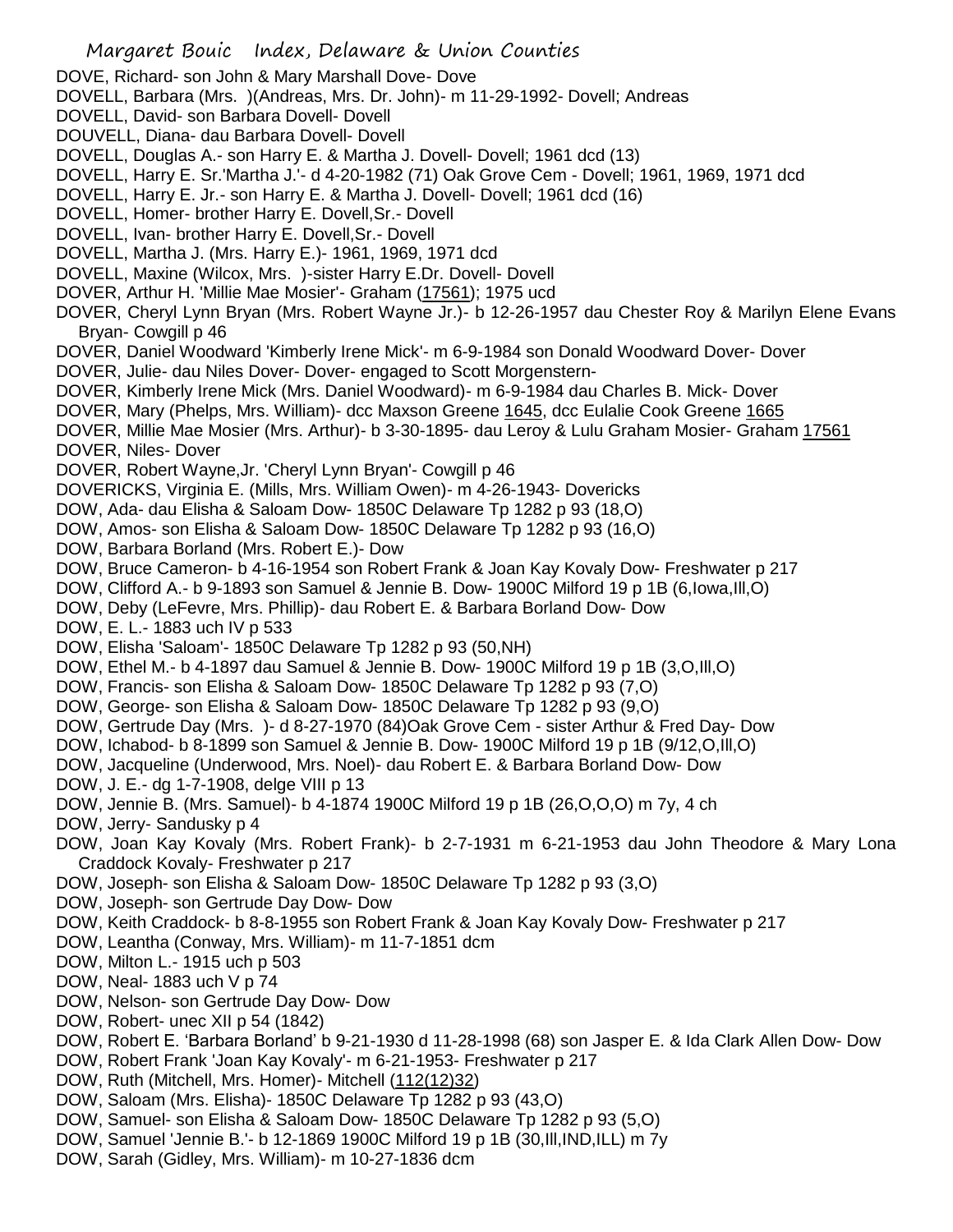DOVE, Richard- son John & Mary Marshall Dove- Dove
DOVELL, Barbara (Mrs. )(Andreas, Mrs. Dr. John)- m 11-29-1992- Dovell; Andreas
DOVELL, David- son Barbara Dovell- Dovell
DOUVELL, Diana- dau Barbara Dovell- Dovell
DOVELL, Douglas A.- son Harry E. & Martha J. Dovell- Dovell; 1961 dcd (13)
DOVELL, Harry E. Sr.'Martha J.'- d 4-20-1982 (71) Oak Grove Cem - Dovell; 1961, 1969, 1971 dcd
DOVELL, Harry E. Jr.- son Harry E. & Martha J. Dovell- Dovell; 1961 dcd (16)
DOVELL, Homer- brother Harry E. Dovell,Sr.- Dovell
DOVELL, Ivan- brother Harry E. Dovell,Sr.- Dovell
DOVELL, Martha J. (Mrs. Harry E.)- 1961, 1969, 1971 dcd
DOVELL, Maxine (Wilcox, Mrs. )-sister Harry E.Dr. Dovell- Dovell
DOVER, Arthur H. 'Millie Mae Mosier'- Graham (17561); 1975 ucd
DOVER, Cheryl Lynn Bryan (Mrs. Robert Wayne Jr.)- b 12-26-1957 dau Chester Roy & Marilyn Elene Evans Bryan- Cowgill p 46
DOVER, Daniel Woodward 'Kimberly Irene Mick'- m 6-9-1984 son Donald Woodward Dover- Dover
DOVER, Julie- dau Niles Dover- Dover- engaged to Scott Morgenstern-
DOVER, Kimberly Irene Mick (Mrs. Daniel Woodward)- m 6-9-1984 dau Charles B. Mick- Dover
DOVER, Mary (Phelps, Mrs. William)- dcc Maxson Greene 1645, dcc Eulalie Cook Greene 1665
DOVER, Millie Mae Mosier (Mrs. Arthur)- b 3-30-1895- dau Leroy & Lulu Graham Mosier- Graham 17561
DOVER, Niles- Dover
DOVER, Robert Wayne,Jr. 'Cheryl Lynn Bryan'- Cowgill p 46
DOVERICKS, Virginia E. (Mills, Mrs. William Owen)- m 4-26-1943- Dovericks
DOW, Ada- dau Elisha & Saloam Dow- 1850C Delaware Tp 1282 p 93 (18,O)
DOW, Amos- son Elisha & Saloam Dow- 1850C Delaware Tp 1282 p 93 (16,O)
DOW, Barbara Borland (Mrs. Robert E.)- Dow
DOW, Bruce Cameron- b 4-16-1954 son Robert Frank & Joan Kay Kovaly Dow- Freshwater p 217
DOW, Clifford A.- b 9-1893 son Samuel & Jennie B. Dow- 1900C Milford 19 p 1B (6,Iowa,Ill,O)
DOW, Deby (LeFevre, Mrs. Phillip)- dau Robert E. & Barbara Borland Dow- Dow
DOW, E. L.- 1883 uch IV p 533
DOW, Elisha 'Saloam'- 1850C Delaware Tp 1282 p 93 (50,NH)
DOW, Ethel M.- b 4-1897 dau Samuel & Jennie B. Dow- 1900C Milford 19 p 1B (3,O,Ill,O)
DOW, Francis- son Elisha & Saloam Dow- 1850C Delaware Tp 1282 p 93 (7,O)
DOW, George- son Elisha & Saloam Dow- 1850C Delaware Tp 1282 p 93 (9,O)
DOW, Gertrude Day (Mrs. )- d 8-27-1970 (84)Oak Grove Cem - sister Arthur & Fred Day- Dow
DOW, Ichabod- b 8-1899 son Samuel & Jennie B. Dow- 1900C Milford 19 p 1B (9/12,O,Ill,O)
DOW, Jacqueline (Underwood, Mrs. Noel)- dau Robert E. & Barbara Borland Dow- Dow
DOW, J. E.- dg 1-7-1908, delge VIII p 13
DOW, Jennie B. (Mrs. Samuel)- b 4-1874 1900C Milford 19 p 1B (26,O,O,O) m 7y, 4 ch
DOW, Jerry- Sandusky p 4
DOW, Joan Kay Kovaly (Mrs. Robert Frank)- b 2-7-1931 m 6-21-1953 dau John Theodore & Mary Lona Craddock Kovaly- Freshwater p 217
DOW, Joseph- son Elisha & Saloam Dow- 1850C Delaware Tp 1282 p 93 (3,O)
DOW, Joseph- son Gertrude Day Dow- Dow
DOW, Keith Craddock- b 8-8-1955 son Robert Frank & Joan Kay Kovaly Dow- Freshwater p 217
DOW, Leantha (Conway, Mrs. William)- m 11-7-1851 dcm
DOW, Milton L.- 1915 uch p 503
DOW, Neal- 1883 uch V p 74
DOW, Nelson- son Gertrude Day Dow- Dow
DOW, Robert- unec XII p 54 (1842)
DOW, Robert E. 'Barbara Borland' b 9-21-1930 d 11-28-1998 (68) son Jasper E. & Ida Clark Allen Dow- Dow
DOW, Robert Frank 'Joan Kay Kovaly'- m 6-21-1953- Freshwater p 217
DOW, Ruth (Mitchell, Mrs. Homer)- Mitchell (112(12)32)
DOW, Saloam (Mrs. Elisha)- 1850C Delaware Tp 1282 p 93 (43,O)
DOW, Samuel- son Elisha & Saloam Dow- 1850C Delaware Tp 1282 p 93 (5,O)
DOW, Samuel 'Jennie B.'- b 12-1869 1900C Milford 19 p 1B (30,Ill,IND,ILL) m 7y
DOW, Sarah (Gidley, Mrs. William)- m 10-27-1836 dcm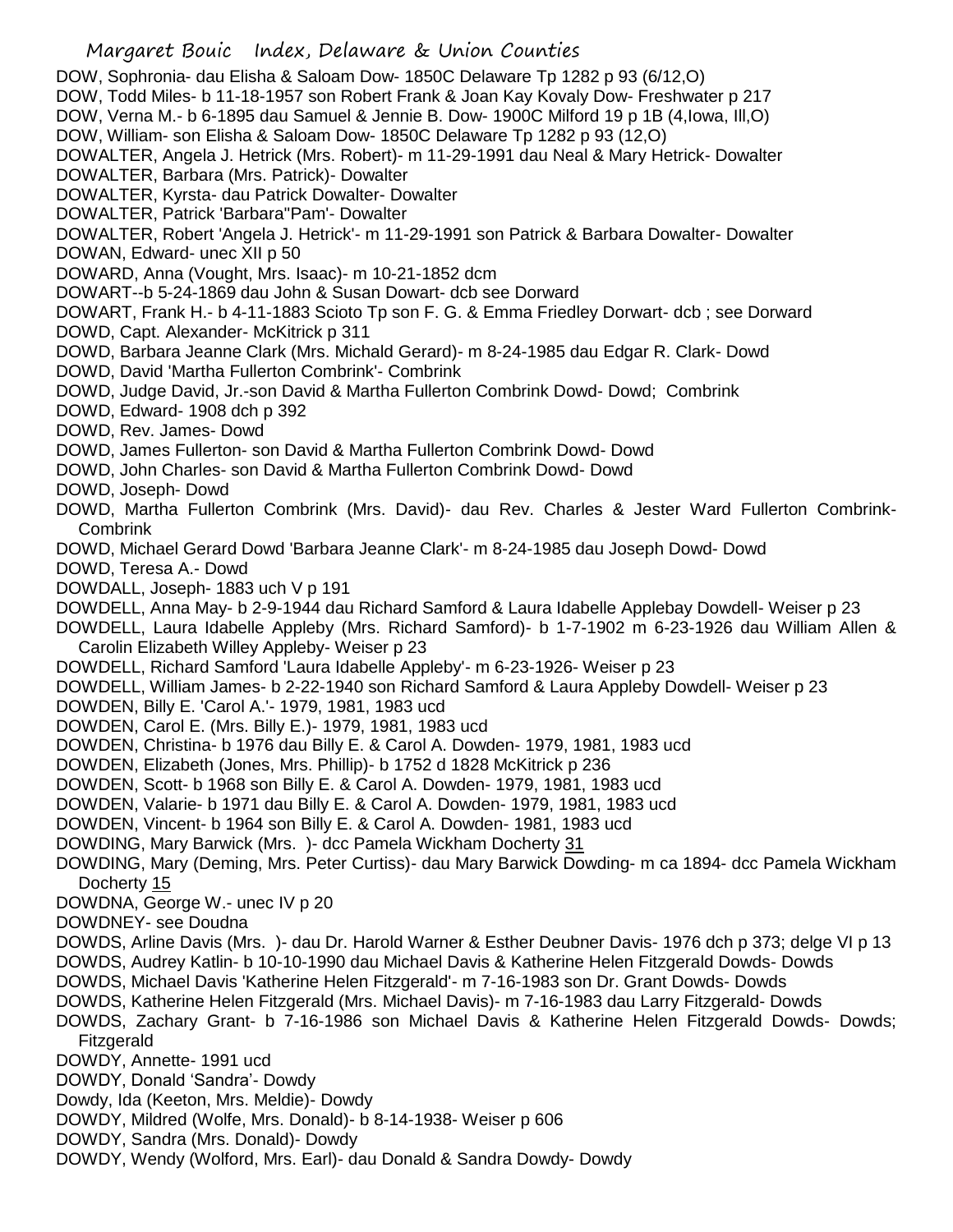DOW, Sophronia- dau Elisha & Saloam Dow- 1850C Delaware Tp 1282 p 93 (6/12,O)
DOW, Todd Miles- b 11-18-1957 son Robert Frank & Joan Kay Kovaly Dow- Freshwater p 217
DOW, Verna M.- b 6-1895 dau Samuel & Jennie B. Dow- 1900C Milford 19 p 1B (4,Iowa, Ill,O)
DOW, William- son Elisha & Saloam Dow- 1850C Delaware Tp 1282 p 93 (12,O)
DOWALTER, Angela J. Hetrick (Mrs. Robert)- m 11-29-1991 dau Neal & Mary Hetrick- Dowalter
DOWALTER, Barbara (Mrs. Patrick)- Dowalter
DOWALTER, Kyrsta- dau Patrick Dowalter- Dowalter
DOWALTER, Patrick 'Barbara''Pam'- Dowalter
DOWALTER, Robert 'Angela J. Hetrick'- m 11-29-1991 son Patrick & Barbara Dowalter- Dowalter
DOWAN, Edward- unec XII p 50
DOWARD, Anna (Vought, Mrs. Isaac)- m 10-21-1852 dcm
DOWART--b 5-24-1869 dau John & Susan Dowart- dcb see Dorward
DOWART, Frank H.- b 4-11-1883 Scioto Tp son F. G. & Emma Friedley Dorwart- dcb ; see Dorward
DOWD, Capt. Alexander- McKitrick p 311
DOWD, Barbara Jeanne Clark (Mrs. Michald Gerard)- m 8-24-1985 dau Edgar R. Clark- Dowd
DOWD, David 'Martha Fullerton Combrink'- Combrink
DOWD, Judge David, Jr.-son David & Martha Fullerton Combrink Dowd- Dowd; Combrink
DOWD, Edward- 1908 dch p 392
DOWD, Rev. James- Dowd
DOWD, James Fullerton- son David & Martha Fullerton Combrink Dowd- Dowd
DOWD, John Charles- son David & Martha Fullerton Combrink Dowd- Dowd
DOWD, Joseph- Dowd
DOWD, Martha Fullerton Combrink (Mrs. David)- dau Rev. Charles & Jester Ward Fullerton Combrink- Combrink
DOWD, Michael Gerard Dowd 'Barbara Jeanne Clark'- m 8-24-1985 dau Joseph Dowd- Dowd
DOWD, Teresa A.- Dowd
DOWDALL, Joseph- 1883 uch V p 191
DOWDELL, Anna May- b 2-9-1944 dau Richard Samford & Laura Idabelle Applebay Dowdell- Weiser p 23
DOWDELL, Laura Idabelle Appleby (Mrs. Richard Samford)- b 1-7-1902 m 6-23-1926 dau William Allen & Carolin Elizabeth Willey Appleby- Weiser p 23
DOWDELL, Richard Samford 'Laura Idabelle Appleby'- m 6-23-1926- Weiser p 23
DOWDELL, William James- b 2-22-1940 son Richard Samford & Laura Appleby Dowdell- Weiser p 23
DOWDEN, Billy E. 'Carol A.'- 1979, 1981, 1983 ucd
DOWDEN, Carol E. (Mrs. Billy E.)- 1979, 1981, 1983 ucd
DOWDEN, Christina- b 1976 dau Billy E. & Carol A. Dowden- 1979, 1981, 1983 ucd
DOWDEN, Elizabeth (Jones, Mrs. Phillip)- b 1752 d 1828 McKitrick p 236
DOWDEN, Scott- b 1968 son Billy E. & Carol A. Dowden- 1979, 1981, 1983 ucd
DOWDEN, Valarie- b 1971 dau Billy E. & Carol A. Dowden- 1979, 1981, 1983 ucd
DOWDEN, Vincent- b 1964 son Billy E. & Carol A. Dowden- 1981, 1983 ucd
DOWDING, Mary Barwick (Mrs. )- dcc Pamela Wickham Docherty 31
DOWDING, Mary (Deming, Mrs. Peter Curtiss)- dau Mary Barwick Dowding- m ca 1894- dcc Pamela Wickham Docherty 15
DOWDNA, George W.- unec IV p 20
DOWDNEY- see Doudna
DOWDS, Arline Davis (Mrs. )- dau Dr. Harold Warner & Esther Deubner Davis- 1976 dch p 373; delge VI p 13
DOWDS, Audrey Katlin- b 10-10-1990 dau Michael Davis & Katherine Helen Fitzgerald Dowds- Dowds
DOWDS, Michael Davis 'Katherine Helen Fitzgerald'- m 7-16-1983 son Dr. Grant Dowds- Dowds
DOWDS, Katherine Helen Fitzgerald (Mrs. Michael Davis)- m 7-16-1983 dau Larry Fitzgerald- Dowds
DOWDS, Zachary Grant- b 7-16-1986 son Michael Davis & Katherine Helen Fitzgerald Dowds- Dowds; Fitzgerald
DOWDY, Annette- 1991 ucd
DOWDY, Donald 'Sandra'- Dowdy
Dowdy, Ida (Keeton, Mrs. Meldie)- Dowdy
DOWDY, Mildred (Wolfe, Mrs. Donald)- b 8-14-1938- Weiser p 606
DOWDY, Sandra (Mrs. Donald)- Dowdy
DOWDY, Wendy (Wolford, Mrs. Earl)- dau Donald & Sandra Dowdy- Dowdy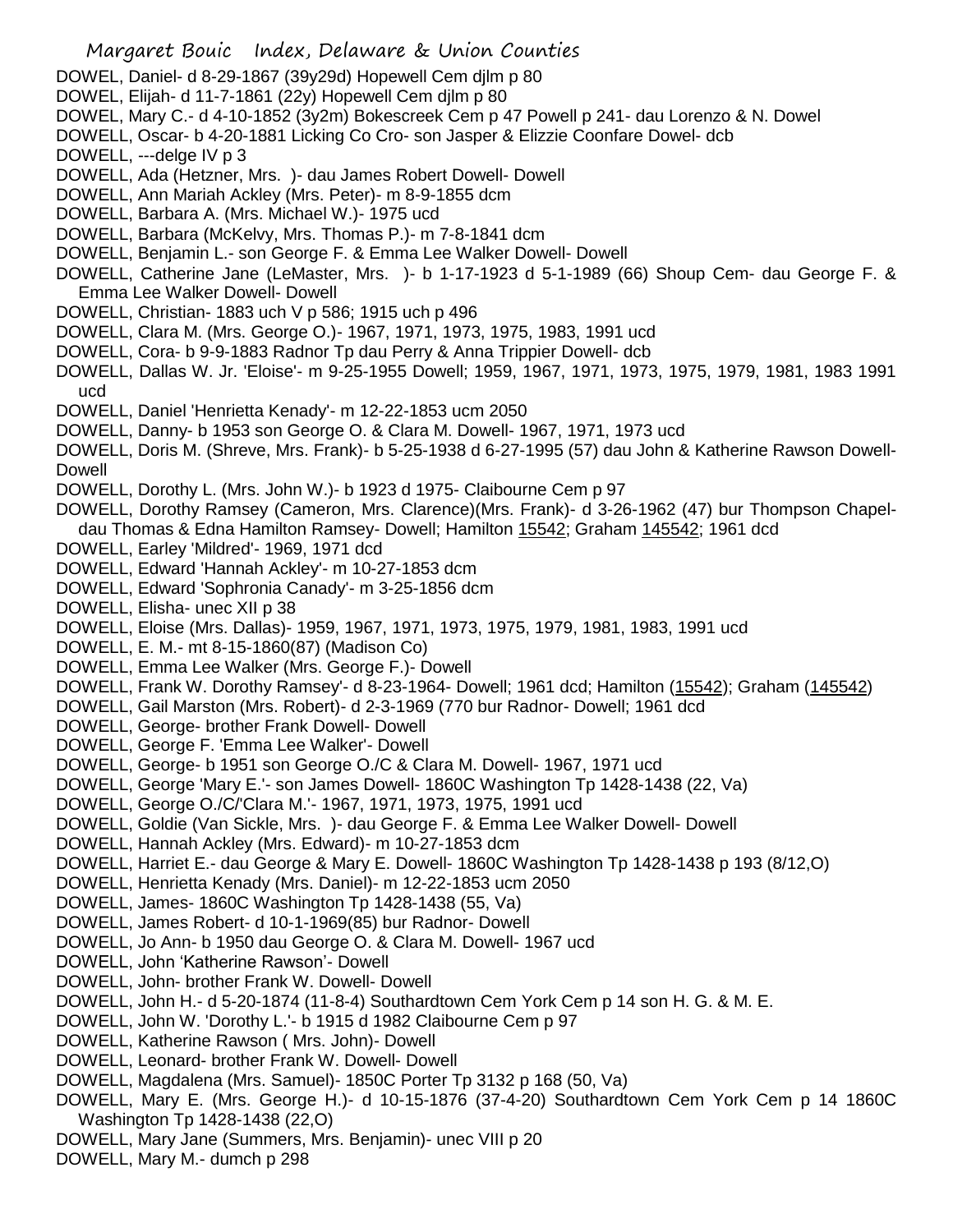DOWEL, Daniel- d 8-29-1867 (39y29d) Hopewell Cem djlm p 80
DOWEL, Elijah- d 11-7-1861 (22y) Hopewell Cem djlm p 80
DOWEL, Mary C.- d 4-10-1852 (3y2m) Bokescreek Cem p 47 Powell p 241- dau Lorenzo & N. Dowel
DOWELL, Oscar- b 4-20-1881 Licking Co Cro- son Jasper & Elizzie Coonfare Dowel- dcb
DOWELL, ---delge IV p 3
DOWELL, Ada (Hetzner, Mrs. )- dau James Robert Dowell- Dowell
DOWELL, Ann Mariah Ackley (Mrs. Peter)- m 8-9-1855 dcm
DOWELL, Barbara A. (Mrs. Michael W.)- 1975 ucd
DOWELL, Barbara (McKelvy, Mrs. Thomas P.)- m 7-8-1841 dcm
DOWELL, Benjamin L.- son George F. & Emma Lee Walker Dowell- Dowell
DOWELL, Catherine Jane (LeMaster, Mrs. )- b 1-17-1923 d 5-1-1989 (66) Shoup Cem- dau George F. & Emma Lee Walker Dowell- Dowell
DOWELL, Christian- 1883 uch V p 586; 1915 uch p 496
DOWELL, Clara M. (Mrs. George O.)- 1967, 1971, 1973, 1975, 1983, 1991 ucd
DOWELL, Cora- b 9-9-1883 Radnor Tp dau Perry & Anna Trippier Dowell- dcb
DOWELL, Dallas W. Jr. 'Eloise'- m 9-25-1955 Dowell; 1959, 1967, 1971, 1973, 1975, 1979, 1981, 1983 1991 ucd
DOWELL, Daniel 'Henrietta Kenady'- m 12-22-1853 ucm 2050
DOWELL, Danny- b 1953 son George O. & Clara M. Dowell- 1967, 1971, 1973 ucd
DOWELL, Doris M. (Shreve, Mrs. Frank)- b 5-25-1938 d 6-27-1995 (57) dau John & Katherine Rawson Dowell- Dowell
DOWELL, Dorothy L. (Mrs. John W.)- b 1923 d 1975- Claibourne Cem p 97
DOWELL, Dorothy Ramsey (Cameron, Mrs. Clarence)(Mrs. Frank)- d 3-26-1962 (47) bur Thompson Chapel- dau Thomas & Edna Hamilton Ramsey- Dowell; Hamilton 15542; Graham 145542; 1961 dcd
DOWELL, Earley 'Mildred'- 1969, 1971 dcd
DOWELL, Edward 'Hannah Ackley'- m 10-27-1853 dcm
DOWELL, Edward 'Sophronia Canady'- m 3-25-1856 dcm
DOWELL, Elisha- unec XII p 38
DOWELL, Eloise (Mrs. Dallas)- 1959, 1967, 1971, 1973, 1975, 1979, 1981, 1983, 1991 ucd
DOWELL, E. M.- mt 8-15-1860(87) (Madison Co)
DOWELL, Emma Lee Walker (Mrs. George F.)- Dowell
DOWELL, Frank W. Dorothy Ramsey'- d 8-23-1964- Dowell; 1961 dcd; Hamilton (15542); Graham (145542)
DOWELL, Gail Marston (Mrs. Robert)- d 2-3-1969 (770 bur Radnor- Dowell; 1961 dcd
DOWELL, George- brother Frank Dowell- Dowell
DOWELL, George F. 'Emma Lee Walker'- Dowell
DOWELL, George- b 1951 son George O./C & Clara M. Dowell- 1967, 1971 ucd
DOWELL, George 'Mary E.'- son James Dowell- 1860C Washington Tp 1428-1438 (22, Va)
DOWELL, George O./C/'Clara M.'- 1967, 1971, 1973, 1975, 1991 ucd
DOWELL, Goldie (Van Sickle, Mrs. )- dau George F. & Emma Lee Walker Dowell- Dowell
DOWELL, Hannah Ackley (Mrs. Edward)- m 10-27-1853 dcm
DOWELL, Harriet E.- dau George & Mary E. Dowell- 1860C Washington Tp 1428-1438 p 193 (8/12,O)
DOWELL, Henrietta Kenady (Mrs. Daniel)- m 12-22-1853 ucm 2050
DOWELL, James- 1860C Washington Tp 1428-1438 (55, Va)
DOWELL, James Robert- d 10-1-1969(85) bur Radnor- Dowell
DOWELL, Jo Ann- b 1950 dau George O. & Clara M. Dowell- 1967 ucd
DOWELL, John 'Katherine Rawson'- Dowell
DOWELL, John- brother Frank W. Dowell- Dowell
DOWELL, John H.- d 5-20-1874 (11-8-4) Southardtown Cem York Cem p 14 son H. G. & M. E.
DOWELL, John W. 'Dorothy L.'- b 1915 d 1982 Claibourne Cem p 97
DOWELL, Katherine Rawson ( Mrs. John)- Dowell
DOWELL, Leonard- brother Frank W. Dowell- Dowell
DOWELL, Magdalena (Mrs. Samuel)- 1850C Porter Tp 3132 p 168 (50, Va)
DOWELL, Mary E. (Mrs. George H.)- d 10-15-1876 (37-4-20) Southardtown Cem York Cem p 14 1860C Washington Tp 1428-1438 (22,O)
DOWELL, Mary Jane (Summers, Mrs. Benjamin)- unec VIII p 20
DOWELL, Mary M.- dumch p 298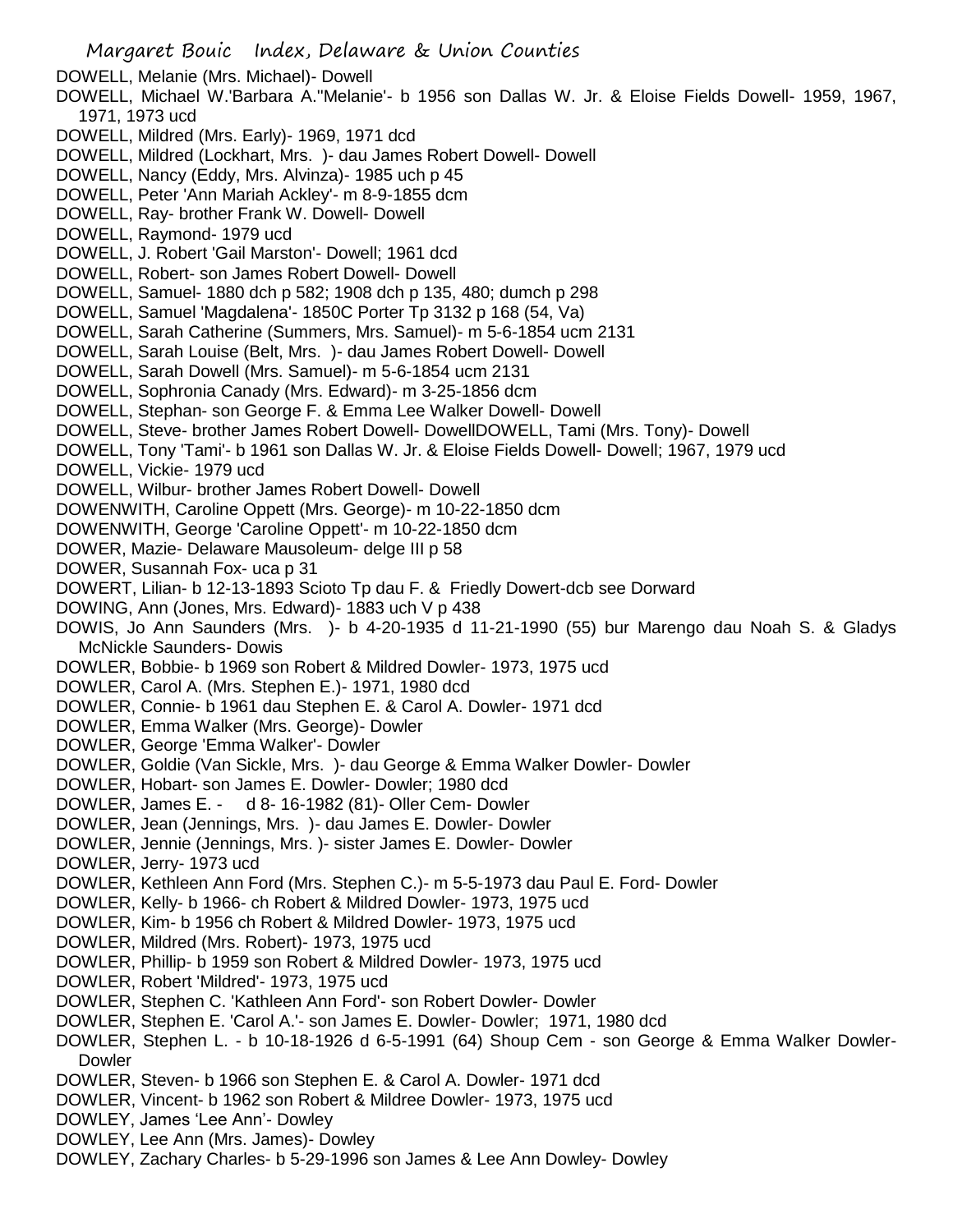DOWELL, Melanie (Mrs. Michael)- Dowell
DOWELL, Michael W.'Barbara A."Melanie'- b 1956 son Dallas W. Jr. & Eloise Fields Dowell- 1959, 1967, 1971, 1973 ucd
DOWELL, Mildred (Mrs. Early)- 1969, 1971 dcd
DOWELL, Mildred (Lockhart, Mrs. )- dau James Robert Dowell- Dowell
DOWELL, Nancy (Eddy, Mrs. Alvinza)- 1985 uch p 45
DOWELL, Peter 'Ann Mariah Ackley'- m 8-9-1855 dcm
DOWELL, Ray- brother Frank W. Dowell- Dowell
DOWELL, Raymond- 1979 ucd
DOWELL, J. Robert 'Gail Marston'- Dowell; 1961 dcd
DOWELL, Robert- son James Robert Dowell- Dowell
DOWELL, Samuel- 1880 dch p 582; 1908 dch p 135, 480; dumch p 298
DOWELL, Samuel 'Magdalena'- 1850C Porter Tp 3132 p 168 (54, Va)
DOWELL, Sarah Catherine (Summers, Mrs. Samuel)- m 5-6-1854 ucm 2131
DOWELL, Sarah Louise (Belt, Mrs. )- dau James Robert Dowell- Dowell
DOWELL, Sarah Dowell (Mrs. Samuel)- m 5-6-1854 ucm 2131
DOWELL, Sophronia Canady (Mrs. Edward)- m 3-25-1856 dcm
DOWELL, Stephan- son George F. & Emma Lee Walker Dowell- Dowell
DOWELL, Steve- brother James Robert Dowell- DowellDOWELL, Tami (Mrs. Tony)- Dowell
DOWELL, Tony 'Tami'- b 1961 son Dallas W. Jr. & Eloise Fields Dowell- Dowell; 1967, 1979 ucd
DOWELL, Vickie- 1979 ucd
DOWELL, Wilbur- brother James Robert Dowell- Dowell
DOWENWITH, Caroline Oppett (Mrs. George)- m 10-22-1850 dcm
DOWENWITH, George 'Caroline Oppett'- m 10-22-1850 dcm
DOWER, Mazie- Delaware Mausoleum- delge III p 58
DOWER, Susannah Fox- uca p 31
DOWERT, Lilian- b 12-13-1893 Scioto Tp dau F. & Friedly Dowert-dcb see Dorward
DOWING, Ann (Jones, Mrs. Edward)- 1883 uch V p 438
DOWIS, Jo Ann Saunders (Mrs. )- b 4-20-1935 d 11-21-1990 (55) bur Marengo dau Noah S. & Gladys McNickle Saunders- Dowis
DOWLER, Bobbie- b 1969 son Robert & Mildred Dowler- 1973, 1975 ucd
DOWLER, Carol A. (Mrs. Stephen E.)- 1971, 1980 dcd
DOWLER, Connie- b 1961 dau Stephen E. & Carol A. Dowler- 1971 dcd
DOWLER, Emma Walker (Mrs. George)- Dowler
DOWLER, George 'Emma Walker'- Dowler
DOWLER, Goldie (Van Sickle, Mrs. )- dau George & Emma Walker Dowler- Dowler
DOWLER, Hobart- son James E. Dowler- Dowler; 1980 dcd
DOWLER, James E. - d 8- 16-1982 (81)- Oller Cem- Dowler
DOWLER, Jean (Jennings, Mrs. )- dau James E. Dowler- Dowler
DOWLER, Jennie (Jennings, Mrs. )- sister James E. Dowler- Dowler
DOWLER, Jerry- 1973 ucd
DOWLER, Kethleen Ann Ford (Mrs. Stephen C.)- m 5-5-1973 dau Paul E. Ford- Dowler
DOWLER, Kelly- b 1966- ch Robert & Mildred Dowler- 1973, 1975 ucd
DOWLER, Kim- b 1956 ch Robert & Mildred Dowler- 1973, 1975 ucd
DOWLER, Mildred (Mrs. Robert)- 1973, 1975 ucd
DOWLER, Phillip- b 1959 son Robert & Mildred Dowler- 1973, 1975 ucd
DOWLER, Robert 'Mildred'- 1973, 1975 ucd
DOWLER, Stephen C. 'Kathleen Ann Ford'- son Robert Dowler- Dowler
DOWLER, Stephen E. 'Carol A.'- son James E. Dowler- Dowler; 1971, 1980 dcd
DOWLER, Stephen L. - b 10-18-1926 d 6-5-1991 (64) Shoup Cem - son George & Emma Walker Dowler- Dowler
DOWLER, Steven- b 1966 son Stephen E. & Carol A. Dowler- 1971 dcd
DOWLER, Vincent- b 1962 son Robert & Mildree Dowler- 1973, 1975 ucd
DOWLEY, James 'Lee Ann'- Dowley
DOWLEY, Lee Ann (Mrs. James)- Dowley
DOWLEY, Zachary Charles- b 5-29-1996 son James & Lee Ann Dowley- Dowley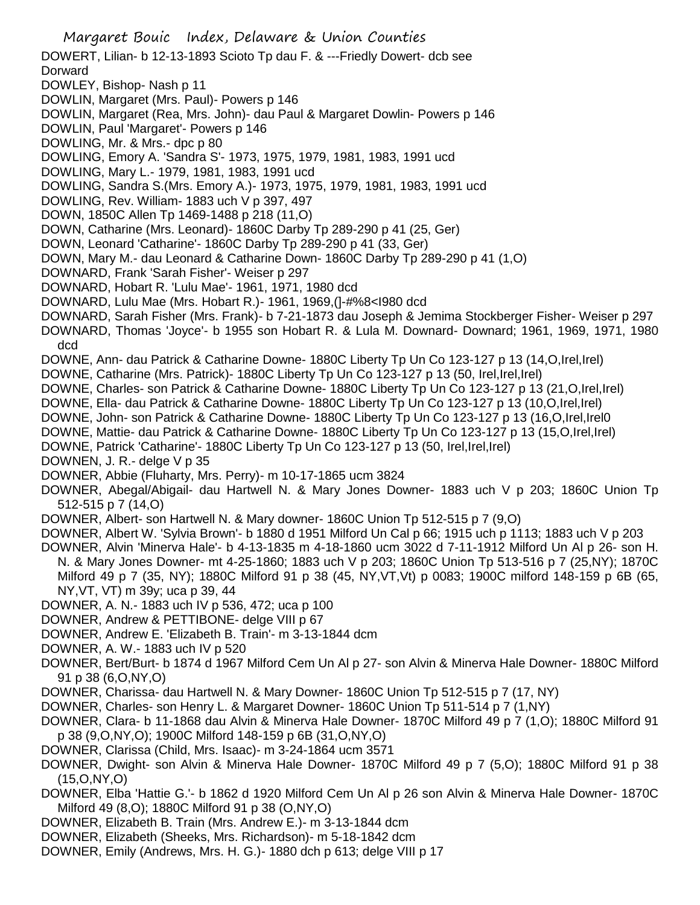DOWERT, Lilian- b 12-13-1893 Scioto Tp dau F. & ---Friedly Dowert- dcb see Dorward

DOWLEY, Bishop- Nash p 11

DOWLIN, Margaret (Mrs. Paul)- Powers p 146

DOWLIN, Margaret (Rea, Mrs. John)- dau Paul & Margaret Dowlin- Powers p 146

DOWLIN, Paul 'Margaret'- Powers p 146

DOWLING, Mr. & Mrs.- dpc p 80

DOWLING, Emory A. 'Sandra S'- 1973, 1975, 1979, 1981, 1983, 1991 ucd

DOWLING, Mary L.- 1979, 1981, 1983, 1991 ucd

DOWLING, Sandra S.(Mrs. Emory A.)- 1973, 1975, 1979, 1981, 1983, 1991 ucd

DOWLING, Rev. William- 1883 uch V p 397, 497

DOWN, 1850C Allen Tp 1469-1488 p 218 (11,O)

DOWN, Catharine (Mrs. Leonard)- 1860C Darby Tp 289-290 p 41 (25, Ger)

DOWN, Leonard 'Catharine'- 1860C Darby Tp 289-290 p 41 (33, Ger)

DOWN, Mary M.- dau Leonard & Catharine Down- 1860C Darby Tp 289-290 p 41 (1,O)

DOWNARD, Frank 'Sarah Fisher'- Weiser p 297

DOWNARD, Hobart R. 'Lulu Mae'- 1961, 1971, 1980 dcd

DOWNARD, Lulu Mae (Mrs. Hobart R.)- 1961, 1969,(]-#%8<I980 dcd

DOWNARD, Sarah Fisher (Mrs. Frank)- b 7-21-1873 dau Joseph & Jemima Stockberger Fisher- Weiser p 297

DOWNARD, Thomas 'Joyce'- b 1955 son Hobart R. & Lula M. Downard- Downard; 1961, 1969, 1971, 1980 dcd

DOWNE, Ann- dau Patrick & Catharine Downe- 1880C Liberty Tp Un Co 123-127 p 13 (14,O,Irel,Irel)

DOWNE, Catharine (Mrs. Patrick)- 1880C Liberty Tp Un Co 123-127 p 13 (50, Irel,Irel,Irel)

DOWNE, Charles- son Patrick & Catharine Downe- 1880C Liberty Tp Un Co 123-127 p 13 (21,O,Irel,Irel)

DOWNE, Ella- dau Patrick & Catharine Downe- 1880C Liberty Tp Un Co 123-127 p 13 (10,O,Irel,Irel)

DOWNE, John- son Patrick & Catharine Downe- 1880C Liberty Tp Un Co 123-127 p 13 (16,O,Irel,Irel0

DOWNE, Mattie- dau Patrick & Catharine Downe- 1880C Liberty Tp Un Co 123-127 p 13 (15,O,Irel,Irel)

DOWNE, Patrick 'Catharine'- 1880C Liberty Tp Un Co 123-127 p 13 (50, Irel,Irel,Irel)

DOWNEN, J. R.- delge V p 35

DOWNER, Abbie (Fluharty, Mrs. Perry)- m 10-17-1865 ucm 3824

DOWNER, Abegal/Abigail- dau Hartwell N. & Mary Jones Downer- 1883 uch V p 203; 1860C Union Tp 512-515 p 7 (14,O)

DOWNER, Albert- son Hartwell N. & Mary downer- 1860C Union Tp 512-515 p 7 (9,O)

DOWNER, Albert W. 'Sylvia Brown'- b 1880 d 1951 Milford Un Cal p 66; 1915 uch p 1113; 1883 uch V p 203

DOWNER, Alvin 'Minerva Hale'- b 4-13-1835 m 4-18-1860 ucm 3022 d 7-11-1912 Milford Un Al p 26- son H. N. & Mary Jones Downer- mt 4-25-1860; 1883 uch V p 203; 1860C Union Tp 513-516 p 7 (25,NY); 1870C Milford 49 p 7 (35, NY); 1880C Milford 91 p 38 (45, NY,VT,Vt) p 0083; 1900C milford 148-159 p 6B (65, NY,VT, VT) m 39y; uca p 39, 44

DOWNER, A. N.- 1883 uch IV p 536, 472; uca p 100

DOWNER, Andrew & PETTIBONE- delge VIII p 67

DOWNER, Andrew E. 'Elizabeth B. Train'- m 3-13-1844 dcm

DOWNER, A. W.- 1883 uch IV p 520

DOWNER, Bert/Burt- b 1874 d 1967 Milford Cem Un Al p 27- son Alvin & Minerva Hale Downer- 1880C Milford 91 p 38 (6,O,NY,O)

DOWNER, Charissa- dau Hartwell N. & Mary Downer- 1860C Union Tp 512-515 p 7 (17, NY)

DOWNER, Charles- son Henry L. & Margaret Downer- 1860C Union Tp 511-514 p 7 (1,NY)

DOWNER, Clara- b 11-1868 dau Alvin & Minerva Hale Downer- 1870C Milford 49 p 7 (1,O); 1880C Milford 91 p 38 (9,O,NY,O); 1900C Milford 148-159 p 6B (31,O,NY,O)

DOWNER, Clarissa (Child, Mrs. Isaac)- m 3-24-1864 ucm 3571

DOWNER, Dwight- son Alvin & Minerva Hale Downer- 1870C Milford 49 p 7 (5,O); 1880C Milford 91 p 38 (15,O,NY,O)

DOWNER, Elba 'Hattie G.'- b 1862 d 1920 Milford Cem Un Al p 26 son Alvin & Minerva Hale Downer- 1870C Milford 49 (8,O); 1880C Milford 91 p 38 (O,NY,O)

DOWNER, Elizabeth B. Train (Mrs. Andrew E.)- m 3-13-1844 dcm

DOWNER, Elizabeth (Sheeks, Mrs. Richardson)- m 5-18-1842 dcm

DOWNER, Emily (Andrews, Mrs. H. G.)- 1880 dch p 613; delge VIII p 17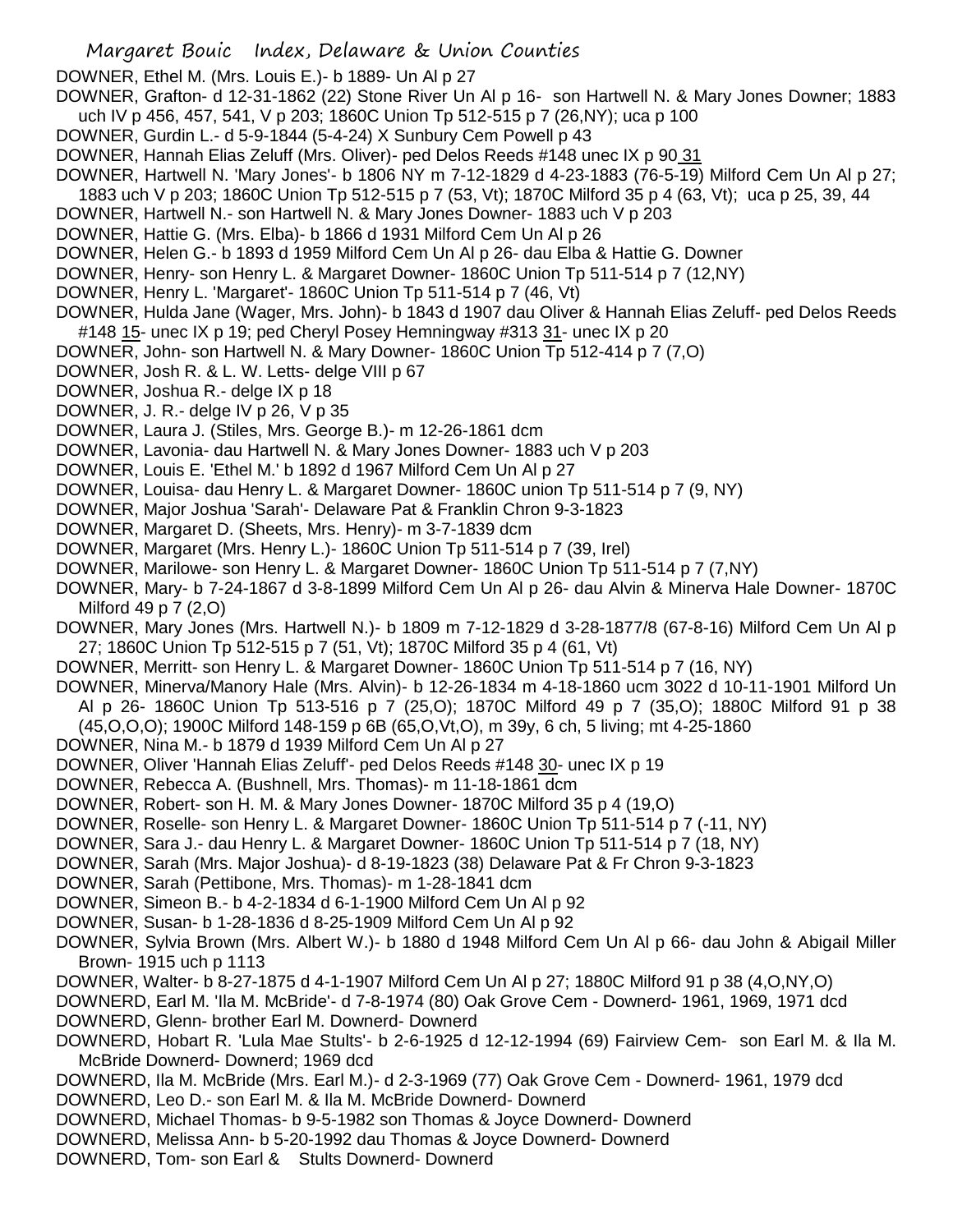DOWNER, Ethel M. (Mrs. Louis E.)- b 1889- Un Al p 27

DOWNER, Grafton- d 12-31-1862 (22) Stone River Un Al p 16- son Hartwell N. & Mary Jones Downer; 1883 uch IV p 456, 457, 541, V p 203; 1860C Union Tp 512-515 p 7 (26,NY); uca p 100

DOWNER, Gurdin L.- d 5-9-1844 (5-4-24) X Sunbury Cem Powell p 43

DOWNER, Hannah Elias Zeluff (Mrs. Oliver)- ped Delos Reeds #148 unec IX p 90 31

DOWNER, Hartwell N. 'Mary Jones'- b 1806 NY m 7-12-1829 d 4-23-1883 (76-5-19) Milford Cem Un Al p 27; 1883 uch V p 203; 1860C Union Tp 512-515 p 7 (53, Vt); 1870C Milford 35 p 4 (63, Vt); uca p 25, 39, 44

DOWNER, Hartwell N.- son Hartwell N. & Mary Jones Downer- 1883 uch V p 203

DOWNER, Hattie G. (Mrs. Elba)- b 1866 d 1931 Milford Cem Un Al p 26

DOWNER, Helen G.- b 1893 d 1959 Milford Cem Un Al p 26- dau Elba & Hattie G. Downer

DOWNER, Henry- son Henry L. & Margaret Downer- 1860C Union Tp 511-514 p 7 (12,NY)

DOWNER, Henry L. 'Margaret'- 1860C Union Tp 511-514 p 7 (46, Vt)

DOWNER, Hulda Jane (Wager, Mrs. John)- b 1843 d 1907 dau Oliver & Hannah Elias Zeluff- ped Delos Reeds #148 15- unec IX p 19; ped Cheryl Posey Hemningway #313 31- unec IX p 20

DOWNER, John- son Hartwell N. & Mary Downer- 1860C Union Tp 512-414 p 7 (7,O)

DOWNER, Josh R. & L. W. Letts- delge VIII p 67

DOWNER, Joshua R.- delge IX p 18

DOWNER, J. R.- delge IV p 26, V p 35

DOWNER, Laura J. (Stiles, Mrs. George B.)- m 12-26-1861 dcm

DOWNER, Lavonia- dau Hartwell N. & Mary Jones Downer- 1883 uch V p 203

DOWNER, Louis E. 'Ethel M.' b 1892 d 1967 Milford Cem Un Al p 27

DOWNER, Louisa- dau Henry L. & Margaret Downer- 1860C union Tp 511-514 p 7 (9, NY)

DOWNER, Major Joshua 'Sarah'- Delaware Pat & Franklin Chron 9-3-1823

DOWNER, Margaret D. (Sheets, Mrs. Henry)- m 3-7-1839 dcm

DOWNER, Margaret (Mrs. Henry L.)- 1860C Union Tp 511-514 p 7 (39, Irel)

DOWNER, Marilowe- son Henry L. & Margaret Downer- 1860C Union Tp 511-514 p 7 (7,NY)

DOWNER, Mary- b 7-24-1867 d 3-8-1899 Milford Cem Un Al p 26- dau Alvin & Minerva Hale Downer- 1870C Milford 49 p 7 (2,O)

DOWNER, Mary Jones (Mrs. Hartwell N.)- b 1809 m 7-12-1829 d 3-28-1877/8 (67-8-16) Milford Cem Un Al p 27; 1860C Union Tp 512-515 p 7 (51, Vt); 1870C Milford 35 p 4 (61, Vt)

DOWNER, Merritt- son Henry L. & Margaret Downer- 1860C Union Tp 511-514 p 7 (16, NY)

DOWNER, Minerva/Manory Hale (Mrs. Alvin)- b 12-26-1834 m 4-18-1860 ucm 3022 d 10-11-1901 Milford Un Al p 26- 1860C Union Tp 513-516 p 7 (25,O); 1870C Milford 49 p 7 (35,O); 1880C Milford 91 p 38 (45,O,O,O); 1900C Milford 148-159 p 6B (65,O,Vt,O), m 39y, 6 ch, 5 living; mt 4-25-1860

DOWNER, Nina M.- b 1879 d 1939 Milford Cem Un Al p 27

DOWNER, Oliver 'Hannah Elias Zeluff'- ped Delos Reeds #148 30- unec IX p 19

DOWNER, Rebecca A. (Bushnell, Mrs. Thomas)- m 11-18-1861 dcm

DOWNER, Robert- son H. M. & Mary Jones Downer- 1870C Milford 35 p 4 (19,O)

DOWNER, Roselle- son Henry L. & Margaret Downer- 1860C Union Tp 511-514 p 7 (-11, NY)

DOWNER, Sara J.- dau Henry L. & Margaret Downer- 1860C Union Tp 511-514 p 7 (18, NY)

DOWNER, Sarah (Mrs. Major Joshua)- d 8-19-1823 (38) Delaware Pat & Fr Chron 9-3-1823

DOWNER, Sarah (Pettibone, Mrs. Thomas)- m 1-28-1841 dcm

DOWNER, Simeon B.- b 4-2-1834 d 6-1-1900 Milford Cem Un Al p 92

DOWNER, Susan- b 1-28-1836 d 8-25-1909 Milford Cem Un Al p 92

DOWNER, Sylvia Brown (Mrs. Albert W.)- b 1880 d 1948 Milford Cem Un Al p 66- dau John & Abigail Miller Brown- 1915 uch p 1113

DOWNER, Walter- b 8-27-1875 d 4-1-1907 Milford Cem Un Al p 27; 1880C Milford 91 p 38 (4,O,NY,O)

DOWNERD, Earl M. 'Ila M. McBride'- d 7-8-1974 (80) Oak Grove Cem - Downerd- 1961, 1969, 1971 dcd

DOWNERD, Glenn- brother Earl M. Downerd- Downerd

DOWNERD, Hobart R. 'Lula Mae Stults'- b 2-6-1925 d 12-12-1994 (69) Fairview Cem- son Earl M. & Ila M. McBride Downerd- Downerd; 1969 dcd

DOWNERD, Ila M. McBride (Mrs. Earl M.)- d 2-3-1969 (77) Oak Grove Cem - Downerd- 1961, 1979 dcd

DOWNERD, Leo D.- son Earl M. & Ila M. McBride Downerd- Downerd

DOWNERD, Michael Thomas- b 9-5-1982 son Thomas & Joyce Downerd- Downerd

DOWNERD, Melissa Ann- b 5-20-1992 dau Thomas & Joyce Downerd- Downerd

DOWNERD, Tom- son Earl & Stults Downerd- Downerd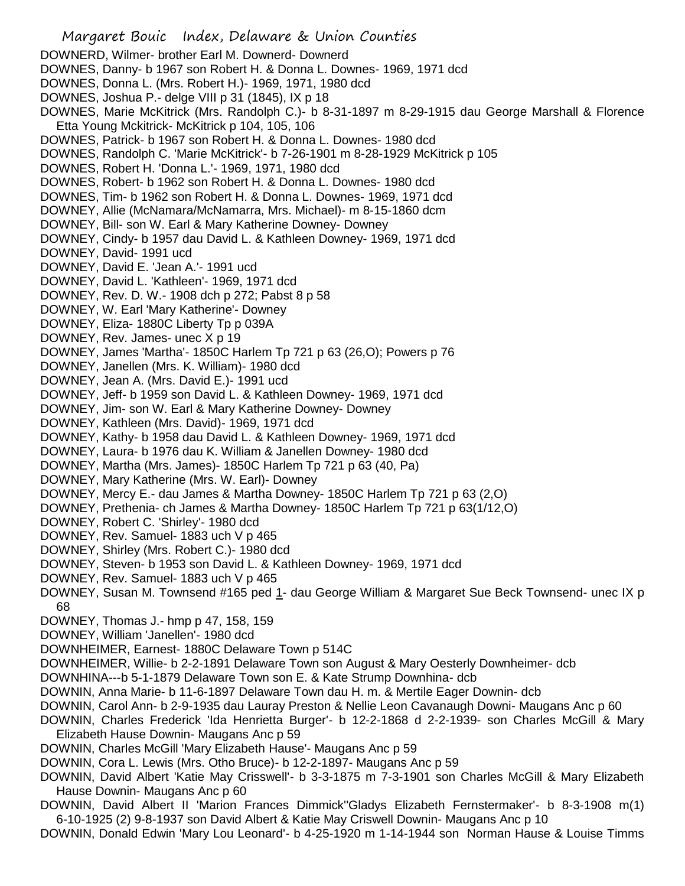DOWNERD, Wilmer- brother Earl M. Downerd- Downerd
DOWNES, Danny- b 1967 son Robert H. & Donna L. Downes- 1969, 1971 dcd
DOWNES, Donna L. (Mrs. Robert H.)- 1969, 1971, 1980 dcd
DOWNES, Joshua P.- delge VIII p 31 (1845), IX p 18
DOWNES, Marie McKitrick (Mrs. Randolph C.)- b 8-31-1897 m 8-29-1915 dau George Marshall & Florence Etta Young Mckitrick- McKitrick p 104, 105, 106
DOWNES, Patrick- b 1967 son Robert H. & Donna L. Downes- 1980 dcd
DOWNES, Randolph C. 'Marie McKitrick'- b 7-26-1901 m 8-28-1929 McKitrick p 105
DOWNES, Robert H. 'Donna L.'- 1969, 1971, 1980 dcd
DOWNES, Robert- b 1962 son Robert H. & Donna L. Downes- 1980 dcd
DOWNES, Tim- b 1962 son Robert H. & Donna L. Downes- 1969, 1971 dcd
DOWNEY, Allie (McNamara/McNamarra, Mrs. Michael)- m 8-15-1860 dcm
DOWNEY, Bill- son W. Earl & Mary Katherine Downey- Downey
DOWNEY, Cindy- b 1957 dau David L. & Kathleen Downey- 1969, 1971 dcd
DOWNEY, David- 1991 ucd
DOWNEY, David E. 'Jean A.'- 1991 ucd
DOWNEY, David L. 'Kathleen'- 1969, 1971 dcd
DOWNEY, Rev. D. W.- 1908 dch p 272; Pabst 8 p 58
DOWNEY, W. Earl 'Mary Katherine'- Downey
DOWNEY, Eliza- 1880C Liberty Tp p 039A
DOWNEY, Rev. James- unec X p 19
DOWNEY, James 'Martha'- 1850C Harlem Tp 721 p 63 (26,O); Powers p 76
DOWNEY, Janellen (Mrs. K. William)- 1980 dcd
DOWNEY, Jean A. (Mrs. David E.)- 1991 ucd
DOWNEY, Jeff- b 1959 son David L. & Kathleen Downey- 1969, 1971 dcd
DOWNEY, Jim- son W. Earl & Mary Katherine Downey- Downey
DOWNEY, Kathleen (Mrs. David)- 1969, 1971 dcd
DOWNEY, Kathy- b 1958 dau David L. & Kathleen Downey- 1969, 1971 dcd
DOWNEY, Laura- b 1976 dau K. William & Janellen Downey- 1980 dcd
DOWNEY, Martha (Mrs. James)- 1850C Harlem Tp 721 p 63 (40, Pa)
DOWNEY, Mary Katherine (Mrs. W. Earl)- Downey
DOWNEY, Mercy E.- dau James & Martha Downey- 1850C Harlem Tp 721 p 63 (2,O)
DOWNEY, Prethenia- ch James & Martha Downey- 1850C Harlem Tp 721 p 63(1/12,O)
DOWNEY, Robert C. 'Shirley'- 1980 dcd
DOWNEY, Rev. Samuel- 1883 uch V p 465
DOWNEY, Shirley (Mrs. Robert C.)- 1980 dcd
DOWNEY, Steven- b 1953 son David L. & Kathleen Downey- 1969, 1971 dcd
DOWNEY, Rev. Samuel- 1883 uch V p 465
DOWNEY, Susan M. Townsend #165 ped 1- dau George William & Margaret Sue Beck Townsend- unec IX p 68
DOWNEY, Thomas J.- hmp p 47, 158, 159
DOWNEY, William 'Janellen'- 1980 dcd
DOWNHEIMER, Earnest- 1880C Delaware Town p 514C
DOWNHEIMER, Willie- b 2-2-1891 Delaware Town son August & Mary Oesterly Downheimer- dcb
DOWNHINA---b 5-1-1879 Delaware Town son E. & Kate Strump Downhina- dcb
DOWNIN, Anna Marie- b 11-6-1897 Delaware Town dau H. m. & Mertile Eager Downin- dcb
DOWNIN, Carol Ann- b 2-9-1935 dau Lauray Preston & Nellie Leon Cavanaugh Downi- Maugans Anc p 60
DOWNIN, Charles Frederick 'Ida Henrietta Burger'- b 12-2-1868 d 2-2-1939- son Charles McGill & Mary Elizabeth Hause Downin- Maugans Anc p 59
DOWNIN, Charles McGill 'Mary Elizabeth Hause'- Maugans Anc p 59
DOWNIN, Cora L. Lewis (Mrs. Otho Bruce)- b 12-2-1897- Maugans Anc p 59
DOWNIN, David Albert 'Katie May Crisswell'- b 3-3-1875 m 7-3-1901 son Charles McGill & Mary Elizabeth Hause Downin- Maugans Anc p 60
DOWNIN, David Albert II 'Marion Frances Dimmick''Gladys Elizabeth Fernstermaker'- b 8-3-1908 m(1) 6-10-1925 (2) 9-8-1937 son David Albert & Katie May Criswell Downin- Maugans Anc p 10
DOWNIN, Donald Edwin 'Mary Lou Leonard'- b 4-25-1920 m 1-14-1944 son Norman Hause & Louise Timms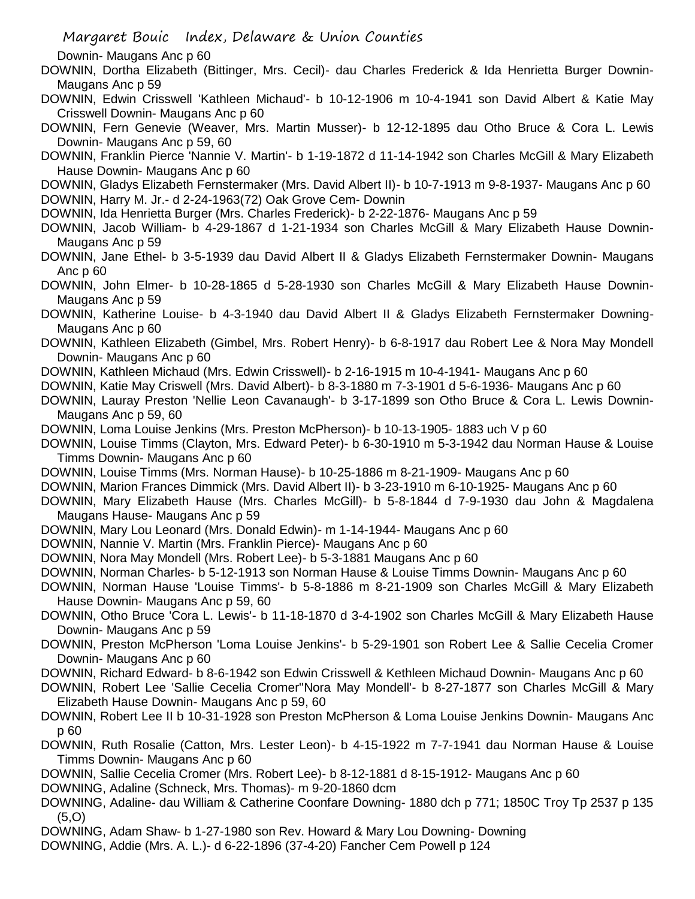Downin- Maugans Anc p 60

DOWNIN, Dortha Elizabeth (Bittinger, Mrs. Cecil)- dau Charles Frederick & Ida Henrietta Burger Downin- Maugans Anc p 59

DOWNIN, Edwin Crisswell 'Kathleen Michaud'- b 10-12-1906 m 10-4-1941 son David Albert & Katie May Crisswell Downin- Maugans Anc p 60

DOWNIN, Fern Genevie (Weaver, Mrs. Martin Musser)- b 12-12-1895 dau Otho Bruce & Cora L. Lewis Downin- Maugans Anc p 59, 60

DOWNIN, Franklin Pierce 'Nannie V. Martin'- b 1-19-1872 d 11-14-1942 son Charles McGill & Mary Elizabeth Hause Downin- Maugans Anc p 60

DOWNIN, Gladys Elizabeth Fernstermaker (Mrs. David Albert II)- b 10-7-1913 m 9-8-1937- Maugans Anc p 60

DOWNIN, Harry M. Jr.- d 2-24-1963(72) Oak Grove Cem- Downin

DOWNIN, Ida Henrietta Burger (Mrs. Charles Frederick)- b 2-22-1876- Maugans Anc p 59

DOWNIN, Jacob William- b 4-29-1867 d 1-21-1934 son Charles McGill & Mary Elizabeth Hause Downin- Maugans Anc p 59

DOWNIN, Jane Ethel- b 3-5-1939 dau David Albert II & Gladys Elizabeth Fernstermaker Downin- Maugans Anc p 60

DOWNIN, John Elmer- b 10-28-1865 d 5-28-1930 son Charles McGill & Mary Elizabeth Hause Downin- Maugans Anc p 59

DOWNIN, Katherine Louise- b 4-3-1940 dau David Albert II & Gladys Elizabeth Fernstermaker Downing- Maugans Anc p 60

DOWNIN, Kathleen Elizabeth (Gimbel, Mrs. Robert Henry)- b 6-8-1917 dau Robert Lee & Nora May Mondell Downin- Maugans Anc p 60

DOWNIN, Kathleen Michaud (Mrs. Edwin Crisswell)- b 2-16-1915 m 10-4-1941- Maugans Anc p 60

DOWNIN, Katie May Criswell (Mrs. David Albert)- b 8-3-1880 m 7-3-1901 d 5-6-1936- Maugans Anc p 60

DOWNIN, Lauray Preston 'Nellie Leon Cavanaugh'- b 3-17-1899 son Otho Bruce & Cora L. Lewis Downin- Maugans Anc p 59, 60

DOWNIN, Loma Louise Jenkins (Mrs. Preston McPherson)- b 10-13-1905- 1883 uch V p 60

DOWNIN, Louise Timms (Clayton, Mrs. Edward Peter)- b 6-30-1910 m 5-3-1942 dau Norman Hause & Louise Timms Downin- Maugans Anc p 60

DOWNIN, Louise Timms (Mrs. Norman Hause)- b 10-25-1886 m 8-21-1909- Maugans Anc p 60

DOWNIN, Marion Frances Dimmick (Mrs. David Albert II)- b 3-23-1910 m 6-10-1925- Maugans Anc p 60

DOWNIN, Mary Elizabeth Hause (Mrs. Charles McGill)- b 5-8-1844 d 7-9-1930 dau John & Magdalena Maugans Hause- Maugans Anc p 59

DOWNIN, Mary Lou Leonard (Mrs. Donald Edwin)- m 1-14-1944- Maugans Anc p 60

DOWNIN, Nannie V. Martin (Mrs. Franklin Pierce)- Maugans Anc p 60

DOWNIN, Nora May Mondell (Mrs. Robert Lee)- b 5-3-1881 Maugans Anc p 60

DOWNIN, Norman Charles- b 5-12-1913 son Norman Hause & Louise Timms Downin- Maugans Anc p 60

DOWNIN, Norman Hause 'Louise Timms'- b 5-8-1886 m 8-21-1909 son Charles McGill & Mary Elizabeth Hause Downin- Maugans Anc p 59, 60

DOWNIN, Otho Bruce 'Cora L. Lewis'- b 11-18-1870 d 3-4-1902 son Charles McGill & Mary Elizabeth Hause Downin- Maugans Anc p 59

DOWNIN, Preston McPherson 'Loma Louise Jenkins'- b 5-29-1901 son Robert Lee & Sallie Cecelia Cromer Downin- Maugans Anc p 60

DOWNIN, Richard Edward- b 8-6-1942 son Edwin Crisswell & Kethleen Michaud Downin- Maugans Anc p 60

DOWNIN, Robert Lee 'Sallie Cecelia Cromer''Nora May Mondell'- b 8-27-1877 son Charles McGill & Mary Elizabeth Hause Downin- Maugans Anc p 59, 60

DOWNIN, Robert Lee II b 10-31-1928 son Preston McPherson & Loma Louise Jenkins Downin- Maugans Anc p 60

DOWNIN, Ruth Rosalie (Catton, Mrs. Lester Leon)- b 4-15-1922 m 7-7-1941 dau Norman Hause & Louise Timms Downin- Maugans Anc p 60

DOWNIN, Sallie Cecelia Cromer (Mrs. Robert Lee)- b 8-12-1881 d 8-15-1912- Maugans Anc p 60

DOWNING, Adaline (Schneck, Mrs. Thomas)- m 9-20-1860 dcm

DOWNING, Adaline- dau William & Catherine Coonfare Downing- 1880 dch p 771; 1850C Troy Tp 2537 p 135 (5,O)

DOWNING, Adam Shaw- b 1-27-1980 son Rev. Howard & Mary Lou Downing- Downing

DOWNING, Addie (Mrs. A. L.)- d 6-22-1896 (37-4-20) Fancher Cem Powell p 124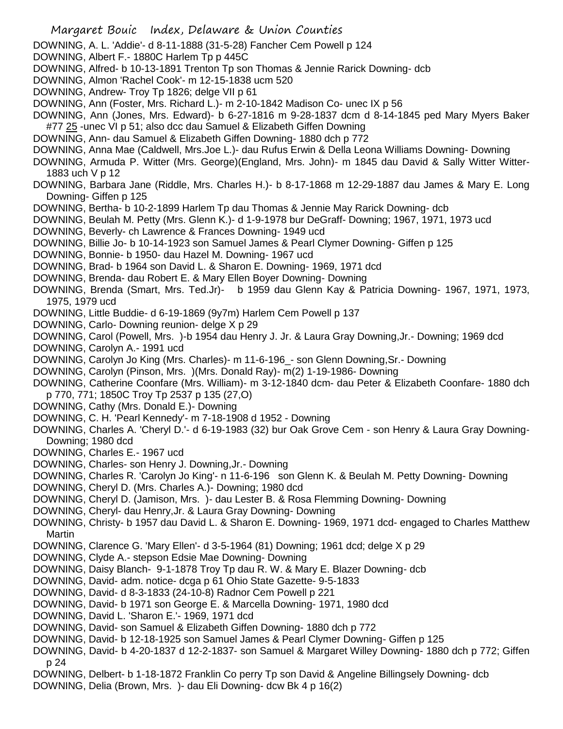DOWNING, A. L. 'Addie'- d 8-11-1888 (31-5-28) Fancher Cem Powell p 124

DOWNING, Albert F.- 1880C Harlem Tp p 445C

DOWNING, Alfred- b 10-13-1891 Trenton Tp son Thomas & Jennie Rarick Downing- dcb

DOWNING, Almon 'Rachel Cook'- m 12-15-1838 ucm 520

DOWNING, Andrew- Troy Tp 1826; delge VII p 61

DOWNING, Ann (Foster, Mrs. Richard L.)- m 2-10-1842 Madison Co- unec IX p 56

DOWNING, Ann (Jones, Mrs. Edward)- b 6-27-1816 m 9-28-1837 dcm d 8-14-1845 ped Mary Myers Baker #77 25 -unec VI p 51; also dcc dau Samuel & Elizabeth Giffen Downing

DOWNING, Ann- dau Samuel & Elizabeth Giffen Downing- 1880 dch p 772

DOWNING, Anna Mae (Caldwell, Mrs.Joe L.)- dau Rufus Erwin & Della Leona Williams Downing- Downing

DOWNING, Armuda P. Witter (Mrs. George)(England, Mrs. John)- m 1845 dau David & Sally Witter Witter- 1883 uch V p 12

DOWNING, Barbara Jane (Riddle, Mrs. Charles H.)- b 8-17-1868 m 12-29-1887 dau James & Mary E. Long Downing- Giffen p 125

DOWNING, Bertha- b 10-2-1899 Harlem Tp dau Thomas & Jennie May Rarick Downing- dcb

DOWNING, Beulah M. Petty (Mrs. Glenn K.)- d 1-9-1978 bur DeGraff- Downing; 1967, 1971, 1973 ucd

DOWNING, Beverly- ch Lawrence & Frances Downing- 1949 ucd

DOWNING, Billie Jo- b 10-14-1923 son Samuel James & Pearl Clymer Downing- Giffen p 125

DOWNING, Bonnie- b 1950- dau Hazel M. Downing- 1967 ucd

DOWNING, Brad- b 1964 son David L. & Sharon E. Downing- 1969, 1971 dcd

DOWNING, Brenda- dau Robert E. & Mary Ellen Boyer Downing- Downing

DOWNING, Brenda (Smart, Mrs. Ted.Jr)- b 1959 dau Glenn Kay & Patricia Downing- 1967, 1971, 1973, 1975, 1979 ucd

DOWNING, Little Buddie- d 6-19-1869 (9y7m) Harlem Cem Powell p 137

DOWNING, Carlo- Downing reunion- delge X p 29

DOWNING, Carol (Powell, Mrs. )-b 1954 dau Henry J. Jr. & Laura Gray Downing,Jr.- Downing; 1969 dcd

DOWNING, Carolyn A.- 1991 ucd

DOWNING, Carolyn Jo King (Mrs. Charles)- m 11-6-196_- son Glenn Downing,Sr.- Downing

DOWNING, Carolyn (Pinson, Mrs. )(Mrs. Donald Ray)- m(2) 1-19-1986- Downing

DOWNING, Catherine Coonfare (Mrs. William)- m 3-12-1840 dcm- dau Peter & Elizabeth Coonfare- 1880 dch p 770, 771; 1850C Troy Tp 2537 p 135 (27,O)

DOWNING, Cathy (Mrs. Donald E.)- Downing

DOWNING, C. H. 'Pearl Kennedy'- m 7-18-1908 d 1952 - Downing

DOWNING, Charles A. 'Cheryl D.'- d 6-19-1983 (32) bur Oak Grove Cem - son Henry & Laura Gray Downing- Downing; 1980 dcd

DOWNING, Charles E.- 1967 ucd

DOWNING, Charles- son Henry J. Downing,Jr.- Downing

DOWNING, Charles R. 'Carolyn Jo King'- n 11-6-196 son Glenn K. & Beulah M. Petty Downing- Downing

DOWNING, Cheryl D. (Mrs. Charles A.)- Downing; 1980 dcd

DOWNING, Cheryl D. (Jamison, Mrs. )- dau Lester B. & Rosa Flemming Downing- Downing

DOWNING, Cheryl- dau Henry,Jr. & Laura Gray Downing- Downing

DOWNING, Christy- b 1957 dau David L. & Sharon E. Downing- 1969, 1971 dcd- engaged to Charles Matthew Martin

DOWNING, Clarence G. 'Mary Ellen'- d 3-5-1964 (81) Downing; 1961 dcd; delge X p 29

DOWNING, Clyde A.- stepson Edsie Mae Downing- Downing

DOWNING, Daisy Blanch- 9-1-1878 Troy Tp dau R. W. & Mary E. Blazer Downing- dcb

DOWNING, David- adm. notice- dcga p 61 Ohio State Gazette- 9-5-1833

DOWNING, David- d 8-3-1833 (24-10-8) Radnor Cem Powell p 221

DOWNING, David- b 1971 son George E. & Marcella Downing- 1971, 1980 dcd

DOWNING, David L. 'Sharon E.'- 1969, 1971 dcd

DOWNING, David- son Samuel & Elizabeth Giffen Downing- 1880 dch p 772

DOWNING, David- b 12-18-1925 son Samuel James & Pearl Clymer Downing- Giffen p 125

DOWNING, David- b 4-20-1837 d 12-2-1837- son Samuel & Margaret Willey Downing- 1880 dch p 772; Giffen p 24

DOWNING, Delbert- b 1-18-1872 Franklin Co perry Tp son David & Angeline Billingsely Downing- dcb

DOWNING, Delia (Brown, Mrs. )- dau Eli Downing- dcw Bk 4 p 16(2)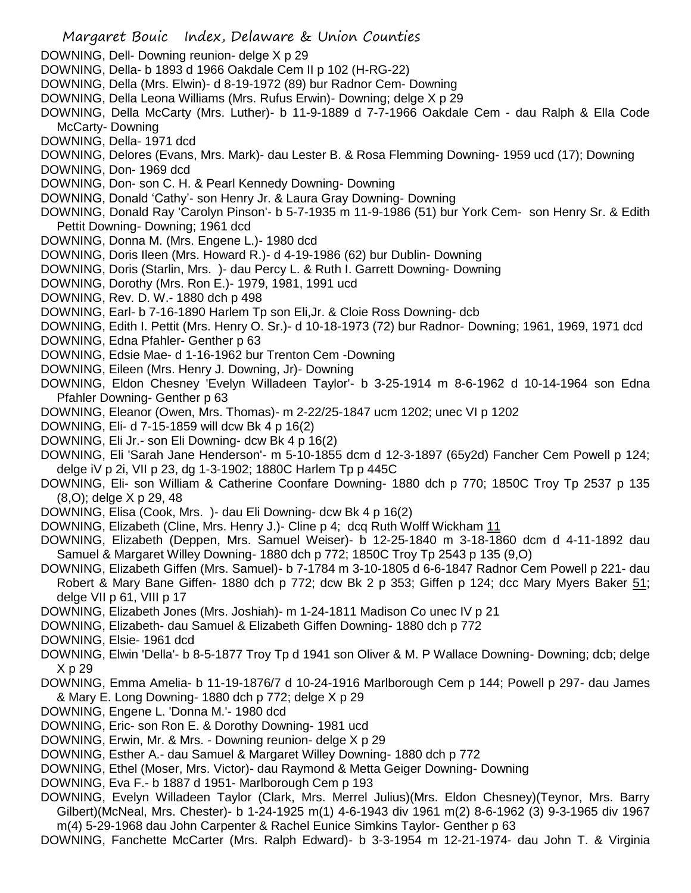DOWNING, Dell- Downing reunion- delge X p 29

DOWNING, Della- b 1893 d 1966 Oakdale Cem II p 102 (H-RG-22)

DOWNING, Della (Mrs. Elwin)- d 8-19-1972 (89) bur Radnor Cem- Downing

DOWNING, Della Leona Williams (Mrs. Rufus Erwin)- Downing; delge X p 29

DOWNING, Della McCarty (Mrs. Luther)- b 11-9-1889 d 7-7-1966 Oakdale Cem - dau Ralph & Ella Code McCarty- Downing

DOWNING, Della- 1971 dcd

DOWNING, Delores (Evans, Mrs. Mark)- dau Lester B. & Rosa Flemming Downing- 1959 ucd (17); Downing

DOWNING, Don- 1969 dcd

DOWNING, Don- son C. H. & Pearl Kennedy Downing- Downing

DOWNING, Donald 'Cathy'- son Henry Jr. & Laura Gray Downing- Downing

DOWNING, Donald Ray 'Carolyn Pinson'- b 5-7-1935 m 11-9-1986 (51) bur York Cem- son Henry Sr. & Edith Pettit Downing- Downing; 1961 dcd

DOWNING, Donna M. (Mrs. Engene L.)- 1980 dcd

DOWNING, Doris Ileen (Mrs. Howard R.)- d 4-19-1986 (62) bur Dublin- Downing

DOWNING, Doris (Starlin, Mrs. )- dau Percy L. & Ruth I. Garrett Downing- Downing

DOWNING, Dorothy (Mrs. Ron E.)- 1979, 1981, 1991 ucd

DOWNING, Rev. D. W.- 1880 dch p 498

DOWNING, Earl- b 7-16-1890 Harlem Tp son Eli,Jr. & Cloie Ross Downing- dcb

DOWNING, Edith I. Pettit (Mrs. Henry O. Sr.)- d 10-18-1973 (72) bur Radnor- Downing; 1961, 1969, 1971 dcd

DOWNING, Edna Pfahler- Genther p 63

DOWNING, Edsie Mae- d 1-16-1962 bur Trenton Cem -Downing

DOWNING, Eileen (Mrs. Henry J. Downing, Jr)- Downing

DOWNING, Eldon Chesney 'Evelyn Willadeen Taylor'- b 3-25-1914 m 8-6-1962 d 10-14-1964 son Edna Pfahler Downing- Genther p 63

DOWNING, Eleanor (Owen, Mrs. Thomas)- m 2-22/25-1847 ucm 1202; unec VI p 1202

DOWNING, Eli- d 7-15-1859 will dcw Bk 4 p 16(2)

DOWNING, Eli Jr.- son Eli Downing- dcw Bk 4 p 16(2)

DOWNING, Eli 'Sarah Jane Henderson'- m 5-10-1855 dcm d 12-3-1897 (65y2d) Fancher Cem Powell p 124; delge iV p 2i, VII p 23, dg 1-3-1902; 1880C Harlem Tp p 445C

DOWNING, Eli- son William & Catherine Coonfare Downing- 1880 dch p 770; 1850C Troy Tp 2537 p 135 (8,O); delge X p 29, 48

DOWNING, Elisa (Cook, Mrs. )- dau Eli Downing- dcw Bk 4 p 16(2)

DOWNING, Elizabeth (Cline, Mrs. Henry J.)- Cline p 4; dcq Ruth Wolff Wickham 11

DOWNING, Elizabeth (Deppen, Mrs. Samuel Weiser)- b 12-25-1840 m 3-18-1860 dcm d 4-11-1892 dau Samuel & Margaret Willey Downing- 1880 dch p 772; 1850C Troy Tp 2543 p 135 (9,O)

DOWNING, Elizabeth Giffen (Mrs. Samuel)- b 7-1784 m 3-10-1805 d 6-6-1847 Radnor Cem Powell p 221- dau Robert & Mary Bane Giffen- 1880 dch p 772; dcw Bk 2 p 353; Giffen p 124; dcc Mary Myers Baker 51; delge VII p 61, VIII p 17

DOWNING, Elizabeth Jones (Mrs. Joshiah)- m 1-24-1811 Madison Co unec IV p 21

DOWNING, Elizabeth- dau Samuel & Elizabeth Giffen Downing- 1880 dch p 772

DOWNING, Elsie- 1961 dcd

DOWNING, Elwin 'Della'- b 8-5-1877 Troy Tp d 1941 son Oliver & M. P Wallace Downing- Downing; dcb; delge X p 29

DOWNING, Emma Amelia- b 11-19-1876/7 d 10-24-1916 Marlborough Cem p 144; Powell p 297- dau James & Mary E. Long Downing- 1880 dch p 772; delge X p 29

DOWNING, Engene L. 'Donna M.'- 1980 dcd

DOWNING, Eric- son Ron E. & Dorothy Downing- 1981 ucd

DOWNING, Erwin, Mr. & Mrs. - Downing reunion- delge X p 29

DOWNING, Esther A.- dau Samuel & Margaret Willey Downing- 1880 dch p 772

DOWNING, Ethel (Moser, Mrs. Victor)- dau Raymond & Metta Geiger Downing- Downing

DOWNING, Eva F.- b 1887 d 1951- Marlborough Cem p 193

DOWNING, Evelyn Willadeen Taylor (Clark, Mrs. Merrel Julius)(Mrs. Eldon Chesney)(Teynor, Mrs. Barry Gilbert)(McNeal, Mrs. Chester)- b 1-24-1925 m(1) 4-6-1943 div 1961 m(2) 8-6-1962 (3) 9-3-1965 div 1967 m(4) 5-29-1968 dau John Carpenter & Rachel Eunice Simkins Taylor- Genther p 63

DOWNING, Fanchette McCarter (Mrs. Ralph Edward)- b 3-3-1954 m 12-21-1974- dau John T. & Virginia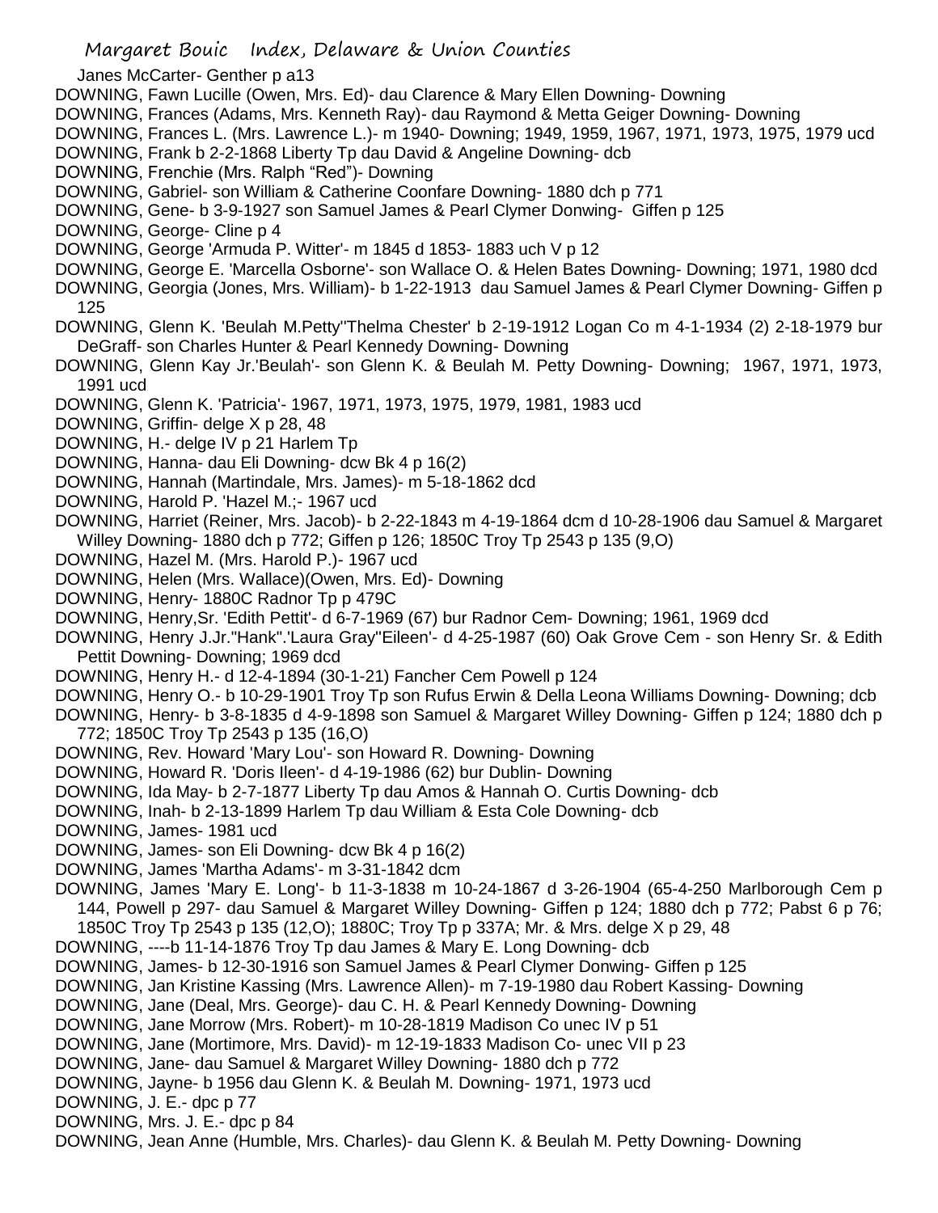Janes McCarter- Genther p a13

DOWNING, Fawn Lucille (Owen, Mrs. Ed)- dau Clarence & Mary Ellen Downing- Downing

DOWNING, Frances (Adams, Mrs. Kenneth Ray)- dau Raymond & Metta Geiger Downing- Downing

DOWNING, Frances L. (Mrs. Lawrence L.)- m 1940- Downing; 1949, 1959, 1967, 1971, 1973, 1975, 1979 ucd

DOWNING, Frank b 2-2-1868 Liberty Tp dau David & Angeline Downing- dcb

DOWNING, Frenchie (Mrs. Ralph "Red")- Downing

DOWNING, Gabriel- son William & Catherine Coonfare Downing- 1880 dch p 771

DOWNING, Gene- b 3-9-1927 son Samuel James & Pearl Clymer Donwing- Giffen p 125

DOWNING, George- Cline p 4

DOWNING, George 'Armuda P. Witter'- m 1845 d 1853- 1883 uch V p 12

DOWNING, George E. 'Marcella Osborne'- son Wallace O. & Helen Bates Downing- Downing; 1971, 1980 dcd

DOWNING, Georgia (Jones, Mrs. William)- b 1-22-1913 dau Samuel James & Pearl Clymer Downing- Giffen p 125

DOWNING, Glenn K. 'Beulah M.Petty''Thelma Chester' b 2-19-1912 Logan Co m 4-1-1934 (2) 2-18-1979 bur DeGraff- son Charles Hunter & Pearl Kennedy Downing- Downing

DOWNING, Glenn Kay Jr.'Beulah'- son Glenn K. & Beulah M. Petty Downing- Downing; 1967, 1971, 1973, 1991 ucd

DOWNING, Glenn K. 'Patricia'- 1967, 1971, 1973, 1975, 1979, 1981, 1983 ucd

DOWNING, Griffin- delge X p 28, 48

DOWNING, H.- delge IV p 21 Harlem Tp

DOWNING, Hanna- dau Eli Downing- dcw Bk 4 p 16(2)

DOWNING, Hannah (Martindale, Mrs. James)- m 5-18-1862 dcd

DOWNING, Harold P. 'Hazel M.;- 1967 ucd

DOWNING, Harriet (Reiner, Mrs. Jacob)- b 2-22-1843 m 4-19-1864 dcm d 10-28-1906 dau Samuel & Margaret Willey Downing- 1880 dch p 772; Giffen p 126; 1850C Troy Tp 2543 p 135 (9,O)

DOWNING, Hazel M. (Mrs. Harold P.)- 1967 ucd

DOWNING, Helen (Mrs. Wallace)(Owen, Mrs. Ed)- Downing

DOWNING, Henry- 1880C Radnor Tp p 479C

DOWNING, Henry,Sr. 'Edith Pettit'- d 6-7-1969 (67) bur Radnor Cem- Downing; 1961, 1969 dcd

DOWNING, Henry J.Jr."Hank".'Laura Gray''Eileen'- d 4-25-1987 (60) Oak Grove Cem - son Henry Sr. & Edith Pettit Downing- Downing; 1969 dcd

DOWNING, Henry H.- d 12-4-1894 (30-1-21) Fancher Cem Powell p 124

DOWNING, Henry O.- b 10-29-1901 Troy Tp son Rufus Erwin & Della Leona Williams Downing- Downing; dcb

DOWNING, Henry- b 3-8-1835 d 4-9-1898 son Samuel & Margaret Willey Downing- Giffen p 124; 1880 dch p 772; 1850C Troy Tp 2543 p 135 (16,O)

DOWNING, Rev. Howard 'Mary Lou'- son Howard R. Downing- Downing

DOWNING, Howard R. 'Doris Ileen'- d 4-19-1986 (62) bur Dublin- Downing

DOWNING, Ida May- b 2-7-1877 Liberty Tp dau Amos & Hannah O. Curtis Downing- dcb

DOWNING, Inah- b 2-13-1899 Harlem Tp dau William & Esta Cole Downing- dcb

DOWNING, James- 1981 ucd

DOWNING, James- son Eli Downing- dcw Bk 4 p 16(2)

DOWNING, James 'Martha Adams'- m 3-31-1842 dcm

DOWNING, James 'Mary E. Long'- b 11-3-1838 m 10-24-1867 d 3-26-1904 (65-4-250 Marlborough Cem p 144, Powell p 297- dau Samuel & Margaret Willey Downing- Giffen p 124; 1880 dch p 772; Pabst 6 p 76; 1850C Troy Tp 2543 p 135 (12,O); 1880C; Troy Tp p 337A; Mr. & Mrs. delge X p 29, 48

DOWNING, ----b 11-14-1876 Troy Tp dau James & Mary E. Long Downing- dcb

DOWNING, James- b 12-30-1916 son Samuel James & Pearl Clymer Donwing- Giffen p 125

DOWNING, Jan Kristine Kassing (Mrs. Lawrence Allen)- m 7-19-1980 dau Robert Kassing- Downing

DOWNING, Jane (Deal, Mrs. George)- dau C. H. & Pearl Kennedy Downing- Downing

DOWNING, Jane Morrow (Mrs. Robert)- m 10-28-1819 Madison Co unec IV p 51

DOWNING, Jane (Mortimore, Mrs. David)- m 12-19-1833 Madison Co- unec VII p 23

DOWNING, Jane- dau Samuel & Margaret Willey Downing- 1880 dch p 772

DOWNING, Jayne- b 1956 dau Glenn K. & Beulah M. Downing- 1971, 1973 ucd

DOWNING, J. E.- dpc p 77

DOWNING, Mrs. J. E.- dpc p 84

DOWNING, Jean Anne (Humble, Mrs. Charles)- dau Glenn K. & Beulah M. Petty Downing- Downing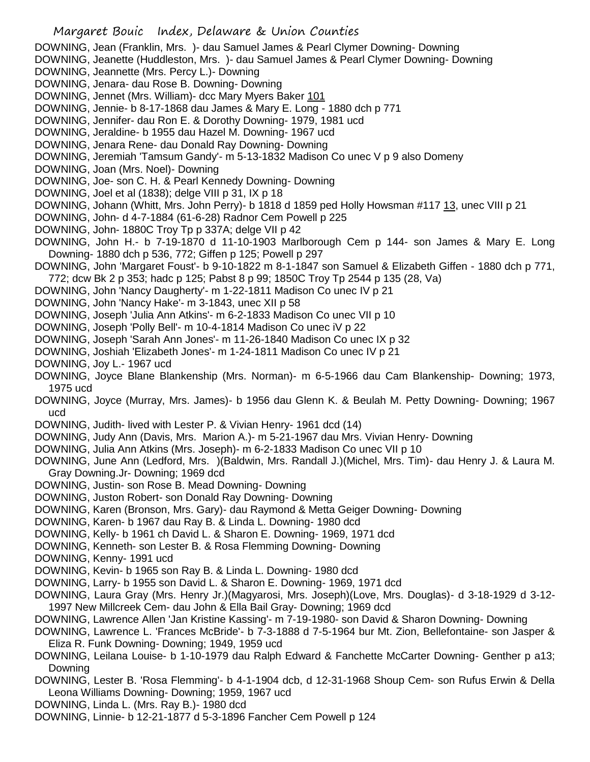DOWNING, Jean (Franklin, Mrs. )- dau Samuel James & Pearl Clymer Downing- Downing
DOWNING, Jeanette (Huddleston, Mrs. )- dau Samuel James & Pearl Clymer Downing- Downing
DOWNING, Jeannette (Mrs. Percy L.)- Downing
DOWNING, Jenara- dau Rose B. Downing- Downing
DOWNING, Jennet (Mrs. William)- dcc Mary Myers Baker 101
DOWNING, Jennie- b 8-17-1868 dau James & Mary E. Long - 1880 dch p 771
DOWNING, Jennifer- dau Ron E. & Dorothy Downing- 1979, 1981 ucd
DOWNING, Jeraldine- b 1955 dau Hazel M. Downing- 1967 ucd
DOWNING, Jenara Rene- dau Donald Ray Downing- Downing
DOWNING, Jeremiah 'Tamsum Gandy'- m 5-13-1832 Madison Co unec V p 9 also Domeny
DOWNING, Joan (Mrs. Noel)- Downing
DOWNING, Joe- son C. H. & Pearl Kennedy Downing- Downing
DOWNING, Joel et al (1838); delge VIII p 31, IX p 18
DOWNING, Johann (Whitt, Mrs. John Perry)- b 1818 d 1859 ped Holly Howsman #117 13, unec VIII p 21
DOWNING, John- d 4-7-1884 (61-6-28) Radnor Cem Powell p 225
DOWNING, John- 1880C Troy Tp p 337A; delge VII p 42
DOWNING, John H.- b 7-19-1870 d 11-10-1903 Marlborough Cem p 144- son James & Mary E. Long Downing- 1880 dch p 536, 772; Giffen p 125; Powell p 297
DOWNING, John 'Margaret Foust'- b 9-10-1822 m 8-1-1847 son Samuel & Elizabeth Giffen - 1880 dch p 771, 772; dcw Bk 2 p 353; hadc p 125; Pabst 8 p 99; 1850C Troy Tp 2544 p 135 (28, Va)
DOWNING, John 'Nancy Daugherty'- m 1-22-1811 Madison Co unec IV p 21
DOWNING, John 'Nancy Hake'- m 3-1843, unec XII p 58
DOWNING, Joseph 'Julia Ann Atkins'- m 6-2-1833 Madison Co unec VII p 10
DOWNING, Joseph 'Polly Bell'- m 10-4-1814 Madison Co unec iV p 22
DOWNING, Joseph 'Sarah Ann Jones'- m 11-26-1840 Madison Co unec IX p 32
DOWNING, Joshiah 'Elizabeth Jones'- m 1-24-1811 Madison Co unec IV p 21
DOWNING, Joy L.- 1967 ucd
DOWNING, Joyce Blane Blankenship (Mrs. Norman)- m 6-5-1966 dau Cam Blankenship- Downing; 1973, 1975 ucd
DOWNING, Joyce (Murray, Mrs. James)- b 1956 dau Glenn K. & Beulah M. Petty Downing- Downing; 1967 ucd
DOWNING, Judith- lived with Lester P. & Vivian Henry- 1961 dcd (14)
DOWNING, Judy Ann (Davis, Mrs. Marion A.)- m 5-21-1967 dau Mrs. Vivian Henry- Downing
DOWNING, Julia Ann Atkins (Mrs. Joseph)- m 6-2-1833 Madison Co unec VII p 10
DOWNING, June Ann (Ledford, Mrs. )(Baldwin, Mrs. Randall J.)(Michel, Mrs. Tim)- dau Henry J. & Laura M. Gray Downing.Jr- Downing; 1969 dcd
DOWNING, Justin- son Rose B. Mead Downing- Downing
DOWNING, Juston Robert- son Donald Ray Downing- Downing
DOWNING, Karen (Bronson, Mrs. Gary)- dau Raymond & Metta Geiger Downing- Downing
DOWNING, Karen- b 1967 dau Ray B. & Linda L. Downing- 1980 dcd
DOWNING, Kelly- b 1961 ch David L. & Sharon E. Downing- 1969, 1971 dcd
DOWNING, Kenneth- son Lester B. & Rosa Flemming Downing- Downing
DOWNING, Kenny- 1991 ucd
DOWNING, Kevin- b 1965 son Ray B. & Linda L. Downing- 1980 dcd
DOWNING, Larry- b 1955 son David L. & Sharon E. Downing- 1969, 1971 dcd
DOWNING, Laura Gray (Mrs. Henry Jr.)(Magyarosi, Mrs. Joseph)(Love, Mrs. Douglas)- d 3-18-1929 d 3-12-1997 New Millcreek Cem- dau John & Ella Bail Gray- Downing; 1969 dcd
DOWNING, Lawrence Allen 'Jan Kristine Kassing'- m 7-19-1980- son David & Sharon Downing- Downing
DOWNING, Lawrence L. 'Frances McBride'- b 7-3-1888 d 7-5-1964 bur Mt. Zion, Bellefontaine- son Jasper & Eliza R. Funk Downing- Downing; 1949, 1959 ucd
DOWNING, Leilana Louise- b 1-10-1979 dau Ralph Edward & Fanchette McCarter Downing- Genther p a13; Downing
DOWNING, Lester B. 'Rosa Flemming'- b 4-1-1904 dcb, d 12-31-1968 Shoup Cem- son Rufus Erwin & Della Leona Williams Downing- Downing; 1959, 1967 ucd
DOWNING, Linda L. (Mrs. Ray B.)- 1980 dcd
DOWNING, Linnie- b 12-21-1877 d 5-3-1896 Fancher Cem Powell p 124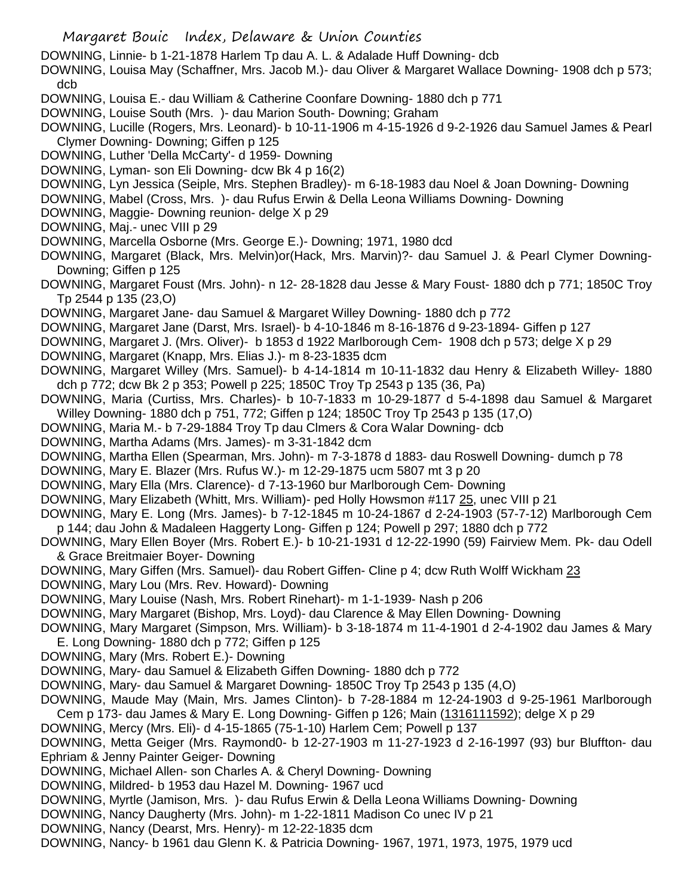DOWNING, Linnie- b 1-21-1878 Harlem Tp dau A. L. & Adalade Huff Downing- dcb

DOWNING, Louisa May (Schaffner, Mrs. Jacob M.)- dau Oliver & Margaret Wallace Downing- 1908 dch p 573; dcb

DOWNING, Louisa E.- dau William & Catherine Coonfare Downing- 1880 dch p 771

DOWNING, Louise South (Mrs. )- dau Marion South- Downing; Graham

DOWNING, Lucille (Rogers, Mrs. Leonard)- b 10-11-1906 m 4-15-1926 d 9-2-1926 dau Samuel James & Pearl Clymer Downing- Downing; Giffen p 125

DOWNING, Luther 'Della McCarty'- d 1959- Downing

DOWNING, Lyman- son Eli Downing- dcw Bk 4 p 16(2)

DOWNING, Lyn Jessica (Seiple, Mrs. Stephen Bradley)- m 6-18-1983 dau Noel & Joan Downing- Downing

DOWNING, Mabel (Cross, Mrs. )- dau Rufus Erwin & Della Leona Williams Downing- Downing

DOWNING, Maggie- Downing reunion- delge X p 29

DOWNING, Maj.- unec VIII p 29

DOWNING, Marcella Osborne (Mrs. George E.)- Downing; 1971, 1980 dcd

DOWNING, Margaret (Black, Mrs. Melvin)or(Hack, Mrs. Marvin)?- dau Samuel J. & Pearl Clymer Downing- Downing; Giffen p 125

DOWNING, Margaret Foust (Mrs. John)- n 12- 28-1828 dau Jesse & Mary Foust- 1880 dch p 771; 1850C Troy Tp 2544 p 135 (23,O)

DOWNING, Margaret Jane- dau Samuel & Margaret Willey Downing- 1880 dch p 772

DOWNING, Margaret Jane (Darst, Mrs. Israel)- b 4-10-1846 m 8-16-1876 d 9-23-1894- Giffen p 127

DOWNING, Margaret J. (Mrs. Oliver)- b 1853 d 1922 Marlborough Cem- 1908 dch p 573; delge X p 29

DOWNING, Margaret (Knapp, Mrs. Elias J.)- m 8-23-1835 dcm

DOWNING, Margaret Willey (Mrs. Samuel)- b 4-14-1814 m 10-11-1832 dau Henry & Elizabeth Willey- 1880 dch p 772; dcw Bk 2 p 353; Powell p 225; 1850C Troy Tp 2543 p 135 (36, Pa)

DOWNING, Maria (Curtiss, Mrs. Charles)- b 10-7-1833 m 10-29-1877 d 5-4-1898 dau Samuel & Margaret Willey Downing- 1880 dch p 751, 772; Giffen p 124; 1850C Troy Tp 2543 p 135 (17,O)

DOWNING, Maria M.- b 7-29-1884 Troy Tp dau Clmers & Cora Walar Downing- dcb

DOWNING, Martha Adams (Mrs. James)- m 3-31-1842 dcm

DOWNING, Martha Ellen (Spearman, Mrs. John)- m 7-3-1878 d 1883- dau Roswell Downing- dumch p 78

DOWNING, Mary E. Blazer (Mrs. Rufus W.)- m 12-29-1875 ucm 5807 mt 3 p 20

DOWNING, Mary Ella (Mrs. Clarence)- d 7-13-1960 bur Marlborough Cem- Downing

DOWNING, Mary Elizabeth (Whitt, Mrs. William)- ped Holly Howsmon #117 25, unec VIII p 21

DOWNING, Mary E. Long (Mrs. James)- b 7-12-1845 m 10-24-1867 d 2-24-1903 (57-7-12) Marlborough Cem p 144; dau John & Madaleen Haggerty Long- Giffen p 124; Powell p 297; 1880 dch p 772

DOWNING, Mary Ellen Boyer (Mrs. Robert E.)- b 10-21-1931 d 12-22-1990 (59) Fairview Mem. Pk- dau Odell & Grace Breitmaier Boyer- Downing

DOWNING, Mary Giffen (Mrs. Samuel)- dau Robert Giffen- Cline p 4; dcw Ruth Wolff Wickham 23

DOWNING, Mary Lou (Mrs. Rev. Howard)- Downing

DOWNING, Mary Louise (Nash, Mrs. Robert Rinehart)- m 1-1-1939- Nash p 206

DOWNING, Mary Margaret (Bishop, Mrs. Loyd)- dau Clarence & May Ellen Downing- Downing

DOWNING, Mary Margaret (Simpson, Mrs. William)- b 3-18-1874 m 11-4-1901 d 2-4-1902 dau James & Mary E. Long Downing- 1880 dch p 772; Giffen p 125

DOWNING, Mary (Mrs. Robert E.)- Downing

DOWNING, Mary- dau Samuel & Elizabeth Giffen Downing- 1880 dch p 772

DOWNING, Mary- dau Samuel & Margaret Downing- 1850C Troy Tp 2543 p 135 (4,O)

DOWNING, Maude May (Main, Mrs. James Clinton)- b 7-28-1884 m 12-24-1903 d 9-25-1961 Marlborough Cem p 173- dau James & Mary E. Long Downing- Giffen p 126; Main (1316111592); delge X p 29

DOWNING, Mercy (Mrs. Eli)- d 4-15-1865 (75-1-10) Harlem Cem; Powell p 137

DOWNING, Metta Geiger (Mrs. Raymond0- b 12-27-1903 m 11-27-1923 d 2-16-1997 (93) bur Bluffton- dau Ephriam & Jenny Painter Geiger- Downing

DOWNING, Michael Allen- son Charles A. & Cheryl Downing- Downing

DOWNING, Mildred- b 1953 dau Hazel M. Downing- 1967 ucd

DOWNING, Myrtle (Jamison, Mrs. )- dau Rufus Erwin & Della Leona Williams Downing- Downing

DOWNING, Nancy Daugherty (Mrs. John)- m 1-22-1811 Madison Co unec IV p 21

DOWNING, Nancy (Dearst, Mrs. Henry)- m 12-22-1835 dcm

DOWNING, Nancy- b 1961 dau Glenn K. & Patricia Downing- 1967, 1971, 1973, 1975, 1979 ucd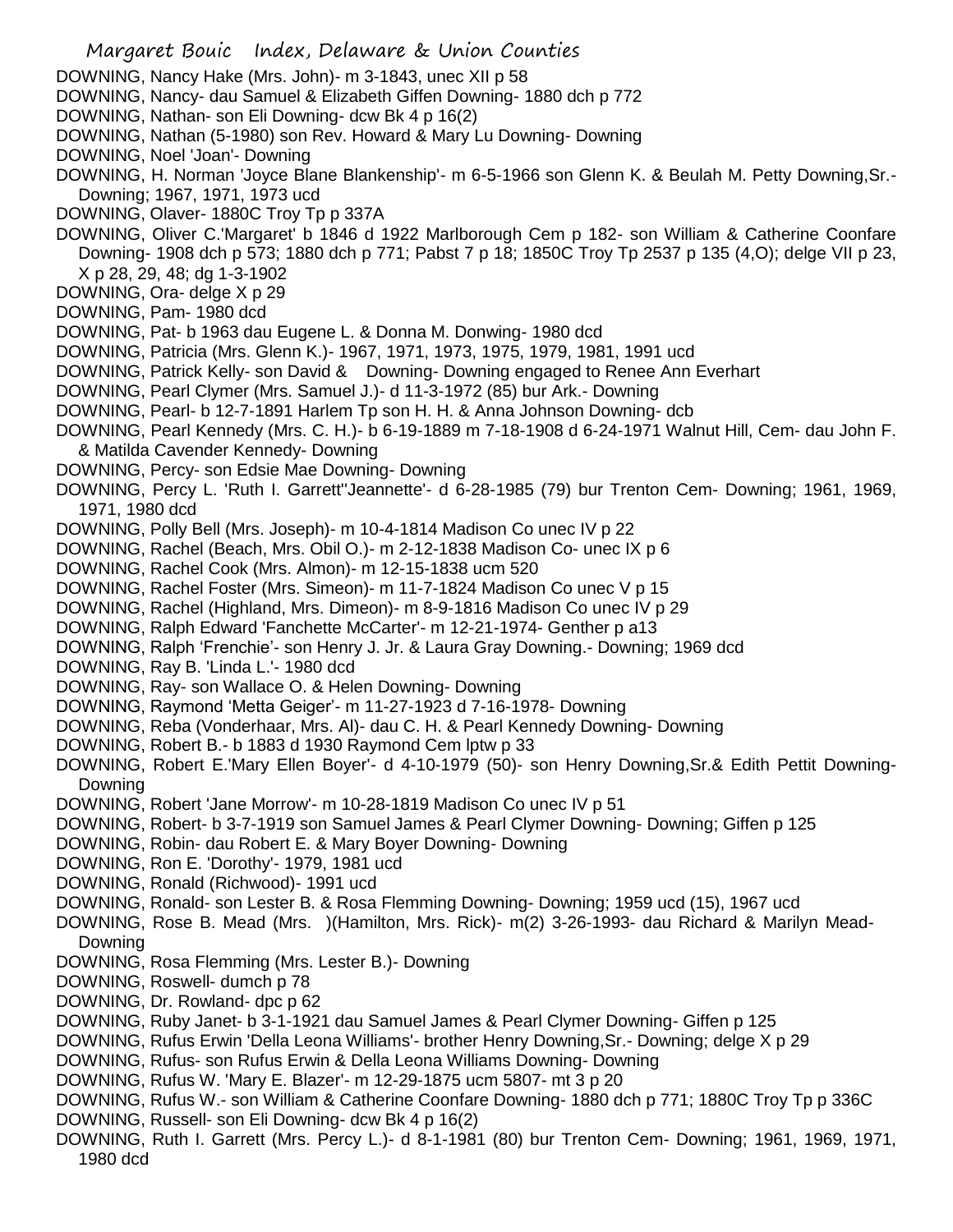DOWNING, Nancy Hake (Mrs. John)- m 3-1843, unec XII p 58
DOWNING, Nancy- dau Samuel & Elizabeth Giffen Downing- 1880 dch p 772
DOWNING, Nathan- son Eli Downing- dcw Bk 4 p 16(2)
DOWNING, Nathan (5-1980) son Rev. Howard & Mary Lu Downing- Downing
DOWNING, Noel 'Joan'- Downing
DOWNING, H. Norman 'Joyce Blane Blankenship'- m 6-5-1966 son Glenn K. & Beulah M. Petty Downing,Sr.- Downing; 1967, 1971, 1973 ucd
DOWNING, Olaver- 1880C Troy Tp p 337A
DOWNING, Oliver C.'Margaret' b 1846 d 1922 Marlborough Cem p 182- son William & Catherine Coonfare Downing- 1908 dch p 573; 1880 dch p 771; Pabst 7 p 18; 1850C Troy Tp 2537 p 135 (4,O); delge VII p 23, X p 28, 29, 48; dg 1-3-1902
DOWNING, Ora- delge X p 29
DOWNING, Pam- 1980 dcd
DOWNING, Pat- b 1963 dau Eugene L. & Donna M. Donwing- 1980 dcd
DOWNING, Patricia (Mrs. Glenn K.)- 1967, 1971, 1973, 1975, 1979, 1981, 1991 ucd
DOWNING, Patrick Kelly- son David &    Downing- Downing engaged to Renee Ann Everhart
DOWNING, Pearl Clymer (Mrs. Samuel J.)- d 11-3-1972 (85) bur Ark.- Downing
DOWNING, Pearl- b 12-7-1891 Harlem Tp son H. H. & Anna Johnson Downing- dcb
DOWNING, Pearl Kennedy (Mrs. C. H.)- b 6-19-1889 m 7-18-1908 d 6-24-1971 Walnut Hill, Cem- dau John F. & Matilda Cavender Kennedy- Downing
DOWNING, Percy- son Edsie Mae Downing- Downing
DOWNING, Percy L. 'Ruth I. Garrett''Jeannette'- d 6-28-1985 (79) bur Trenton Cem- Downing; 1961, 1969, 1971, 1980 dcd
DOWNING, Polly Bell (Mrs. Joseph)- m 10-4-1814 Madison Co unec IV p 22
DOWNING, Rachel (Beach, Mrs. Obil O.)- m 2-12-1838 Madison Co- unec IX p 6
DOWNING, Rachel Cook (Mrs. Almon)- m 12-15-1838 ucm 520
DOWNING, Rachel Foster (Mrs. Simeon)- m 11-7-1824 Madison Co unec V p 15
DOWNING, Rachel (Highland, Mrs. Dimeon)- m 8-9-1816 Madison Co unec IV p 29
DOWNING, Ralph Edward 'Fanchette McCarter'- m 12-21-1974- Genther p a13
DOWNING, Ralph 'Frenchie'- son Henry J. Jr. & Laura Gray Downing.- Downing; 1969 dcd
DOWNING, Ray B. 'Linda L.'- 1980 dcd
DOWNING, Ray- son Wallace O. & Helen Downing- Downing
DOWNING, Raymond 'Metta Geiger'- m 11-27-1923 d 7-16-1978- Downing
DOWNING, Reba (Vonderhaar, Mrs. Al)- dau C. H. & Pearl Kennedy Downing- Downing
DOWNING, Robert B.- b 1883 d 1930 Raymond Cem lptw p 33
DOWNING, Robert E.'Mary Ellen Boyer'- d 4-10-1979 (50)- son Henry Downing,Sr.& Edith Pettit Downing- Downing
DOWNING, Robert 'Jane Morrow'- m 10-28-1819 Madison Co unec IV p 51
DOWNING, Robert- b 3-7-1919 son Samuel James & Pearl Clymer Downing- Downing; Giffen p 125
DOWNING, Robin- dau Robert E. & Mary Boyer Downing- Downing
DOWNING, Ron E. 'Dorothy'- 1979, 1981 ucd
DOWNING, Ronald (Richwood)- 1991 ucd
DOWNING, Ronald- son Lester B. & Rosa Flemming Downing- Downing; 1959 ucd (15), 1967 ucd
DOWNING, Rose B. Mead (Mrs. )(Hamilton, Mrs. Rick)- m(2) 3-26-1993- dau Richard & Marilyn Mead- Downing
DOWNING, Rosa Flemming (Mrs. Lester B.)- Downing
DOWNING, Roswell- dumch p 78
DOWNING, Dr. Rowland- dpc p 62
DOWNING, Ruby Janet- b 3-1-1921 dau Samuel James & Pearl Clymer Downing- Giffen p 125
DOWNING, Rufus Erwin 'Della Leona Williams'- brother Henry Downing,Sr.- Downing; delge X p 29
DOWNING, Rufus- son Rufus Erwin & Della Leona Williams Downing- Downing
DOWNING, Rufus W. 'Mary E. Blazer'- m 12-29-1875 ucm 5807- mt 3 p 20
DOWNING, Rufus W.- son William & Catherine Coonfare Downing- 1880 dch p 771; 1880C Troy Tp p 336C
DOWNING, Russell- son Eli Downing- dcw Bk 4 p 16(2)
DOWNING, Ruth I. Garrett (Mrs. Percy L.)- d 8-1-1981 (80) bur Trenton Cem- Downing; 1961, 1969, 1971, 1980 dcd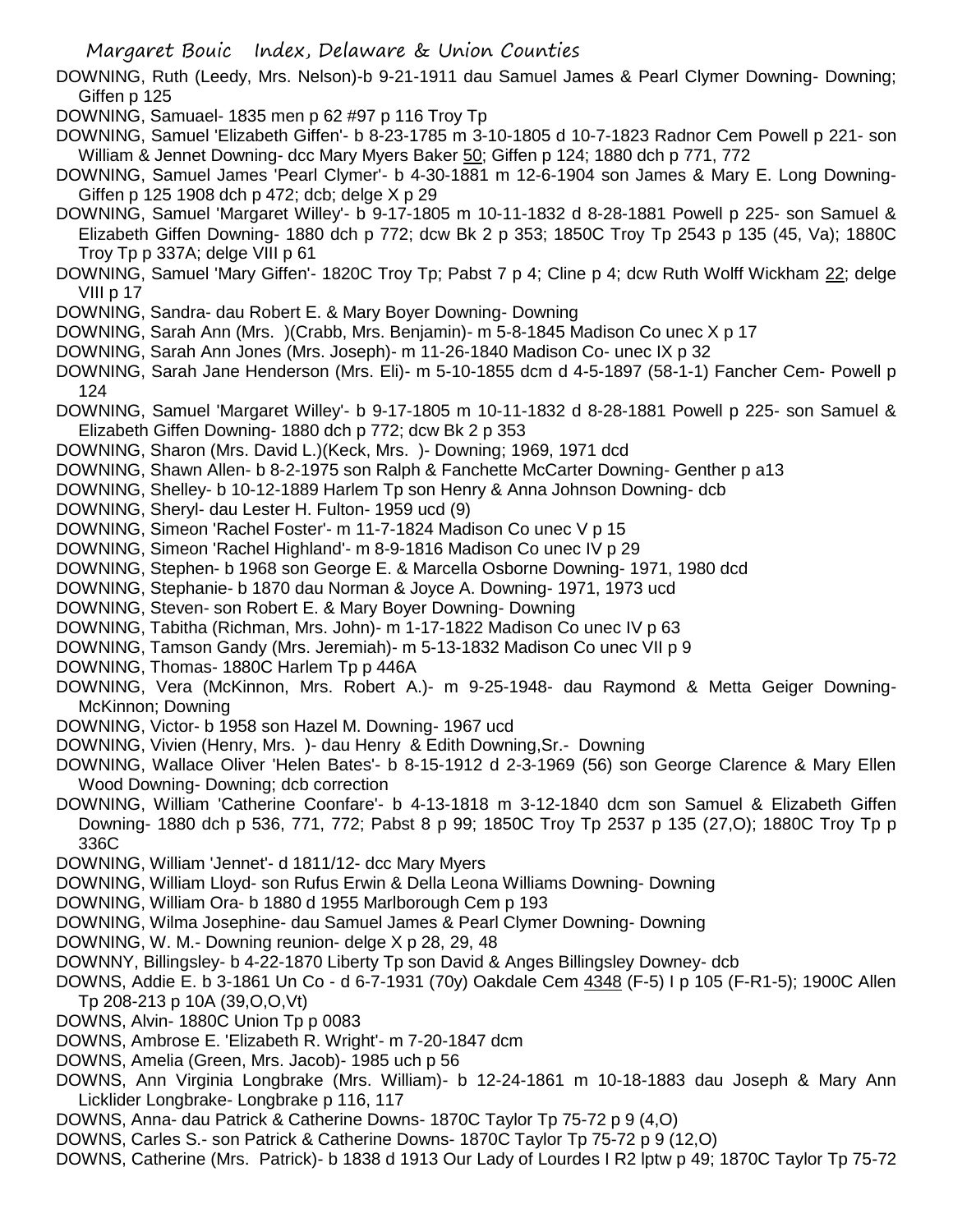DOWNING, Ruth (Leedy, Mrs. Nelson)-b 9-21-1911 dau Samuel James & Pearl Clymer Downing- Downing; Giffen p 125

DOWNING, Samauel- 1835 men p 62 #97 p 116 Troy Tp

DOWNING, Samuel 'Elizabeth Giffen'- b 8-23-1785 m 3-10-1805 d 10-7-1823 Radnor Cem Powell p 221- son William & Jennet Downing- dcc Mary Myers Baker 50; Giffen p 124; 1880 dch p 771, 772

DOWNING, Samuel James 'Pearl Clymer'- b 4-30-1881 m 12-6-1904 son James & Mary E. Long Downing- Giffen p 125 1908 dch p 472; dcb; delge X p 29

DOWNING, Samuel 'Margaret Willey'- b 9-17-1805 m 10-11-1832 d 8-28-1881 Powell p 225- son Samuel & Elizabeth Giffen Downing- 1880 dch p 772; dcw Bk 2 p 353; 1850C Troy Tp 2543 p 135 (45, Va); 1880C Troy Tp p 337A; delge VIII p 61

DOWNING, Samuel 'Mary Giffen'- 1820C Troy Tp; Pabst 7 p 4; Cline p 4; dcw Ruth Wolff Wickham 22; delge VIII p 17

DOWNING, Sandra- dau Robert E. & Mary Boyer Downing- Downing

DOWNING, Sarah Ann (Mrs. )(Crabb, Mrs. Benjamin)- m 5-8-1845 Madison Co unec X p 17

DOWNING, Sarah Ann Jones (Mrs. Joseph)- m 11-26-1840 Madison Co- unec IX p 32

DOWNING, Sarah Jane Henderson (Mrs. Eli)- m 5-10-1855 dcm d 4-5-1897 (58-1-1) Fancher Cem- Powell p 124

DOWNING, Samuel 'Margaret Willey'- b 9-17-1805 m 10-11-1832 d 8-28-1881 Powell p 225- son Samuel & Elizabeth Giffen Downing- 1880 dch p 772; dcw Bk 2 p 353

DOWNING, Sharon (Mrs. David L.)(Keck, Mrs. )- Downing; 1969, 1971 dcd

DOWNING, Shawn Allen- b 8-2-1975 son Ralph & Fanchette McCarter Downing- Genther p a13

DOWNING, Shelley- b 10-12-1889 Harlem Tp son Henry & Anna Johnson Downing- dcb

DOWNING, Sheryl- dau Lester H. Fulton- 1959 ucd (9)

DOWNING, Simeon 'Rachel Foster'- m 11-7-1824 Madison Co unec V p 15

DOWNING, Simeon 'Rachel Highland'- m 8-9-1816 Madison Co unec IV p 29

DOWNING, Stephen- b 1968 son George E. & Marcella Osborne Downing- 1971, 1980 dcd

DOWNING, Stephanie- b 1870 dau Norman & Joyce A. Downing- 1971, 1973 ucd

DOWNING, Steven- son Robert E. & Mary Boyer Downing- Downing

DOWNING, Tabitha (Richman, Mrs. John)- m 1-17-1822 Madison Co unec IV p 63

DOWNING, Tamson Gandy (Mrs. Jeremiah)- m 5-13-1832 Madison Co unec VII p 9

DOWNING, Thomas- 1880C Harlem Tp p 446A

DOWNING, Vera (McKinnon, Mrs. Robert A.)- m 9-25-1948- dau Raymond & Metta Geiger Downing- McKinnon; Downing

DOWNING, Victor- b 1958 son Hazel M. Downing- 1967 ucd

DOWNING, Vivien (Henry, Mrs. )- dau Henry & Edith Downing,Sr.- Downing

DOWNING, Wallace Oliver 'Helen Bates'- b 8-15-1912 d 2-3-1969 (56) son George Clarence & Mary Ellen Wood Downing- Downing; dcb correction

DOWNING, William 'Catherine Coonfare'- b 4-13-1818 m 3-12-1840 dcm son Samuel & Elizabeth Giffen Downing- 1880 dch p 536, 771, 772; Pabst 8 p 99; 1850C Troy Tp 2537 p 135 (27,O); 1880C Troy Tp p 336C

DOWNING, William 'Jennet'- d 1811/12- dcc Mary Myers

DOWNING, William Lloyd- son Rufus Erwin & Della Leona Williams Downing- Downing

DOWNING, William Ora- b 1880 d 1955 Marlborough Cem p 193

DOWNING, Wilma Josephine- dau Samuel James & Pearl Clymer Downing- Downing

DOWNING, W. M.- Downing reunion- delge X p 28, 29, 48

DOWNNY, Billingsley- b 4-22-1870 Liberty Tp son David & Anges Billingsley Downey- dcb

DOWNS, Addie E. b 3-1861 Un Co - d 6-7-1931 (70y) Oakdale Cem 4348 (F-5) I p 105 (F-R1-5); 1900C Allen Tp 208-213 p 10A (39,O,O,Vt)

DOWNS, Alvin- 1880C Union Tp p 0083

DOWNS, Ambrose E. 'Elizabeth R. Wright'- m 7-20-1847 dcm

DOWNS, Amelia (Green, Mrs. Jacob)- 1985 uch p 56

DOWNS, Ann Virginia Longbrake (Mrs. William)- b 12-24-1861 m 10-18-1883 dau Joseph & Mary Ann Licklider Longbrake- Longbrake p 116, 117

DOWNS, Anna- dau Patrick & Catherine Downs- 1870C Taylor Tp 75-72 p 9 (4,O)

DOWNS, Carles S.- son Patrick & Catherine Downs- 1870C Taylor Tp 75-72 p 9 (12,O)

DOWNS, Catherine (Mrs. Patrick)- b 1838 d 1913 Our Lady of Lourdes I R2 lptw p 49; 1870C Taylor Tp 75-72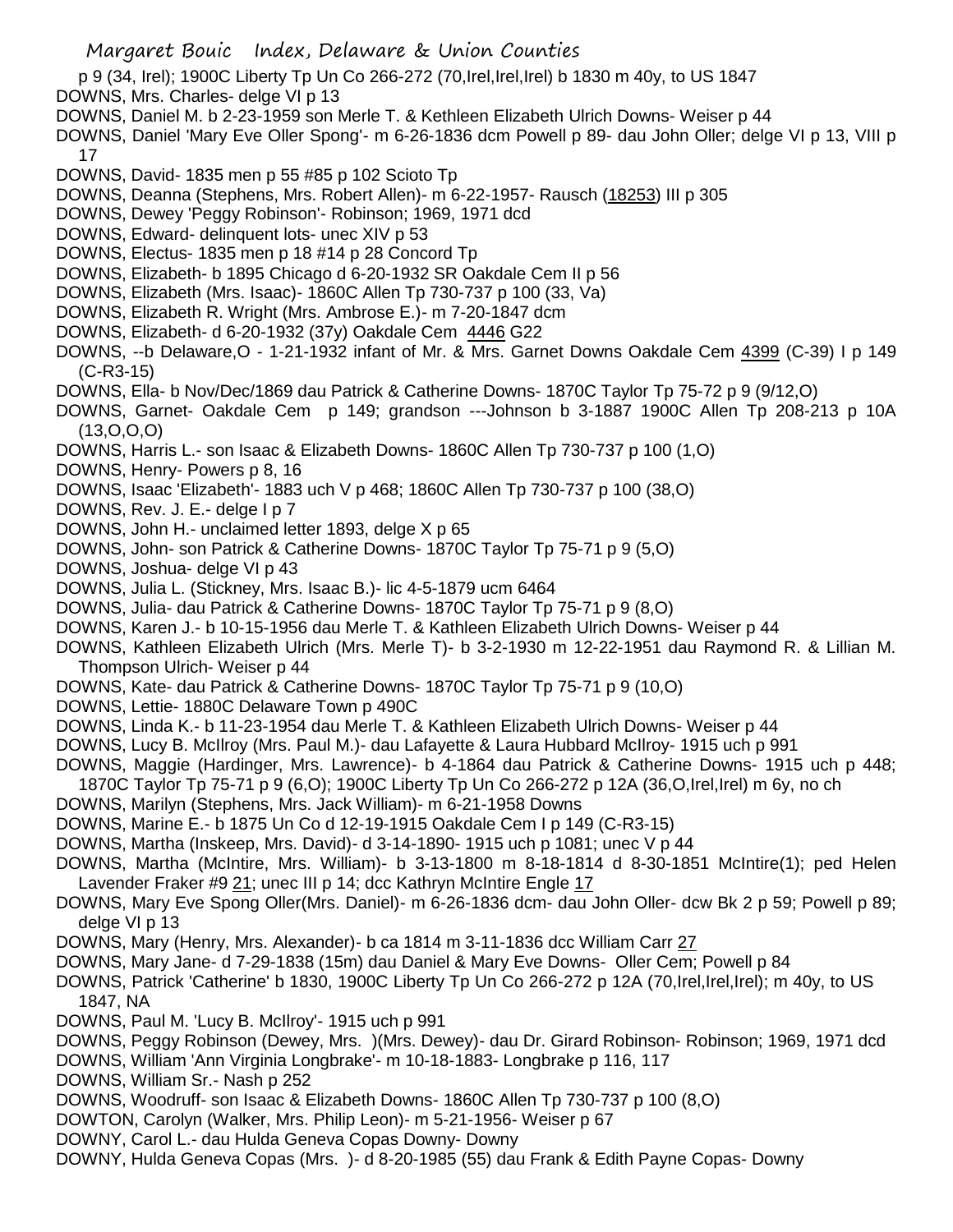p 9 (34, Irel); 1900C Liberty Tp Un Co 266-272 (70,Irel,Irel,Irel) b 1830 m 40y, to US 1847

DOWNS, Mrs. Charles- delge VI p 13

DOWNS, Daniel M. b 2-23-1959 son Merle T. & Kethleen Elizabeth Ulrich Downs- Weiser p 44

DOWNS, Daniel 'Mary Eve Oller Spong'- m 6-26-1836 dcm Powell p 89- dau John Oller; delge VI p 13, VIII p 17

DOWNS, David- 1835 men p 55 #85 p 102 Scioto Tp

DOWNS, Deanna (Stephens, Mrs. Robert Allen)- m 6-22-1957- Rausch (18253) III p 305

DOWNS, Dewey 'Peggy Robinson'- Robinson; 1969, 1971 dcd

DOWNS, Edward- delinquent lots- unec XIV p 53

DOWNS, Electus- 1835 men p 18 #14 p 28 Concord Tp

DOWNS, Elizabeth- b 1895 Chicago d 6-20-1932 SR Oakdale Cem II p 56

DOWNS, Elizabeth (Mrs. Isaac)- 1860C Allen Tp 730-737 p 100 (33, Va)

DOWNS, Elizabeth R. Wright (Mrs. Ambrose E.)- m 7-20-1847 dcm

DOWNS, Elizabeth- d 6-20-1932 (37y) Oakdale Cem 4446 G22

DOWNS, --b Delaware,O - 1-21-1932 infant of Mr. & Mrs. Garnet Downs Oakdale Cem 4399 (C-39) I p 149 (C-R3-15)

DOWNS, Ella- b Nov/Dec/1869 dau Patrick & Catherine Downs- 1870C Taylor Tp 75-72 p 9 (9/12,O)

DOWNS, Garnet- Oakdale Cem p 149; grandson ---Johnson b 3-1887 1900C Allen Tp 208-213 p 10A (13,O,O,O)

DOWNS, Harris L.- son Isaac & Elizabeth Downs- 1860C Allen Tp 730-737 p 100 (1,O)

DOWNS, Henry- Powers p 8, 16

DOWNS, Isaac 'Elizabeth'- 1883 uch V p 468; 1860C Allen Tp 730-737 p 100 (38,O)

DOWNS, Rev. J. E.- delge I p 7

DOWNS, John H.- unclaimed letter 1893, delge X p 65

DOWNS, John- son Patrick & Catherine Downs- 1870C Taylor Tp 75-71 p 9 (5,O)

DOWNS, Joshua- delge VI p 43

DOWNS, Julia L. (Stickney, Mrs. Isaac B.)- lic 4-5-1879 ucm 6464

DOWNS, Julia- dau Patrick & Catherine Downs- 1870C Taylor Tp 75-71 p 9 (8,O)

DOWNS, Karen J.- b 10-15-1956 dau Merle T. & Kathleen Elizabeth Ulrich Downs- Weiser p 44

DOWNS, Kathleen Elizabeth Ulrich (Mrs. Merle T)- b 3-2-1930 m 12-22-1951 dau Raymond R. & Lillian M. Thompson Ulrich- Weiser p 44

DOWNS, Kate- dau Patrick & Catherine Downs- 1870C Taylor Tp 75-71 p 9 (10,O)

DOWNS, Lettie- 1880C Delaware Town p 490C

DOWNS, Linda K.- b 11-23-1954 dau Merle T. & Kathleen Elizabeth Ulrich Downs- Weiser p 44

DOWNS, Lucy B. McIlroy (Mrs. Paul M.)- dau Lafayette & Laura Hubbard McIlroy- 1915 uch p 991

DOWNS, Maggie (Hardinger, Mrs. Lawrence)- b 4-1864 dau Patrick & Catherine Downs- 1915 uch p 448; 1870C Taylor Tp 75-71 p 9 (6,O); 1900C Liberty Tp Un Co 266-272 p 12A (36,O,Irel,Irel) m 6y, no ch

DOWNS, Marilyn (Stephens, Mrs. Jack William)- m 6-21-1958 Downs

DOWNS, Marine E.- b 1875 Un Co d 12-19-1915 Oakdale Cem I p 149 (C-R3-15)

DOWNS, Martha (Inskeep, Mrs. David)- d 3-14-1890- 1915 uch p 1081; unec V p 44

DOWNS, Martha (McIntire, Mrs. William)- b 3-13-1800 m 8-18-1814 d 8-30-1851 McIntire(1); ped Helen Lavender Fraker #9 21; unec III p 14; dcc Kathryn McIntire Engle 17

DOWNS, Mary Eve Spong Oller(Mrs. Daniel)- m 6-26-1836 dcm- dau John Oller- dcw Bk 2 p 59; Powell p 89; delge VI p 13

DOWNS, Mary (Henry, Mrs. Alexander)- b ca 1814 m 3-11-1836 dcc William Carr 27

DOWNS, Mary Jane- d 7-29-1838 (15m) dau Daniel & Mary Eve Downs- Oller Cem; Powell p 84

DOWNS, Patrick 'Catherine' b 1830, 1900C Liberty Tp Un Co 266-272 p 12A (70,Irel,Irel,Irel); m 40y, to US 1847, NA

DOWNS, Paul M. 'Lucy B. McIlroy'- 1915 uch p 991

DOWNS, Peggy Robinson (Dewey, Mrs. )(Mrs. Dewey)- dau Dr. Girard Robinson- Robinson; 1969, 1971 dcd

DOWNS, William 'Ann Virginia Longbrake'- m 10-18-1883- Longbrake p 116, 117

DOWNS, William Sr.- Nash p 252

DOWNS, Woodruff- son Isaac & Elizabeth Downs- 1860C Allen Tp 730-737 p 100 (8,O)

DOWTON, Carolyn (Walker, Mrs. Philip Leon)- m 5-21-1956- Weiser p 67

DOWNY, Carol L.- dau Hulda Geneva Copas Downy- Downy

DOWNY, Hulda Geneva Copas (Mrs. )- d 8-20-1985 (55) dau Frank & Edith Payne Copas- Downy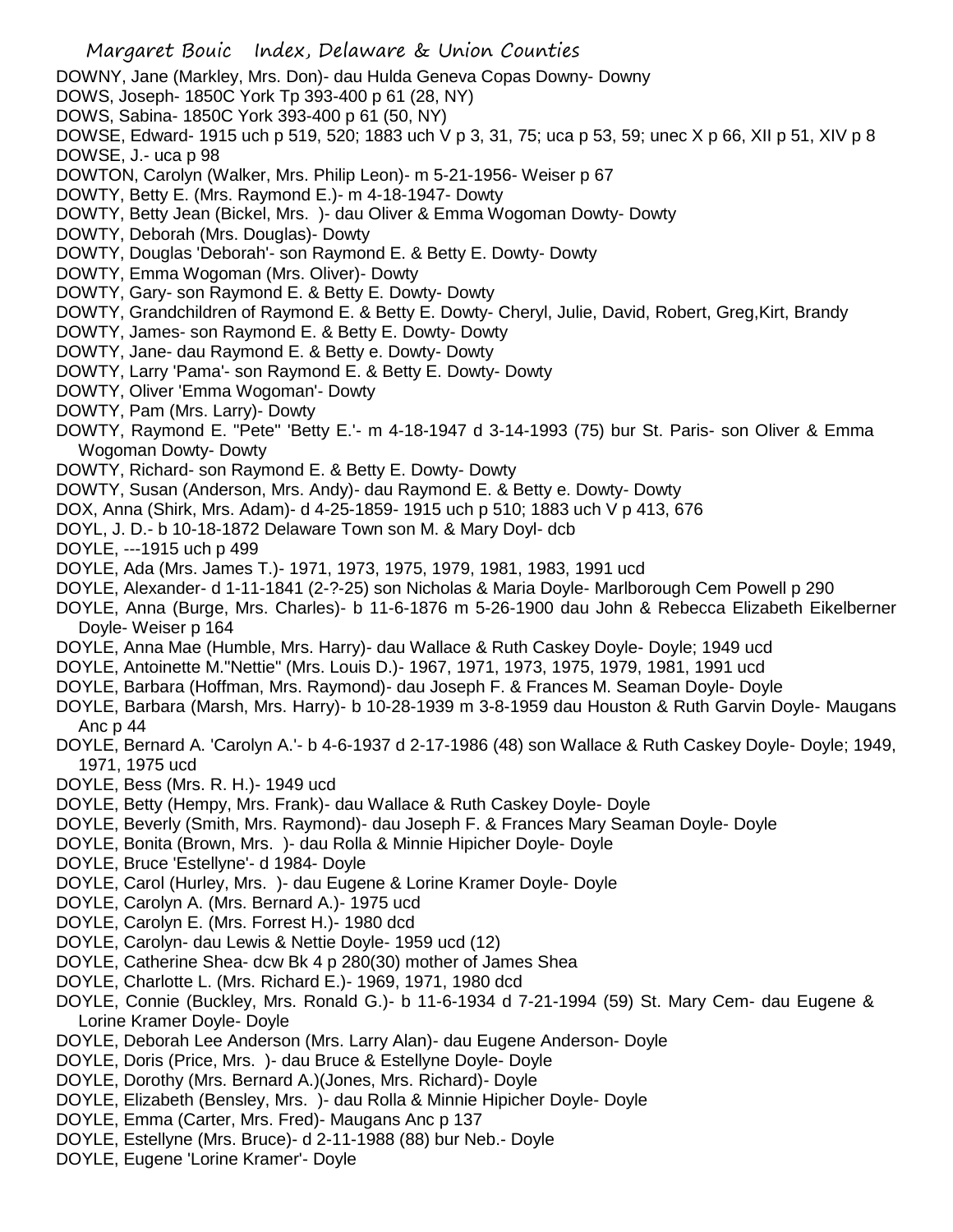DOWNY, Jane (Markley, Mrs. Don)- dau Hulda Geneva Copas Downy- Downy
DOWS, Joseph- 1850C York Tp 393-400 p 61 (28, NY)
DOWS, Sabina- 1850C York 393-400 p 61 (50, NY)
DOWSE, Edward- 1915 uch p 519, 520; 1883 uch V p 3, 31, 75; uca p 53, 59; unec X p 66, XII p 51, XIV p 8
DOWSE, J.- uca p 98
DOWTON, Carolyn (Walker, Mrs. Philip Leon)- m 5-21-1956- Weiser p 67
DOWTY, Betty E. (Mrs. Raymond E.)- m 4-18-1947- Dowty
DOWTY, Betty Jean (Bickel, Mrs. )- dau Oliver & Emma Wogoman Dowty- Dowty
DOWTY, Deborah (Mrs. Douglas)- Dowty
DOWTY, Douglas 'Deborah'- son Raymond E. & Betty E. Dowty- Dowty
DOWTY, Emma Wogoman (Mrs. Oliver)- Dowty
DOWTY, Gary- son Raymond E. & Betty E. Dowty- Dowty
DOWTY, Grandchildren of Raymond E. & Betty E. Dowty- Cheryl, Julie, David, Robert, Greg,Kirt, Brandy
DOWTY, James- son Raymond E. & Betty E. Dowty- Dowty
DOWTY, Jane- dau Raymond E. & Betty e. Dowty- Dowty
DOWTY, Larry 'Pama'- son Raymond E. & Betty E. Dowty- Dowty
DOWTY, Oliver 'Emma Wogoman'- Dowty
DOWTY, Pam (Mrs. Larry)- Dowty
DOWTY, Raymond E. "Pete" 'Betty E.'- m 4-18-1947 d 3-14-1993 (75) bur St. Paris- son Oliver & Emma Wogoman Dowty- Dowty
DOWTY, Richard- son Raymond E. & Betty E. Dowty- Dowty
DOWTY, Susan (Anderson, Mrs. Andy)- dau Raymond E. & Betty e. Dowty- Dowty
DOX, Anna (Shirk, Mrs. Adam)- d 4-25-1859- 1915 uch p 510; 1883 uch V p 413, 676
DOYL, J. D.- b 10-18-1872 Delaware Town son M. & Mary Doyl- dcb
DOYLE, ---1915 uch p 499
DOYLE, Ada (Mrs. James T.)- 1971, 1973, 1975, 1979, 1981, 1983, 1991 ucd
DOYLE, Alexander- d 1-11-1841 (2-?-25) son Nicholas & Maria Doyle- Marlborough Cem Powell p 290
DOYLE, Anna (Burge, Mrs. Charles)- b 11-6-1876 m 5-26-1900 dau John & Rebecca Elizabeth Eikelberner Doyle- Weiser p 164
DOYLE, Anna Mae (Humble, Mrs. Harry)- dau Wallace & Ruth Caskey Doyle- Doyle; 1949 ucd
DOYLE, Antoinette M."Nettie" (Mrs. Louis D.)- 1967, 1971, 1973, 1975, 1979, 1981, 1991 ucd
DOYLE, Barbara (Hoffman, Mrs. Raymond)- dau Joseph F. & Frances M. Seaman Doyle- Doyle
DOYLE, Barbara (Marsh, Mrs. Harry)- b 10-28-1939 m 3-8-1959 dau Houston & Ruth Garvin Doyle- Maugans Anc p 44
DOYLE, Bernard A. 'Carolyn A.'- b 4-6-1937 d 2-17-1986 (48) son Wallace & Ruth Caskey Doyle- Doyle; 1949, 1971, 1975 ucd
DOYLE, Bess (Mrs. R. H.)- 1949 ucd
DOYLE, Betty (Hempy, Mrs. Frank)- dau Wallace & Ruth Caskey Doyle- Doyle
DOYLE, Beverly (Smith, Mrs. Raymond)- dau Joseph F. & Frances Mary Seaman Doyle- Doyle
DOYLE, Bonita (Brown, Mrs. )- dau Rolla & Minnie Hipicher Doyle- Doyle
DOYLE, Bruce 'Estellyne'- d 1984- Doyle
DOYLE, Carol (Hurley, Mrs. )- dau Eugene & Lorine Kramer Doyle- Doyle
DOYLE, Carolyn A. (Mrs. Bernard A.)- 1975 ucd
DOYLE, Carolyn E. (Mrs. Forrest H.)- 1980 dcd
DOYLE, Carolyn- dau Lewis & Nettie Doyle- 1959 ucd (12)
DOYLE, Catherine Shea- dcw Bk 4 p 280(30) mother of James Shea
DOYLE, Charlotte L. (Mrs. Richard E.)- 1969, 1971, 1980 dcd
DOYLE, Connie (Buckley, Mrs. Ronald G.)- b 11-6-1934 d 7-21-1994 (59) St. Mary Cem- dau Eugene & Lorine Kramer Doyle- Doyle
DOYLE, Deborah Lee Anderson (Mrs. Larry Alan)- dau Eugene Anderson- Doyle
DOYLE, Doris (Price, Mrs. )- dau Bruce & Estellyne Doyle- Doyle
DOYLE, Dorothy (Mrs. Bernard A.)(Jones, Mrs. Richard)- Doyle
DOYLE, Elizabeth (Bensley, Mrs. )- dau Rolla & Minnie Hipicher Doyle- Doyle
DOYLE, Emma (Carter, Mrs. Fred)- Maugans Anc p 137
DOYLE, Estellyne (Mrs. Bruce)- d 2-11-1988 (88) bur Neb.- Doyle
DOYLE, Eugene 'Lorine Kramer'- Doyle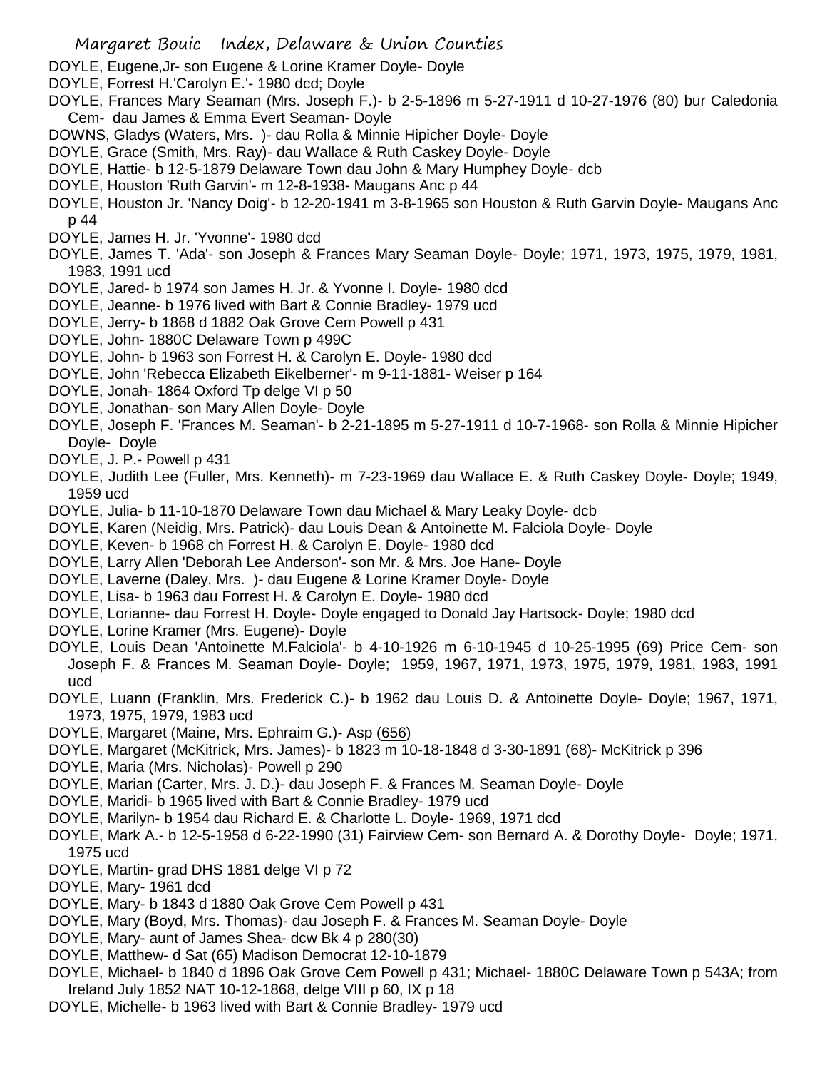DOYLE, Eugene,Jr- son Eugene & Lorine Kramer Doyle- Doyle
DOYLE, Forrest H.'Carolyn E.'- 1980 dcd; Doyle
DOYLE, Frances Mary Seaman (Mrs. Joseph F.)- b 2-5-1896 m 5-27-1911 d 10-27-1976 (80) bur Caledonia Cem- dau James & Emma Evert Seaman- Doyle
DOWNS, Gladys (Waters, Mrs. )- dau Rolla & Minnie Hipicher Doyle- Doyle
DOYLE, Grace (Smith, Mrs. Ray)- dau Wallace & Ruth Caskey Doyle- Doyle
DOYLE, Hattie- b 12-5-1879 Delaware Town dau John & Mary Humphey Doyle- dcb
DOYLE, Houston 'Ruth Garvin'- m 12-8-1938- Maugans Anc p 44
DOYLE, Houston Jr. 'Nancy Doig'- b 12-20-1941 m 3-8-1965 son Houston & Ruth Garvin Doyle- Maugans Anc p 44
DOYLE, James H. Jr. 'Yvonne'- 1980 dcd
DOYLE, James T. 'Ada'- son Joseph & Frances Mary Seaman Doyle- Doyle; 1971, 1973, 1975, 1979, 1981, 1983, 1991 ucd
DOYLE, Jared- b 1974 son James H. Jr. & Yvonne I. Doyle- 1980 dcd
DOYLE, Jeanne- b 1976 lived with Bart & Connie Bradley- 1979 ucd
DOYLE, Jerry- b 1868 d 1882 Oak Grove Cem Powell p 431
DOYLE, John- 1880C Delaware Town p 499C
DOYLE, John- b 1963 son Forrest H. & Carolyn E. Doyle- 1980 dcd
DOYLE, John 'Rebecca Elizabeth Eikelberner'- m 9-11-1881- Weiser p 164
DOYLE, Jonah- 1864 Oxford Tp delge VI p 50
DOYLE, Jonathan- son Mary Allen Doyle- Doyle
DOYLE, Joseph F. 'Frances M. Seaman'- b 2-21-1895 m 5-27-1911 d 10-7-1968- son Rolla & Minnie Hipicher Doyle- Doyle
DOYLE, J. P.- Powell p 431
DOYLE, Judith Lee (Fuller, Mrs. Kenneth)- m 7-23-1969 dau Wallace E. & Ruth Caskey Doyle- Doyle; 1949, 1959 ucd
DOYLE, Julia- b 11-10-1870 Delaware Town dau Michael & Mary Leaky Doyle- dcb
DOYLE, Karen (Neidig, Mrs. Patrick)- dau Louis Dean & Antoinette M. Falciola Doyle- Doyle
DOYLE, Keven- b 1968 ch Forrest H. & Carolyn E. Doyle- 1980 dcd
DOYLE, Larry Allen 'Deborah Lee Anderson'- son Mr. & Mrs. Joe Hane- Doyle
DOYLE, Laverne (Daley, Mrs. )- dau Eugene & Lorine Kramer Doyle- Doyle
DOYLE, Lisa- b 1963 dau Forrest H. & Carolyn E. Doyle- 1980 dcd
DOYLE, Lorianne- dau Forrest H. Doyle- Doyle engaged to Donald Jay Hartsock- Doyle; 1980 dcd
DOYLE, Lorine Kramer (Mrs. Eugene)- Doyle
DOYLE, Louis Dean 'Antoinette M.Falciola'- b 4-10-1926 m 6-10-1945 d 10-25-1995 (69) Price Cem- son Joseph F. & Frances M. Seaman Doyle- Doyle; 1959, 1967, 1971, 1973, 1975, 1979, 1981, 1983, 1991 ucd
DOYLE, Luann (Franklin, Mrs. Frederick C.)- b 1962 dau Louis D. & Antoinette Doyle- Doyle; 1967, 1971, 1973, 1975, 1979, 1983 ucd
DOYLE, Margaret (Maine, Mrs. Ephraim G.)- Asp (656)
DOYLE, Margaret (McKitrick, Mrs. James)- b 1823 m 10-18-1848 d 3-30-1891 (68)- McKitrick p 396
DOYLE, Maria (Mrs. Nicholas)- Powell p 290
DOYLE, Marian (Carter, Mrs. J. D.)- dau Joseph F. & Frances M. Seaman Doyle- Doyle
DOYLE, Maridi- b 1965 lived with Bart & Connie Bradley- 1979 ucd
DOYLE, Marilyn- b 1954 dau Richard E. & Charlotte L. Doyle- 1969, 1971 dcd
DOYLE, Mark A.- b 12-5-1958 d 6-22-1990 (31) Fairview Cem- son Bernard A. & Dorothy Doyle- Doyle; 1971, 1975 ucd
DOYLE, Martin- grad DHS 1881 delge VI p 72
DOYLE, Mary- 1961 dcd
DOYLE, Mary- b 1843 d 1880 Oak Grove Cem Powell p 431
DOYLE, Mary (Boyd, Mrs. Thomas)- dau Joseph F. & Frances M. Seaman Doyle- Doyle
DOYLE, Mary- aunt of James Shea- dcw Bk 4 p 280(30)
DOYLE, Matthew- d Sat (65) Madison Democrat 12-10-1879
DOYLE, Michael- b 1840 d 1896 Oak Grove Cem Powell p 431; Michael- 1880C Delaware Town p 543A; from Ireland July 1852 NAT 10-12-1868, delge VIII p 60, IX p 18
DOYLE, Michelle- b 1963 lived with Bart & Connie Bradley- 1979 ucd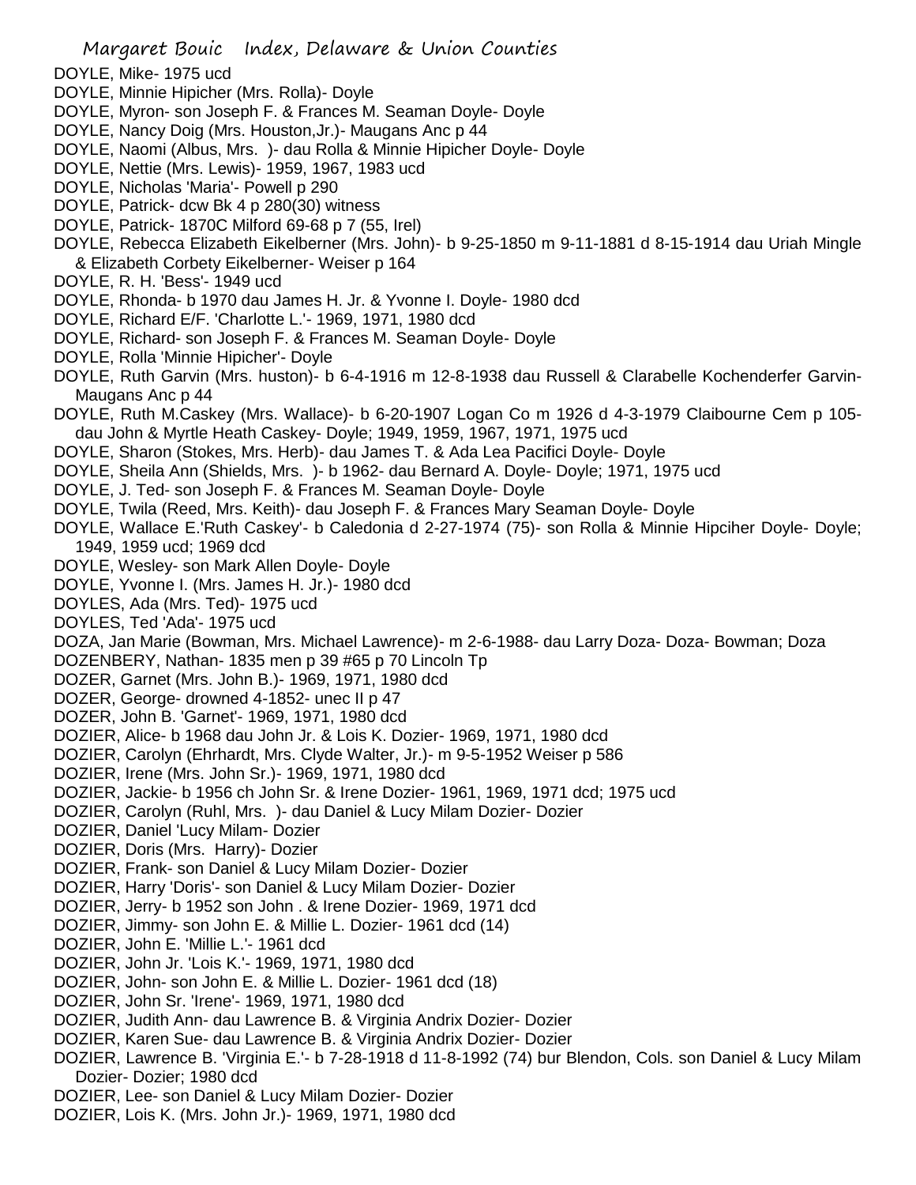DOYLE, Mike- 1975 ucd
DOYLE, Minnie Hipicher (Mrs. Rolla)- Doyle
DOYLE, Myron- son Joseph F. & Frances M. Seaman Doyle- Doyle
DOYLE, Nancy Doig (Mrs. Houston,Jr.)- Maugans Anc p 44
DOYLE, Naomi (Albus, Mrs. )- dau Rolla & Minnie Hipicher Doyle- Doyle
DOYLE, Nettie (Mrs. Lewis)- 1959, 1967, 1983 ucd
DOYLE, Nicholas 'Maria'- Powell p 290
DOYLE, Patrick- dcw Bk 4 p 280(30) witness
DOYLE, Patrick- 1870C Milford 69-68 p 7 (55, Irel)
DOYLE, Rebecca Elizabeth Eikelberner (Mrs. John)- b 9-25-1850 m 9-11-1881 d 8-15-1914 dau Uriah Mingle & Elizabeth Corbety Eikelberner- Weiser p 164
DOYLE, R. H. 'Bess'- 1949 ucd
DOYLE, Rhonda- b 1970 dau James H. Jr. & Yvonne I. Doyle- 1980 dcd
DOYLE, Richard E/F. 'Charlotte L.'- 1969, 1971, 1980 dcd
DOYLE, Richard- son Joseph F. & Frances M. Seaman Doyle- Doyle
DOYLE, Rolla 'Minnie Hipicher'- Doyle
DOYLE, Ruth Garvin (Mrs. huston)- b 6-4-1916 m 12-8-1938 dau Russell & Clarabelle Kochenderfer Garvin- Maugans Anc p 44
DOYLE, Ruth M.Caskey (Mrs. Wallace)- b 6-20-1907 Logan Co m 1926 d 4-3-1979 Claibourne Cem p 105- dau John & Myrtle Heath Caskey- Doyle; 1949, 1959, 1967, 1971, 1975 ucd
DOYLE, Sharon (Stokes, Mrs. Herb)- dau James T. & Ada Lea Pacifici Doyle- Doyle
DOYLE, Sheila Ann (Shields, Mrs. )- b 1962- dau Bernard A. Doyle- Doyle; 1971, 1975 ucd
DOYLE, J. Ted- son Joseph F. & Frances M. Seaman Doyle- Doyle
DOYLE, Twila (Reed, Mrs. Keith)- dau Joseph F. & Frances Mary Seaman Doyle- Doyle
DOYLE, Wallace E.'Ruth Caskey'- b Caledonia d 2-27-1974 (75)- son Rolla & Minnie Hipciher Doyle- Doyle; 1949, 1959 ucd; 1969 dcd
DOYLE, Wesley- son Mark Allen Doyle- Doyle
DOYLE, Yvonne I. (Mrs. James H. Jr.)- 1980 dcd
DOYLES, Ada (Mrs. Ted)- 1975 ucd
DOYLES, Ted 'Ada'- 1975 ucd
DOZA, Jan Marie (Bowman, Mrs. Michael Lawrence)- m 2-6-1988- dau Larry Doza- Doza- Bowman; Doza
DOZENBERY, Nathan- 1835 men p 39 #65 p 70 Lincoln Tp
DOZER, Garnet (Mrs. John B.)- 1969, 1971, 1980 dcd
DOZER, George- drowned 4-1852- unec II p 47
DOZER, John B. 'Garnet'- 1969, 1971, 1980 dcd
DOZIER, Alice- b 1968 dau John Jr. & Lois K. Dozier- 1969, 1971, 1980 dcd
DOZIER, Carolyn (Ehrhardt, Mrs. Clyde Walter, Jr.)- m 9-5-1952 Weiser p 586
DOZIER, Irene (Mrs. John Sr.)- 1969, 1971, 1980 dcd
DOZIER, Jackie- b 1956 ch John Sr. & Irene Dozier- 1961, 1969, 1971 dcd; 1975 ucd
DOZIER, Carolyn (Ruhl, Mrs. )- dau Daniel & Lucy Milam Dozier- Dozier
DOZIER, Daniel 'Lucy Milam- Dozier
DOZIER, Doris (Mrs. Harry)- Dozier
DOZIER, Frank- son Daniel & Lucy Milam Dozier- Dozier
DOZIER, Harry 'Doris'- son Daniel & Lucy Milam Dozier- Dozier
DOZIER, Jerry- b 1952 son John . & Irene Dozier- 1969, 1971 dcd
DOZIER, Jimmy- son John E. & Millie L. Dozier- 1961 dcd (14)
DOZIER, John E. 'Millie L.'- 1961 dcd
DOZIER, John Jr. 'Lois K.'- 1969, 1971, 1980 dcd
DOZIER, John- son John E. & Millie L. Dozier- 1961 dcd (18)
DOZIER, John Sr. 'Irene'- 1969, 1971, 1980 dcd
DOZIER, Judith Ann- dau Lawrence B. & Virginia Andrix Dozier- Dozier
DOZIER, Karen Sue- dau Lawrence B. & Virginia Andrix Dozier- Dozier
DOZIER, Lawrence B. 'Virginia E.'- b 7-28-1918 d 11-8-1992 (74) bur Blendon, Cols. son Daniel & Lucy Milam Dozier- Dozier; 1980 dcd
DOZIER, Lee- son Daniel & Lucy Milam Dozier- Dozier
DOZIER, Lois K. (Mrs. John Jr.)- 1969, 1971, 1980 dcd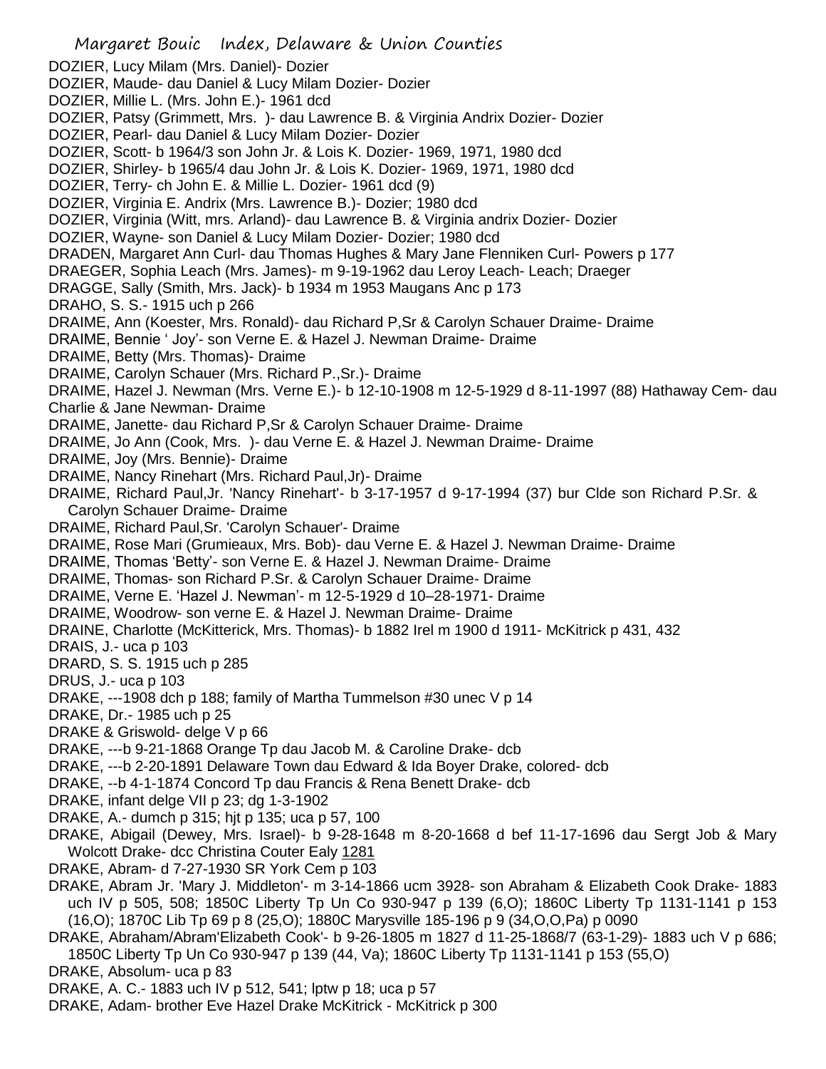DOZIER, Lucy Milam (Mrs. Daniel)- Dozier
DOZIER, Maude- dau Daniel & Lucy Milam Dozier- Dozier
DOZIER, Millie L. (Mrs. John E.)- 1961 dcd
DOZIER, Patsy (Grimmett, Mrs. )- dau Lawrence B. & Virginia Andrix Dozier- Dozier
DOZIER, Pearl- dau Daniel & Lucy Milam Dozier- Dozier
DOZIER, Scott- b 1964/3 son John Jr. & Lois K. Dozier- 1969, 1971, 1980 dcd
DOZIER, Shirley- b 1965/4 dau John Jr. & Lois K. Dozier- 1969, 1971, 1980 dcd
DOZIER, Terry- ch John E. & Millie L. Dozier- 1961 dcd (9)
DOZIER, Virginia E. Andrix (Mrs. Lawrence B.)- Dozier; 1980 dcd
DOZIER, Virginia (Witt, mrs. Arland)- dau Lawrence B. & Virginia andrix Dozier- Dozier
DOZIER, Wayne- son Daniel & Lucy Milam Dozier- Dozier; 1980 dcd
DRADEN, Margaret Ann Curl- dau Thomas Hughes & Mary Jane Flenniken Curl- Powers p 177
DRAEGER, Sophia Leach (Mrs. James)- m 9-19-1962 dau Leroy Leach- Leach; Draeger
DRAGGE, Sally (Smith, Mrs. Jack)- b 1934 m 1953 Maugans Anc p 173
DRAHO, S. S.- 1915 uch p 266
DRAIME, Ann (Koester, Mrs. Ronald)- dau Richard P,Sr & Carolyn Schauer Draime- Draime
DRAIME, Bennie ' Joy'- son Verne E. & Hazel J. Newman Draime- Draime
DRAIME, Betty (Mrs. Thomas)- Draime
DRAIME, Carolyn Schauer (Mrs. Richard P.,Sr.)- Draime
DRAIME, Hazel J. Newman (Mrs. Verne E.)- b 12-10-1908 m 12-5-1929 d 8-11-1997 (88) Hathaway Cem- dau Charlie & Jane Newman- Draime
DRAIME, Janette- dau Richard P,Sr & Carolyn Schauer Draime- Draime
DRAIME, Jo Ann (Cook, Mrs. )- dau Verne E. & Hazel J. Newman Draime- Draime
DRAIME, Joy (Mrs. Bennie)- Draime
DRAIME, Nancy Rinehart (Mrs. Richard Paul,Jr)- Draime
DRAIME, Richard Paul,Jr. 'Nancy Rinehart'- b 3-17-1957 d 9-17-1994 (37) bur Clde son Richard P.Sr. & Carolyn Schauer Draime- Draime
DRAIME, Richard Paul,Sr. 'Carolyn Schauer'- Draime
DRAIME, Rose Mari (Grumieaux, Mrs. Bob)- dau Verne E. & Hazel J. Newman Draime- Draime
DRAIME, Thomas 'Betty'- son Verne E. & Hazel J. Newman Draime- Draime
DRAIME, Thomas- son Richard P.Sr. & Carolyn Schauer Draime- Draime
DRAIME, Verne E. 'Hazel J. Newman'- m 12-5-1929 d 10–28-1971- Draime
DRAIME, Woodrow- son verne E. & Hazel J. Newman Draime- Draime
DRAINE, Charlotte (McKitterick, Mrs. Thomas)- b 1882 Irel m 1900 d 1911- McKitrick p 431, 432
DRAIS, J.- uca p 103
DRARD, S. S. 1915 uch p 285
DRUS, J.- uca p 103
DRAKE, ---1908 dch p 188; family of Martha Tummelson #30 unec V p 14
DRAKE, Dr.- 1985 uch p 25
DRAKE & Griswold- delge V p 66
DRAKE, ---b 9-21-1868 Orange Tp dau Jacob M. & Caroline Drake- dcb
DRAKE, ---b 2-20-1891 Delaware Town dau Edward & Ida Boyer Drake, colored- dcb
DRAKE, --b 4-1-1874 Concord Tp dau Francis & Rena Benett Drake- dcb
DRAKE, infant delge VII p 23; dg 1-3-1902
DRAKE, A.- dumch p 315; hjt p 135; uca p 57, 100
DRAKE, Abigail (Dewey, Mrs. Israel)- b 9-28-1648 m 8-20-1668 d bef 11-17-1696 dau Sergt Job & Mary Wolcott Drake- dcc Christina Couter Ealy 1281
DRAKE, Abram- d 7-27-1930 SR York Cem p 103
DRAKE, Abram Jr. 'Mary J. Middleton'- m 3-14-1866 ucm 3928- son Abraham & Elizabeth Cook Drake- 1883 uch IV p 505, 508; 1850C Liberty Tp Un Co 930-947 p 139 (6,O); 1860C Liberty Tp 1131-1141 p 153 (16,O); 1870C Lib Tp 69 p 8 (25,O); 1880C Marysville 185-196 p 9 (34,O,O,Pa) p 0090
DRAKE, Abraham/Abram'Elizabeth Cook'- b 9-26-1805 m 1827 d 11-25-1868/7 (63-1-29)- 1883 uch V p 686; 1850C Liberty Tp Un Co 930-947 p 139 (44, Va); 1860C Liberty Tp 1131-1141 p 153 (55,O)
DRAKE, Absolum- uca p 83
DRAKE, A. C.- 1883 uch IV p 512, 541; lptw p 18; uca p 57
DRAKE, Adam- brother Eve Hazel Drake McKitrick - McKitrick p 300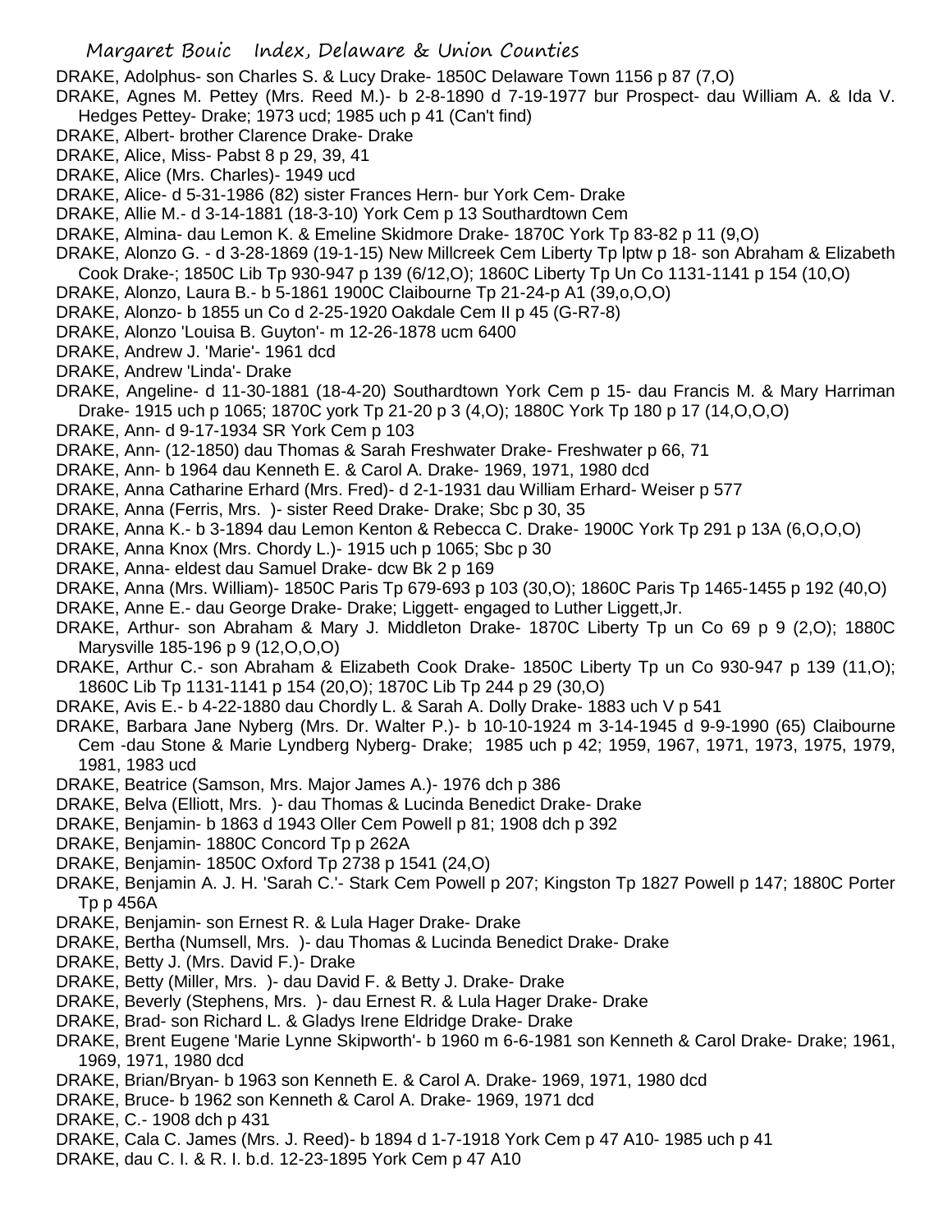DRAKE, Adolphus- son Charles S. & Lucy Drake- 1850C Delaware Town 1156 p 87 (7,O)

DRAKE, Agnes M. Pettey (Mrs. Reed M.)- b 2-8-1890 d 7-19-1977 bur Prospect- dau William A. & Ida V. Hedges Pettey- Drake; 1973 ucd; 1985 uch p 41 (Can't find)

DRAKE, Albert- brother Clarence Drake- Drake

DRAKE, Alice, Miss- Pabst 8 p 29, 39, 41

DRAKE, Alice (Mrs. Charles)- 1949 ucd

DRAKE, Alice- d 5-31-1986 (82) sister Frances Hern- bur York Cem- Drake

DRAKE, Allie M.- d 3-14-1881 (18-3-10) York Cem p 13 Southardtown Cem

DRAKE, Almina- dau Lemon K. & Emeline Skidmore Drake- 1870C York Tp 83-82 p 11 (9,O)

DRAKE, Alonzo G. - d 3-28-1869 (19-1-15) New Millcreek Cem Liberty Tp lptw p 18- son Abraham & Elizabeth Cook Drake-; 1850C Lib Tp 930-947 p 139 (6/12,O); 1860C Liberty Tp Un Co 1131-1141 p 154 (10,O)

DRAKE, Alonzo, Laura B.- b 5-1861 1900C Claibourne Tp 21-24-p A1 (39,o,O,O)

DRAKE, Alonzo- b 1855 un Co d 2-25-1920 Oakdale Cem II p 45 (G-R7-8)

DRAKE, Alonzo 'Louisa B. Guyton'- m 12-26-1878 ucm 6400

DRAKE, Andrew J. 'Marie'- 1961 dcd

DRAKE, Andrew 'Linda'- Drake

DRAKE, Angeline- d 11-30-1881 (18-4-20) Southardtown York Cem p 15- dau Francis M. & Mary Harriman Drake- 1915 uch p 1065; 1870C york Tp 21-20 p 3 (4,O); 1880C York Tp 180 p 17 (14,O,O,O)

DRAKE, Ann- d 9-17-1934 SR York Cem p 103

DRAKE, Ann- (12-1850) dau Thomas & Sarah Freshwater Drake- Freshwater p 66, 71

DRAKE, Ann- b 1964 dau Kenneth E. & Carol A. Drake- 1969, 1971, 1980 dcd

DRAKE, Anna Catharine Erhard (Mrs. Fred)- d 2-1-1931 dau William Erhard- Weiser p 577

DRAKE, Anna (Ferris, Mrs. )- sister Reed Drake- Drake; Sbc p 30, 35

DRAKE, Anna K.- b 3-1894 dau Lemon Kenton & Rebecca C. Drake- 1900C York Tp 291 p 13A (6,O,O,O)

DRAKE, Anna Knox (Mrs. Chordy L.)- 1915 uch p 1065; Sbc p 30

DRAKE, Anna- eldest dau Samuel Drake- dcw Bk 2 p 169

DRAKE, Anna (Mrs. William)- 1850C Paris Tp 679-693 p 103 (30,O); 1860C Paris Tp 1465-1455 p 192 (40,O)

DRAKE, Anne E.- dau George Drake- Drake; Liggett- engaged to Luther Liggett,Jr.

DRAKE, Arthur- son Abraham & Mary J. Middleton Drake- 1870C Liberty Tp un Co 69 p 9 (2,O); 1880C Marysville 185-196 p 9 (12,O,O,O)

DRAKE, Arthur C.- son Abraham & Elizabeth Cook Drake- 1850C Liberty Tp un Co 930-947 p 139 (11,O); 1860C Lib Tp 1131-1141 p 154 (20,O); 1870C Lib Tp 244 p 29 (30,O)

DRAKE, Avis E.- b 4-22-1880 dau Chordly L. & Sarah A. Dolly Drake- 1883 uch V p 541

DRAKE, Barbara Jane Nyberg (Mrs. Dr. Walter P.)- b 10-10-1924 m 3-14-1945 d 9-9-1990 (65) Claibourne Cem -dau Stone & Marie Lyndberg Nyberg- Drake; 1985 uch p 42; 1959, 1967, 1971, 1973, 1975, 1979, 1981, 1983 ucd

DRAKE, Beatrice (Samson, Mrs. Major James A.)- 1976 dch p 386

DRAKE, Belva (Elliott, Mrs. )- dau Thomas & Lucinda Benedict Drake- Drake

DRAKE, Benjamin- b 1863 d 1943 Oller Cem Powell p 81; 1908 dch p 392

DRAKE, Benjamin- 1880C Concord Tp p 262A

DRAKE, Benjamin- 1850C Oxford Tp 2738 p 1541 (24,O)

DRAKE, Benjamin A. J. H. 'Sarah C.'- Stark Cem Powell p 207; Kingston Tp 1827 Powell p 147; 1880C Porter Tp p 456A

DRAKE, Benjamin- son Ernest R. & Lula Hager Drake- Drake

DRAKE, Bertha (Numsell, Mrs. )- dau Thomas & Lucinda Benedict Drake- Drake

DRAKE, Betty J. (Mrs. David F.)- Drake

DRAKE, Betty (Miller, Mrs. )- dau David F. & Betty J. Drake- Drake

DRAKE, Beverly (Stephens, Mrs. )- dau Ernest R. & Lula Hager Drake- Drake

DRAKE, Brad- son Richard L. & Gladys Irene Eldridge Drake- Drake

DRAKE, Brent Eugene 'Marie Lynne Skipworth'- b 1960 m 6-6-1981 son Kenneth & Carol Drake- Drake; 1961, 1969, 1971, 1980 dcd

DRAKE, Brian/Bryan- b 1963 son Kenneth E. & Carol A. Drake- 1969, 1971, 1980 dcd

DRAKE, Bruce- b 1962 son Kenneth & Carol A. Drake- 1969, 1971 dcd

DRAKE, C.- 1908 dch p 431

DRAKE, Cala C. James (Mrs. J. Reed)- b 1894 d 1-7-1918 York Cem p 47 A10- 1985 uch p 41

DRAKE, dau C. I. & R. I. b.d. 12-23-1895 York Cem p 47 A10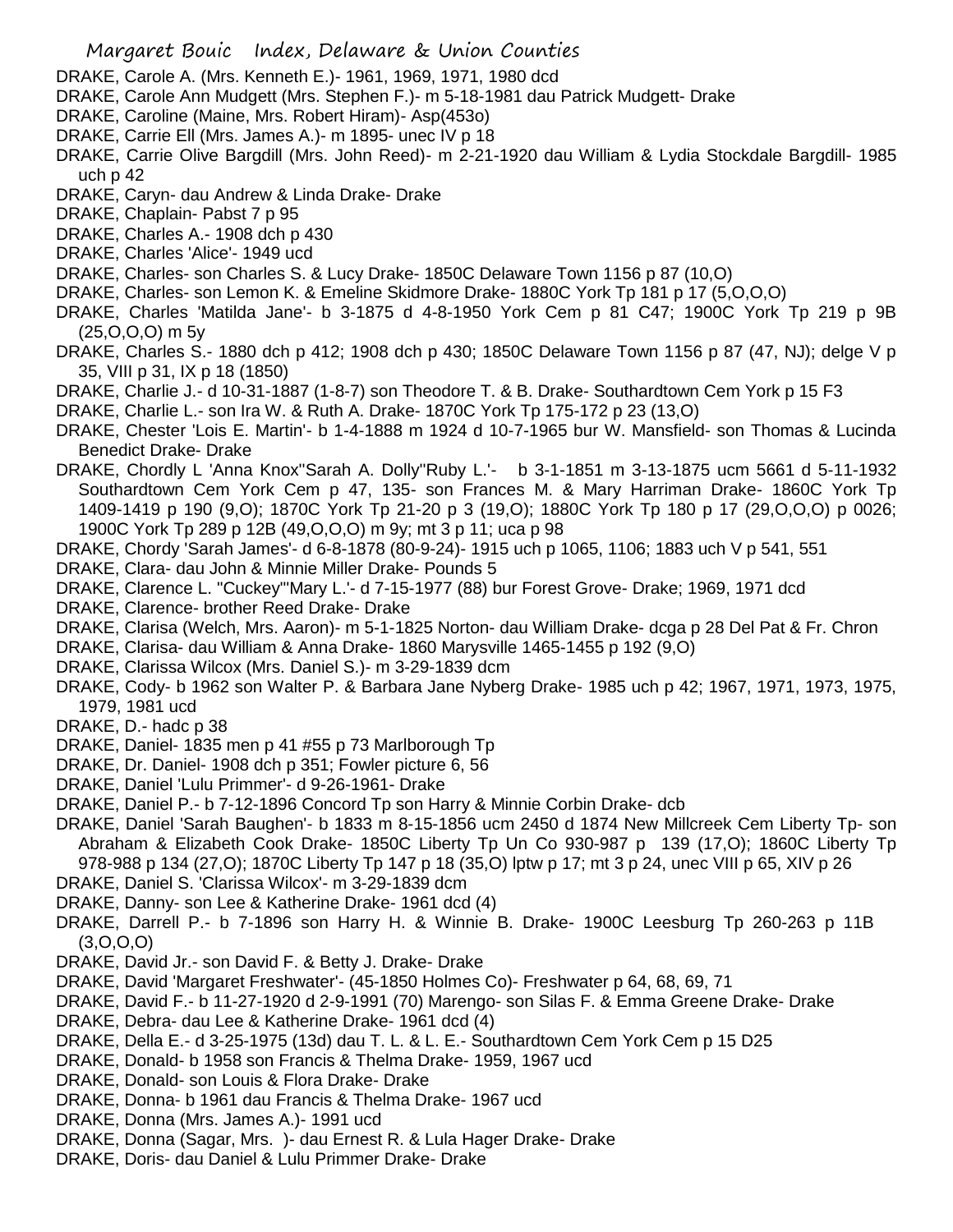DRAKE, Carole A. (Mrs. Kenneth E.)- 1961, 1969, 1971, 1980 dcd

DRAKE, Carole Ann Mudgett (Mrs. Stephen F.)- m 5-18-1981 dau Patrick Mudgett- Drake

DRAKE, Caroline (Maine, Mrs. Robert Hiram)- Asp(453o)

DRAKE, Carrie Ell (Mrs. James A.)- m 1895- unec IV p 18

DRAKE, Carrie Olive Bargdill (Mrs. John Reed)- m 2-21-1920 dau William & Lydia Stockdale Bargdill- 1985 uch p 42

DRAKE, Caryn- dau Andrew & Linda Drake- Drake

DRAKE, Chaplain- Pabst 7 p 95

DRAKE, Charles A.- 1908 dch p 430

DRAKE, Charles 'Alice'- 1949 ucd

DRAKE, Charles- son Charles S. & Lucy Drake- 1850C Delaware Town 1156 p 87 (10,O)

DRAKE, Charles- son Lemon K. & Emeline Skidmore Drake- 1880C York Tp 181 p 17 (5,O,O,O)

DRAKE, Charles 'Matilda Jane'- b 3-1875 d 4-8-1950 York Cem p 81 C47; 1900C York Tp 219 p 9B (25,O,O,O) m 5y

DRAKE, Charles S.- 1880 dch p 412; 1908 dch p 430; 1850C Delaware Town 1156 p 87 (47, NJ); delge V p 35, VIII p 31, IX p 18 (1850)

DRAKE, Charlie J.- d 10-31-1887 (1-8-7) son Theodore T. & B. Drake- Southardtown Cem York p 15 F3

DRAKE, Charlie L.- son Ira W. & Ruth A. Drake- 1870C York Tp 175-172 p 23 (13,O)

DRAKE, Chester 'Lois E. Martin'- b 1-4-1888 m 1924 d 10-7-1965 bur W. Mansfield- son Thomas & Lucinda Benedict Drake- Drake

DRAKE, Chordly L 'Anna Knox''Sarah A. Dolly''Ruby L.'- b 3-1-1851 m 3-13-1875 ucm 5661 d 5-11-1932 Southardtown Cem York Cem p 47, 135- son Frances M. & Mary Harriman Drake- 1860C York Tp 1409-1419 p 190 (9,O); 1870C York Tp 21-20 p 3 (19,O); 1880C York Tp 180 p 17 (29,O,O,O) p 0026; 1900C York Tp 289 p 12B (49,O,O,O) m 9y; mt 3 p 11; uca p 98

DRAKE, Chordy 'Sarah James'- d 6-8-1878 (80-9-24)- 1915 uch p 1065, 1106; 1883 uch V p 541, 551

DRAKE, Clara- dau John & Minnie Miller Drake- Pounds 5

DRAKE, Clarence L. "Cuckey"'Mary L.'- d 7-15-1977 (88) bur Forest Grove- Drake; 1969, 1971 dcd

DRAKE, Clarence- brother Reed Drake- Drake

DRAKE, Clarisa (Welch, Mrs. Aaron)- m 5-1-1825 Norton- dau William Drake- dcga p 28 Del Pat & Fr. Chron

DRAKE, Clarisa- dau William & Anna Drake- 1860 Marysville 1465-1455 p 192 (9,O)

DRAKE, Clarissa Wilcox (Mrs. Daniel S.)- m 3-29-1839 dcm

DRAKE, Cody- b 1962 son Walter P. & Barbara Jane Nyberg Drake- 1985 uch p 42; 1967, 1971, 1973, 1975, 1979, 1981 ucd

DRAKE, D.- hadc p 38

DRAKE, Daniel- 1835 men p 41 #55 p 73 Marlborough Tp

DRAKE, Dr. Daniel- 1908 dch p 351; Fowler picture 6, 56

DRAKE, Daniel 'Lulu Primmer'- d 9-26-1961- Drake

DRAKE, Daniel P.- b 7-12-1896 Concord Tp son Harry & Minnie Corbin Drake- dcb

DRAKE, Daniel 'Sarah Baughen'- b 1833 m 8-15-1856 ucm 2450 d 1874 New Millcreek Cem Liberty Tp- son Abraham & Elizabeth Cook Drake- 1850C Liberty Tp Un Co 930-987 p 139 (17,O); 1860C Liberty Tp 978-988 p 134 (27,O); 1870C Liberty Tp 147 p 18 (35,O) lptw p 17; mt 3 p 24, unec VIII p 65, XIV p 26

DRAKE, Daniel S. 'Clarissa Wilcox'- m 3-29-1839 dcm

DRAKE, Danny- son Lee & Katherine Drake- 1961 dcd (4)

DRAKE, Darrell P.- b 7-1896 son Harry H. & Winnie B. Drake- 1900C Leesburg Tp 260-263 p 11B (3,O,O,O)

DRAKE, David Jr.- son David F. & Betty J. Drake- Drake

DRAKE, David 'Margaret Freshwater'- (45-1850 Holmes Co)- Freshwater p 64, 68, 69, 71

DRAKE, David F.- b 11-27-1920 d 2-9-1991 (70) Marengo- son Silas F. & Emma Greene Drake- Drake

DRAKE, Debra- dau Lee & Katherine Drake- 1961 dcd (4)

DRAKE, Della E.- d 3-25-1975 (13d) dau T. L. & L. E.- Southardtown Cem York Cem p 15 D25

DRAKE, Donald- b 1958 son Francis & Thelma Drake- 1959, 1967 ucd

DRAKE, Donald- son Louis & Flora Drake- Drake

DRAKE, Donna- b 1961 dau Francis & Thelma Drake- 1967 ucd

DRAKE, Donna (Mrs. James A.)- 1991 ucd

DRAKE, Donna (Sagar, Mrs. )- dau Ernest R. & Lula Hager Drake- Drake

DRAKE, Doris- dau Daniel & Lulu Primmer Drake- Drake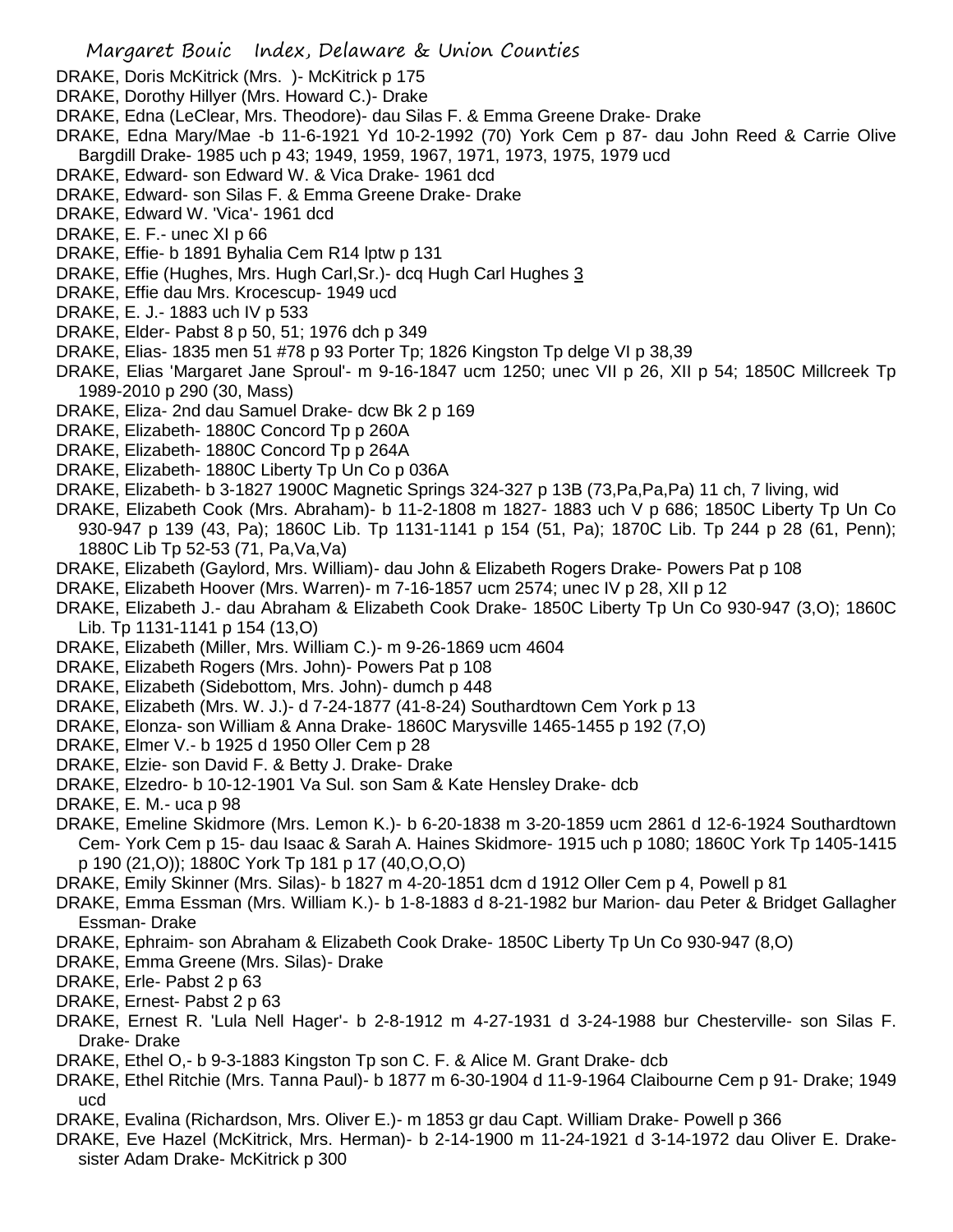DRAKE, Doris McKitrick (Mrs. )- McKitrick p 175

DRAKE, Dorothy Hillyer (Mrs. Howard C.)- Drake

DRAKE, Edna (LeClear, Mrs. Theodore)- dau Silas F. & Emma Greene Drake- Drake

DRAKE, Edna Mary/Mae -b 11-6-1921 Yd 10-2-1992 (70) York Cem p 87- dau John Reed & Carrie Olive Bargdill Drake- 1985 uch p 43; 1949, 1959, 1967, 1971, 1973, 1975, 1979 ucd

DRAKE, Edward- son Edward W. & Vica Drake- 1961 dcd

DRAKE, Edward- son Silas F. & Emma Greene Drake- Drake

DRAKE, Edward W. 'Vica'- 1961 dcd

DRAKE, E. F.- unec XI p 66

DRAKE, Effie- b 1891 Byhalia Cem R14 lptw p 131

DRAKE, Effie (Hughes, Mrs. Hugh Carl,Sr.)- dcq Hugh Carl Hughes 3

DRAKE, Effie dau Mrs. Krocescup- 1949 ucd

DRAKE, E. J.- 1883 uch IV p 533

DRAKE, Elder- Pabst 8 p 50, 51; 1976 dch p 349

DRAKE, Elias- 1835 men 51 #78 p 93 Porter Tp; 1826 Kingston Tp delge VI p 38,39

DRAKE, Elias 'Margaret Jane Sproul'- m 9-16-1847 ucm 1250; unec VII p 26, XII p 54; 1850C Millcreek Tp 1989-2010 p 290 (30, Mass)

DRAKE, Eliza- 2nd dau Samuel Drake- dcw Bk 2 p 169

DRAKE, Elizabeth- 1880C Concord Tp p 260A

DRAKE, Elizabeth- 1880C Concord Tp p 264A

DRAKE, Elizabeth- 1880C Liberty Tp Un Co p 036A

DRAKE, Elizabeth- b 3-1827 1900C Magnetic Springs 324-327 p 13B (73,Pa,Pa,Pa) 11 ch, 7 living, wid

DRAKE, Elizabeth Cook (Mrs. Abraham)- b 11-2-1808 m 1827- 1883 uch V p 686; 1850C Liberty Tp Un Co 930-947 p 139 (43, Pa); 1860C Lib. Tp 1131-1141 p 154 (51, Pa); 1870C Lib. Tp 244 p 28 (61, Penn); 1880C Lib Tp 52-53 (71, Pa,Va,Va)

DRAKE, Elizabeth (Gaylord, Mrs. William)- dau John & Elizabeth Rogers Drake- Powers Pat p 108

DRAKE, Elizabeth Hoover (Mrs. Warren)- m 7-16-1857 ucm 2574; unec IV p 28, XII p 12

DRAKE, Elizabeth J.- dau Abraham & Elizabeth Cook Drake- 1850C Liberty Tp Un Co 930-947 (3,O); 1860C Lib. Tp 1131-1141 p 154 (13,O)

DRAKE, Elizabeth (Miller, Mrs. William C.)- m 9-26-1869 ucm 4604

DRAKE, Elizabeth Rogers (Mrs. John)- Powers Pat p 108

DRAKE, Elizabeth (Sidebottom, Mrs. John)- dumch p 448

DRAKE, Elizabeth (Mrs. W. J.)- d 7-24-1877 (41-8-24) Southardtown Cem York p 13

DRAKE, Elonza- son William & Anna Drake- 1860C Marysville 1465-1455 p 192 (7,O)

DRAKE, Elmer V.- b 1925 d 1950 Oller Cem p 28

DRAKE, Elzie- son David F. & Betty J. Drake- Drake

DRAKE, Elzedro- b 10-12-1901 Va Sul. son Sam & Kate Hensley Drake- dcb

DRAKE, E. M.- uca p 98

DRAKE, Emeline Skidmore (Mrs. Lemon K.)- b 6-20-1838 m 3-20-1859 ucm 2861 d 12-6-1924 Southardtown Cem- York Cem p 15- dau Isaac & Sarah A. Haines Skidmore- 1915 uch p 1080; 1860C York Tp 1405-1415 p 190 (21,O)); 1880C York Tp 181 p 17 (40,O,O,O)

DRAKE, Emily Skinner (Mrs. Silas)- b 1827 m 4-20-1851 dcm d 1912 Oller Cem p 4, Powell p 81

DRAKE, Emma Essman (Mrs. William K.)- b 1-8-1883 d 8-21-1982 bur Marion- dau Peter & Bridget Gallagher Essman- Drake

DRAKE, Ephraim- son Abraham & Elizabeth Cook Drake- 1850C Liberty Tp Un Co 930-947 (8,O)

DRAKE, Emma Greene (Mrs. Silas)- Drake

DRAKE, Erle- Pabst 2 p 63

DRAKE, Ernest- Pabst 2 p 63

DRAKE, Ernest R. 'Lula Nell Hager'- b 2-8-1912 m 4-27-1931 d 3-24-1988 bur Chesterville- son Silas F. Drake- Drake

DRAKE, Ethel O,- b 9-3-1883 Kingston Tp son C. F. & Alice M. Grant Drake- dcb

DRAKE, Ethel Ritchie (Mrs. Tanna Paul)- b 1877 m 6-30-1904 d 11-9-1964 Claibourne Cem p 91- Drake; 1949 ucd

DRAKE, Evalina (Richardson, Mrs. Oliver E.)- m 1853 gr dau Capt. William Drake- Powell p 366

DRAKE, Eve Hazel (McKitrick, Mrs. Herman)- b 2-14-1900 m 11-24-1921 d 3-14-1972 dau Oliver E. Drake- sister Adam Drake- McKitrick p 300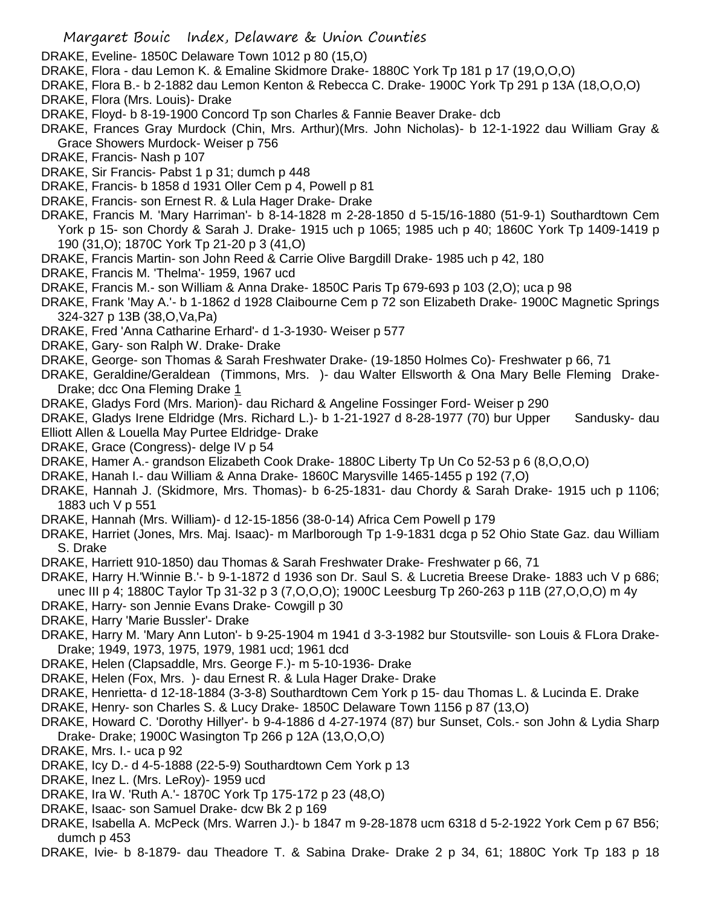DRAKE, Eveline- 1850C Delaware Town 1012 p 80 (15,O)

DRAKE, Flora - dau Lemon K. & Emaline Skidmore Drake- 1880C York Tp 181 p 17 (19,O,O,O)

DRAKE, Flora B.- b 2-1882 dau Lemon Kenton & Rebecca C. Drake- 1900C York Tp 291 p 13A (18,O,O,O)

DRAKE, Flora (Mrs. Louis)- Drake

DRAKE, Floyd- b 8-19-1900 Concord Tp son Charles & Fannie Beaver Drake- dcb

DRAKE, Frances Gray Murdock (Chin, Mrs. Arthur)(Mrs. John Nicholas)- b 12-1-1922 dau William Gray & Grace Showers Murdock- Weiser p 756

DRAKE, Francis- Nash p 107

DRAKE, Sir Francis- Pabst 1 p 31; dumch p 448

DRAKE, Francis- b 1858 d 1931 Oller Cem p 4, Powell p 81

DRAKE, Francis- son Ernest R. & Lula Hager Drake- Drake

DRAKE, Francis M. 'Mary Harriman'- b 8-14-1828 m 2-28-1850 d 5-15/16-1880 (51-9-1) Southardtown Cem York p 15- son Chordy & Sarah J. Drake- 1915 uch p 1065; 1985 uch p 40; 1860C York Tp 1409-1419 p 190 (31,O); 1870C York Tp 21-20 p 3 (41,O)

DRAKE, Francis Martin- son John Reed & Carrie Olive Bargdill Drake- 1985 uch p 42, 180

DRAKE, Francis M. 'Thelma'- 1959, 1967 ucd

DRAKE, Francis M.- son William & Anna Drake- 1850C Paris Tp 679-693 p 103 (2,O); uca p 98

DRAKE, Frank 'May A.'- b 1-1862 d 1928 Claibourne Cem p 72 son Elizabeth Drake- 1900C Magnetic Springs 324-327 p 13B (38,O,Va,Pa)

DRAKE, Fred 'Anna Catharine Erhard'- d 1-3-1930- Weiser p 577

DRAKE, Gary- son Ralph W. Drake- Drake

DRAKE, George- son Thomas & Sarah Freshwater Drake- (19-1850 Holmes Co)- Freshwater p 66, 71

DRAKE, Geraldine/Geraldean (Timmons, Mrs. )- dau Walter Ellsworth & Ona Mary Belle Fleming Drake- Drake; dcc Ona Fleming Drake 1

DRAKE, Gladys Ford (Mrs. Marion)- dau Richard & Angeline Fossinger Ford- Weiser p 290

DRAKE, Gladys Irene Eldridge (Mrs. Richard L.)- b 1-21-1927 d 8-28-1977 (70) bur Upper Sandusky- dau Elliott Allen & Louella May Purtee Eldridge- Drake

DRAKE, Grace (Congress)- delge IV p 54

DRAKE, Hamer A.- grandson Elizabeth Cook Drake- 1880C Liberty Tp Un Co 52-53 p 6 (8,O,O,O)

DRAKE, Hanah I.- dau William & Anna Drake- 1860C Marysville 1465-1455 p 192 (7,O)

DRAKE, Hannah J. (Skidmore, Mrs. Thomas)- b 6-25-1831- dau Chordy & Sarah Drake- 1915 uch p 1106; 1883 uch V p 551

DRAKE, Hannah (Mrs. William)- d 12-15-1856 (38-0-14) Africa Cem Powell p 179

DRAKE, Harriet (Jones, Mrs. Maj. Isaac)- m Marlborough Tp 1-9-1831 dcga p 52 Ohio State Gaz. dau William S. Drake

DRAKE, Harriett 910-1850) dau Thomas & Sarah Freshwater Drake- Freshwater p 66, 71

DRAKE, Harry H.'Winnie B.'- b 9-1-1872 d 1936 son Dr. Saul S. & Lucretia Breese Drake- 1883 uch V p 686; unec III p 4; 1880C Taylor Tp 31-32 p 3 (7,O,O,O); 1900C Leesburg Tp 260-263 p 11B (27,O,O,O) m 4y

DRAKE, Harry- son Jennie Evans Drake- Cowgill p 30

DRAKE, Harry 'Marie Bussler'- Drake

DRAKE, Harry M. 'Mary Ann Luton'- b 9-25-1904 m 1941 d 3-3-1982 bur Stoutsville- son Louis & FLora Drake- Drake; 1949, 1973, 1975, 1979, 1981 ucd; 1961 dcd

DRAKE, Helen (Clapsaddle, Mrs. George F.)- m 5-10-1936- Drake

DRAKE, Helen (Fox, Mrs. )- dau Ernest R. & Lula Hager Drake- Drake

DRAKE, Henrietta- d 12-18-1884 (3-3-8) Southardtown Cem York p 15- dau Thomas L. & Lucinda E. Drake

DRAKE, Henry- son Charles S. & Lucy Drake- 1850C Delaware Town 1156 p 87 (13,O)

DRAKE, Howard C. 'Dorothy Hillyer'- b 9-4-1886 d 4-27-1974 (87) bur Sunset, Cols.- son John & Lydia Sharp Drake- Drake; 1900C Wasington Tp 266 p 12A (13,O,O,O)

DRAKE, Mrs. I.- uca p 92

DRAKE, Icy D.- d 4-5-1888 (22-5-9) Southardtown Cem York p 13

DRAKE, Inez L. (Mrs. LeRoy)- 1959 ucd

DRAKE, Ira W. 'Ruth A.'- 1870C York Tp 175-172 p 23 (48,O)

DRAKE, Isaac- son Samuel Drake- dcw Bk 2 p 169

DRAKE, Isabella A. McPeck (Mrs. Warren J.)- b 1847 m 9-28-1878 ucm 6318 d 5-2-1922 York Cem p 67 B56; dumch p 453

DRAKE, Ivie- b 8-1879- dau Theadore T. & Sabina Drake- Drake 2 p 34, 61; 1880C York Tp 183 p 18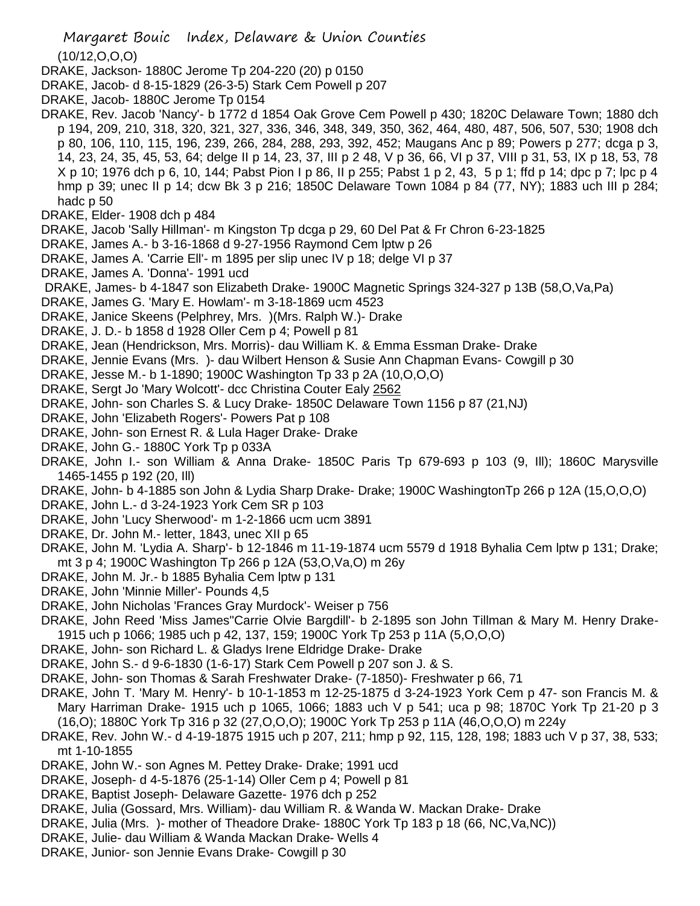(10/12,O,O,O)

DRAKE, Jackson- 1880C Jerome Tp 204-220 (20) p 0150

DRAKE, Jacob- d 8-15-1829 (26-3-5) Stark Cem Powell p 207

DRAKE, Jacob- 1880C Jerome Tp 0154

DRAKE, Rev. Jacob 'Nancy'- b 1772 d 1854 Oak Grove Cem Powell p 430; 1820C Delaware Town; 1880 dch p 194, 209, 210, 318, 320, 321, 327, 336, 346, 348, 349, 350, 362, 464, 480, 487, 506, 507, 530; 1908 dch p 80, 106, 110, 115, 196, 239, 266, 284, 288, 293, 392, 452; Maugans Anc p 89; Powers p 277; dcga p 3, 14, 23, 24, 35, 45, 53, 64; delge II p 14, 23, 37, III p 2 48, V p 36, 66, VI p 37, VIII p 31, 53, IX p 18, 53, 78 X p 10; 1976 dch p 6, 10, 144; Pabst Pion I p 86, II p 255; Pabst 1 p 2, 43, 5 p 1; ffd p 14; dpc p 7; lpc p 4 hmp p 39; unec II p 14; dcw Bk 3 p 216; 1850C Delaware Town 1084 p 84 (77, NY); 1883 uch III p 284; hadc p 50

DRAKE, Elder- 1908 dch p 484

DRAKE, Jacob 'Sally Hillman'- m Kingston Tp dcga p 29, 60 Del Pat & Fr Chron 6-23-1825

DRAKE, James A.- b 3-16-1868 d 9-27-1956 Raymond Cem lptw p 26

DRAKE, James A. 'Carrie Ell'- m 1895 per slip unec IV p 18; delge VI p 37

DRAKE, James A. 'Donna'- 1991 ucd

DRAKE, James- b 4-1847 son Elizabeth Drake- 1900C Magnetic Springs 324-327 p 13B (58,O,Va,Pa)

DRAKE, James G. 'Mary E. Howlam'- m 3-18-1869 ucm 4523

DRAKE, Janice Skeens (Pelphrey, Mrs. )(Mrs. Ralph W.)- Drake

DRAKE, J. D.- b 1858 d 1928 Oller Cem p 4; Powell p 81

DRAKE, Jean (Hendrickson, Mrs. Morris)- dau William K. & Emma Essman Drake- Drake

DRAKE, Jennie Evans (Mrs. )- dau Wilbert Henson & Susie Ann Chapman Evans- Cowgill p 30

DRAKE, Jesse M.- b 1-1890; 1900C Washington Tp 33 p 2A (10,O,O,O)

DRAKE, Sergt Jo 'Mary Wolcott'- dcc Christina Couter Ealy 2562

DRAKE, John- son Charles S. & Lucy Drake- 1850C Delaware Town 1156 p 87 (21,NJ)

DRAKE, John 'Elizabeth Rogers'- Powers Pat p 108

DRAKE, John- son Ernest R. & Lula Hager Drake- Drake

DRAKE, John G.- 1880C York Tp p 033A

DRAKE, John I.- son William & Anna Drake- 1850C Paris Tp 679-693 p 103 (9, Ill); 1860C Marysville 1465-1455 p 192 (20, Ill)

DRAKE, John- b 4-1885 son John & Lydia Sharp Drake- Drake; 1900C WashingtonTp 266 p 12A (15,O,O,O)

DRAKE, John L.- d 3-24-1923 York Cem SR p 103

DRAKE, John 'Lucy Sherwood'- m 1-2-1866 ucm ucm 3891

DRAKE, Dr. John M.- letter, 1843, unec XII p 65

DRAKE, John M. 'Lydia A. Sharp'- b 12-1846 m 11-19-1874 ucm 5579 d 1918 Byhalia Cem lptw p 131; Drake; mt 3 p 4; 1900C Washington Tp 266 p 12A (53,O,Va,O) m 26y

DRAKE, John M. Jr.- b 1885 Byhalia Cem lptw p 131

DRAKE, John 'Minnie Miller'- Pounds 4,5

DRAKE, John Nicholas 'Frances Gray Murdock'- Weiser p 756

DRAKE, John Reed 'Miss James''Carrie Olvie Bargdill'- b 2-1895 son John Tillman & Mary M. Henry Drake- 1915 uch p 1066; 1985 uch p 42, 137, 159; 1900C York Tp 253 p 11A (5,O,O,O)

DRAKE, John- son Richard L. & Gladys Irene Eldridge Drake- Drake

DRAKE, John S.- d 9-6-1830 (1-6-17) Stark Cem Powell p 207 son J. & S.

DRAKE, John- son Thomas & Sarah Freshwater Drake- (7-1850)- Freshwater p 66, 71

DRAKE, John T. 'Mary M. Henry'- b 10-1-1853 m 12-25-1875 d 3-24-1923 York Cem p 47- son Francis M. & Mary Harriman Drake- 1915 uch p 1065, 1066; 1883 uch V p 541; uca p 98; 1870C York Tp 21-20 p 3 (16,O); 1880C York Tp 316 p 32 (27,O,O,O); 1900C York Tp 253 p 11A (46,O,O,O) m 224y

DRAKE, Rev. John W.- d 4-19-1875 1915 uch p 207, 211; hmp p 92, 115, 128, 198; 1883 uch V p 37, 38, 533; mt 1-10-1855

DRAKE, John W.- son Agnes M. Pettey Drake- Drake; 1991 ucd

DRAKE, Joseph- d 4-5-1876 (25-1-14) Oller Cem p 4; Powell p 81

DRAKE, Baptist Joseph- Delaware Gazette- 1976 dch p 252

DRAKE, Julia (Gossard, Mrs. William)- dau William R. & Wanda W. Mackan Drake- Drake

DRAKE, Julia (Mrs. )- mother of Theadore Drake- 1880C York Tp 183 p 18 (66, NC,Va,NC))

DRAKE, Julie- dau William & Wanda Mackan Drake- Wells 4

DRAKE, Junior- son Jennie Evans Drake- Cowgill p 30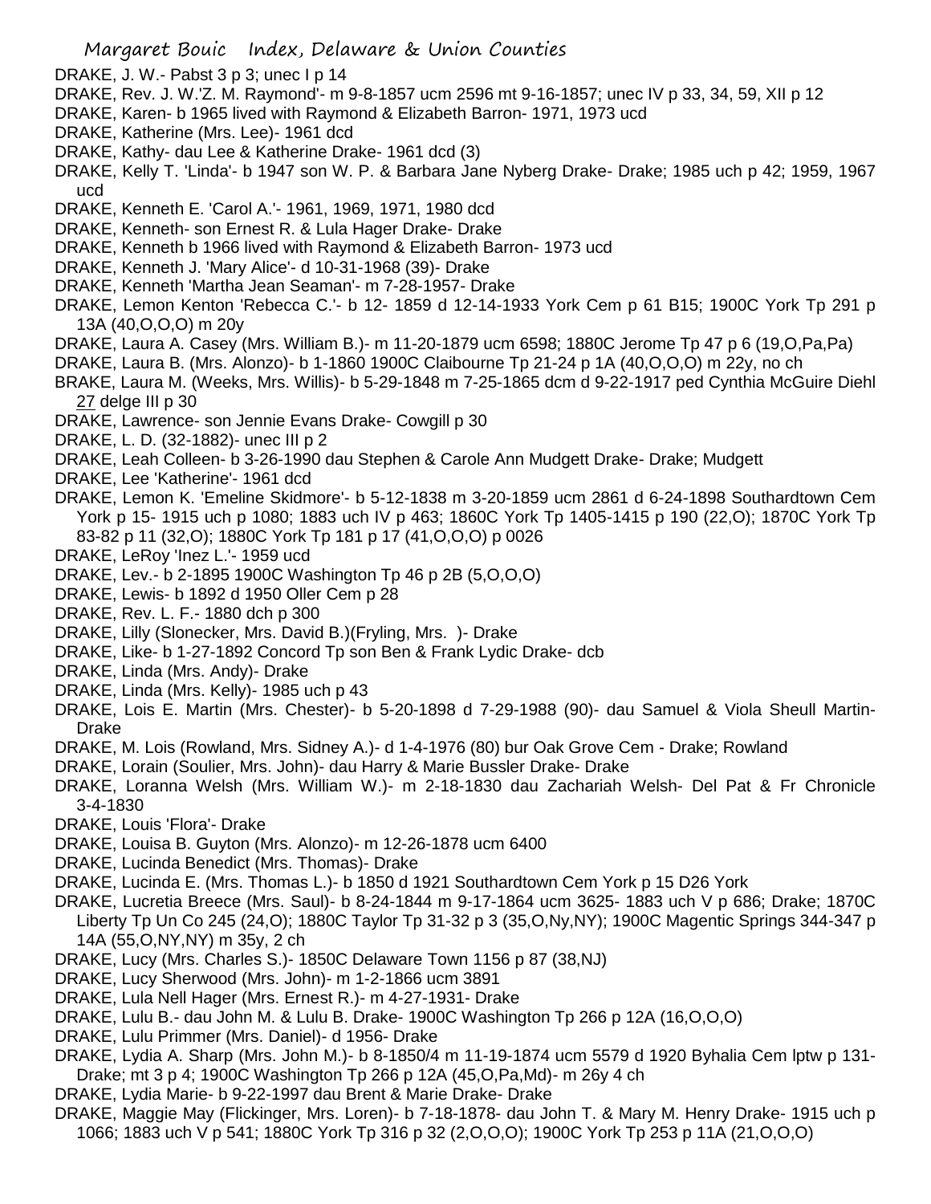DRAKE, J. W.- Pabst 3 p 3; unec I p 14

DRAKE, Rev. J. W.'Z. M. Raymond'- m 9-8-1857 ucm 2596 mt 9-16-1857; unec IV p 33, 34, 59, XII p 12

DRAKE, Karen- b 1965 lived with Raymond & Elizabeth Barron- 1971, 1973 ucd

DRAKE, Katherine (Mrs. Lee)- 1961 dcd

DRAKE, Kathy- dau Lee & Katherine Drake- 1961 dcd (3)

DRAKE, Kelly T. 'Linda'- b 1947 son W. P. & Barbara Jane Nyberg Drake- Drake; 1985 uch p 42; 1959, 1967 ucd

DRAKE, Kenneth E. 'Carol A.'- 1961, 1969, 1971, 1980 dcd

DRAKE, Kenneth- son Ernest R. & Lula Hager Drake- Drake

DRAKE, Kenneth b 1966 lived with Raymond & Elizabeth Barron- 1973 ucd

DRAKE, Kenneth J. 'Mary Alice'- d 10-31-1968 (39)- Drake

DRAKE, Kenneth 'Martha Jean Seaman'- m 7-28-1957- Drake

DRAKE, Lemon Kenton 'Rebecca C.'- b 12- 1859 d 12-14-1933 York Cem p 61 B15; 1900C York Tp 291 p 13A (40,O,O,O) m 20y

DRAKE, Laura A. Casey (Mrs. William B.)- m 11-20-1879 ucm 6598; 1880C Jerome Tp 47 p 6 (19,O,Pa,Pa)

DRAKE, Laura B. (Mrs. Alonzo)- b 1-1860 1900C Claibourne Tp 21-24 p 1A (40,O,O,O) m 22y, no ch

BRAKE, Laura M. (Weeks, Mrs. Willis)- b 5-29-1848 m 7-25-1865 dcm d 9-22-1917 ped Cynthia McGuire Diehl 27 delge III p 30

DRAKE, Lawrence- son Jennie Evans Drake- Cowgill p 30

DRAKE, L. D. (32-1882)- unec III p 2

DRAKE, Leah Colleen- b 3-26-1990 dau Stephen & Carole Ann Mudgett Drake- Drake; Mudgett

DRAKE, Lee 'Katherine'- 1961 dcd

DRAKE, Lemon K. 'Emeline Skidmore'- b 5-12-1838 m 3-20-1859 ucm 2861 d 6-24-1898 Southardtown Cem York p 15- 1915 uch p 1080; 1883 uch IV p 463; 1860C York Tp 1405-1415 p 190 (22,O); 1870C York Tp 83-82 p 11 (32,O); 1880C York Tp 181 p 17 (41,O,O,O) p 0026

DRAKE, LeRoy 'Inez L.'- 1959 ucd

DRAKE, Lev.- b 2-1895 1900C Washington Tp 46 p 2B (5,O,O,O)

DRAKE, Lewis- b 1892 d 1950 Oller Cem p 28

DRAKE, Rev. L. F.- 1880 dch p 300

DRAKE, Lilly (Slonecker, Mrs. David B.)(Fryling, Mrs. )- Drake

DRAKE, Like- b 1-27-1892 Concord Tp son Ben & Frank Lydic Drake- dcb

DRAKE, Linda (Mrs. Andy)- Drake

DRAKE, Linda (Mrs. Kelly)- 1985 uch p 43

DRAKE, Lois E. Martin (Mrs. Chester)- b 5-20-1898 d 7-29-1988 (90)- dau Samuel & Viola Sheull Martin- Drake

DRAKE, M. Lois (Rowland, Mrs. Sidney A.)- d 1-4-1976 (80) bur Oak Grove Cem - Drake; Rowland

DRAKE, Lorain (Soulier, Mrs. John)- dau Harry & Marie Bussler Drake- Drake

DRAKE, Loranna Welsh (Mrs. William W.)- m 2-18-1830 dau Zachariah Welsh- Del Pat & Fr Chronicle 3-4-1830

DRAKE, Louis 'Flora'- Drake

DRAKE, Louisa B. Guyton (Mrs. Alonzo)- m 12-26-1878 ucm 6400

DRAKE, Lucinda Benedict (Mrs. Thomas)- Drake

DRAKE, Lucinda E. (Mrs. Thomas L.)- b 1850 d 1921 Southardtown Cem York p 15 D26 York

DRAKE, Lucretia Breece (Mrs. Saul)- b 8-24-1844 m 9-17-1864 ucm 3625- 1883 uch V p 686; Drake; 1870C Liberty Tp Un Co 245 (24,O); 1880C Taylor Tp 31-32 p 3 (35,O,Ny,NY); 1900C Magentic Springs 344-347 p 14A (55,O,NY,NY) m 35y, 2 ch

DRAKE, Lucy (Mrs. Charles S.)- 1850C Delaware Town 1156 p 87 (38,NJ)

DRAKE, Lucy Sherwood (Mrs. John)- m 1-2-1866 ucm 3891

DRAKE, Lula Nell Hager (Mrs. Ernest R.)- m 4-27-1931- Drake

DRAKE, Lulu B.- dau John M. & Lulu B. Drake- 1900C Washington Tp 266 p 12A (16,O,O,O)

DRAKE, Lulu Primmer (Mrs. Daniel)- d 1956- Drake

DRAKE, Lydia A. Sharp (Mrs. John M.)- b 8-1850/4 m 11-19-1874 ucm 5579 d 1920 Byhalia Cem lptw p 131- Drake; mt 3 p 4; 1900C Washington Tp 266 p 12A (45,O,Pa,Md)- m 26y 4 ch

DRAKE, Lydia Marie- b 9-22-1997 dau Brent & Marie Drake- Drake

DRAKE, Maggie May (Flickinger, Mrs. Loren)- b 7-18-1878- dau John T. & Mary M. Henry Drake- 1915 uch p 1066; 1883 uch V p 541; 1880C York Tp 316 p 32 (2,O,O,O); 1900C York Tp 253 p 11A (21,O,O,O)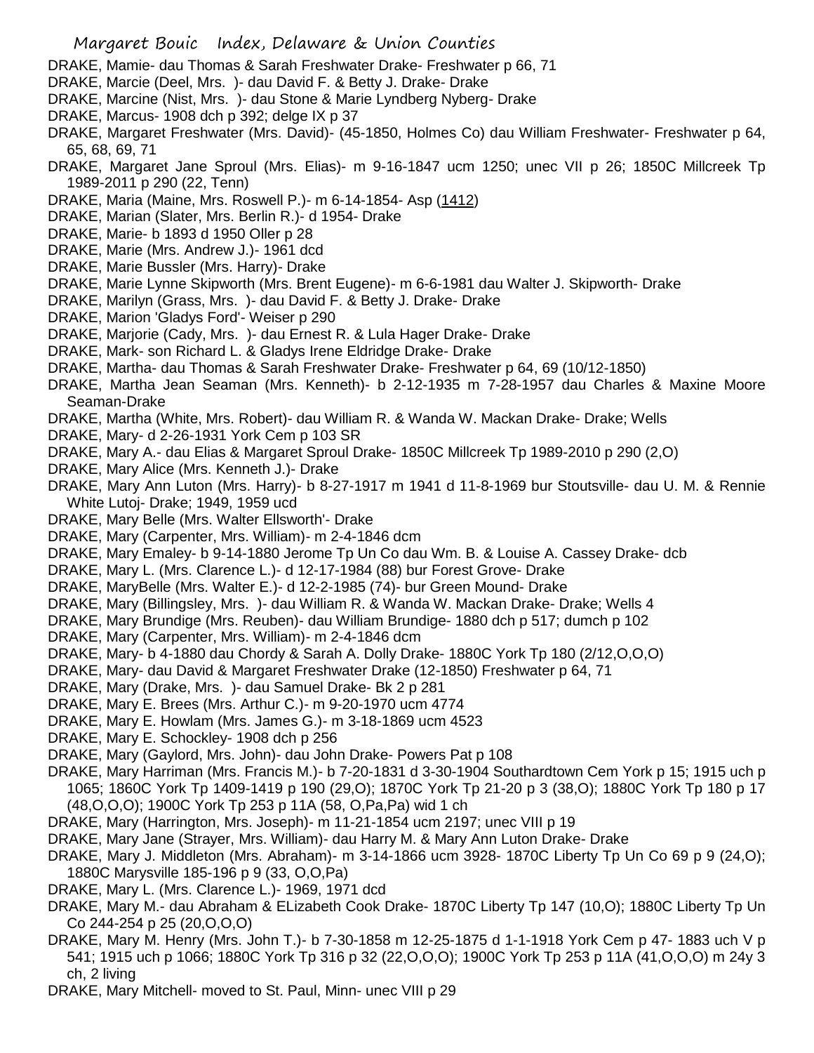DRAKE, Mamie- dau Thomas & Sarah Freshwater Drake- Freshwater p 66, 71

DRAKE, Marcie (Deel, Mrs. )- dau David F. & Betty J. Drake- Drake

DRAKE, Marcine (Nist, Mrs. )- dau Stone & Marie Lyndberg Nyberg- Drake

DRAKE, Marcus- 1908 dch p 392; delge IX p 37

DRAKE, Margaret Freshwater (Mrs. David)- (45-1850, Holmes Co) dau William Freshwater- Freshwater p 64, 65, 68, 69, 71

DRAKE, Margaret Jane Sproul (Mrs. Elias)- m 9-16-1847 ucm 1250; unec VII p 26; 1850C Millcreek Tp 1989-2011 p 290 (22, Tenn)

DRAKE, Maria (Maine, Mrs. Roswell P.)- m 6-14-1854- Asp (1412)

DRAKE, Marian (Slater, Mrs. Berlin R.)- d 1954- Drake

DRAKE, Marie- b 1893 d 1950 Oller p 28

DRAKE, Marie (Mrs. Andrew J.)- 1961 dcd

DRAKE, Marie Bussler (Mrs. Harry)- Drake

DRAKE, Marie Lynne Skipworth (Mrs. Brent Eugene)- m 6-6-1981 dau Walter J. Skipworth- Drake

DRAKE, Marilyn (Grass, Mrs. )- dau David F. & Betty J. Drake- Drake

DRAKE, Marion 'Gladys Ford'- Weiser p 290

DRAKE, Marjorie (Cady, Mrs. )- dau Ernest R. & Lula Hager Drake- Drake

DRAKE, Mark- son Richard L. & Gladys Irene Eldridge Drake- Drake

DRAKE, Martha- dau Thomas & Sarah Freshwater Drake- Freshwater p 64, 69 (10/12-1850)

DRAKE, Martha Jean Seaman (Mrs. Kenneth)- b 2-12-1935 m 7-28-1957 dau Charles & Maxine Moore Seaman-Drake

DRAKE, Martha (White, Mrs. Robert)- dau William R. & Wanda W. Mackan Drake- Drake; Wells

DRAKE, Mary- d 2-26-1931 York Cem p 103 SR

DRAKE, Mary A.- dau Elias & Margaret Sproul Drake- 1850C Millcreek Tp 1989-2010 p 290 (2,O)

DRAKE, Mary Alice (Mrs. Kenneth J.)- Drake

DRAKE, Mary Ann Luton (Mrs. Harry)- b 8-27-1917 m 1941 d 11-8-1969 bur Stoutsville- dau U. M. & Rennie White Lutoj- Drake; 1949, 1959 ucd

DRAKE, Mary Belle (Mrs. Walter Ellsworth'- Drake

DRAKE, Mary (Carpenter, Mrs. William)- m 2-4-1846 dcm

DRAKE, Mary Emaley- b 9-14-1880 Jerome Tp Un Co dau Wm. B. & Louise A. Cassey Drake- dcb

DRAKE, Mary L. (Mrs. Clarence L.)- d 12-17-1984 (88) bur Forest Grove- Drake

DRAKE, MaryBelle (Mrs. Walter E.)- d 12-2-1985 (74)- bur Green Mound- Drake

DRAKE, Mary (Billingsley, Mrs. )- dau William R. & Wanda W. Mackan Drake- Drake; Wells 4

DRAKE, Mary Brundige (Mrs. Reuben)- dau William Brundige- 1880 dch p 517; dumch p 102

DRAKE, Mary (Carpenter, Mrs. William)- m 2-4-1846 dcm

DRAKE, Mary- b 4-1880 dau Chordy & Sarah A. Dolly Drake- 1880C York Tp 180 (2/12,O,O,O)

DRAKE, Mary- dau David & Margaret Freshwater Drake (12-1850) Freshwater p 64, 71

DRAKE, Mary (Drake, Mrs. )- dau Samuel Drake- Bk 2 p 281

DRAKE, Mary E. Brees (Mrs. Arthur C.)- m 9-20-1970 ucm 4774

DRAKE, Mary E. Howlam (Mrs. James G.)- m 3-18-1869 ucm 4523

DRAKE, Mary E. Schockley- 1908 dch p 256

DRAKE, Mary (Gaylord, Mrs. John)- dau John Drake- Powers Pat p 108

DRAKE, Mary Harriman (Mrs. Francis M.)- b 7-20-1831 d 3-30-1904 Southardtown Cem York p 15; 1915 uch p 1065; 1860C York Tp 1409-1419 p 190 (29,O); 1870C York Tp 21-20 p 3 (38,O); 1880C York Tp 180 p 17 (48,O,O,O); 1900C York Tp 253 p 11A (58, O,Pa,Pa) wid 1 ch

DRAKE, Mary (Harrington, Mrs. Joseph)- m 11-21-1854 ucm 2197; unec VIII p 19

DRAKE, Mary Jane (Strayer, Mrs. William)- dau Harry M. & Mary Ann Luton Drake- Drake

DRAKE, Mary J. Middleton (Mrs. Abraham)- m 3-14-1866 ucm 3928- 1870C Liberty Tp Un Co 69 p 9 (24,O); 1880C Marysville 185-196 p 9 (33, O,O,Pa)

DRAKE, Mary L. (Mrs. Clarence L.)- 1969, 1971 dcd

DRAKE, Mary M.- dau Abraham & ELizabeth Cook Drake- 1870C Liberty Tp 147 (10,O); 1880C Liberty Tp Un Co 244-254 p 25 (20,O,O,O)

DRAKE, Mary M. Henry (Mrs. John T.)- b 7-30-1858 m 12-25-1875 d 1-1-1918 York Cem p 47- 1883 uch V p 541; 1915 uch p 1066; 1880C York Tp 316 p 32 (22,O,O,O); 1900C York Tp 253 p 11A (41,O,O,O) m 24y 3 ch, 2 living

DRAKE, Mary Mitchell- moved to St. Paul, Minn- unec VIII p 29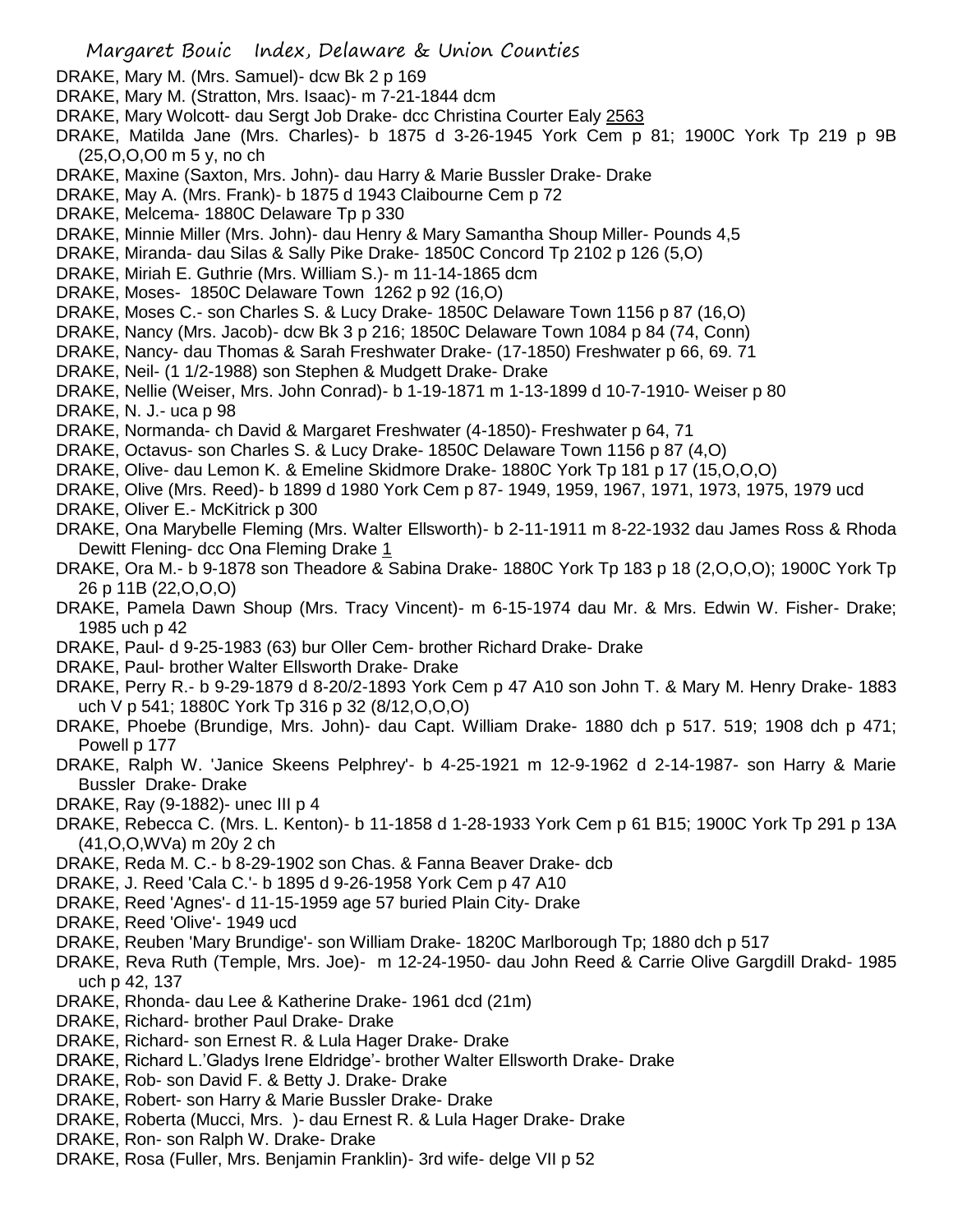DRAKE, Mary M. (Mrs. Samuel)- dcw Bk 2 p 169

DRAKE, Mary M. (Stratton, Mrs. Isaac)- m 7-21-1844 dcm

DRAKE, Mary Wolcott- dau Sergt Job Drake- dcc Christina Courter Ealy 2563

DRAKE, Matilda Jane (Mrs. Charles)- b 1875 d 3-26-1945 York Cem p 81; 1900C York Tp 219 p 9B (25,O,O,O0 m 5 y, no ch

DRAKE, Maxine (Saxton, Mrs. John)- dau Harry & Marie Bussler Drake- Drake

DRAKE, May A. (Mrs. Frank)- b 1875 d 1943 Claibourne Cem p 72

DRAKE, Melcema- 1880C Delaware Tp p 330

DRAKE, Minnie Miller (Mrs. John)- dau Henry & Mary Samantha Shoup Miller- Pounds 4,5

DRAKE, Miranda- dau Silas & Sally Pike Drake- 1850C Concord Tp 2102 p 126 (5,O)

DRAKE, Miriah E. Guthrie (Mrs. William S.)- m 11-14-1865 dcm

DRAKE, Moses- 1850C Delaware Town 1262 p 92 (16,O)

DRAKE, Moses C.- son Charles S. & Lucy Drake- 1850C Delaware Town 1156 p 87 (16,O)

DRAKE, Nancy (Mrs. Jacob)- dcw Bk 3 p 216; 1850C Delaware Town 1084 p 84 (74, Conn)

DRAKE, Nancy- dau Thomas & Sarah Freshwater Drake- (17-1850) Freshwater p 66, 69. 71

DRAKE, Neil- (1 1/2-1988) son Stephen & Mudgett Drake- Drake

DRAKE, Nellie (Weiser, Mrs. John Conrad)- b 1-19-1871 m 1-13-1899 d 10-7-1910- Weiser p 80

DRAKE, N. J.- uca p 98

DRAKE, Normanda- ch David & Margaret Freshwater (4-1850)- Freshwater p 64, 71

DRAKE, Octavus- son Charles S. & Lucy Drake- 1850C Delaware Town 1156 p 87 (4,O)

DRAKE, Olive- dau Lemon K. & Emeline Skidmore Drake- 1880C York Tp 181 p 17 (15,O,O,O)

DRAKE, Olive (Mrs. Reed)- b 1899 d 1980 York Cem p 87- 1949, 1959, 1967, 1971, 1973, 1975, 1979 ucd

DRAKE, Oliver E.- McKitrick p 300

DRAKE, Ona Marybelle Fleming (Mrs. Walter Ellsworth)- b 2-11-1911 m 8-22-1932 dau James Ross & Rhoda Dewitt Flening- dcc Ona Fleming Drake 1

DRAKE, Ora M.- b 9-1878 son Theadore & Sabina Drake- 1880C York Tp 183 p 18 (2,O,O,O); 1900C York Tp 26 p 11B (22,O,O,O)

DRAKE, Pamela Dawn Shoup (Mrs. Tracy Vincent)- m 6-15-1974 dau Mr. & Mrs. Edwin W. Fisher- Drake; 1985 uch p 42

DRAKE, Paul- d 9-25-1983 (63) bur Oller Cem- brother Richard Drake- Drake

DRAKE, Paul- brother Walter Ellsworth Drake- Drake

DRAKE, Perry R.- b 9-29-1879 d 8-20/2-1893 York Cem p 47 A10 son John T. & Mary M. Henry Drake- 1883 uch V p 541; 1880C York Tp 316 p 32 (8/12,O,O,O)

DRAKE, Phoebe (Brundige, Mrs. John)- dau Capt. William Drake- 1880 dch p 517. 519; 1908 dch p 471; Powell p 177

DRAKE, Ralph W. 'Janice Skeens Pelphrey'- b 4-25-1921 m 12-9-1962 d 2-14-1987- son Harry & Marie Bussler Drake- Drake

DRAKE, Ray (9-1882)- unec III p 4

DRAKE, Rebecca C. (Mrs. L. Kenton)- b 11-1858 d 1-28-1933 York Cem p 61 B15; 1900C York Tp 291 p 13A (41,O,O,WVa) m 20y 2 ch

DRAKE, Reda M. C.- b 8-29-1902 son Chas. & Fanna Beaver Drake- dcb

DRAKE, J. Reed 'Cala C.'- b 1895 d 9-26-1958 York Cem p 47 A10

DRAKE, Reed 'Agnes'- d 11-15-1959 age 57 buried Plain City- Drake

DRAKE, Reed 'Olive'- 1949 ucd

DRAKE, Reuben 'Mary Brundige'- son William Drake- 1820C Marlborough Tp; 1880 dch p 517

DRAKE, Reva Ruth (Temple, Mrs. Joe)- m 12-24-1950- dau John Reed & Carrie Olive Gargdill Drakd- 1985 uch p 42, 137

DRAKE, Rhonda- dau Lee & Katherine Drake- 1961 dcd (21m)

DRAKE, Richard- brother Paul Drake- Drake

DRAKE, Richard- son Ernest R. & Lula Hager Drake- Drake

DRAKE, Richard L.'Gladys Irene Eldridge'- brother Walter Ellsworth Drake- Drake

DRAKE, Rob- son David F. & Betty J. Drake- Drake

DRAKE, Robert- son Harry & Marie Bussler Drake- Drake

DRAKE, Roberta (Mucci, Mrs. )- dau Ernest R. & Lula Hager Drake- Drake

DRAKE, Ron- son Ralph W. Drake- Drake

DRAKE, Rosa (Fuller, Mrs. Benjamin Franklin)- 3rd wife- delge VII p 52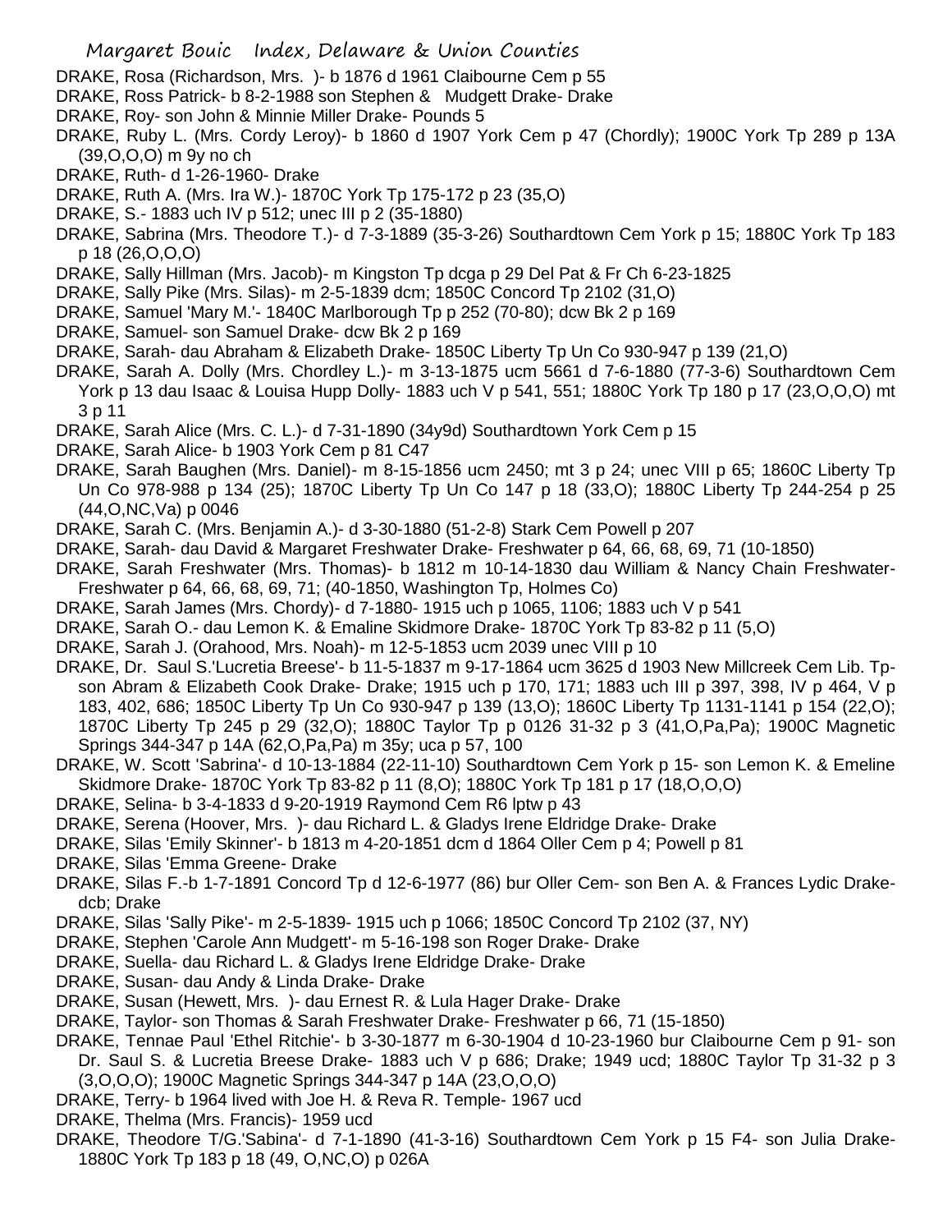DRAKE, Rosa (Richardson, Mrs. )- b 1876 d 1961 Claibourne Cem p 55

DRAKE, Ross Patrick- b 8-2-1988 son Stephen & Mudgett Drake- Drake

DRAKE, Roy- son John & Minnie Miller Drake- Pounds 5

DRAKE, Ruby L. (Mrs. Cordy Leroy)- b 1860 d 1907 York Cem p 47 (Chordly); 1900C York Tp 289 p 13A (39,O,O,O) m 9y no ch

DRAKE, Ruth- d 1-26-1960- Drake

DRAKE, Ruth A. (Mrs. Ira W.)- 1870C York Tp 175-172 p 23 (35,O)

DRAKE, S.- 1883 uch IV p 512; unec III p 2 (35-1880)

DRAKE, Sabrina (Mrs. Theodore T.)- d 7-3-1889 (35-3-26) Southardtown Cem York p 15; 1880C York Tp 183 p 18 (26,O,O,O)

DRAKE, Sally Hillman (Mrs. Jacob)- m Kingston Tp dcga p 29 Del Pat & Fr Ch 6-23-1825

DRAKE, Sally Pike (Mrs. Silas)- m 2-5-1839 dcm; 1850C Concord Tp 2102 (31,O)

DRAKE, Samuel 'Mary M.'- 1840C Marlborough Tp p 252 (70-80); dcw Bk 2 p 169

DRAKE, Samuel- son Samuel Drake- dcw Bk 2 p 169

DRAKE, Sarah- dau Abraham & Elizabeth Drake- 1850C Liberty Tp Un Co 930-947 p 139 (21,O)

DRAKE, Sarah A. Dolly (Mrs. Chordley L.)- m 3-13-1875 ucm 5661 d 7-6-1880 (77-3-6) Southardtown Cem York p 13 dau Isaac & Louisa Hupp Dolly- 1883 uch V p 541, 551; 1880C York Tp 180 p 17 (23,O,O,O) mt 3 p 11

DRAKE, Sarah Alice (Mrs. C. L.)- d 7-31-1890 (34y9d) Southardtown York Cem p 15

DRAKE, Sarah Alice- b 1903 York Cem p 81 C47

DRAKE, Sarah Baughen (Mrs. Daniel)- m 8-15-1856 ucm 2450; mt 3 p 24; unec VIII p 65; 1860C Liberty Tp Un Co 978-988 p 134 (25); 1870C Liberty Tp Un Co 147 p 18 (33,O); 1880C Liberty Tp 244-254 p 25 (44,O,NC,Va) p 0046

DRAKE, Sarah C. (Mrs. Benjamin A.)- d 3-30-1880 (51-2-8) Stark Cem Powell p 207

DRAKE, Sarah- dau David & Margaret Freshwater Drake- Freshwater p 64, 66, 68, 69, 71 (10-1850)

DRAKE, Sarah Freshwater (Mrs. Thomas)- b 1812 m 10-14-1830 dau William & Nancy Chain Freshwater- Freshwater p 64, 66, 68, 69, 71; (40-1850, Washington Tp, Holmes Co)

DRAKE, Sarah James (Mrs. Chordy)- d 7-1880- 1915 uch p 1065, 1106; 1883 uch V p 541

DRAKE, Sarah O.- dau Lemon K. & Emaline Skidmore Drake- 1870C York Tp 83-82 p 11 (5,O)

DRAKE, Sarah J. (Orahood, Mrs. Noah)- m 12-5-1853 ucm 2039 unec VIII p 10

DRAKE, Dr. Saul S.'Lucretia Breese'- b 11-5-1837 m 9-17-1864 ucm 3625 d 1903 New Millcreek Cem Lib. Tp- son Abram & Elizabeth Cook Drake- Drake; 1915 uch p 170, 171; 1883 uch III p 397, 398, IV p 464, V p 183, 402, 686; 1850C Liberty Tp Un Co 930-947 p 139 (13,O); 1860C Liberty Tp 1131-1141 p 154 (22,O); 1870C Liberty Tp 245 p 29 (32,O); 1880C Taylor Tp p 0126 31-32 p 3 (41,O,Pa,Pa); 1900C Magnetic Springs 344-347 p 14A (62,O,Pa,Pa) m 35y; uca p 57, 100

DRAKE, W. Scott 'Sabrina'- d 10-13-1884 (22-11-10) Southardtown Cem York p 15- son Lemon K. & Emeline Skidmore Drake- 1870C York Tp 83-82 p 11 (8,O); 1880C York Tp 181 p 17 (18,O,O,O)

DRAKE, Selina- b 3-4-1833 d 9-20-1919 Raymond Cem R6 lptw p 43

DRAKE, Serena (Hoover, Mrs. )- dau Richard L. & Gladys Irene Eldridge Drake- Drake

DRAKE, Silas 'Emily Skinner'- b 1813 m 4-20-1851 dcm d 1864 Oller Cem p 4; Powell p 81

DRAKE, Silas 'Emma Greene- Drake

DRAKE, Silas F.-b 1-7-1891 Concord Tp d 12-6-1977 (86) bur Oller Cem- son Ben A. & Frances Lydic Drake- dcb; Drake

DRAKE, Silas 'Sally Pike'- m 2-5-1839- 1915 uch p 1066; 1850C Concord Tp 2102 (37, NY)

DRAKE, Stephen 'Carole Ann Mudgett'- m 5-16-198 son Roger Drake- Drake

DRAKE, Suella- dau Richard L. & Gladys Irene Eldridge Drake- Drake

DRAKE, Susan- dau Andy & Linda Drake- Drake

DRAKE, Susan (Hewett, Mrs. )- dau Ernest R. & Lula Hager Drake- Drake

DRAKE, Taylor- son Thomas & Sarah Freshwater Drake- Freshwater p 66, 71 (15-1850)

DRAKE, Tennae Paul 'Ethel Ritchie'- b 3-30-1877 m 6-30-1904 d 10-23-1960 bur Claibourne Cem p 91- son Dr. Saul S. & Lucretia Breese Drake- 1883 uch V p 686; Drake; 1949 ucd; 1880C Taylor Tp 31-32 p 3 (3,O,O,O); 1900C Magnetic Springs 344-347 p 14A (23,O,O,O)

DRAKE, Terry- b 1964 lived with Joe H. & Reva R. Temple- 1967 ucd

DRAKE, Thelma (Mrs. Francis)- 1959 ucd

DRAKE, Theodore T/G.'Sabina'- d 7-1-1890 (41-3-16) Southardtown Cem York p 15 F4- son Julia Drake- 1880C York Tp 183 p 18 (49, O,NC,O) p 026A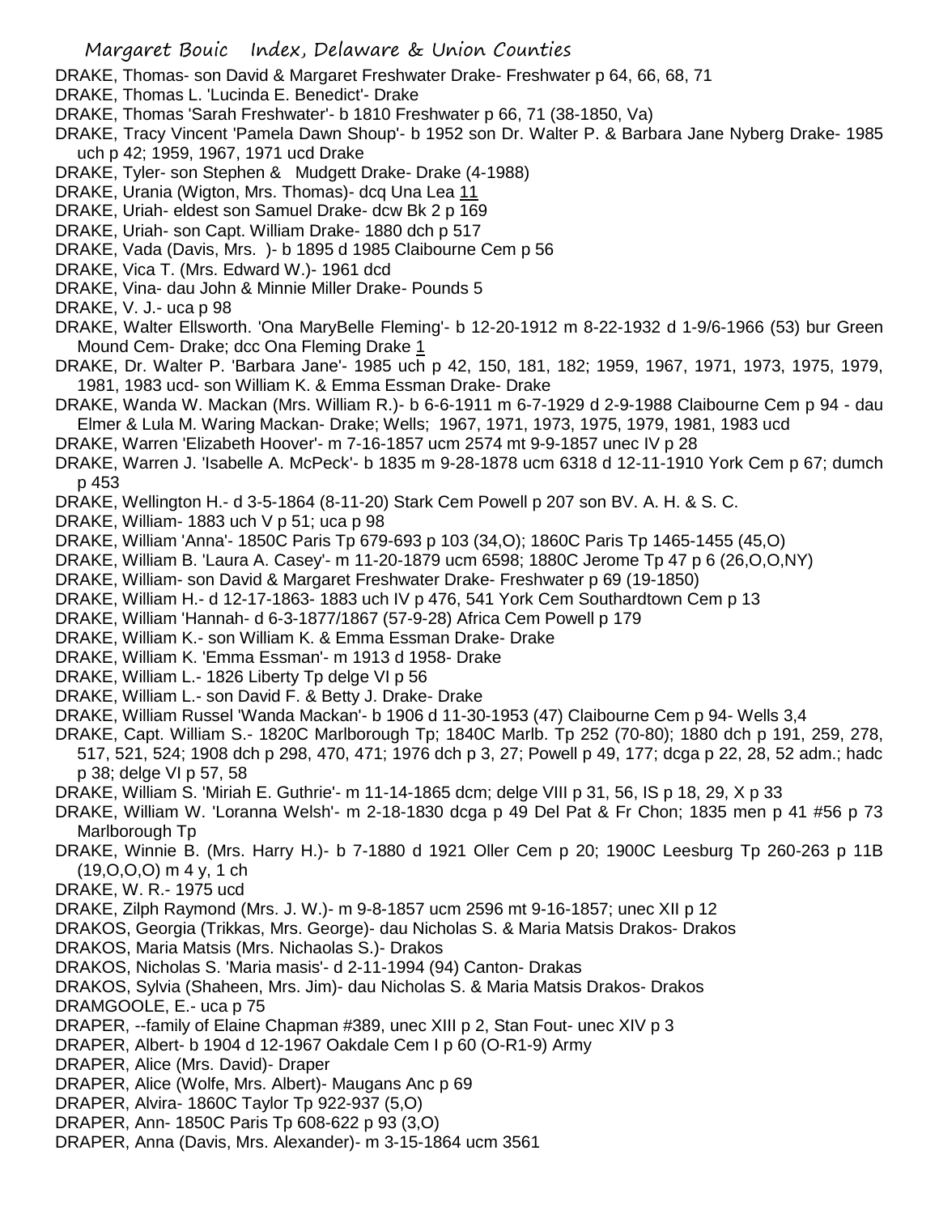DRAKE, Thomas- son David & Margaret Freshwater Drake- Freshwater p 64, 66, 68, 71

DRAKE, Thomas L. 'Lucinda E. Benedict'- Drake

DRAKE, Thomas 'Sarah Freshwater'- b 1810 Freshwater p 66, 71 (38-1850, Va)

DRAKE, Tracy Vincent 'Pamela Dawn Shoup'- b 1952 son Dr. Walter P. & Barbara Jane Nyberg Drake- 1985 uch p 42; 1959, 1967, 1971 ucd Drake

DRAKE, Tyler- son Stephen & Mudgett Drake- Drake (4-1988)

DRAKE, Urania (Wigton, Mrs. Thomas)- dcq Una Lea 11

DRAKE, Uriah- eldest son Samuel Drake- dcw Bk 2 p 169

DRAKE, Uriah- son Capt. William Drake- 1880 dch p 517

DRAKE, Vada (Davis, Mrs. )- b 1895 d 1985 Claibourne Cem p 56

DRAKE, Vica T. (Mrs. Edward W.)- 1961 dcd

DRAKE, Vina- dau John & Minnie Miller Drake- Pounds 5

DRAKE, V. J.- uca p 98

DRAKE, Walter Ellsworth. 'Ona MaryBelle Fleming'- b 12-20-1912 m 8-22-1932 d 1-9/6-1966 (53) bur Green Mound Cem- Drake; dcc Ona Fleming Drake 1

DRAKE, Dr. Walter P. 'Barbara Jane'- 1985 uch p 42, 150, 181, 182; 1959, 1967, 1971, 1973, 1975, 1979, 1981, 1983 ucd- son William K. & Emma Essman Drake- Drake

DRAKE, Wanda W. Mackan (Mrs. William R.)- b 6-6-1911 m 6-7-1929 d 2-9-1988 Claibourne Cem p 94 - dau Elmer & Lula M. Waring Mackan- Drake; Wells; 1967, 1971, 1973, 1975, 1979, 1981, 1983 ucd

DRAKE, Warren 'Elizabeth Hoover'- m 7-16-1857 ucm 2574 mt 9-9-1857 unec IV p 28

DRAKE, Warren J. 'Isabelle A. McPeck'- b 1835 m 9-28-1878 ucm 6318 d 12-11-1910 York Cem p 67; dumch p 453

DRAKE, Wellington H.- d 3-5-1864 (8-11-20) Stark Cem Powell p 207 son BV. A. H. & S. C.

DRAKE, William- 1883 uch V p 51; uca p 98

DRAKE, William 'Anna'- 1850C Paris Tp 679-693 p 103 (34,O); 1860C Paris Tp 1465-1455 (45,O)

DRAKE, William B. 'Laura A. Casey'- m 11-20-1879 ucm 6598; 1880C Jerome Tp 47 p 6 (26,O,O,NY)

DRAKE, William- son David & Margaret Freshwater Drake- Freshwater p 69 (19-1850)

DRAKE, William H.- d 12-17-1863- 1883 uch IV p 476, 541 York Cem Southardtown Cem p 13

DRAKE, William 'Hannah- d 6-3-1877/1867 (57-9-28) Africa Cem Powell p 179

DRAKE, William K.- son William K. & Emma Essman Drake- Drake

DRAKE, William K. 'Emma Essman'- m 1913 d 1958- Drake

DRAKE, William L.- 1826 Liberty Tp delge VI p 56

DRAKE, William L.- son David F. & Betty J. Drake- Drake

DRAKE, William Russel 'Wanda Mackan'- b 1906 d 11-30-1953 (47) Claibourne Cem p 94- Wells 3,4

DRAKE, Capt. William S.- 1820C Marlborough Tp; 1840C Marlb. Tp 252 (70-80); 1880 dch p 191, 259, 278, 517, 521, 524; 1908 dch p 298, 470, 471; 1976 dch p 3, 27; Powell p 49, 177; dcga p 22, 28, 52 adm.; hadc p 38; delge VI p 57, 58

DRAKE, William S. 'Miriah E. Guthrie'- m 11-14-1865 dcm; delge VIII p 31, 56, IS p 18, 29, X p 33

DRAKE, William W. 'Loranna Welsh'- m 2-18-1830 dcga p 49 Del Pat & Fr Chon; 1835 men p 41 #56 p 73 Marlborough Tp

DRAKE, Winnie B. (Mrs. Harry H.)- b 7-1880 d 1921 Oller Cem p 20; 1900C Leesburg Tp 260-263 p 11B (19,O,O,O) m 4 y, 1 ch

DRAKE, W. R.- 1975 ucd

DRAKE, Zilph Raymond (Mrs. J. W.)- m 9-8-1857 ucm 2596 mt 9-16-1857; unec XII p 12

DRAKOS, Georgia (Trikkas, Mrs. George)- dau Nicholas S. & Maria Matsis Drakos- Drakos

DRAKOS, Maria Matsis (Mrs. Nichaolas S.)- Drakos

DRAKOS, Nicholas S. 'Maria masis'- d 2-11-1994 (94) Canton- Drakas

DRAKOS, Sylvia (Shaheen, Mrs. Jim)- dau Nicholas S. & Maria Matsis Drakos- Drakos

DRAMGOOLE, E.- uca p 75

DRAPER, --family of Elaine Chapman #389, unec XIII p 2, Stan Fout- unec XIV p 3

DRAPER, Albert- b 1904 d 12-1967 Oakdale Cem I p 60 (O-R1-9) Army

DRAPER, Alice (Mrs. David)- Draper

DRAPER, Alice (Wolfe, Mrs. Albert)- Maugans Anc p 69

DRAPER, Alvira- 1860C Taylor Tp 922-937 (5,O)

DRAPER, Ann- 1850C Paris Tp 608-622 p 93 (3,O)

DRAPER, Anna (Davis, Mrs. Alexander)- m 3-15-1864 ucm 3561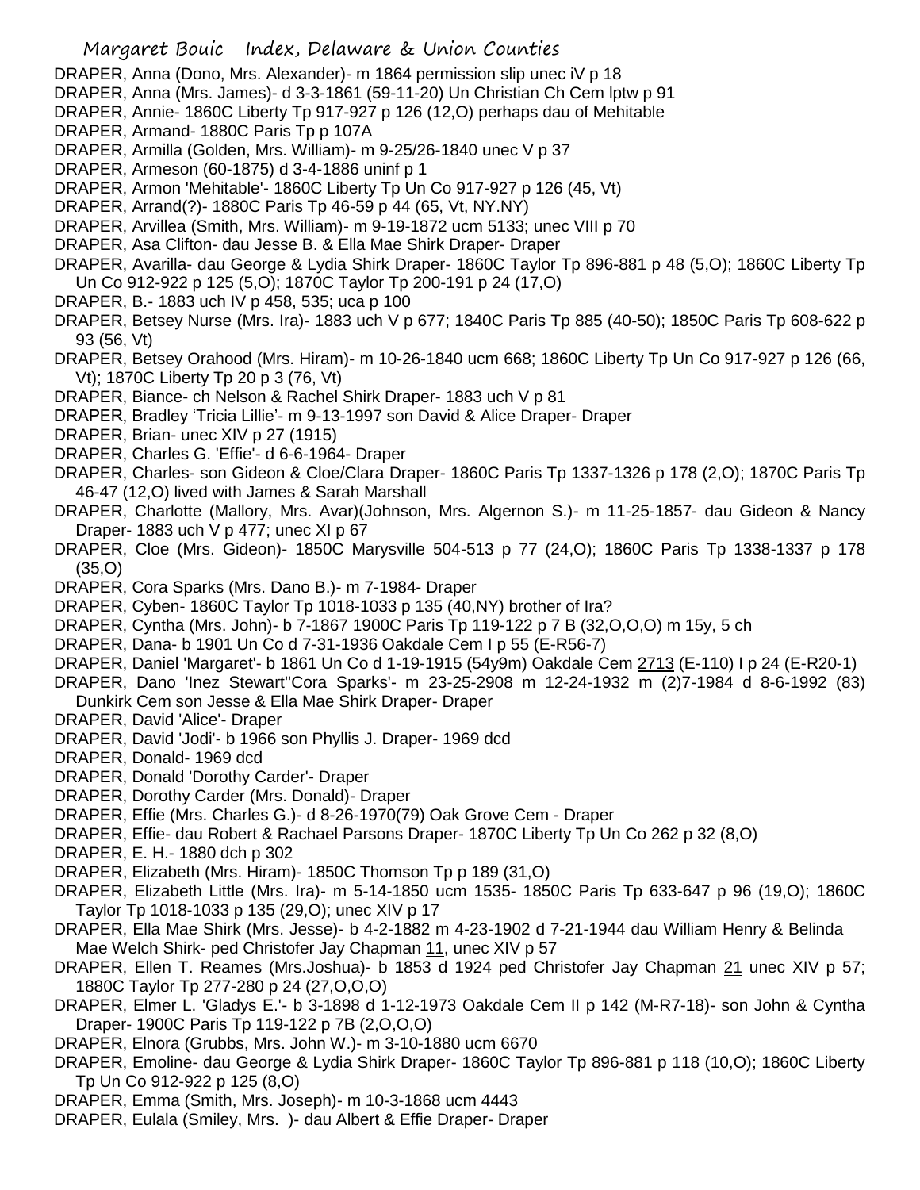DRAPER, Anna (Dono, Mrs. Alexander)- m 1864 permission slip unec iV p 18

DRAPER, Anna (Mrs. James)- d 3-3-1861 (59-11-20) Un Christian Ch Cem lptw p 91

DRAPER, Annie- 1860C Liberty Tp 917-927 p 126 (12,O) perhaps dau of Mehitable

DRAPER, Armand- 1880C Paris Tp p 107A

DRAPER, Armilla (Golden, Mrs. William)- m 9-25/26-1840 unec V p 37

DRAPER, Armeson (60-1875) d 3-4-1886 uninf p 1

DRAPER, Armon 'Mehitable'- 1860C Liberty Tp Un Co 917-927 p 126 (45, Vt)

DRAPER, Arrand(?)- 1880C Paris Tp 46-59 p 44 (65, Vt, NY.NY)

DRAPER, Arvillea (Smith, Mrs. William)- m 9-19-1872 ucm 5133; unec VIII p 70

DRAPER, Asa Clifton- dau Jesse B. & Ella Mae Shirk Draper- Draper

DRAPER, Avarilla- dau George & Lydia Shirk Draper- 1860C Taylor Tp 896-881 p 48 (5,O); 1860C Liberty Tp Un Co 912-922 p 125 (5,O); 1870C Taylor Tp 200-191 p 24 (17,O)

DRAPER, B.- 1883 uch IV p 458, 535; uca p 100

DRAPER, Betsey Nurse (Mrs. Ira)- 1883 uch V p 677; 1840C Paris Tp 885 (40-50); 1850C Paris Tp 608-622 p 93 (56, Vt)

DRAPER, Betsey Orahood (Mrs. Hiram)- m 10-26-1840 ucm 668; 1860C Liberty Tp Un Co 917-927 p 126 (66, Vt); 1870C Liberty Tp 20 p 3 (76, Vt)

DRAPER, Biance- ch Nelson & Rachel Shirk Draper- 1883 uch V p 81

DRAPER, Bradley 'Tricia Lillie'- m 9-13-1997 son David & Alice Draper- Draper

DRAPER, Brian- unec XIV p 27 (1915)

DRAPER, Charles G. 'Effie'- d 6-6-1964- Draper

DRAPER, Charles- son Gideon & Cloe/Clara Draper- 1860C Paris Tp 1337-1326 p 178 (2,O); 1870C Paris Tp 46-47 (12,O) lived with James & Sarah Marshall

DRAPER, Charlotte (Mallory, Mrs. Avar)(Johnson, Mrs. Algernon S.)- m 11-25-1857- dau Gideon & Nancy Draper- 1883 uch V p 477; unec XI p 67

DRAPER, Cloe (Mrs. Gideon)- 1850C Marysville 504-513 p 77 (24,O); 1860C Paris Tp 1338-1337 p 178 (35,O)

DRAPER, Cora Sparks (Mrs. Dano B.)- m 7-1984- Draper

DRAPER, Cyben- 1860C Taylor Tp 1018-1033 p 135 (40,NY) brother of Ira?

DRAPER, Cyntha (Mrs. John)- b 7-1867 1900C Paris Tp 119-122 p 7 B (32,O,O,O) m 15y, 5 ch

DRAPER, Dana- b 1901 Un Co d 7-31-1936 Oakdale Cem I p 55 (E-R56-7)

DRAPER, Daniel 'Margaret'- b 1861 Un Co d 1-19-1915 (54y9m) Oakdale Cem 2713 (E-110) I p 24 (E-R20-1)

DRAPER, Dano 'Inez Stewart''Cora Sparks'- m 23-25-1908 m 12-24-1932 m (2)7-1984 d 8-6-1992 (83) Dunkirk Cem son Jesse & Ella Mae Shirk Draper- Draper

DRAPER, David 'Alice'- Draper

DRAPER, David 'Jodi'- b 1966 son Phyllis J. Draper- 1969 dcd

DRAPER, Donald- 1969 dcd

DRAPER, Donald 'Dorothy Carder'- Draper

DRAPER, Dorothy Carder (Mrs. Donald)- Draper

DRAPER, Effie (Mrs. Charles G.)- d 8-26-1970(79) Oak Grove Cem - Draper

DRAPER, Effie- dau Robert & Rachael Parsons Draper- 1870C Liberty Tp Un Co 262 p 32 (8,O)

DRAPER, E. H.- 1880 dch p 302

DRAPER, Elizabeth (Mrs. Hiram)- 1850C Thomson Tp p 189 (31,O)

DRAPER, Elizabeth Little (Mrs. Ira)- m 5-14-1850 ucm 1535- 1850C Paris Tp 633-647 p 96 (19,O); 1860C Taylor Tp 1018-1033 p 135 (29,O); unec XIV p 17

DRAPER, Ella Mae Shirk (Mrs. Jesse)- b 4-2-1882 m 4-23-1902 d 7-21-1944 dau William Henry & Belinda Mae Welch Shirk- ped Christofer Jay Chapman 11, unec XIV p 57

DRAPER, Ellen T. Reames (Mrs.Joshua)- b 1853 d 1924 ped Christofer Jay Chapman 21 unec XIV p 57; 1880C Taylor Tp 277-280 p 24 (27,O,O,O)

DRAPER, Elmer L. 'Gladys E.'- b 3-1898 d 1-12-1973 Oakdale Cem II p 142 (M-R7-18)- son John & Cyntha Draper- 1900C Paris Tp 119-122 p 7B (2,O,O,O)

DRAPER, Elnora (Grubbs, Mrs. John W.)- m 3-10-1880 ucm 6670

DRAPER, Emoline- dau George & Lydia Shirk Draper- 1860C Taylor Tp 896-881 p 118 (10,O); 1860C Liberty Tp Un Co 912-922 p 125 (8,O)

DRAPER, Emma (Smith, Mrs. Joseph)- m 10-3-1868 ucm 4443

DRAPER, Eulala (Smiley, Mrs. )- dau Albert & Effie Draper- Draper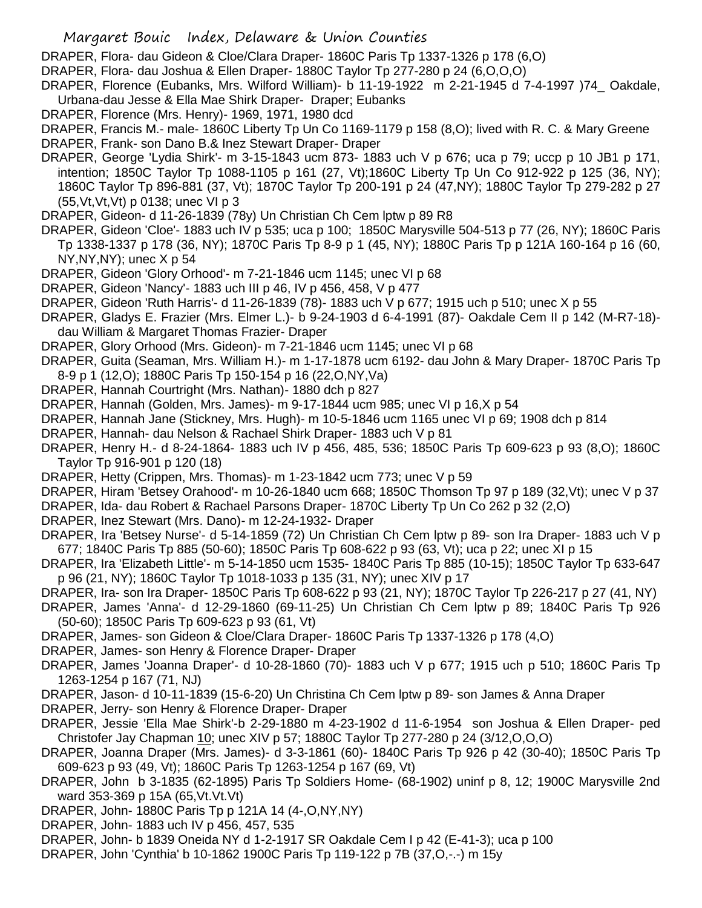DRAPER, Flora- dau Gideon & Cloe/Clara Draper- 1860C Paris Tp 1337-1326 p 178 (6,O)

DRAPER, Flora- dau Joshua & Ellen Draper- 1880C Taylor Tp 277-280 p 24 (6,O,O,O)

DRAPER, Florence (Eubanks, Mrs. Wilford William)- b 11-19-1922 m 2-21-1945 d 7-4-1997 )74_ Oakdale, Urbana-dau Jesse & Ella Mae Shirk Draper- Draper; Eubanks

DRAPER, Florence (Mrs. Henry)- 1969, 1971, 1980 dcd

DRAPER, Francis M.- male- 1860C Liberty Tp Un Co 1169-1179 p 158 (8,O); lived with R. C. & Mary Greene

DRAPER, Frank- son Dano B.& Inez Stewart Draper- Draper

DRAPER, George 'Lydia Shirk'- m 3-15-1843 ucm 873- 1883 uch V p 676; uca p 79; uccp p 10 JB1 p 171, intention; 1850C Taylor Tp 1088-1105 p 161 (27, Vt);1860C Liberty Tp Un Co 912-922 p 125 (36, NY); 1860C Taylor Tp 896-881 (37, Vt); 1870C Taylor Tp 200-191 p 24 (47,NY); 1880C Taylor Tp 279-282 p 27 (55,Vt,Vt,Vt) p 0138; unec VI p 3

DRAPER, Gideon- d 11-26-1839 (78y) Un Christian Ch Cem lptw p 89 R8

DRAPER, Gideon 'Cloe'- 1883 uch IV p 535; uca p 100; 1850C Marysville 504-513 p 77 (26, NY); 1860C Paris Tp 1338-1337 p 178 (36, NY); 1870C Paris Tp 8-9 p 1 (45, NY); 1880C Paris Tp p 121A 160-164 p 16 (60, NY,NY,NY); unec X p 54

DRAPER, Gideon 'Glory Orhood'- m 7-21-1846 ucm 1145; unec VI p 68

DRAPER, Gideon 'Nancy'- 1883 uch III p 46, IV p 456, 458, V p 477

DRAPER, Gideon 'Ruth Harris'- d 11-26-1839 (78)- 1883 uch V p 677; 1915 uch p 510; unec X p 55

DRAPER, Gladys E. Frazier (Mrs. Elmer L.)- b 9-24-1903 d 6-4-1991 (87)- Oakdale Cem II p 142 (M-R7-18)- dau William & Margaret Thomas Frazier- Draper

DRAPER, Glory Orhood (Mrs. Gideon)- m 7-21-1846 ucm 1145; unec VI p 68

DRAPER, Guita (Seaman, Mrs. William H.)- m 1-17-1878 ucm 6192- dau John & Mary Draper- 1870C Paris Tp 8-9 p 1 (12,O); 1880C Paris Tp 150-154 p 16 (22,O,NY,Va)

DRAPER, Hannah Courtright (Mrs. Nathan)- 1880 dch p 827

DRAPER, Hannah (Golden, Mrs. James)- m 9-17-1844 ucm 985; unec VI p 16,X p 54

DRAPER, Hannah Jane (Stickney, Mrs. Hugh)- m 10-5-1846 ucm 1165 unec VI p 69; 1908 dch p 814

DRAPER, Hannah- dau Nelson & Rachael Shirk Draper- 1883 uch V p 81

DRAPER, Henry H.- d 8-24-1864- 1883 uch IV p 456, 485, 536; 1850C Paris Tp 609-623 p 93 (8,O); 1860C Taylor Tp 916-901 p 120 (18)

DRAPER, Hetty (Crippen, Mrs. Thomas)- m 1-23-1842 ucm 773; unec V p 59

DRAPER, Hiram 'Betsey Orahood'- m 10-26-1840 ucm 668; 1850C Thomson Tp 97 p 189 (32,Vt); unec V p 37

DRAPER, Ida- dau Robert & Rachael Parsons Draper- 1870C Liberty Tp Un Co 262 p 32 (2,O)

DRAPER, Inez Stewart (Mrs. Dano)- m 12-24-1932- Draper

DRAPER, Ira 'Betsey Nurse'- d 5-14-1859 (72) Un Christian Ch Cem lptw p 89- son Ira Draper- 1883 uch V p 677; 1840C Paris Tp 885 (50-60); 1850C Paris Tp 608-622 p 93 (63, Vt); uca p 22; unec XI p 15

DRAPER, Ira 'Elizabeth Little'- m 5-14-1850 ucm 1535- 1840C Paris Tp 885 (10-15); 1850C Taylor Tp 633-647 p 96 (21, NY); 1860C Taylor Tp 1018-1033 p 135 (31, NY); unec XIV p 17

DRAPER, Ira- son Ira Draper- 1850C Paris Tp 608-622 p 93 (21, NY); 1870C Taylor Tp 226-217 p 27 (41, NY)

DRAPER, James 'Anna'- d 12-29-1860 (69-11-25) Un Christian Ch Cem lptw p 89; 1840C Paris Tp 926 (50-60); 1850C Paris Tp 609-623 p 93 (61, Vt)

DRAPER, James- son Gideon & Cloe/Clara Draper- 1860C Paris Tp 1337-1326 p 178 (4,O)

DRAPER, James- son Henry & Florence Draper- Draper

DRAPER, James 'Joanna Draper'- d 10-28-1860 (70)- 1883 uch V p 677; 1915 uch p 510; 1860C Paris Tp 1263-1254 p 167 (71, NJ)

DRAPER, Jason- d 10-11-1839 (15-6-20) Un Christina Ch Cem lptw p 89- son James & Anna Draper

DRAPER, Jerry- son Henry & Florence Draper- Draper

DRAPER, Jessie 'Ella Mae Shirk'-b 2-29-1880 m 4-23-1902 d 11-6-1954 son Joshua & Ellen Draper- ped Christofer Jay Chapman 10; unec XIV p 57; 1880C Taylor Tp 277-280 p 24 (3/12,O,O,O)

DRAPER, Joanna Draper (Mrs. James)- d 3-3-1861 (60)- 1840C Paris Tp 926 p 42 (30-40); 1850C Paris Tp 609-623 p 93 (49, Vt); 1860C Paris Tp 1263-1254 p 167 (69, Vt)

DRAPER, John b 3-1835 (62-1895) Paris Tp Soldiers Home- (68-1902) uninf p 8, 12; 1900C Marysville 2nd ward 353-369 p 15A (65,Vt.Vt.Vt)

DRAPER, John- 1880C Paris Tp p 121A 14 (4-,O,NY,NY)

DRAPER, John- 1883 uch IV p 456, 457, 535

DRAPER, John- b 1839 Oneida NY d 1-2-1917 SR Oakdale Cem I p 42 (E-41-3); uca p 100

DRAPER, John 'Cynthia' b 10-1862 1900C Paris Tp 119-122 p 7B (37,O,-.-) m 15y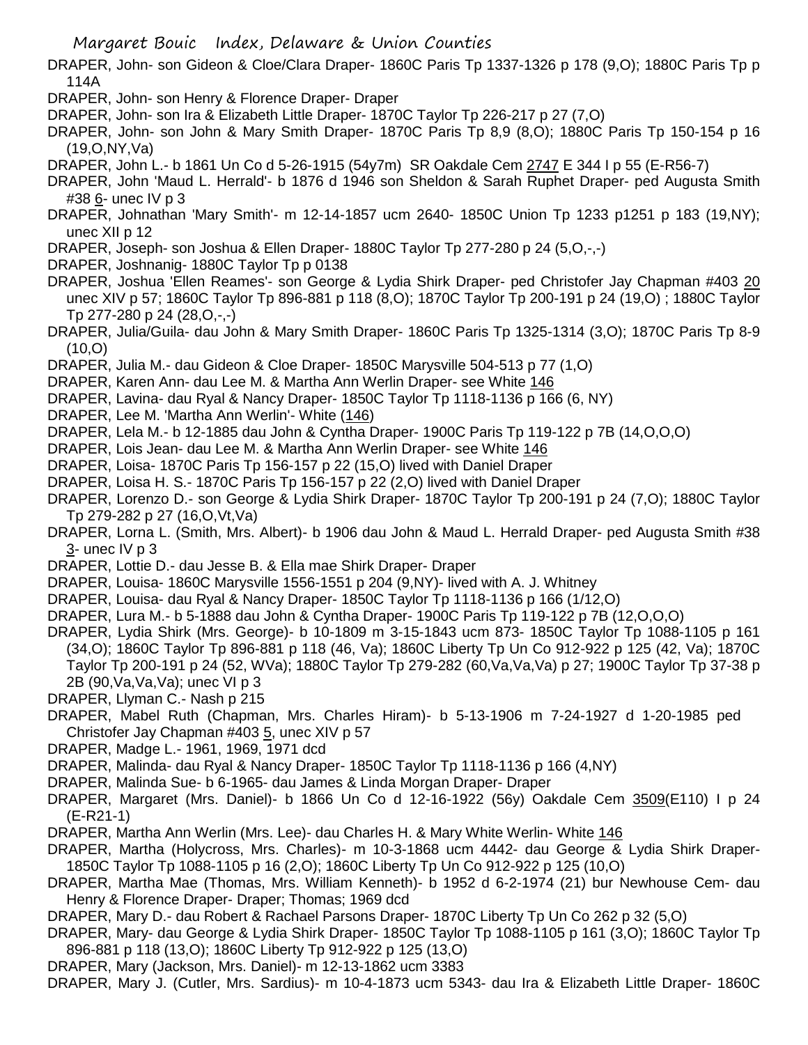DRAPER, John- son Gideon & Cloe/Clara Draper- 1860C Paris Tp 1337-1326 p 178 (9,O); 1880C Paris Tp p 114A

DRAPER, John- son Henry & Florence Draper- Draper

DRAPER, John- son Ira & Elizabeth Little Draper- 1870C Taylor Tp 226-217 p 27 (7,O)

DRAPER, John- son John & Mary Smith Draper- 1870C Paris Tp 8,9 (8,O); 1880C Paris Tp 150-154 p 16 (19,O,NY,Va)

DRAPER, John L.- b 1861 Un Co d 5-26-1915 (54y7m) SR Oakdale Cem 2747 E 344 I p 55 (E-R56-7)

DRAPER, John 'Maud L. Herrald'- b 1876 d 1946 son Sheldon & Sarah Ruphet Draper- ped Augusta Smith #38 6- unec IV p 3

DRAPER, Johnathan 'Mary Smith'- m 12-14-1857 ucm 2640- 1850C Union Tp 1233 p1251 p 183 (19,NY); unec XII p 12

DRAPER, Joseph- son Joshua & Ellen Draper- 1880C Taylor Tp 277-280 p 24 (5,O,-,-)

DRAPER, Joshnanig- 1880C Taylor Tp p 0138

DRAPER, Joshua 'Ellen Reames'- son George & Lydia Shirk Draper- ped Christofer Jay Chapman #403 20 unec XIV p 57; 1860C Taylor Tp 896-881 p 118 (8,O); 1870C Taylor Tp 200-191 p 24 (19,O) ; 1880C Taylor Tp 277-280 p 24 (28,O,-,-)

DRAPER, Julia/Guila- dau John & Mary Smith Draper- 1860C Paris Tp 1325-1314 (3,O); 1870C Paris Tp 8-9 (10,O)

DRAPER, Julia M.- dau Gideon & Cloe Draper- 1850C Marysville 504-513 p 77 (1,O)

DRAPER, Karen Ann- dau Lee M. & Martha Ann Werlin Draper- see White 146

DRAPER, Lavina- dau Ryal & Nancy Draper- 1850C Taylor Tp 1118-1136 p 166 (6, NY)

DRAPER, Lee M. 'Martha Ann Werlin'- White (146)

DRAPER, Lela M.- b 12-1885 dau John & Cyntha Draper- 1900C Paris Tp 119-122 p 7B (14,O,O,O)

DRAPER, Lois Jean- dau Lee M. & Martha Ann Werlin Draper- see White 146

DRAPER, Loisa- 1870C Paris Tp 156-157 p 22 (15,O) lived with Daniel Draper

DRAPER, Loisa H. S.- 1870C Paris Tp 156-157 p 22 (2,O) lived with Daniel Draper

DRAPER, Lorenzo D.- son George & Lydia Shirk Draper- 1870C Taylor Tp 200-191 p 24 (7,O); 1880C Taylor Tp 279-282 p 27 (16,O,Vt,Va)

DRAPER, Lorna L. (Smith, Mrs. Albert)- b 1906 dau John & Maud L. Herrald Draper- ped Augusta Smith #38 3- unec IV p 3

DRAPER, Lottie D.- dau Jesse B. & Ella mae Shirk Draper- Draper

DRAPER, Louisa- 1860C Marysville 1556-1551 p 204 (9,NY)- lived with A. J. Whitney

DRAPER, Louisa- dau Ryal & Nancy Draper- 1850C Taylor Tp 1118-1136 p 166 (1/12,O)

DRAPER, Lura M.- b 5-1888 dau John & Cyntha Draper- 1900C Paris Tp 119-122 p 7B (12,O,O,O)

DRAPER, Lydia Shirk (Mrs. George)- b 10-1809 m 3-15-1843 ucm 873- 1850C Taylor Tp 1088-1105 p 161 (34,O); 1860C Taylor Tp 896-881 p 118 (46, Va); 1860C Liberty Tp Un Co 912-922 p 125 (42, Va); 1870C Taylor Tp 200-191 p 24 (52, WVa); 1880C Taylor Tp 279-282 (60,Va,Va,Va) p 27; 1900C Taylor Tp 37-38 p 2B (90,Va,Va,Va); unec VI p 3

DRAPER, Llyman C.- Nash p 215

DRAPER, Mabel Ruth (Chapman, Mrs. Charles Hiram)- b 5-13-1906 m 7-24-1927 d 1-20-1985 ped Christofer Jay Chapman #403 5, unec XIV p 57

DRAPER, Madge L.- 1961, 1969, 1971 dcd

DRAPER, Malinda- dau Ryal & Nancy Draper- 1850C Taylor Tp 1118-1136 p 166 (4,NY)

DRAPER, Malinda Sue- b 6-1965- dau James & Linda Morgan Draper- Draper

DRAPER, Margaret (Mrs. Daniel)- b 1866 Un Co d 12-16-1922 (56y) Oakdale Cem 3509(E110) I p 24 (E-R21-1)

DRAPER, Martha Ann Werlin (Mrs. Lee)- dau Charles H. & Mary White Werlin- White 146

DRAPER, Martha (Holycross, Mrs. Charles)- m 10-3-1868 ucm 4442- dau George & Lydia Shirk Draper- 1850C Taylor Tp 1088-1105 p 16 (2,O); 1860C Liberty Tp Un Co 912-922 p 125 (10,O)

DRAPER, Martha Mae (Thomas, Mrs. William Kenneth)- b 1952 d 6-2-1974 (21) bur Newhouse Cem- dau Henry & Florence Draper- Draper; Thomas; 1969 dcd

DRAPER, Mary D.- dau Robert & Rachael Parsons Draper- 1870C Liberty Tp Un Co 262 p 32 (5,O)

DRAPER, Mary- dau George & Lydia Shirk Draper- 1850C Taylor Tp 1088-1105 p 161 (3,O); 1860C Taylor Tp 896-881 p 118 (13,O); 1860C Liberty Tp 912-922 p 125 (13,O)

DRAPER, Mary (Jackson, Mrs. Daniel)- m 12-13-1862 ucm 3383

DRAPER, Mary J. (Cutler, Mrs. Sardius)- m 10-4-1873 ucm 5343- dau Ira & Elizabeth Little Draper- 1860C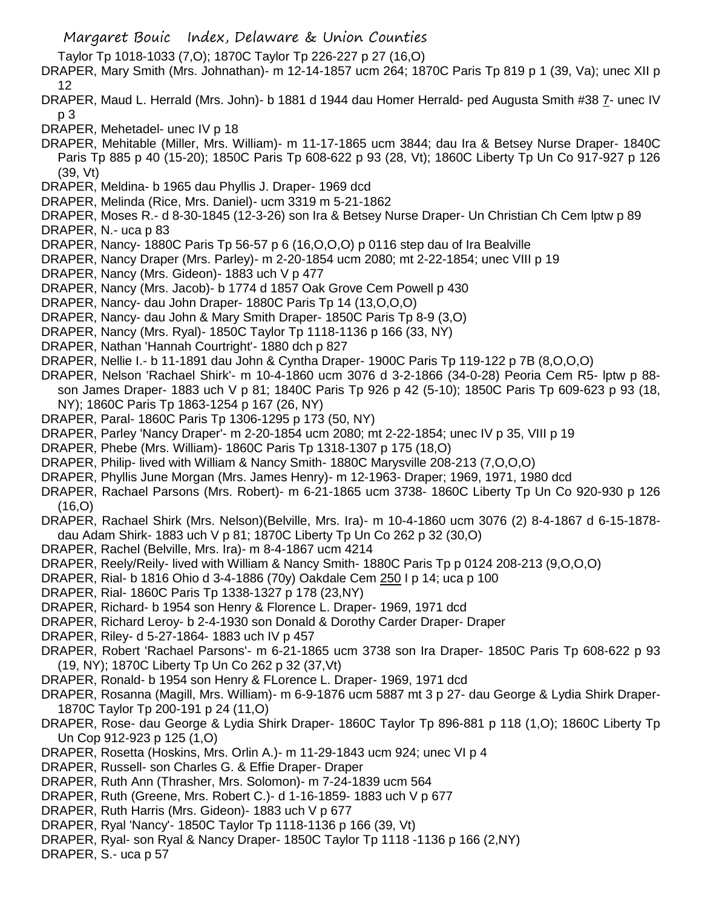Taylor Tp 1018-1033 (7,O); 1870C Taylor Tp 226-227 p 27 (16,O)

DRAPER, Mary Smith (Mrs. Johnathan)- m 12-14-1857 ucm 264; 1870C Paris Tp 819 p 1 (39, Va); unec XII p 12

DRAPER, Maud L. Herrald (Mrs. John)- b 1881 d 1944 dau Homer Herrald- ped Augusta Smith #38 7- unec IV p 3

DRAPER, Mehetadel- unec IV p 18

DRAPER, Mehitable (Miller, Mrs. William)- m 11-17-1865 ucm 3844; dau Ira & Betsey Nurse Draper- 1840C Paris Tp 885 p 40 (15-20); 1850C Paris Tp 608-622 p 93 (28, Vt); 1860C Liberty Tp Un Co 917-927 p 126 (39, Vt)

DRAPER, Meldina- b 1965 dau Phyllis J. Draper- 1969 dcd

DRAPER, Melinda (Rice, Mrs. Daniel)- ucm 3319 m 5-21-1862

DRAPER, Moses R.- d 8-30-1845 (12-3-26) son Ira & Betsey Nurse Draper- Un Christian Ch Cem lptw p 89

DRAPER, N.- uca p 83

DRAPER, Nancy- 1880C Paris Tp 56-57 p 6 (16,O,O,O) p 0116 step dau of Ira Bealville

DRAPER, Nancy Draper (Mrs. Parley)- m 2-20-1854 ucm 2080; mt 2-22-1854; unec VIII p 19

DRAPER, Nancy (Mrs. Gideon)- 1883 uch V p 477

DRAPER, Nancy (Mrs. Jacob)- b 1774 d 1857 Oak Grove Cem Powell p 430

DRAPER, Nancy- dau John Draper- 1880C Paris Tp 14 (13,O,O,O)

DRAPER, Nancy- dau John & Mary Smith Draper- 1850C Paris Tp 8-9 (3,O)

DRAPER, Nancy (Mrs. Ryal)- 1850C Taylor Tp 1118-1136 p 166 (33, NY)

DRAPER, Nathan 'Hannah Courtright'- 1880 dch p 827

DRAPER, Nellie I.- b 11-1891 dau John & Cyntha Draper- 1900C Paris Tp 119-122 p 7B (8,O,O,O)

DRAPER, Nelson 'Rachael Shirk'- m 10-4-1860 ucm 3076 d 3-2-1866 (34-0-28) Peoria Cem R5- lptw p 88- son James Draper- 1883 uch V p 81; 1840C Paris Tp 926 p 42 (5-10); 1850C Paris Tp 609-623 p 93 (18, NY); 1860C Paris Tp 1863-1254 p 167 (26, NY)

DRAPER, Paral- 1860C Paris Tp 1306-1295 p 173 (50, NY)

DRAPER, Parley 'Nancy Draper'- m 2-20-1854 ucm 2080; mt 2-22-1854; unec IV p 35, VIII p 19

DRAPER, Phebe (Mrs. William)- 1860C Paris Tp 1318-1307 p 175 (18,O)

DRAPER, Philip- lived with William & Nancy Smith- 1880C Marysville 208-213 (7,O,O,O)

DRAPER, Phyllis June Morgan (Mrs. James Henry)- m 12-1963- Draper; 1969, 1971, 1980 dcd

DRAPER, Rachael Parsons (Mrs. Robert)- m 6-21-1865 ucm 3738- 1860C Liberty Tp Un Co 920-930 p 126 (16,O)

DRAPER, Rachael Shirk (Mrs. Nelson)(Belville, Mrs. Ira)- m 10-4-1860 ucm 3076 (2) 8-4-1867 d 6-15-1878- dau Adam Shirk- 1883 uch V p 81; 1870C Liberty Tp Un Co 262 p 32 (30,O)

DRAPER, Rachel (Belville, Mrs. Ira)- m 8-4-1867 ucm 4214

DRAPER, Reely/Reily- lived with William & Nancy Smith- 1880C Paris Tp p 0124 208-213 (9,O,O,O)

DRAPER, Rial- b 1816 Ohio d 3-4-1886 (70y) Oakdale Cem 250 I p 14; uca p 100

DRAPER, Rial- 1860C Paris Tp 1338-1327 p 178 (23,NY)

DRAPER, Richard- b 1954 son Henry & Florence L. Draper- 1969, 1971 dcd

DRAPER, Richard Leroy- b 2-4-1930 son Donald & Dorothy Carder Draper- Draper

DRAPER, Riley- d 5-27-1864- 1883 uch IV p 457

DRAPER, Robert 'Rachael Parsons'- m 6-21-1865 ucm 3738 son Ira Draper- 1850C Paris Tp 608-622 p 93 (19, NY); 1870C Liberty Tp Un Co 262 p 32 (37,Vt)

DRAPER, Ronald- b 1954 son Henry & FLorence L. Draper- 1969, 1971 dcd

DRAPER, Rosanna (Magill, Mrs. William)- m 6-9-1876 ucm 5887 mt 3 p 27- dau George & Lydia Shirk Draper- 1870C Taylor Tp 200-191 p 24 (11,O)

DRAPER, Rose- dau George & Lydia Shirk Draper- 1860C Taylor Tp 896-881 p 118 (1,O); 1860C Liberty Tp Un Cop 912-923 p 125 (1,O)

DRAPER, Rosetta (Hoskins, Mrs. Orlin A.)- m 11-29-1843 ucm 924; unec VI p 4

DRAPER, Russell- son Charles G. & Effie Draper- Draper

DRAPER, Ruth Ann (Thrasher, Mrs. Solomon)- m 7-24-1839 ucm 564

DRAPER, Ruth (Greene, Mrs. Robert C.)- d 1-16-1859- 1883 uch V p 677

DRAPER, Ruth Harris (Mrs. Gideon)- 1883 uch V p 677

DRAPER, Ryal 'Nancy'- 1850C Taylor Tp 1118-1136 p 166 (39, Vt)

DRAPER, Ryal- son Ryal & Nancy Draper- 1850C Taylor Tp 1118 -1136 p 166 (2,NY)

DRAPER, S.- uca p 57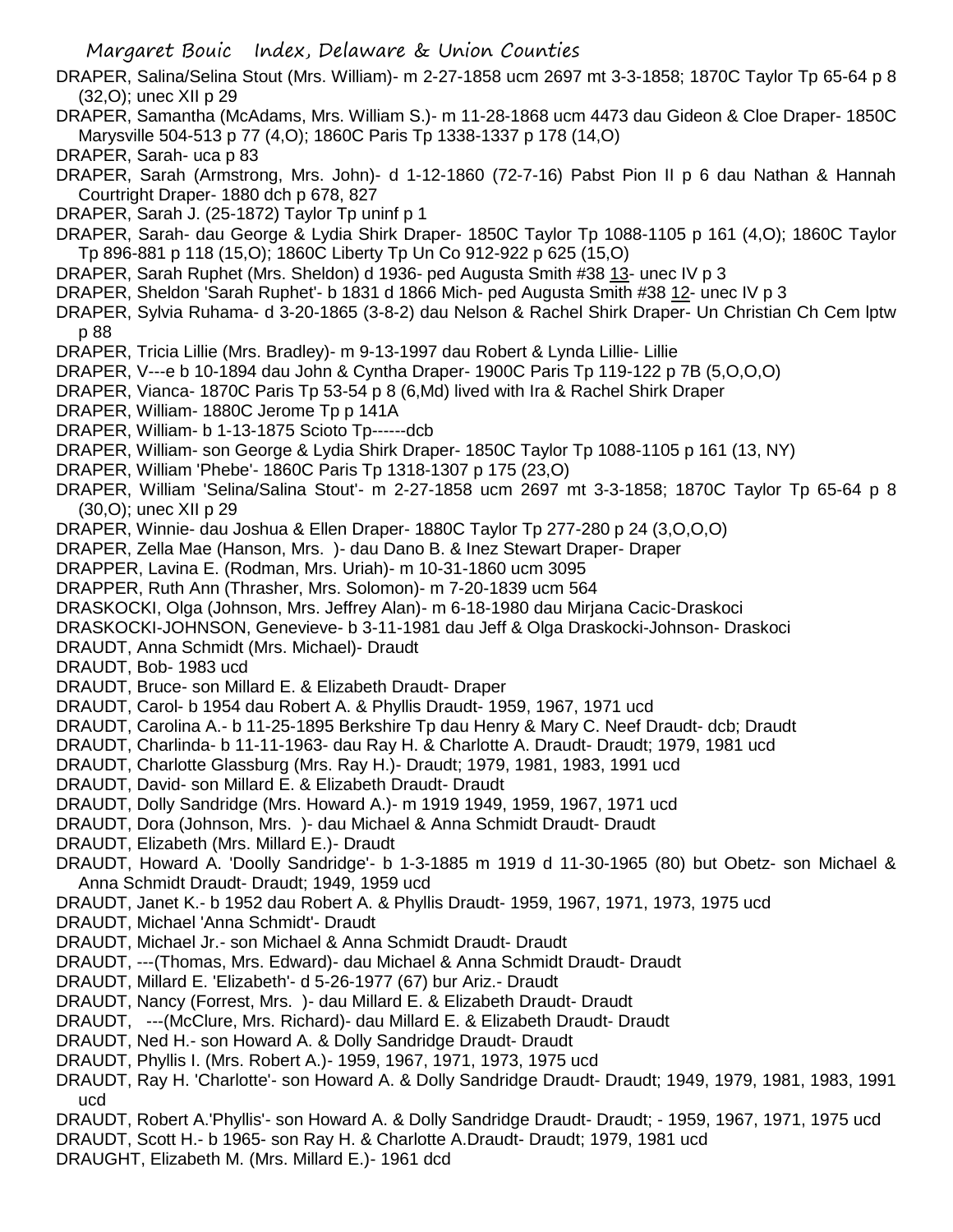DRAPER, Salina/Selina Stout (Mrs. William)- m 2-27-1858 ucm 2697 mt 3-3-1858; 1870C Taylor Tp 65-64 p 8 (32,O); unec XII p 29

DRAPER, Samantha (McAdams, Mrs. William S.)- m 11-28-1868 ucm 4473 dau Gideon & Cloe Draper- 1850C Marysville 504-513 p 77 (4,O); 1860C Paris Tp 1338-1337 p 178 (14,O)

DRAPER, Sarah- uca p 83

DRAPER, Sarah (Armstrong, Mrs. John)- d 1-12-1860 (72-7-16) Pabst Pion II p 6 dau Nathan & Hannah Courtright Draper- 1880 dch p 678, 827

DRAPER, Sarah J. (25-1872) Taylor Tp uninf p 1

DRAPER, Sarah- dau George & Lydia Shirk Draper- 1850C Taylor Tp 1088-1105 p 161 (4,O); 1860C Taylor Tp 896-881 p 118 (15,O); 1860C Liberty Tp Un Co 912-922 p 625 (15,O)

DRAPER, Sarah Ruphet (Mrs. Sheldon) d 1936- ped Augusta Smith #38 13- unec IV p 3

DRAPER, Sheldon 'Sarah Ruphet'- b 1831 d 1866 Mich- ped Augusta Smith #38 12- unec IV p 3

DRAPER, Sylvia Ruhama- d 3-20-1865 (3-8-2) dau Nelson & Rachel Shirk Draper- Un Christian Ch Cem lptw p 88

DRAPER, Tricia Lillie (Mrs. Bradley)- m 9-13-1997 dau Robert & Lynda Lillie- Lillie

DRAPER, V---e b 10-1894 dau John & Cyntha Draper- 1900C Paris Tp 119-122 p 7B (5,O,O,O)

DRAPER, Vianca- 1870C Paris Tp 53-54 p 8 (6,Md) lived with Ira & Rachel Shirk Draper

DRAPER, William- 1880C Jerome Tp p 141A

DRAPER, William- b 1-13-1875 Scioto Tp------dcb

DRAPER, William- son George & Lydia Shirk Draper- 1850C Taylor Tp 1088-1105 p 161 (13, NY)

DRAPER, William 'Phebe'- 1860C Paris Tp 1318-1307 p 175 (23,O)

DRAPER, William 'Selina/Salina Stout'- m 2-27-1858 ucm 2697 mt 3-3-1858; 1870C Taylor Tp 65-64 p 8 (30,O); unec XII p 29

DRAPER, Winnie- dau Joshua & Ellen Draper- 1880C Taylor Tp 277-280 p 24 (3,O,O,O)

DRAPER, Zella Mae (Hanson, Mrs. )- dau Dano B. & Inez Stewart Draper- Draper

DRAPPER, Lavina E. (Rodman, Mrs. Uriah)- m 10-31-1860 ucm 3095

DRAPPER, Ruth Ann (Thrasher, Mrs. Solomon)- m 7-20-1839 ucm 564

DRASKOCKI, Olga (Johnson, Mrs. Jeffrey Alan)- m 6-18-1980 dau Mirjana Cacic-Draskoci

DRASKOCKI-JOHNSON, Genevieve- b 3-11-1981 dau Jeff & Olga Draskocki-Johnson- Draskoci

DRAUDT, Anna Schmidt (Mrs. Michael)- Draudt

DRAUDT, Bob- 1983 ucd

DRAUDT, Bruce- son Millard E. & Elizabeth Draudt- Draper

DRAUDT, Carol- b 1954 dau Robert A. & Phyllis Draudt- 1959, 1967, 1971 ucd

DRAUDT, Carolina A.- b 11-25-1895 Berkshire Tp dau Henry & Mary C. Neef Draudt- dcb; Draudt

DRAUDT, Charlinda- b 11-11-1963- dau Ray H. & Charlotte A. Draudt- Draudt; 1979, 1981 ucd

DRAUDT, Charlotte Glassburg (Mrs. Ray H.)- Draudt; 1979, 1981, 1983, 1991 ucd

DRAUDT, David- son Millard E. & Elizabeth Draudt- Draudt

DRAUDT, Dolly Sandridge (Mrs. Howard A.)- m 1919 1949, 1959, 1967, 1971 ucd

DRAUDT, Dora (Johnson, Mrs. )- dau Michael & Anna Schmidt Draudt- Draudt

DRAUDT, Elizabeth (Mrs. Millard E.)- Draudt

DRAUDT, Howard A. 'Doolly Sandridge'- b 1-3-1885 m 1919 d 11-30-1965 (80) but Obetz- son Michael & Anna Schmidt Draudt- Draudt; 1949, 1959 ucd

DRAUDT, Janet K.- b 1952 dau Robert A. & Phyllis Draudt- 1959, 1967, 1971, 1973, 1975 ucd

DRAUDT, Michael 'Anna Schmidt'- Draudt

DRAUDT, Michael Jr.- son Michael & Anna Schmidt Draudt- Draudt

DRAUDT, ---(Thomas, Mrs. Edward)- dau Michael & Anna Schmidt Draudt- Draudt

DRAUDT, Millard E. 'Elizabeth'- d 5-26-1977 (67) bur Ariz.- Draudt

DRAUDT, Nancy (Forrest, Mrs. )- dau Millard E. & Elizabeth Draudt- Draudt

DRAUDT, ---(McClure, Mrs. Richard)- dau Millard E. & Elizabeth Draudt- Draudt

DRAUDT, Ned H.- son Howard A. & Dolly Sandridge Draudt- Draudt

DRAUDT, Phyllis I. (Mrs. Robert A.)- 1959, 1967, 1971, 1973, 1975 ucd

DRAUDT, Ray H. 'Charlotte'- son Howard A. & Dolly Sandridge Draudt- Draudt; 1949, 1979, 1981, 1983, 1991 ucd

DRAUDT, Robert A.'Phyllis'- son Howard A. & Dolly Sandridge Draudt- Draudt; - 1959, 1967, 1971, 1975 ucd

DRAUDT, Scott H.- b 1965- son Ray H. & Charlotte A.Draudt- Draudt; 1979, 1981 ucd

DRAUGHT, Elizabeth M. (Mrs. Millard E.)- 1961 dcd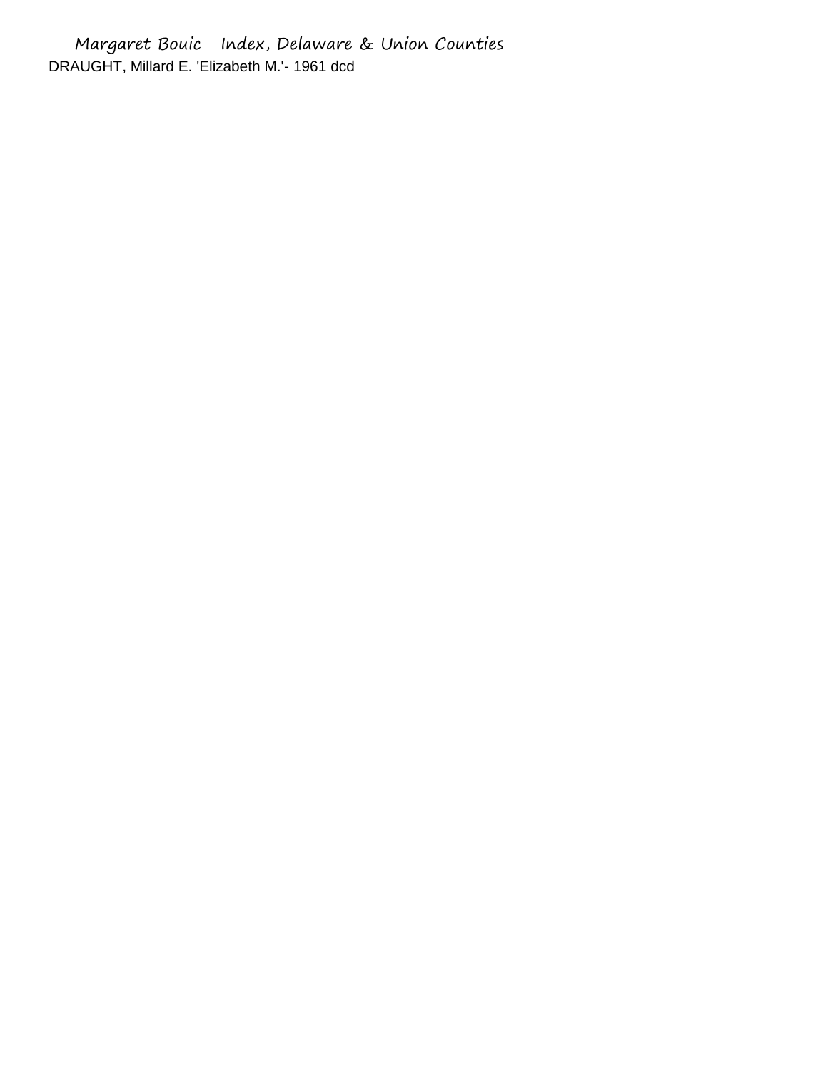DRAUGHT, Millard E. 'Elizabeth M.'- 1961 dcd